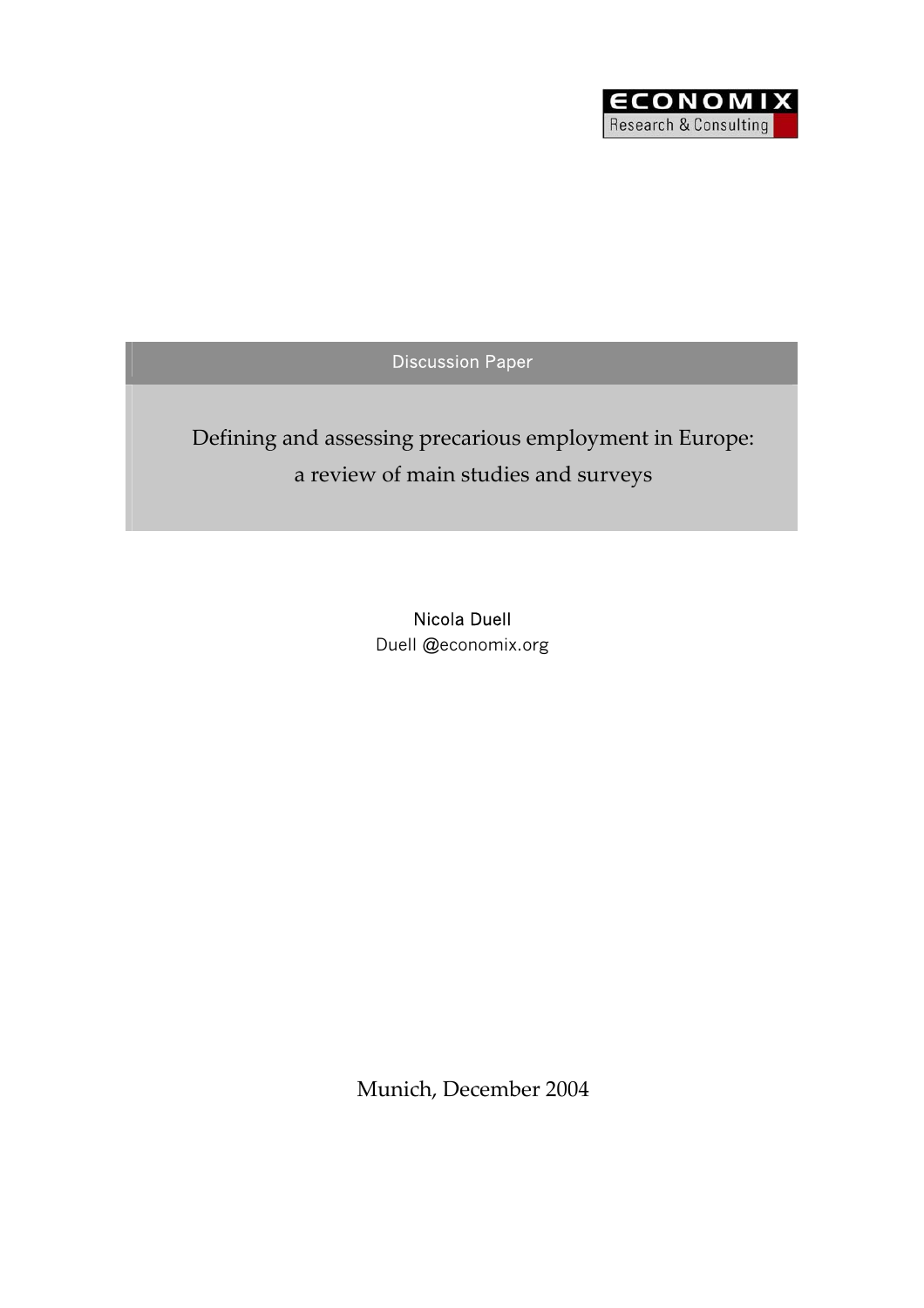ECONOMIX
Research & Consulting

Discussion Paper

# Defining and assessing precarious employment in Europe: a review of main studies and surveys

**Nicola Duell**
Duell @economix.org

Munich, December 2004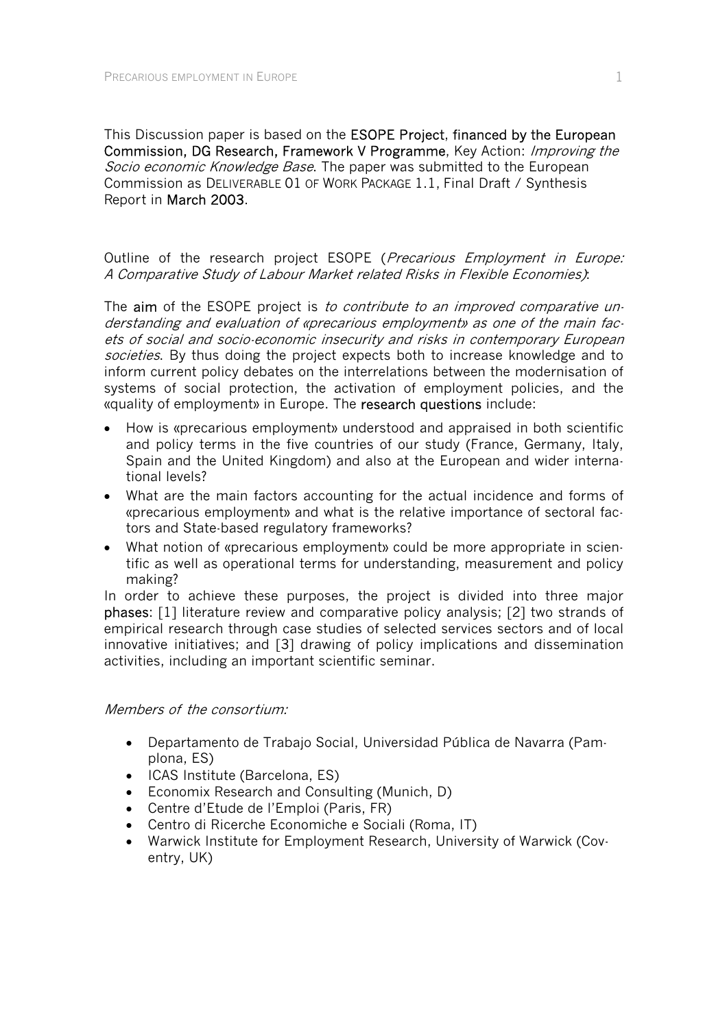This Discussion paper is based on the **ESOPE Project**, **financed by the European Commission, DG Research, Framework V Programme**, Key Action: *Improving the Socio economic Knowledge Base*. The paper was submitted to the European Commission as DELIVERABLE 01 OF WORK PACKAGE 1.1, Final Draft / Synthesis Report in **March 2003**.

Outline of the research project ESOPE (*Precarious Employment in Europe: A Comparative Study of Labour Market related Risks in Flexible Economies)*:

The **aim** of the ESOPE project is *to contribute to an improved comparative understanding and evaluation of «precarious employment» as one of the main facets of social and socio-economic insecurity and risks in contemporary European societies*. By thus doing the project expects both to increase knowledge and to inform current policy debates on the interrelations between the modernisation of systems of social protection, the activation of employment policies, and the «quality of employment» in Europe. The **research questions** include:

- How is «precarious employment» understood and appraised in both scientific and policy terms in the five countries of our study (France, Germany, Italy, Spain and the United Kingdom) and also at the European and wider international levels?
- What are the main factors accounting for the actual incidence and forms of «precarious employment» and what is the relative importance of sectoral factors and State-based regulatory frameworks?
- What notion of «precarious employment» could be more appropriate in scientific as well as operational terms for understanding, measurement and policy making?

In order to achieve these purposes, the project is divided into three major **phases**: [1] literature review and comparative policy analysis; [2] two strands of empirical research through case studies of selected services sectors and of local innovative initiatives; and [3] drawing of policy implications and dissemination activities, including an important scientific seminar.

*Members of the consortium:*

- Departamento de Trabajo Social, Universidad Pública de Navarra (Pamplona, ES)
- ICAS Institute (Barcelona, ES)
- Economix Research and Consulting (Munich, D)
- Centre d'Etude de l'Emploi (Paris, FR)
- Centro di Ricerche Economiche e Sociali (Roma, IT)
- Warwick Institute for Employment Research, University of Warwick (Coventry, UK)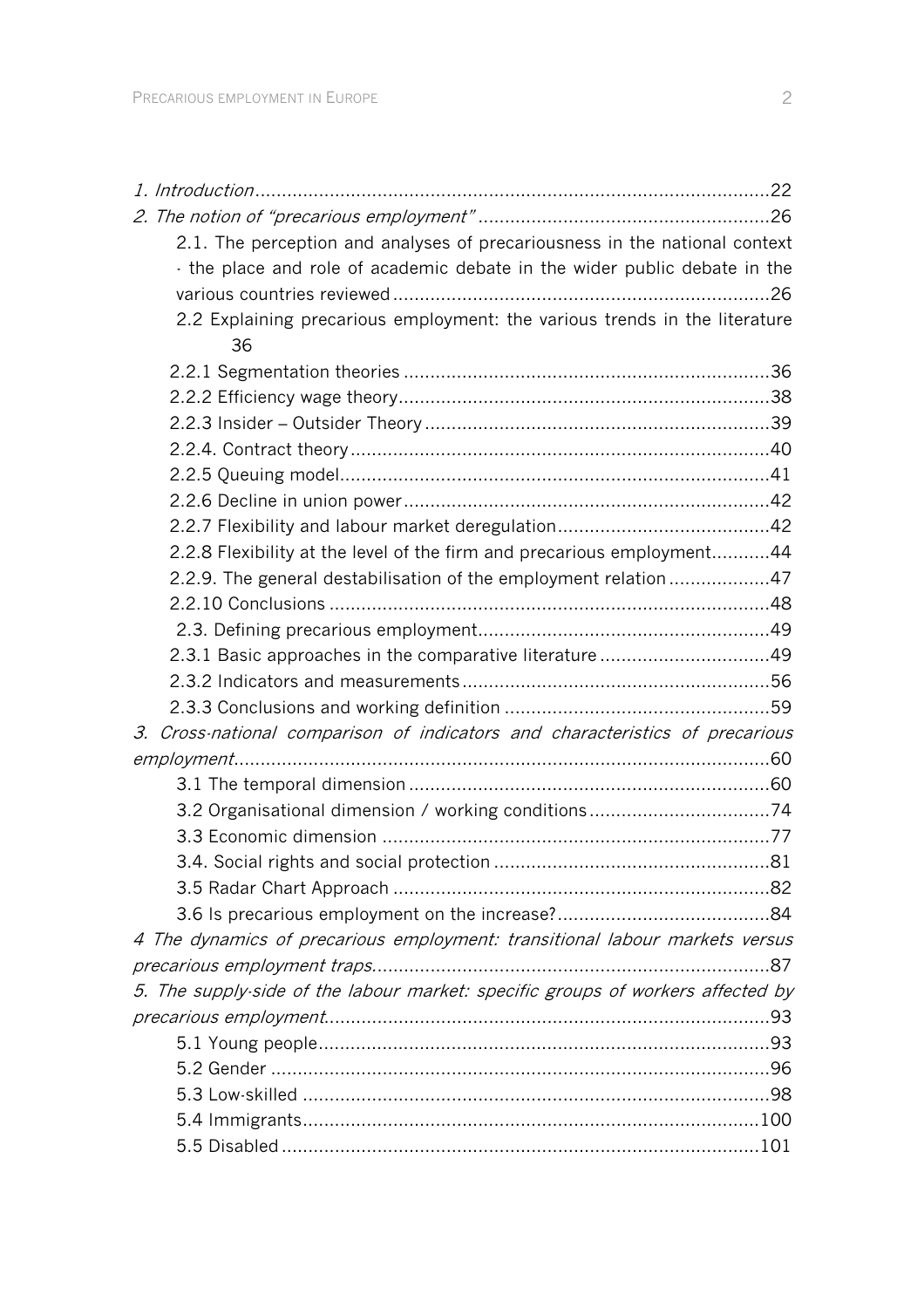*1. Introduction*.................................................................................................22

*2. The notion of "precarious employment"* .......................................................26

2.1. The perception and analyses of precariousness in the national context - the place and role of academic debate in the wider public debate in the various countries reviewed.......................................................................26

2.2 Explaining precarious employment: the various trends in the literature 36

2.2.1 Segmentation theories .....................................................................36

2.2.2 Efficiency wage theory......................................................................38

2.2.3 Insider – Outsider Theory .................................................................39

2.2.4. Contract theory...............................................................................40

2.2.5 Queuing model.................................................................................41

2.2.6 Decline in union power.....................................................................42

2.2.7 Flexibility and labour market deregulation........................................42

2.2.8 Flexibility at the level of the firm and precarious employment...........44

2.2.9. The general destabilisation of the employment relation ...................47

2.2.10 Conclusions ...................................................................................48

2.3. Defining precarious employment.......................................................49

2.3.1 Basic approaches in the comparative literature ................................49

2.3.2 Indicators and measurements..........................................................56

2.3.3 Conclusions and working definition ..................................................59

*3. Cross-national comparison of indicators and characteristics of precarious employment*....................................................................................................60

3.1 The temporal dimension ....................................................................60

3.2 Organisational dimension / working conditions..................................74

3.3 Economic dimension .........................................................................77

3.4. Social rights and social protection ....................................................81

3.5 Radar Chart Approach .......................................................................82

3.6 Is precarious employment on the increase?........................................84

*4 The dynamics of precarious employment: transitional labour markets versus precarious employment traps*..........................................................................87

*5. The supply-side of the labour market: specific groups of workers affected by precarious employment*...................................................................................93

5.1 Young people.....................................................................................93

5.2 Gender ..............................................................................................96

5.3 Low-skilled ........................................................................................98

5.4 Immigrants......................................................................................100

5.5 Disabled ..........................................................................................101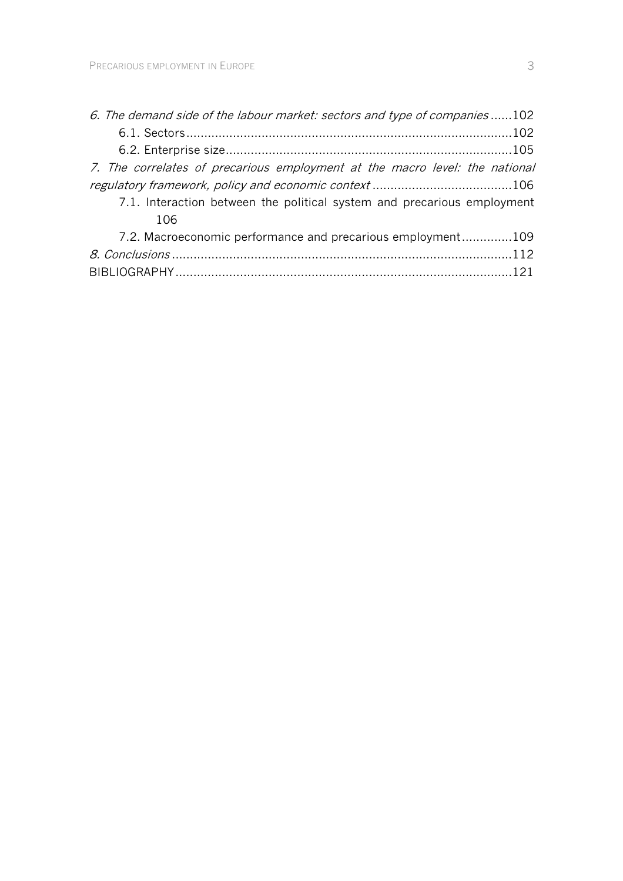*6. The demand side of the labour market: sectors and type of companies* ......102

6.1. Sectors ..........................................................................................102

6.2. Enterprise size ...............................................................................105

*7. The correlates of precarious employment at the macro level: the national regulatory framework, policy and economic context* .......................................106

7.1. Interaction between the political system and precarious employment 106

7.2. Macroeconomic performance and precarious employment..............109

*8. Conclusions* ..............................................................................................112

BIBLIOGRAPHY ............................................................................................121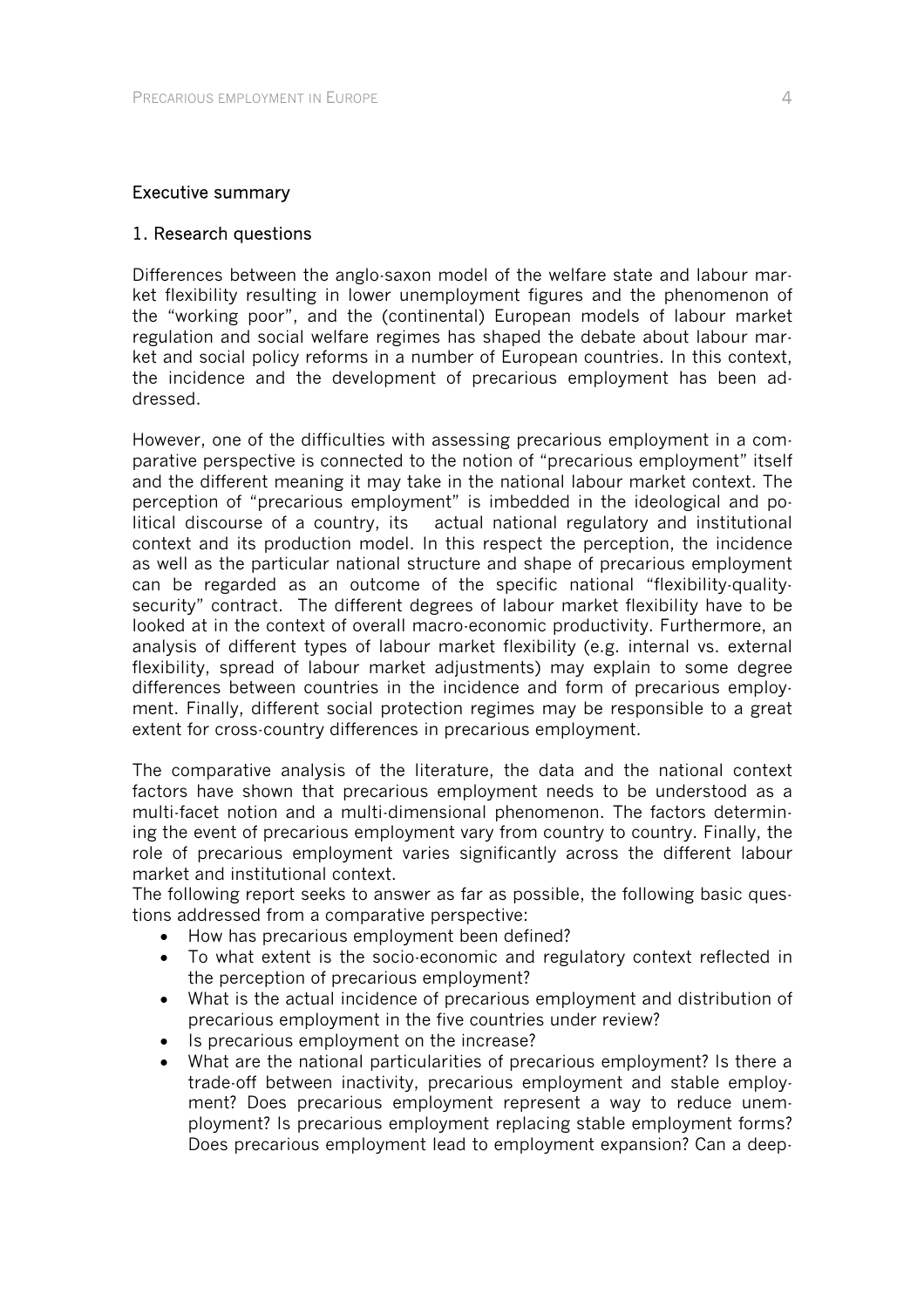## Executive summary

### 1. Research questions

Differences between the anglo-saxon model of the welfare state and labour market flexibility resulting in lower unemployment figures and the phenomenon of the "working poor", and the (continental) European models of labour market regulation and social welfare regimes has shaped the debate about labour market and social policy reforms in a number of European countries. In this context, the incidence and the development of precarious employment has been addressed.

However, one of the difficulties with assessing precarious employment in a comparative perspective is connected to the notion of "precarious employment" itself and the different meaning it may take in the national labour market context. The perception of "precarious employment" is imbedded in the ideological and political discourse of a country, its actual national regulatory and institutional context and its production model. In this respect the perception, the incidence as well as the particular national structure and shape of precarious employment can be regarded as an outcome of the specific national "flexibility-quality-security" contract. The different degrees of labour market flexibility have to be looked at in the context of overall macro-economic productivity. Furthermore, an analysis of different types of labour market flexibility (e.g. internal vs. external flexibility, spread of labour market adjustments) may explain to some degree differences between countries in the incidence and form of precarious employment. Finally, different social protection regimes may be responsible to a great extent for cross-country differences in precarious employment.

The comparative analysis of the literature, the data and the national context factors have shown that precarious employment needs to be understood as a multi-facet notion and a multi-dimensional phenomenon. The factors determining the event of precarious employment vary from country to country. Finally, the role of precarious employment varies significantly across the different labour market and institutional context.

The following report seeks to answer as far as possible, the following basic questions addressed from a comparative perspective:

- How has precarious employment been defined?
- To what extent is the socio-economic and regulatory context reflected in the perception of precarious employment?
- What is the actual incidence of precarious employment and distribution of precarious employment in the five countries under review?
- Is precarious employment on the increase?
- What are the national particularities of precarious employment? Is there a trade-off between inactivity, precarious employment and stable employment? Does precarious employment represent a way to reduce unemployment? Is precarious employment replacing stable employment forms? Does precarious employment lead to employment expansion? Can a deep-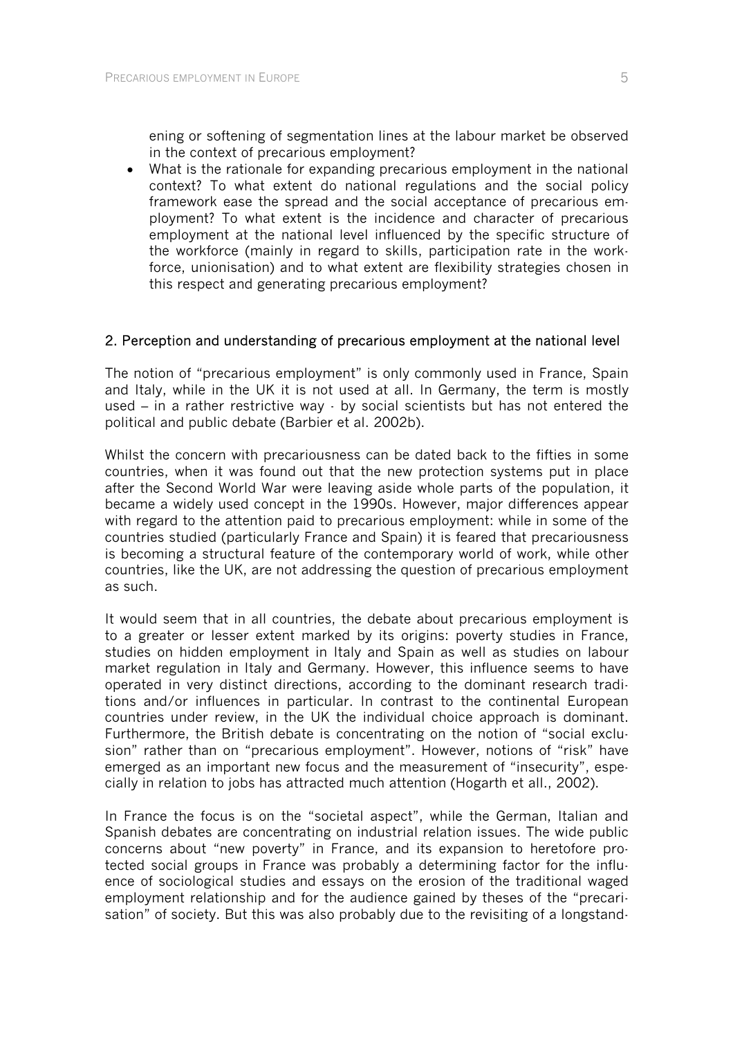ening or softening of segmentation lines at the labour market be observed in the context of precarious employment?

- What is the rationale for expanding precarious employment in the national context? To what extent do national regulations and the social policy framework ease the spread and the social acceptance of precarious employment? To what extent is the incidence and character of precarious employment at the national level influenced by the specific structure of the workforce (mainly in regard to skills, participation rate in the workforce, unionisation) and to what extent are flexibility strategies chosen in this respect and generating precarious employment?

## 2. Perception and understanding of precarious employment at the national level

The notion of "precarious employment" is only commonly used in France, Spain and Italy, while in the UK it is not used at all. In Germany, the term is mostly used – in a rather restrictive way - by social scientists but has not entered the political and public debate (Barbier et al. 2002b).

Whilst the concern with precariousness can be dated back to the fifties in some countries, when it was found out that the new protection systems put in place after the Second World War were leaving aside whole parts of the population, it became a widely used concept in the 1990s. However, major differences appear with regard to the attention paid to precarious employment: while in some of the countries studied (particularly France and Spain) it is feared that precariousness is becoming a structural feature of the contemporary world of work, while other countries, like the UK, are not addressing the question of precarious employment as such.

It would seem that in all countries, the debate about precarious employment is to a greater or lesser extent marked by its origins: poverty studies in France, studies on hidden employment in Italy and Spain as well as studies on labour market regulation in Italy and Germany. However, this influence seems to have operated in very distinct directions, according to the dominant research traditions and/or influences in particular. In contrast to the continental European countries under review, in the UK the individual choice approach is dominant. Furthermore, the British debate is concentrating on the notion of "social exclusion" rather than on "precarious employment". However, notions of "risk" have emerged as an important new focus and the measurement of "insecurity", especially in relation to jobs has attracted much attention (Hogarth et all., 2002).

In France the focus is on the "societal aspect", while the German, Italian and Spanish debates are concentrating on industrial relation issues. The wide public concerns about "new poverty" in France, and its expansion to heretofore protected social groups in France was probably a determining factor for the influence of sociological studies and essays on the erosion of the traditional waged employment relationship and for the audience gained by theses of the "precarisation" of society. But this was also probably due to the revisiting of a longstand-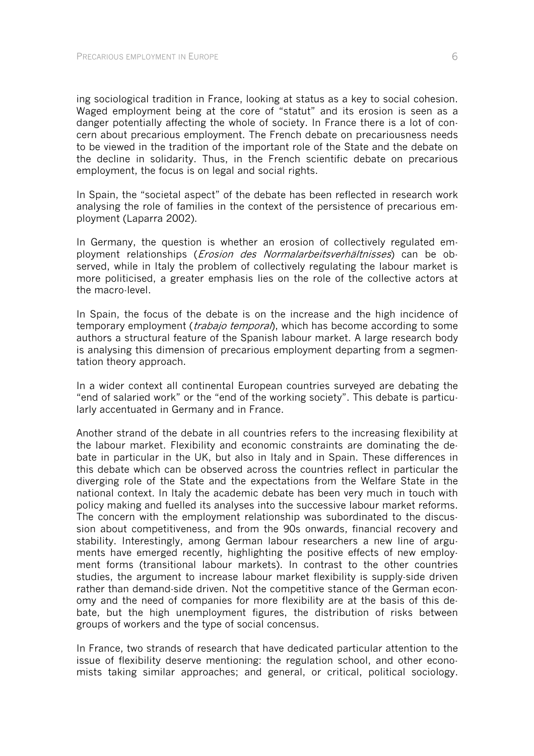ing sociological tradition in France, looking at status as a key to social cohesion. Waged employment being at the core of "statut" and its erosion is seen as a danger potentially affecting the whole of society. In France there is a lot of concern about precarious employment. The French debate on precariousness needs to be viewed in the tradition of the important role of the State and the debate on the decline in solidarity. Thus, in the French scientific debate on precarious employment, the focus is on legal and social rights.

In Spain, the "societal aspect" of the debate has been reflected in research work analysing the role of families in the context of the persistence of precarious employment (Laparra 2002).

In Germany, the question is whether an erosion of collectively regulated employment relationships (*Erosion des Normalarbeitsverhältnisses*) can be observed, while in Italy the problem of collectively regulating the labour market is more politicised, a greater emphasis lies on the role of the collective actors at the macro-level.

In Spain, the focus of the debate is on the increase and the high incidence of temporary employment (*trabajo temporal*), which has become according to some authors a structural feature of the Spanish labour market. A large research body is analysing this dimension of precarious employment departing from a segmentation theory approach.

In a wider context all continental European countries surveyed are debating the "end of salaried work" or the "end of the working society". This debate is particularly accentuated in Germany and in France.

Another strand of the debate in all countries refers to the increasing flexibility at the labour market. Flexibility and economic constraints are dominating the debate in particular in the UK, but also in Italy and in Spain. These differences in this debate which can be observed across the countries reflect in particular the diverging role of the State and the expectations from the Welfare State in the national context. In Italy the academic debate has been very much in touch with policy making and fuelled its analyses into the successive labour market reforms. The concern with the employment relationship was subordinated to the discussion about competitiveness, and from the 90s onwards, financial recovery and stability. Interestingly, among German labour researchers a new line of arguments have emerged recently, highlighting the positive effects of new employment forms (transitional labour markets). In contrast to the other countries studies, the argument to increase labour market flexibility is supply-side driven rather than demand-side driven. Not the competitive stance of the German economy and the need of companies for more flexibility are at the basis of this debate, but the high unemployment figures, the distribution of risks between groups of workers and the type of social concensus.

In France, two strands of research that have dedicated particular attention to the issue of flexibility deserve mentioning: the regulation school, and other economists taking similar approaches; and general, or critical, political sociology.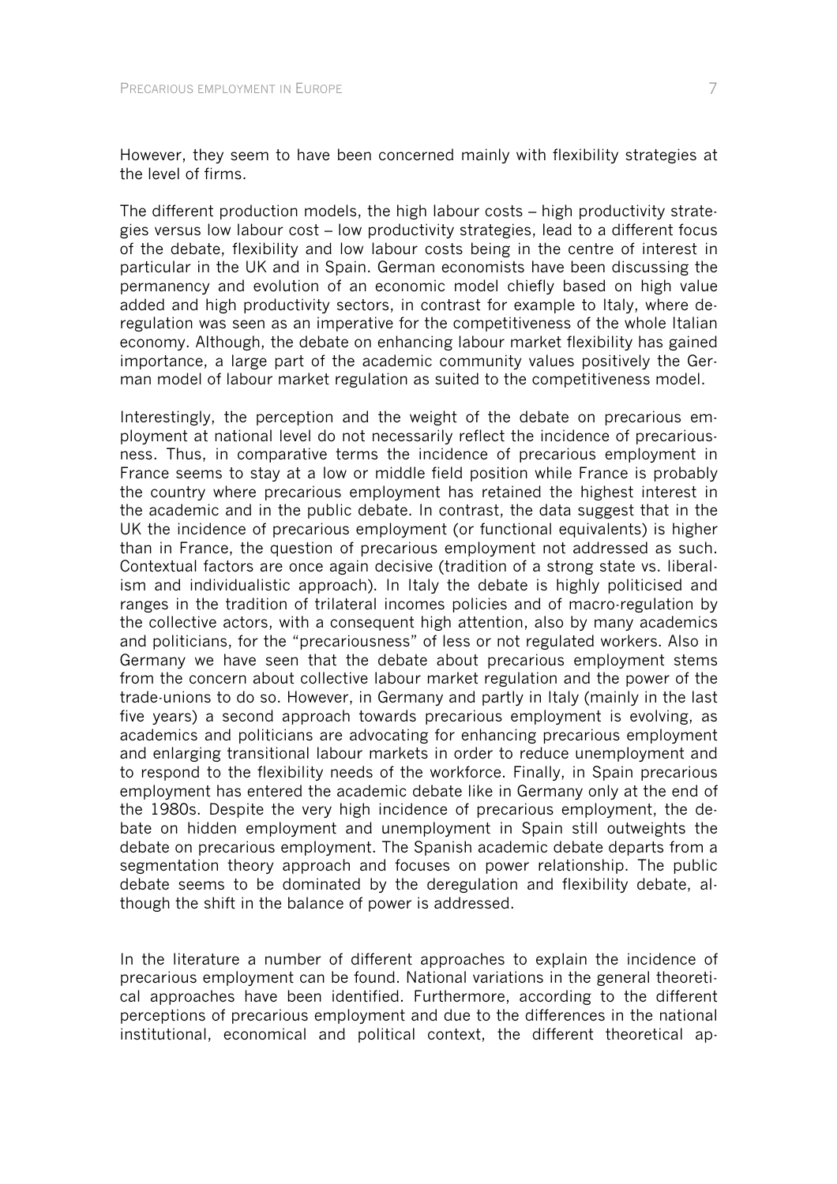However, they seem to have been concerned mainly with flexibility strategies at the level of firms.

The different production models, the high labour costs – high productivity strategies versus low labour cost – low productivity strategies, lead to a different focus of the debate, flexibility and low labour costs being in the centre of interest in particular in the UK and in Spain. German economists have been discussing the permanency and evolution of an economic model chiefly based on high value added and high productivity sectors, in contrast for example to Italy, where deregulation was seen as an imperative for the competitiveness of the whole Italian economy. Although, the debate on enhancing labour market flexibility has gained importance, a large part of the academic community values positively the German model of labour market regulation as suited to the competitiveness model.

Interestingly, the perception and the weight of the debate on precarious employment at national level do not necessarily reflect the incidence of precariousness. Thus, in comparative terms the incidence of precarious employment in France seems to stay at a low or middle field position while France is probably the country where precarious employment has retained the highest interest in the academic and in the public debate. In contrast, the data suggest that in the UK the incidence of precarious employment (or functional equivalents) is higher than in France, the question of precarious employment not addressed as such. Contextual factors are once again decisive (tradition of a strong state vs. liberalism and individualistic approach). In Italy the debate is highly politicised and ranges in the tradition of trilateral incomes policies and of macro-regulation by the collective actors, with a consequent high attention, also by many academics and politicians, for the "precariousness" of less or not regulated workers. Also in Germany we have seen that the debate about precarious employment stems from the concern about collective labour market regulation and the power of the trade-unions to do so. However, in Germany and partly in Italy (mainly in the last five years) a second approach towards precarious employment is evolving, as academics and politicians are advocating for enhancing precarious employment and enlarging transitional labour markets in order to reduce unemployment and to respond to the flexibility needs of the workforce. Finally, in Spain precarious employment has entered the academic debate like in Germany only at the end of the 1980s. Despite the very high incidence of precarious employment, the debate on hidden employment and unemployment in Spain still outweights the debate on precarious employment. The Spanish academic debate departs from a segmentation theory approach and focuses on power relationship. The public debate seems to be dominated by the deregulation and flexibility debate, although the shift in the balance of power is addressed.

In the literature a number of different approaches to explain the incidence of precarious employment can be found. National variations in the general theoretical approaches have been identified. Furthermore, according to the different perceptions of precarious employment and due to the differences in the national institutional, economical and political context, the different theoretical ap-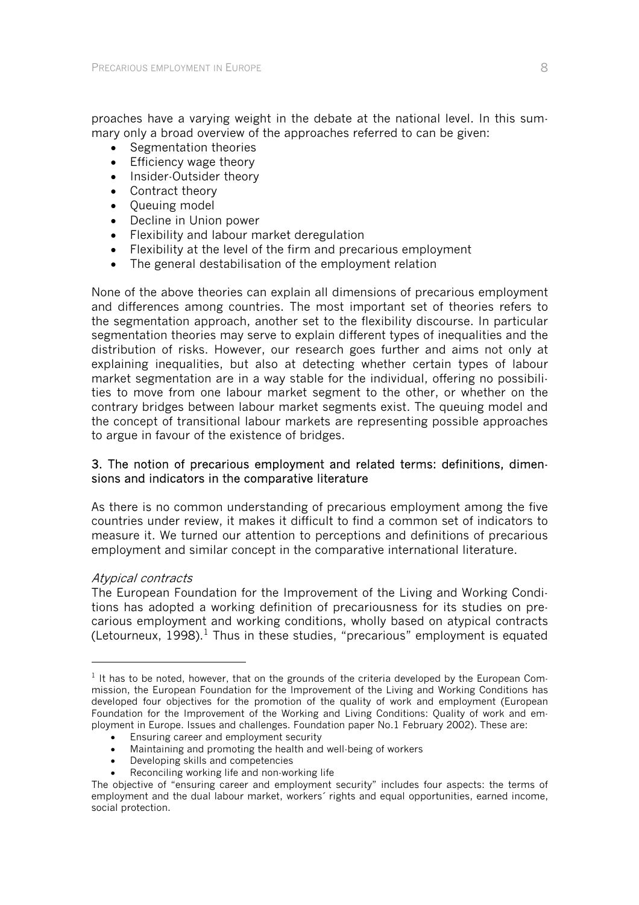proaches have a varying weight in the debate at the national level. In this summary only a broad overview of the approaches referred to can be given:

- Segmentation theories
- Efficiency wage theory
- Insider-Outsider theory
- Contract theory
- Queuing model
- Decline in Union power
- Flexibility and labour market deregulation
- Flexibility at the level of the firm and precarious employment
- The general destabilisation of the employment relation

None of the above theories can explain all dimensions of precarious employment and differences among countries. The most important set of theories refers to the segmentation approach, another set to the flexibility discourse. In particular segmentation theories may serve to explain different types of inequalities and the distribution of risks. However, our research goes further and aims not only at explaining inequalities, but also at detecting whether certain types of labour market segmentation are in a way stable for the individual, offering no possibilities to move from one labour market segment to the other, or whether on the contrary bridges between labour market segments exist. The queuing model and the concept of transitional labour markets are representing possible approaches to argue in favour of the existence of bridges.

### 3. The notion of precarious employment and related terms: definitions, dimensions and indicators in the comparative literature

As there is no common understanding of precarious employment among the five countries under review, it makes it difficult to find a common set of indicators to measure it. We turned our attention to perceptions and definitions of precarious employment and similar concept in the comparative international literature.

*Atypical contracts*

The European Foundation for the Improvement of the Living and Working Conditions has adopted a working definition of precariousness for its studies on precarious employment and working conditions, wholly based on atypical contracts (Letourneux, 1998).[1] Thus in these studies, "precarious" employment is equated

---

[1] It has to be noted, however, that on the grounds of the criteria developed by the European Commission, the European Foundation for the Improvement of the Living and Working Conditions has developed four objectives for the promotion of the quality of work and employment (European Foundation for the Improvement of the Working and Living Conditions: Quality of work and employment in Europe. Issues and challenges. Foundation paper No.1 February 2002). These are:

- Ensuring career and employment security
- Maintaining and promoting the health and well-being of workers
- Developing skills and competencies
- Reconciling working life and non-working life

The objective of "ensuring career and employment security" includes four aspects: the terms of employment and the dual labour market, workers´ rights and equal opportunities, earned income, social protection.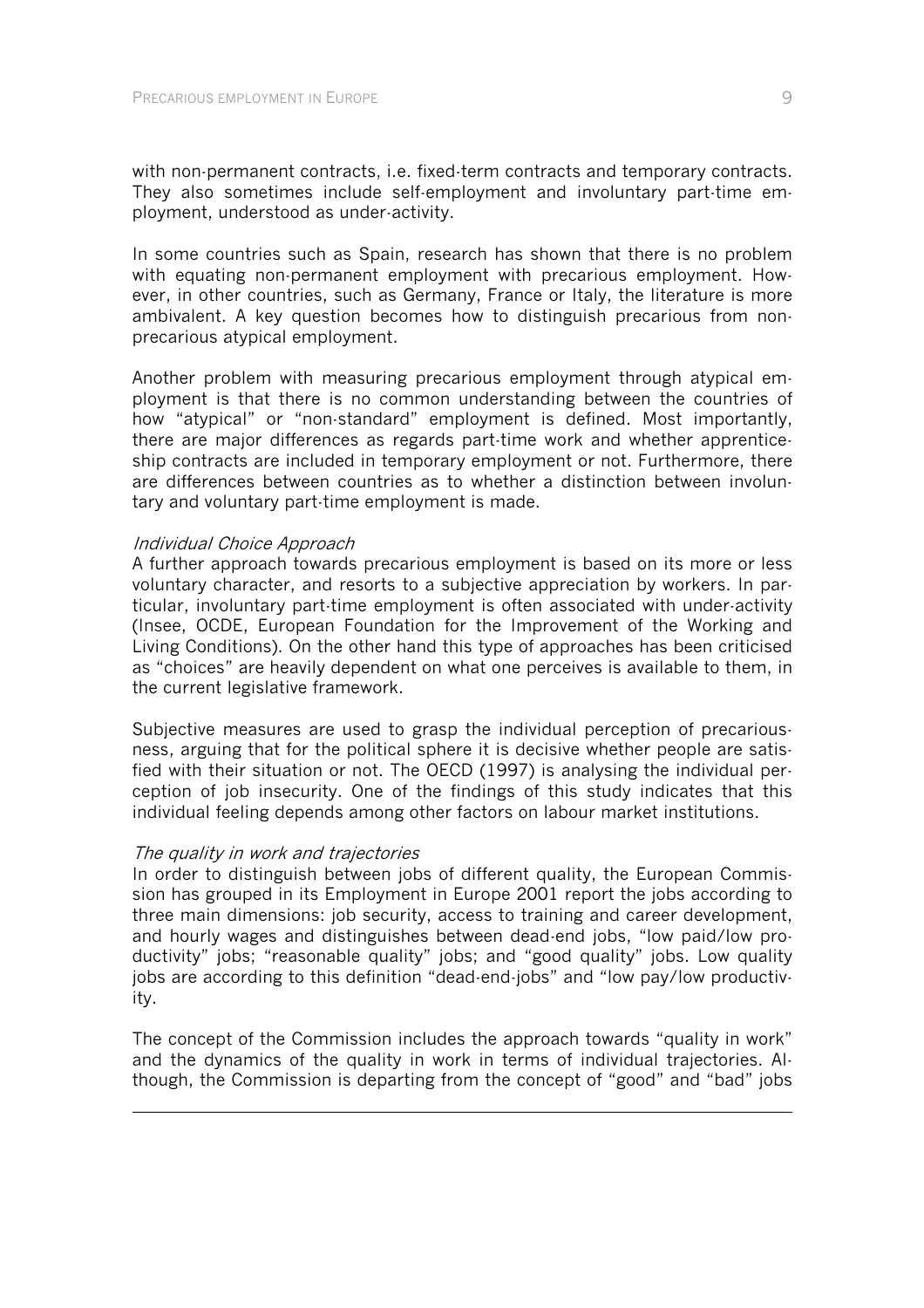with non-permanent contracts, i.e. fixed-term contracts and temporary contracts. They also sometimes include self-employment and involuntary part-time employment, understood as under-activity.

In some countries such as Spain, research has shown that there is no problem with equating non-permanent employment with precarious employment. However, in other countries, such as Germany, France or Italy, the literature is more ambivalent. A key question becomes how to distinguish precarious from non-precarious atypical employment.

Another problem with measuring precarious employment through atypical employment is that there is no common understanding between the countries of how "atypical" or "non-standard" employment is defined. Most importantly, there are major differences as regards part-time work and whether apprenticeship contracts are included in temporary employment or not. Furthermore, there are differences between countries as to whether a distinction between involuntary and voluntary part-time employment is made.

*Individual Choice Approach*

A further approach towards precarious employment is based on its more or less voluntary character, and resorts to a subjective appreciation by workers. In particular, involuntary part-time employment is often associated with under-activity (Insee, OCDE, European Foundation for the Improvement of the Working and Living Conditions). On the other hand this type of approaches has been criticised as "choices" are heavily dependent on what one perceives is available to them, in the current legislative framework.

Subjective measures are used to grasp the individual perception of precariousness, arguing that for the political sphere it is decisive whether people are satisfied with their situation or not. The OECD (1997) is analysing the individual perception of job insecurity. One of the findings of this study indicates that this individual feeling depends among other factors on labour market institutions.

*The quality in work and trajectories*

In order to distinguish between jobs of different quality, the European Commission has grouped in its Employment in Europe 2001 report the jobs according to three main dimensions: job security, access to training and career development, and hourly wages and distinguishes between dead-end jobs, "low paid/low productivity" jobs; "reasonable quality" jobs; and "good quality" jobs. Low quality jobs are according to this definition "dead-end-jobs" and "low pay/low productivity.

The concept of the Commission includes the approach towards "quality in work" and the dynamics of the quality in work in terms of individual trajectories. Although, the Commission is departing from the concept of "good" and "bad" jobs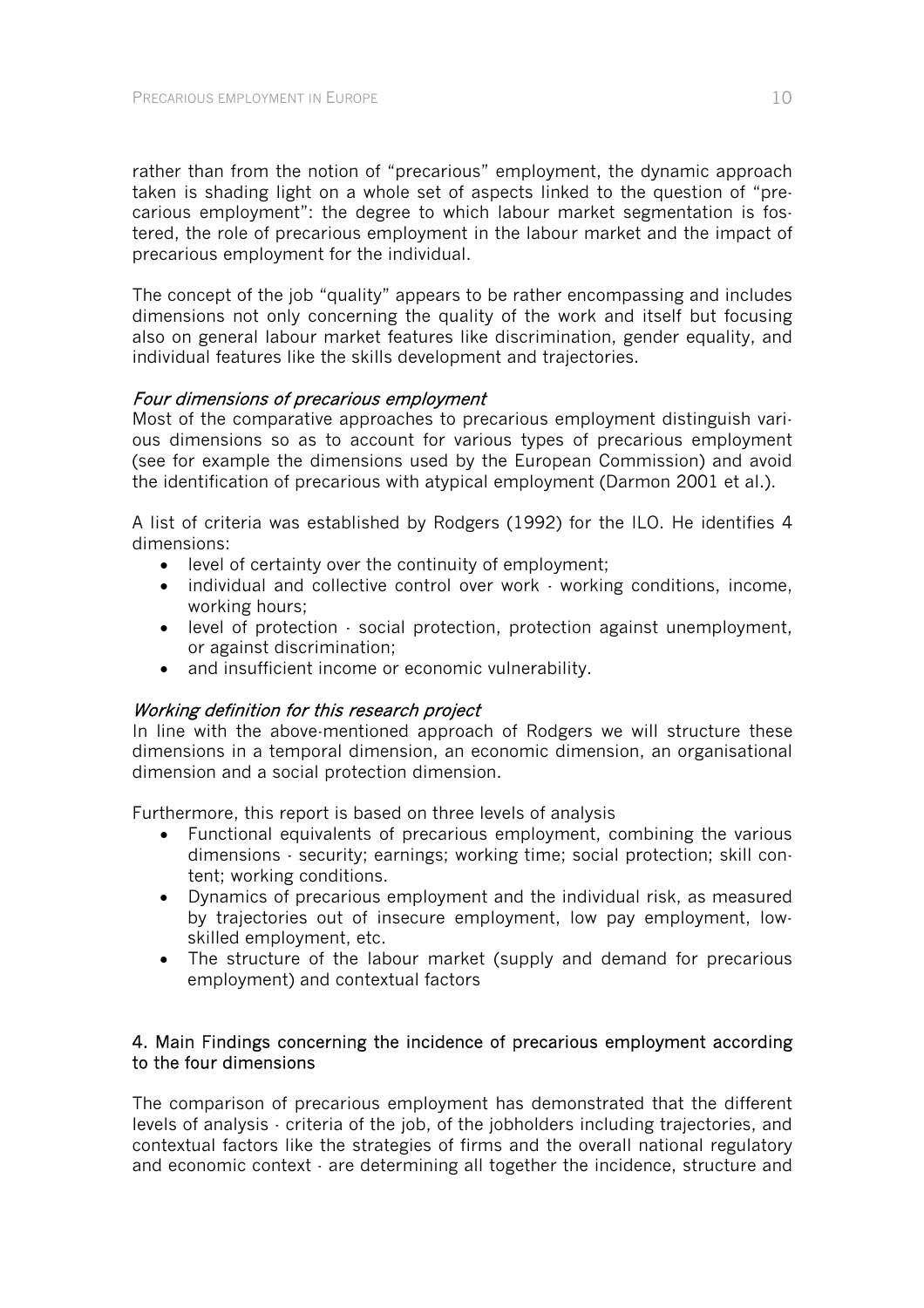rather than from the notion of "precarious" employment, the dynamic approach taken is shading light on a whole set of aspects linked to the question of "precarious employment": the degree to which labour market segmentation is fostered, the role of precarious employment in the labour market and the impact of precarious employment for the individual.

The concept of the job "quality" appears to be rather encompassing and includes dimensions not only concerning the quality of the work and itself but focusing also on general labour market features like discrimination, gender equality, and individual features like the skills development and trajectories.

*Four dimensions of precarious employment*

Most of the comparative approaches to precarious employment distinguish various dimensions so as to account for various types of precarious employment (see for example the dimensions used by the European Commission) and avoid the identification of precarious with atypical employment (Darmon 2001 et al.).

A list of criteria was established by Rodgers (1992) for the ILO. He identifies 4 dimensions:

- level of certainty over the continuity of employment;
- individual and collective control over work - working conditions, income, working hours;
- level of protection - social protection, protection against unemployment, or against discrimination;
- and insufficient income or economic vulnerability.

*Working definition for this research project*

In line with the above-mentioned approach of Rodgers we will structure these dimensions in a temporal dimension, an economic dimension, an organisational dimension and a social protection dimension.

Furthermore, this report is based on three levels of analysis

- Functional equivalents of precarious employment, combining the various dimensions - security; earnings; working time; social protection; skill content; working conditions.
- Dynamics of precarious employment and the individual risk, as measured by trajectories out of insecure employment, low pay employment, low-skilled employment, etc.
- The structure of the labour market (supply and demand for precarious employment) and contextual factors

## 4. Main Findings concerning the incidence of precarious employment according to the four dimensions

The comparison of precarious employment has demonstrated that the different levels of analysis - criteria of the job, of the jobholders including trajectories, and contextual factors like the strategies of firms and the overall national regulatory and economic context - are determining all together the incidence, structure and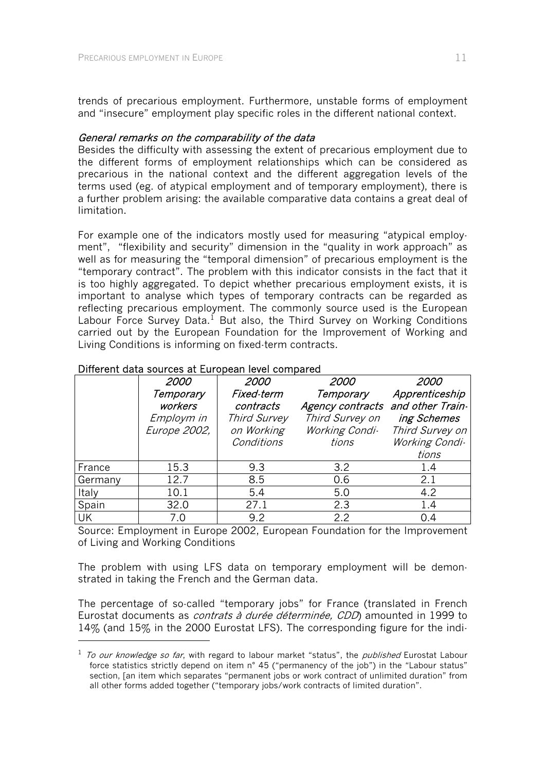trends of precarious employment. Furthermore, unstable forms of employment and "insecure" employment play specific roles in the different national context.

*General remarks on the comparability of the data*

Besides the difficulty with assessing the extent of precarious employment due to the different forms of employment relationships which can be considered as precarious in the national context and the different aggregation levels of the terms used (eg. of atypical employment and of temporary employment), there is a further problem arising: the available comparative data contains a great deal of limitation.

For example one of the indicators mostly used for measuring "atypical employment", "flexibility and security" dimension in the "quality in work approach" as well as for measuring the "temporal dimension" of precarious employment is the "temporary contract". The problem with this indicator consists in the fact that it is too highly aggregated. To depict whether precarious employment exists, it is important to analyse which types of temporary contracts can be regarded as reflecting precarious employment. The commonly source used is the European Labour Force Survey Data.[1] But also, the Third Survey on Working Conditions carried out by the European Foundation for the Improvement of Working and Living Conditions is informing on fixed-term contracts.

Different data sources at European level compared

| | *2000 Temporary workers* *Employm in Europe 2002,* | *2000 Fixed-term contracts* *Third Survey on Working Conditions* | *2000 Temporary Agency contracts* *Third Survey on Working Conditions* | *2000 Apprenticeship and other Training Schemes* *Third Survey on Working Conditions* |
|---|---|---|---|---|
| France | 15.3 | 9.3 | 3.2 | 1.4 |
| Germany | 12.7 | 8.5 | 0.6 | 2.1 |
| Italy | 10.1 | 5.4 | 5.0 | 4.2 |
| Spain | 32.0 | 27.1 | 2.3 | 1.4 |
| UK | 7.0 | 9.2 | 2.2 | 0.4 |

Source: Employment in Europe 2002, European Foundation for the Improvement of Living and Working Conditions

The problem with using LFS data on temporary employment will be demonstrated in taking the French and the German data.

The percentage of so-called "temporary jobs" for France (translated in French Eurostat documents as *contrats à durée déterminée, CDD*) amounted in 1999 to 14% (and 15% in the 2000 Eurostat LFS). The corresponding figure for the indi-

[1] *To our knowledge so far*, with regard to labour market "status", the *published* Eurostat Labour force statistics strictly depend on item n° 45 ("permanency of the job") in the "Labour status" section, [an item which separates "permanent jobs or work contract of unlimited duration" from all other forms added together ("temporary jobs/work contracts of limited duration".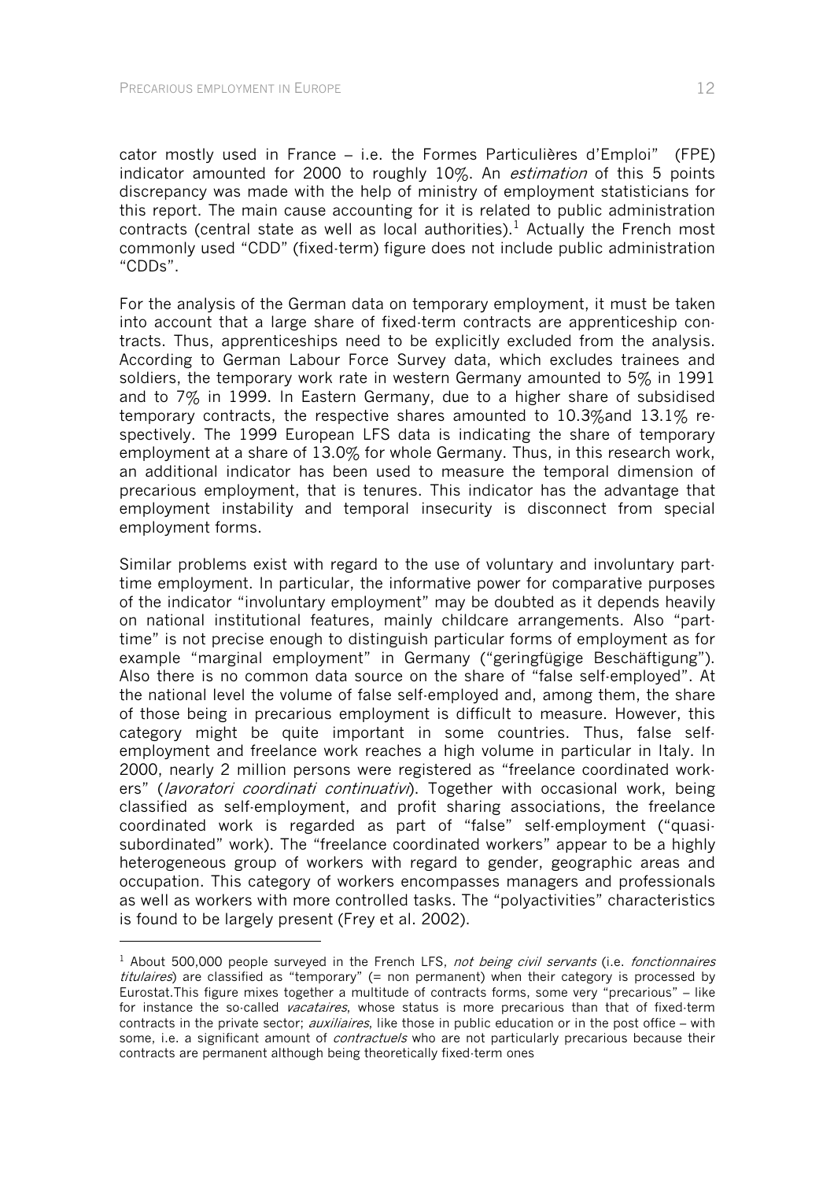cator mostly used in France – i.e. the Formes Particulières d'Emploi" (FPE) indicator amounted for 2000 to roughly 10%. An *estimation* of this 5 points discrepancy was made with the help of ministry of employment statisticians for this report. The main cause accounting for it is related to public administration contracts (central state as well as local authorities).[1] Actually the French most commonly used "CDD" (fixed-term) figure does not include public administration "CDDs".

For the analysis of the German data on temporary employment, it must be taken into account that a large share of fixed-term contracts are apprenticeship contracts. Thus, apprenticeships need to be explicitly excluded from the analysis. According to German Labour Force Survey data, which excludes trainees and soldiers, the temporary work rate in western Germany amounted to 5% in 1991 and to 7% in 1999. In Eastern Germany, due to a higher share of subsidised temporary contracts, the respective shares amounted to 10.3%and 13.1% respectively. The 1999 European LFS data is indicating the share of temporary employment at a share of 13.0% for whole Germany. Thus, in this research work, an additional indicator has been used to measure the temporal dimension of precarious employment, that is tenures. This indicator has the advantage that employment instability and temporal insecurity is disconnect from special employment forms.

Similar problems exist with regard to the use of voluntary and involuntary part-time employment. In particular, the informative power for comparative purposes of the indicator "involuntary employment" may be doubted as it depends heavily on national institutional features, mainly childcare arrangements. Also "part-time" is not precise enough to distinguish particular forms of employment as for example "marginal employment" in Germany ("geringfügige Beschäftigung"). Also there is no common data source on the share of "false self-employed". At the national level the volume of false self-employed and, among them, the share of those being in precarious employment is difficult to measure. However, this category might be quite important in some countries. Thus, false self-employment and freelance work reaches a high volume in particular in Italy. In 2000, nearly 2 million persons were registered as "freelance coordinated workers" (*lavoratori coordinati continuativi*). Together with occasional work, being classified as self-employment, and profit sharing associations, the freelance coordinated work is regarded as part of "false" self-employment ("quasi-subordinated" work). The "freelance coordinated workers" appear to be a highly heterogeneous group of workers with regard to gender, geographic areas and occupation. This category of workers encompasses managers and professionals as well as workers with more controlled tasks. The "polyactivities" characteristics is found to be largely present (Frey et al. 2002).

---

[1] About 500,000 people surveyed in the French LFS, *not being civil servants* (i.e. *fonctionnaires titulaires*) are classified as "temporary" (= non permanent) when their category is processed by Eurostat.This figure mixes together a multitude of contracts forms, some very "precarious" – like for instance the so-called *vacataires*, whose status is more precarious than that of fixed-term contracts in the private sector; *auxiliaires*, like those in public education or in the post office – with some, i.e. a significant amount of *contractuels* who are not particularly precarious because their contracts are permanent although being theoretically fixed-term ones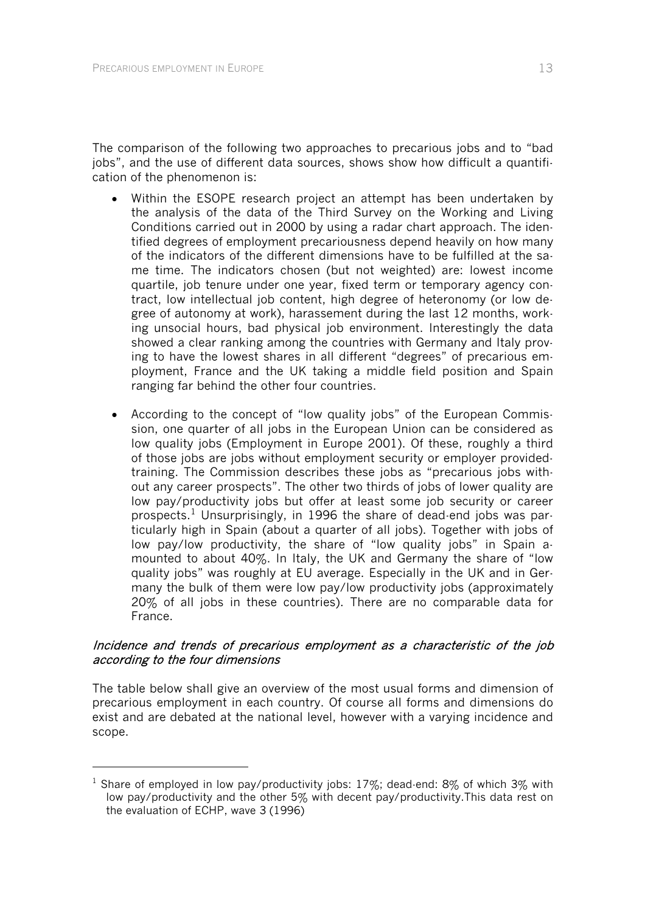The comparison of the following two approaches to precarious jobs and to "bad jobs", and the use of different data sources, shows show how difficult a quantification of the phenomenon is:

- Within the ESOPE research project an attempt has been undertaken by the analysis of the data of the Third Survey on the Working and Living Conditions carried out in 2000 by using a radar chart approach. The identified degrees of employment precariousness depend heavily on how many of the indicators of the different dimensions have to be fulfilled at the same time. The indicators chosen (but not weighted) are: lowest income quartile, job tenure under one year, fixed term or temporary agency contract, low intellectual job content, high degree of heteronomy (or low degree of autonomy at work), harassement during the last 12 months, working unsocial hours, bad physical job environment. Interestingly the data showed a clear ranking among the countries with Germany and Italy proving to have the lowest shares in all different "degrees" of precarious employment, France and the UK taking a middle field position and Spain ranging far behind the other four countries.

- According to the concept of "low quality jobs" of the European Commission, one quarter of all jobs in the European Union can be considered as low quality jobs (Employment in Europe 2001). Of these, roughly a third of those jobs are jobs without employment security or employer provided-training. The Commission describes these jobs as "precarious jobs without any career prospects". The other two thirds of jobs of lower quality are low pay/productivity jobs but offer at least some job security or career prospects.[1] Unsurprisingly, in 1996 the share of dead-end jobs was particularly high in Spain (about a quarter of all jobs). Together with jobs of low pay/low productivity, the share of "low quality jobs" in Spain amounted to about 40%. In Italy, the UK and Germany the share of "low quality jobs" was roughly at EU average. Especially in the UK and in Germany the bulk of them were low pay/low productivity jobs (approximately 20% of all jobs in these countries). There are no comparable data for France.

*Incidence and trends of precarious employment as a characteristic of the job according to the four dimensions*

The table below shall give an overview of the most usual forms and dimension of precarious employment in each country. Of course all forms and dimensions do exist and are debated at the national level, however with a varying incidence and scope.

[1] Share of employed in low pay/productivity jobs: 17%; dead-end: 8% of which 3% with low pay/productivity and the other 5% with decent pay/productivity.This data rest on the evaluation of ECHP, wave 3 (1996)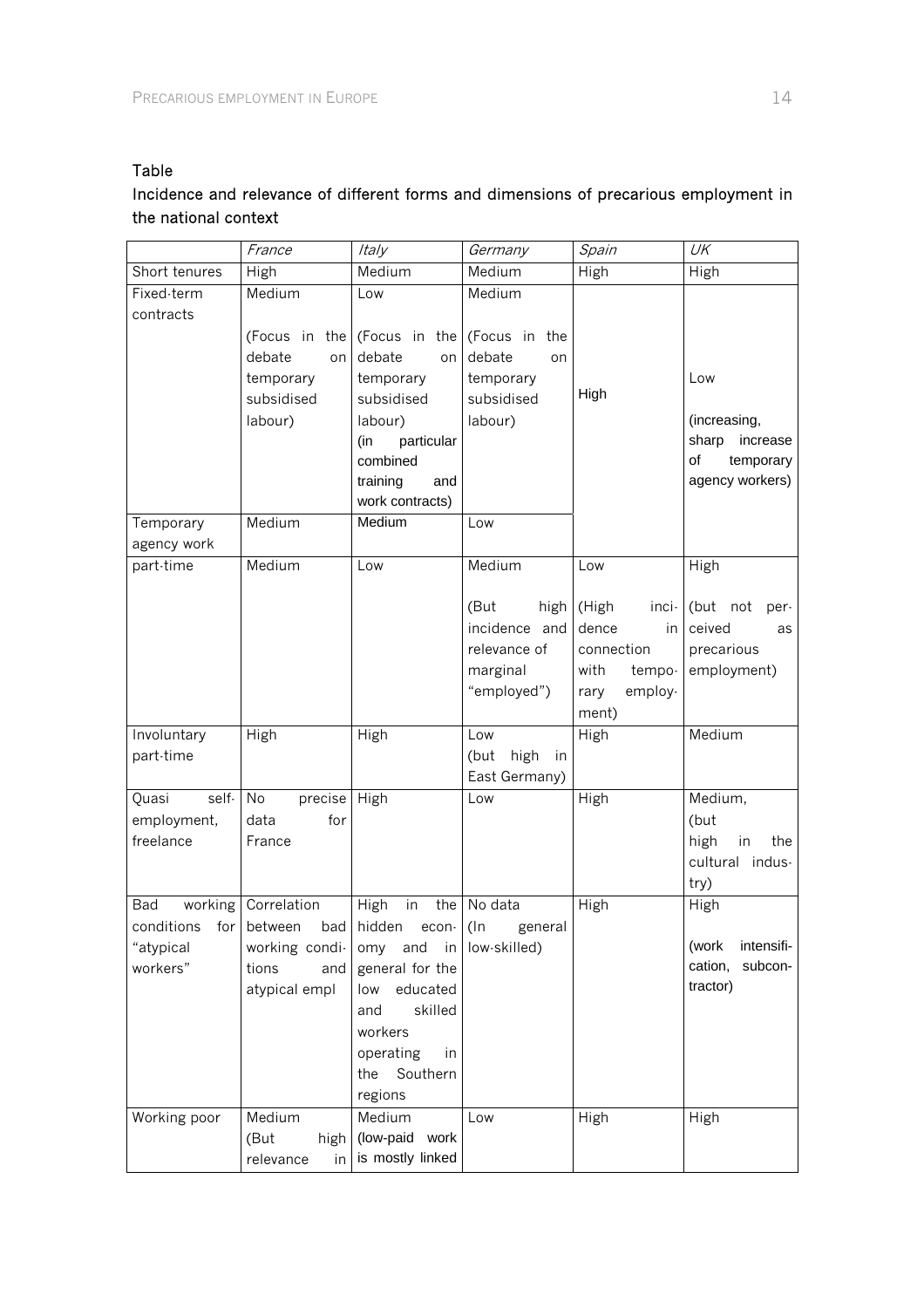Table

Incidence and relevance of different forms and dimensions of precarious employment in the national context

| | *France* | *Italy* | *Germany* | *Spain* | *UK* |
|---|---|---|---|---|---|
| Short tenures | High | Medium | Medium | High | High |
| Fixed-term contracts | Medium<br><br>(Focus in the debate on temporary subsidised labour) | Low<br><br>(Focus in the debate on temporary subsidised labour) (in particular combined training and work contracts) | Medium<br><br>(Focus in the debate on temporary subsidised labour) | High | Low<br><br>(increasing, sharp increase of temporary agency workers) |
| Temporary agency work | Medium | Medium | Low | | |
| part-time | Medium | Low | Medium<br><br>(But high incidence and relevance of marginal "employed") | Low<br><br>(High incidence in connection with temporary employment) | High<br><br>(but not perceived as precarious employment) |
| Involuntary part-time | High | High | Low (but high in East Germany) | High | Medium |
| Quasi self-employment, freelance | No precise data for France | High | Low | High | Medium, (but high in the cultural industry) |
| Bad working conditions for "atypical workers" | Correlation between bad working conditions and atypical empl | High in the hidden economy and in general for the low educated and skilled workers operating in the Southern regions | No data (In general low-skilled) | High | High<br><br>(work intensification, subcontractor) |
| Working poor | Medium (But high relevance in | Medium (low-paid work is mostly linked | Low | High | High |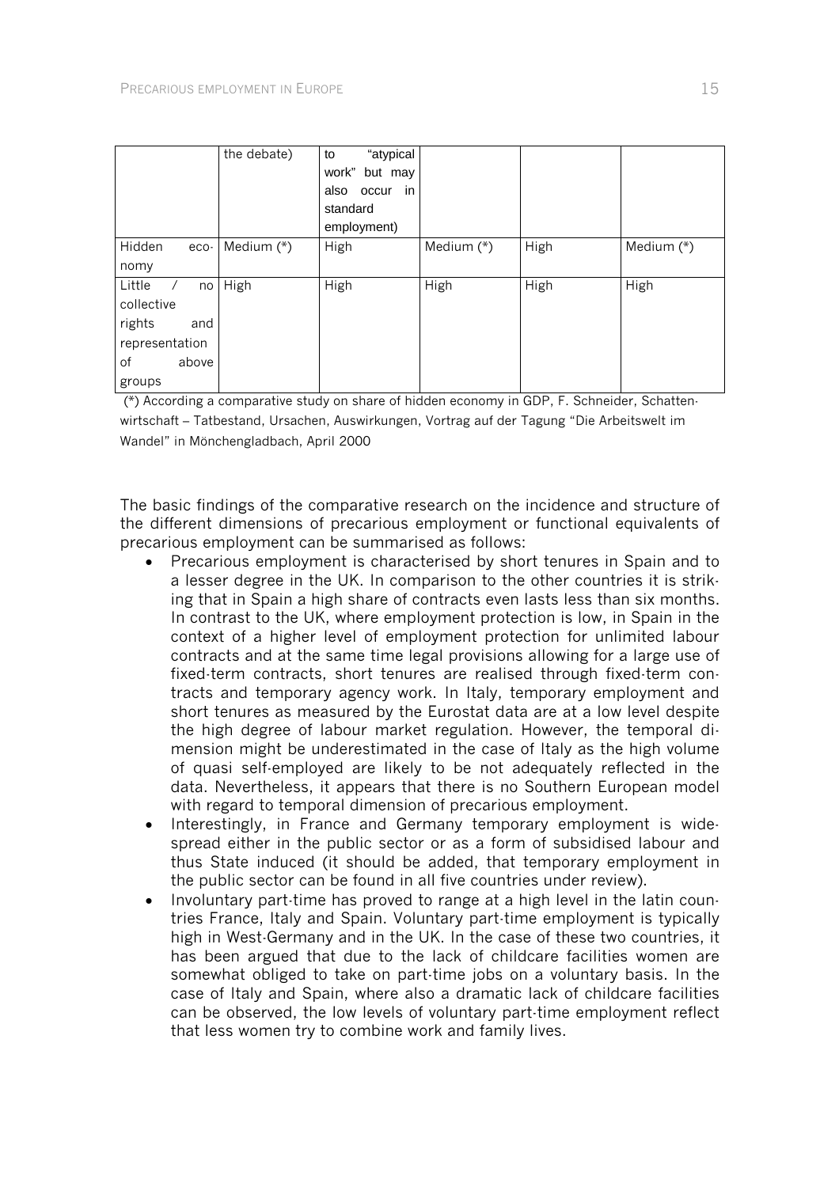| | the debate) | to "atypical work" but may also occur in standard employment) | | | |
|---|---|---|---|---|---|
| Hidden economy | Medium (*) | High | Medium (*) | High | Medium (*) |
| Little / no collective rights and representation of above groups | High | High | High | High | High |

(*) According a comparative study on share of hidden economy in GDP, F. Schneider, Schattenwirtschaft – Tatbestand, Ursachen, Auswirkungen, Vortrag auf der Tagung "Die Arbeitswelt im Wandel" in Mönchengladbach, April 2000

The basic findings of the comparative research on the incidence and structure of the different dimensions of precarious employment or functional equivalents of precarious employment can be summarised as follows:

- Precarious employment is characterised by short tenures in Spain and to a lesser degree in the UK. In comparison to the other countries it is striking that in Spain a high share of contracts even lasts less than six months. In contrast to the UK, where employment protection is low, in Spain in the context of a higher level of employment protection for unlimited labour contracts and at the same time legal provisions allowing for a large use of fixed-term contracts, short tenures are realised through fixed-term contracts and temporary agency work. In Italy, temporary employment and short tenures as measured by the Eurostat data are at a low level despite the high degree of labour market regulation. However, the temporal dimension might be underestimated in the case of Italy as the high volume of quasi self-employed are likely to be not adequately reflected in the data. Nevertheless, it appears that there is no Southern European model with regard to temporal dimension of precarious employment.
- Interestingly, in France and Germany temporary employment is widespread either in the public sector or as a form of subsidised labour and thus State induced (it should be added, that temporary employment in the public sector can be found in all five countries under review).
- Involuntary part-time has proved to range at a high level in the latin countries France, Italy and Spain. Voluntary part-time employment is typically high in West-Germany and in the UK. In the case of these two countries, it has been argued that due to the lack of childcare facilities women are somewhat obliged to take on part-time jobs on a voluntary basis. In the case of Italy and Spain, where also a dramatic lack of childcare facilities can be observed, the low levels of voluntary part-time employment reflect that less women try to combine work and family lives.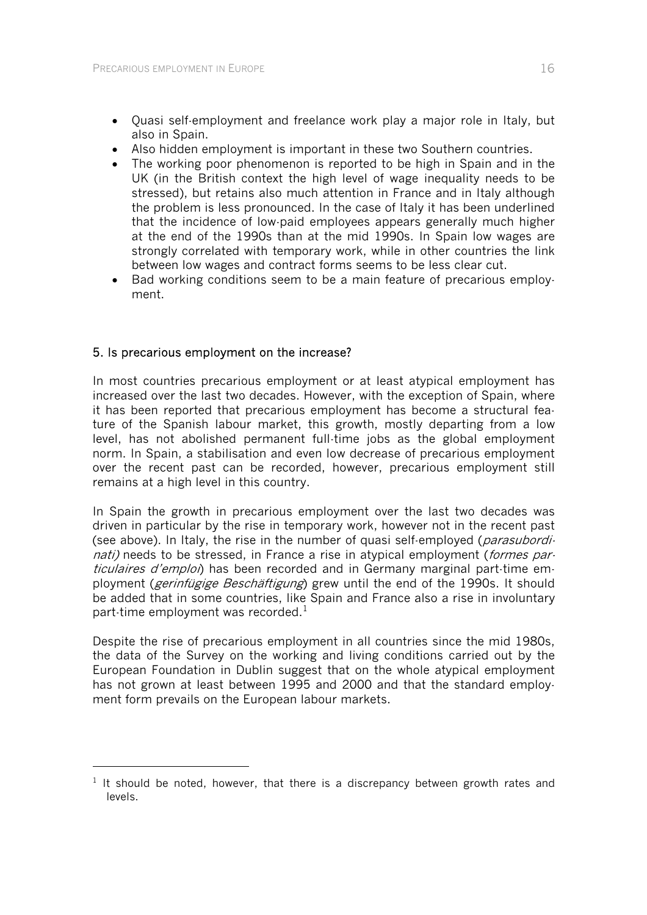- Quasi self-employment and freelance work play a major role in Italy, but also in Spain.
- Also hidden employment is important in these two Southern countries.
- The working poor phenomenon is reported to be high in Spain and in the UK (in the British context the high level of wage inequality needs to be stressed), but retains also much attention in France and in Italy although the problem is less pronounced. In the case of Italy it has been underlined that the incidence of low-paid employees appears generally much higher at the end of the 1990s than at the mid 1990s. In Spain low wages are strongly correlated with temporary work, while in other countries the link between low wages and contract forms seems to be less clear cut.
- Bad working conditions seem to be a main feature of precarious employment.

## 5. Is precarious employment on the increase?

In most countries precarious employment or at least atypical employment has increased over the last two decades. However, with the exception of Spain, where it has been reported that precarious employment has become a structural feature of the Spanish labour market, this growth, mostly departing from a low level, has not abolished permanent full-time jobs as the global employment norm. In Spain, a stabilisation and even low decrease of precarious employment over the recent past can be recorded, however, precarious employment still remains at a high level in this country.

In Spain the growth in precarious employment over the last two decades was driven in particular by the rise in temporary work, however not in the recent past (see above). In Italy, the rise in the number of quasi self-employed (*parasubordinati)* needs to be stressed, in France a rise in atypical employment (*formes particulaires d'emploi*) has been recorded and in Germany marginal part-time employment (*geringfügige Beschäftigung*) grew until the end of the 1990s. It should be added that in some countries, like Spain and France also a rise in involuntary part-time employment was recorded.[1]

Despite the rise of precarious employment in all countries since the mid 1980s, the data of the Survey on the working and living conditions carried out by the European Foundation in Dublin suggest that on the whole atypical employment has not grown at least between 1995 and 2000 and that the standard employment form prevails on the European labour markets.

---

[1] It should be noted, however, that there is a discrepancy between growth rates and levels.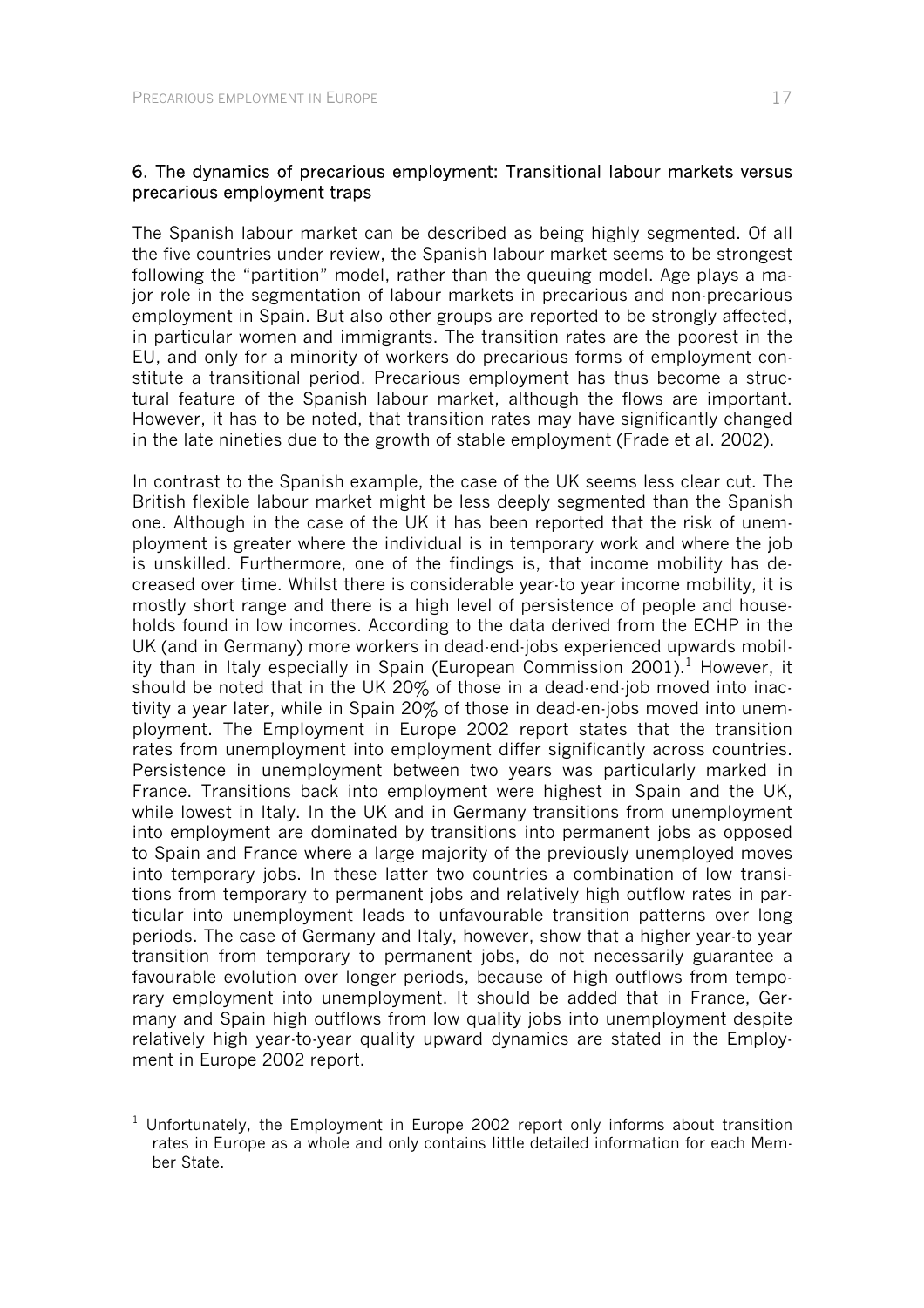## 6. The dynamics of precarious employment: Transitional labour markets versus precarious employment traps

The Spanish labour market can be described as being highly segmented. Of all the five countries under review, the Spanish labour market seems to be strongest following the "partition" model, rather than the queuing model. Age plays a major role in the segmentation of labour markets in precarious and non-precarious employment in Spain. But also other groups are reported to be strongly affected, in particular women and immigrants. The transition rates are the poorest in the EU, and only for a minority of workers do precarious forms of employment constitute a transitional period. Precarious employment has thus become a structural feature of the Spanish labour market, although the flows are important. However, it has to be noted, that transition rates may have significantly changed in the late nineties due to the growth of stable employment (Frade et al. 2002).

In contrast to the Spanish example, the case of the UK seems less clear cut. The British flexible labour market might be less deeply segmented than the Spanish one. Although in the case of the UK it has been reported that the risk of unemployment is greater where the individual is in temporary work and where the job is unskilled. Furthermore, one of the findings is, that income mobility has decreased over time. Whilst there is considerable year-to year income mobility, it is mostly short range and there is a high level of persistence of people and households found in low incomes. According to the data derived from the ECHP in the UK (and in Germany) more workers in dead-end-jobs experienced upwards mobility than in Italy especially in Spain (European Commission 2001).[1] However, it should be noted that in the UK 20% of those in a dead-end-job moved into inactivity a year later, while in Spain 20% of those in dead-en-jobs moved into unemployment. The Employment in Europe 2002 report states that the transition rates from unemployment into employment differ significantly across countries. Persistence in unemployment between two years was particularly marked in France. Transitions back into employment were highest in Spain and the UK, while lowest in Italy. In the UK and in Germany transitions from unemployment into employment are dominated by transitions into permanent jobs as opposed to Spain and France where a large majority of the previously unemployed moves into temporary jobs. In these latter two countries a combination of low transitions from temporary to permanent jobs and relatively high outflow rates in particular into unemployment leads to unfavourable transition patterns over long periods. The case of Germany and Italy, however, show that a higher year-to year transition from temporary to permanent jobs, do not necessarily guarantee a favourable evolution over longer periods, because of high outflows from temporary employment into unemployment. It should be added that in France, Germany and Spain high outflows from low quality jobs into unemployment despite relatively high year-to-year quality upward dynamics are stated in the Employment in Europe 2002 report.

---

[1] Unfortunately, the Employment in Europe 2002 report only informs about transition rates in Europe as a whole and only contains little detailed information for each Member State.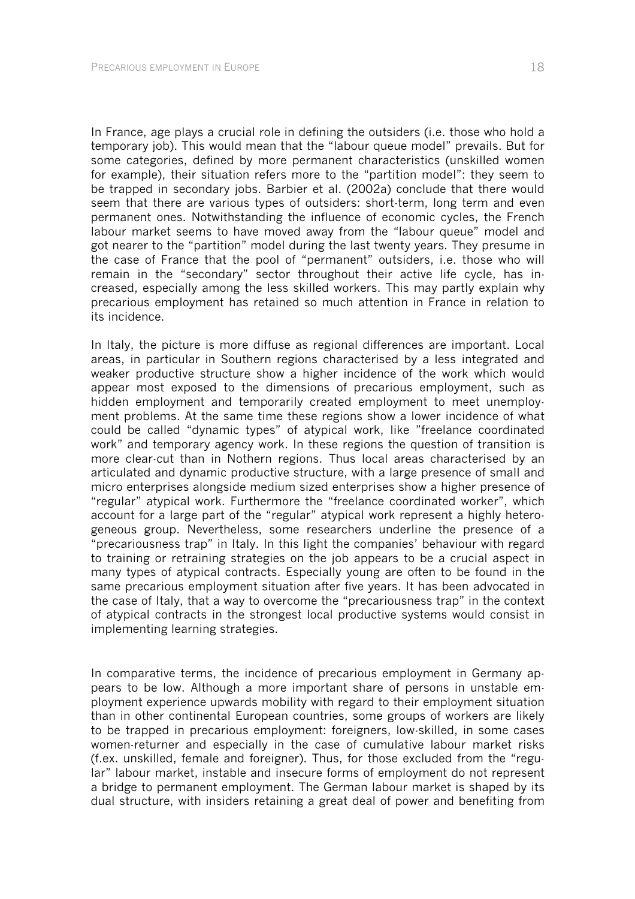In France, age plays a crucial role in defining the outsiders (i.e. those who hold a temporary job). This would mean that the "labour queue model" prevails. But for some categories, defined by more permanent characteristics (unskilled women for example), their situation refers more to the "partition model": they seem to be trapped in secondary jobs. Barbier et al. (2002a) conclude that there would seem that there are various types of outsiders: short-term, long term and even permanent ones. Notwithstanding the influence of economic cycles, the French labour market seems to have moved away from the "labour queue" model and got nearer to the "partition" model during the last twenty years. They presume in the case of France that the pool of "permanent" outsiders, i.e. those who will remain in the "secondary" sector throughout their active life cycle, has increased, especially among the less skilled workers. This may partly explain why precarious employment has retained so much attention in France in relation to its incidence.

In Italy, the picture is more diffuse as regional differences are important. Local areas, in particular in Southern regions characterised by a less integrated and weaker productive structure show a higher incidence of the work which would appear most exposed to the dimensions of precarious employment, such as hidden employment and temporarily created employment to meet unemployment problems. At the same time these regions show a lower incidence of what could be called "dynamic types" of atypical work, like "freelance coordinated work" and temporary agency work. In these regions the question of transition is more clear-cut than in Nothern regions. Thus local areas characterised by an articulated and dynamic productive structure, with a large presence of small and micro enterprises alongside medium sized enterprises show a higher presence of "regular" atypical work. Furthermore the "freelance coordinated worker", which account for a large part of the "regular" atypical work represent a highly heterogeneous group. Nevertheless, some researchers underline the presence of a "precariousness trap" in Italy. In this light the companies' behaviour with regard to training or retraining strategies on the job appears to be a crucial aspect in many types of atypical contracts. Especially young are often to be found in the same precarious employment situation after five years. It has been advocated in the case of Italy, that a way to overcome the "precariousness trap" in the context of atypical contracts in the strongest local productive systems would consist in implementing learning strategies.

In comparative terms, the incidence of precarious employment in Germany appears to be low. Although a more important share of persons in unstable employment experience upwards mobility with regard to their employment situation than in other continental European countries, some groups of workers are likely to be trapped in precarious employment: foreigners, low-skilled, in some cases women-returner and especially in the case of cumulative labour market risks (f.ex. unskilled, female and foreigner). Thus, for those excluded from the "regular" labour market, instable and insecure forms of employment do not represent a bridge to permanent employment. The German labour market is shaped by its dual structure, with insiders retaining a great deal of power and benefiting from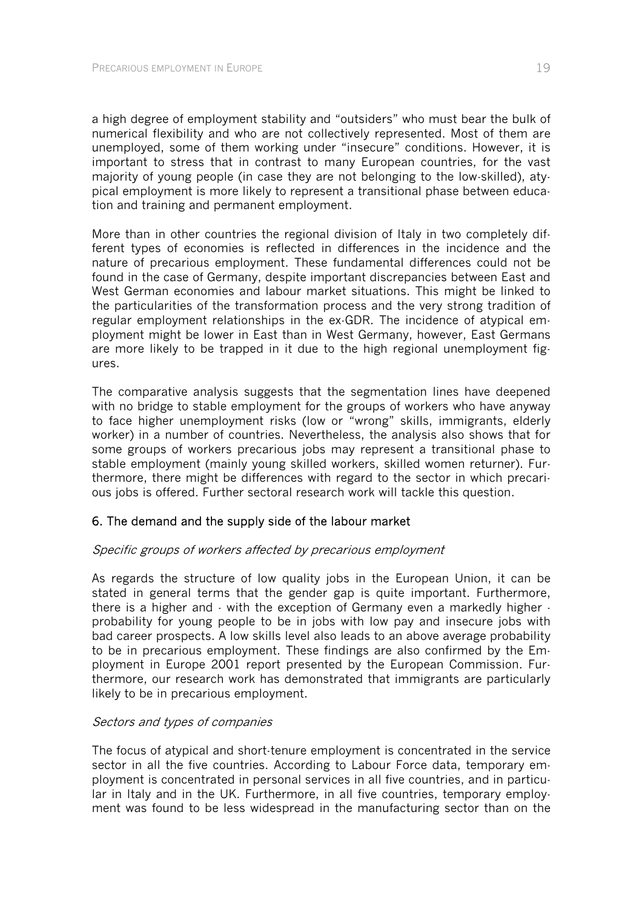a high degree of employment stability and "outsiders" who must bear the bulk of numerical flexibility and who are not collectively represented. Most of them are unemployed, some of them working under "insecure" conditions. However, it is important to stress that in contrast to many European countries, for the vast majority of young people (in case they are not belonging to the low-skilled), atypical employment is more likely to represent a transitional phase between education and training and permanent employment.

More than in other countries the regional division of Italy in two completely different types of economies is reflected in differences in the incidence and the nature of precarious employment. These fundamental differences could not be found in the case of Germany, despite important discrepancies between East and West German economies and labour market situations. This might be linked to the particularities of the transformation process and the very strong tradition of regular employment relationships in the ex-GDR. The incidence of atypical employment might be lower in East than in West Germany, however, East Germans are more likely to be trapped in it due to the high regional unemployment figures.

The comparative analysis suggests that the segmentation lines have deepened with no bridge to stable employment for the groups of workers who have anyway to face higher unemployment risks (low or "wrong" skills, immigrants, elderly worker) in a number of countries. Nevertheless, the analysis also shows that for some groups of workers precarious jobs may represent a transitional phase to stable employment (mainly young skilled workers, skilled women returner). Furthermore, there might be differences with regard to the sector in which precarious jobs is offered. Further sectoral research work will tackle this question.

## 6. The demand and the supply side of the labour market

### *Specific groups of workers affected by precarious employment*

As regards the structure of low quality jobs in the European Union, it can be stated in general terms that the gender gap is quite important. Furthermore, there is a higher and - with the exception of Germany even a markedly higher - probability for young people to be in jobs with low pay and insecure jobs with bad career prospects. A low skills level also leads to an above average probability to be in precarious employment. These findings are also confirmed by the Employment in Europe 2001 report presented by the European Commission. Furthermore, our research work has demonstrated that immigrants are particularly likely to be in precarious employment.

### *Sectors and types of companies*

The focus of atypical and short-tenure employment is concentrated in the service sector in all the five countries. According to Labour Force data, temporary employment is concentrated in personal services in all five countries, and in particular in Italy and in the UK. Furthermore, in all five countries, temporary employment was found to be less widespread in the manufacturing sector than on the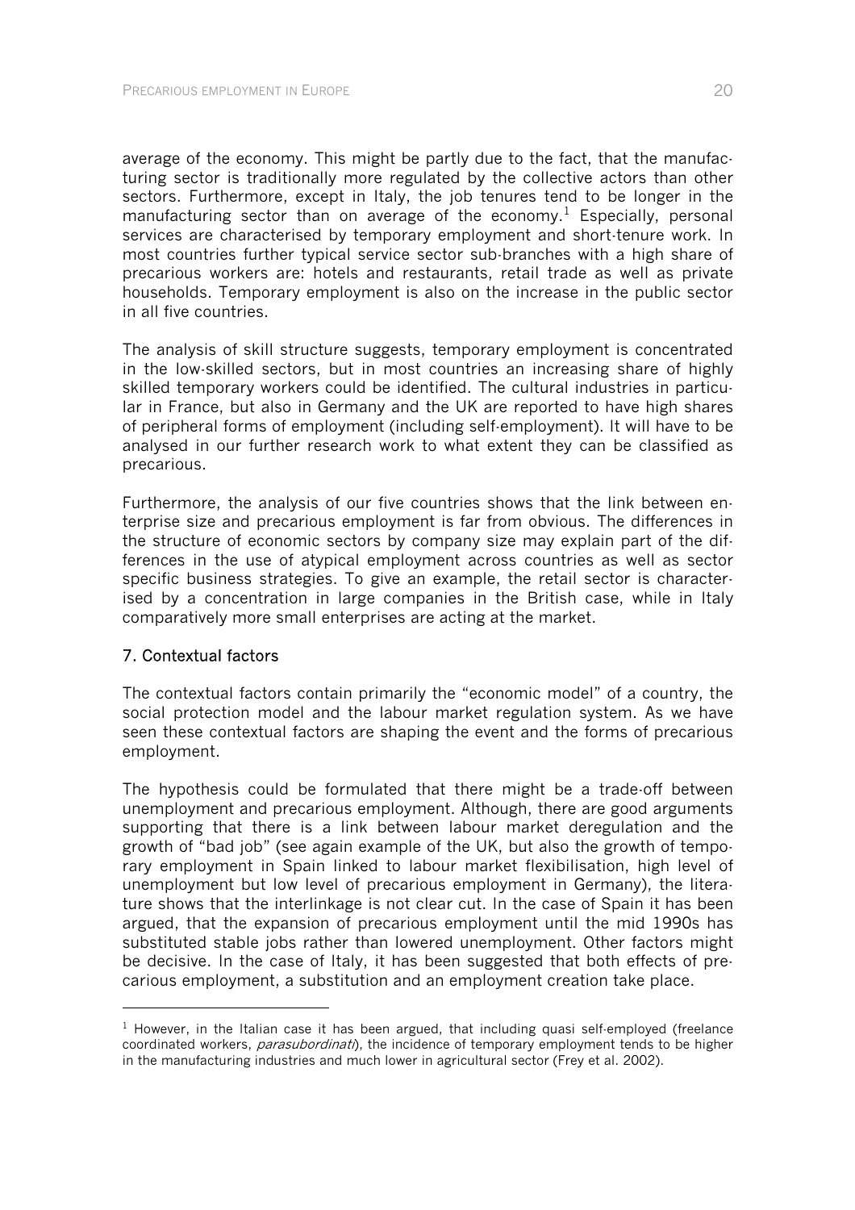average of the economy. This might be partly due to the fact, that the manufacturing sector is traditionally more regulated by the collective actors than other sectors. Furthermore, except in Italy, the job tenures tend to be longer in the manufacturing sector than on average of the economy.[1] Especially, personal services are characterised by temporary employment and short-tenure work. In most countries further typical service sector sub-branches with a high share of precarious workers are: hotels and restaurants, retail trade as well as private households. Temporary employment is also on the increase in the public sector in all five countries.

The analysis of skill structure suggests, temporary employment is concentrated in the low-skilled sectors, but in most countries an increasing share of highly skilled temporary workers could be identified. The cultural industries in particular in France, but also in Germany and the UK are reported to have high shares of peripheral forms of employment (including self-employment). It will have to be analysed in our further research work to what extent they can be classified as precarious.

Furthermore, the analysis of our five countries shows that the link between enterprise size and precarious employment is far from obvious. The differences in the structure of economic sectors by company size may explain part of the differences in the use of atypical employment across countries as well as sector specific business strategies. To give an example, the retail sector is characterised by a concentration in large companies in the British case, while in Italy comparatively more small enterprises are acting at the market.

## 7. Contextual factors

The contextual factors contain primarily the "economic model" of a country, the social protection model and the labour market regulation system. As we have seen these contextual factors are shaping the event and the forms of precarious employment.

The hypothesis could be formulated that there might be a trade-off between unemployment and precarious employment. Although, there are good arguments supporting that there is a link between labour market deregulation and the growth of "bad job" (see again example of the UK, but also the growth of temporary employment in Spain linked to labour market flexibilisation, high level of unemployment but low level of precarious employment in Germany), the literature shows that the interlinkage is not clear cut. In the case of Spain it has been argued, that the expansion of precarious employment until the mid 1990s has substituted stable jobs rather than lowered unemployment. Other factors might be decisive. In the case of Italy, it has been suggested that both effects of precarious employment, a substitution and an employment creation take place.

---

[1] However, in the Italian case it has been argued, that including quasi self-employed (freelance coordinated workers, *parasubordinati*), the incidence of temporary employment tends to be higher in the manufacturing industries and much lower in agricultural sector (Frey et al. 2002).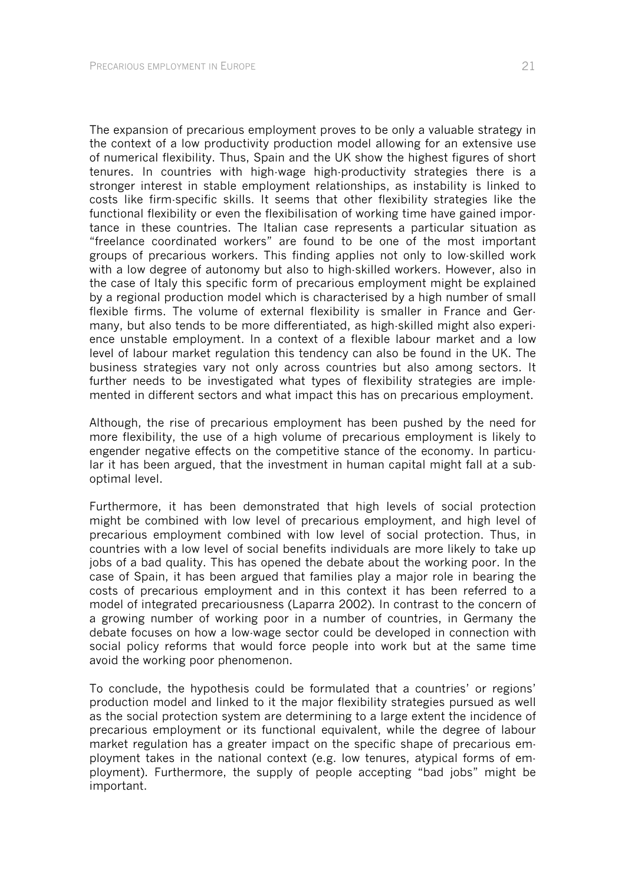The expansion of precarious employment proves to be only a valuable strategy in the context of a low productivity production model allowing for an extensive use of numerical flexibility. Thus, Spain and the UK show the highest figures of short tenures. In countries with high-wage high-productivity strategies there is a stronger interest in stable employment relationships, as instability is linked to costs like firm-specific skills. It seems that other flexibility strategies like the functional flexibility or even the flexibilisation of working time have gained importance in these countries. The Italian case represents a particular situation as "freelance coordinated workers" are found to be one of the most important groups of precarious workers. This finding applies not only to low-skilled work with a low degree of autonomy but also to high-skilled workers. However, also in the case of Italy this specific form of precarious employment might be explained by a regional production model which is characterised by a high number of small flexible firms. The volume of external flexibility is smaller in France and Germany, but also tends to be more differentiated, as high-skilled might also experience unstable employment. In a context of a flexible labour market and a low level of labour market regulation this tendency can also be found in the UK. The business strategies vary not only across countries but also among sectors. It further needs to be investigated what types of flexibility strategies are implemented in different sectors and what impact this has on precarious employment.

Although, the rise of precarious employment has been pushed by the need for more flexibility, the use of a high volume of precarious employment is likely to engender negative effects on the competitive stance of the economy. In particular it has been argued, that the investment in human capital might fall at a sub-optimal level.

Furthermore, it has been demonstrated that high levels of social protection might be combined with low level of precarious employment, and high level of precarious employment combined with low level of social protection. Thus, in countries with a low level of social benefits individuals are more likely to take up jobs of a bad quality. This has opened the debate about the working poor. In the case of Spain, it has been argued that families play a major role in bearing the costs of precarious employment and in this context it has been referred to a model of integrated precariousness (Laparra 2002). In contrast to the concern of a growing number of working poor in a number of countries, in Germany the debate focuses on how a low-wage sector could be developed in connection with social policy reforms that would force people into work but at the same time avoid the working poor phenomenon.

To conclude, the hypothesis could be formulated that a countries' or regions' production model and linked to it the major flexibility strategies pursued as well as the social protection system are determining to a large extent the incidence of precarious employment or its functional equivalent, while the degree of labour market regulation has a greater impact on the specific shape of precarious employment takes in the national context (e.g. low tenures, atypical forms of employment). Furthermore, the supply of people accepting "bad jobs" might be important.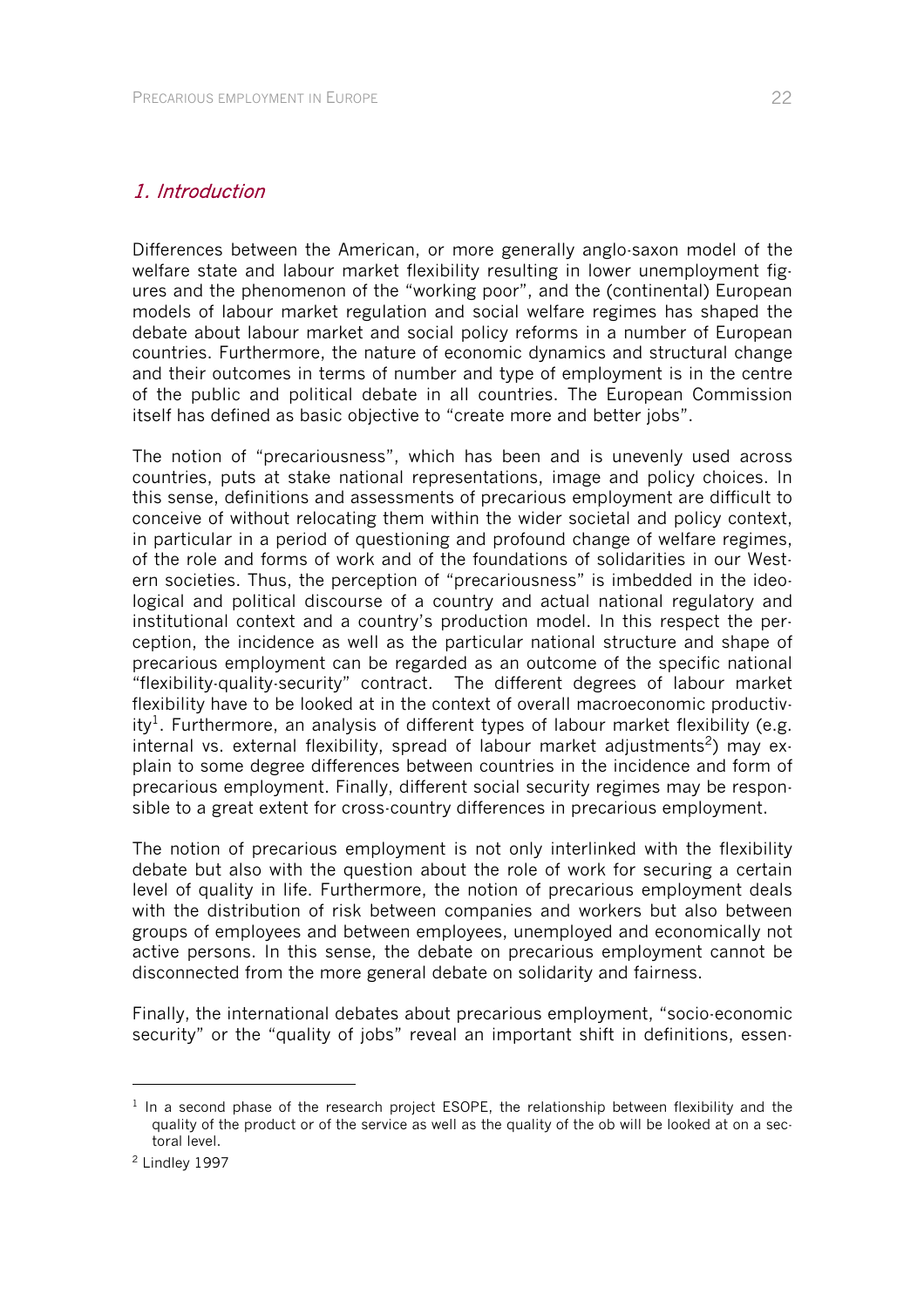## *1. Introduction*

Differences between the American, or more generally anglo-saxon model of the welfare state and labour market flexibility resulting in lower unemployment figures and the phenomenon of the "working poor", and the (continental) European models of labour market regulation and social welfare regimes has shaped the debate about labour market and social policy reforms in a number of European countries. Furthermore, the nature of economic dynamics and structural change and their outcomes in terms of number and type of employment is in the centre of the public and political debate in all countries. The European Commission itself has defined as basic objective to "create more and better jobs".

The notion of "precariousness", which has been and is unevenly used across countries, puts at stake national representations, image and policy choices. In this sense, definitions and assessments of precarious employment are difficult to conceive of without relocating them within the wider societal and policy context, in particular in a period of questioning and profound change of welfare regimes, of the role and forms of work and of the foundations of solidarities in our Western societies. Thus, the perception of "precariousness" is imbedded in the ideological and political discourse of a country and actual national regulatory and institutional context and a country's production model. In this respect the perception, the incidence as well as the particular national structure and shape of precarious employment can be regarded as an outcome of the specific national "flexibility-quality-security" contract. The different degrees of labour market flexibility have to be looked at in the context of overall macroeconomic productivity[1]. Furthermore, an analysis of different types of labour market flexibility (e.g. internal vs. external flexibility, spread of labour market adjustments[2]) may explain to some degree differences between countries in the incidence and form of precarious employment. Finally, different social security regimes may be responsible to a great extent for cross-country differences in precarious employment.

The notion of precarious employment is not only interlinked with the flexibility debate but also with the question about the role of work for securing a certain level of quality in life. Furthermore, the notion of precarious employment deals with the distribution of risk between companies and workers but also between groups of employees and between employees, unemployed and economically not active persons. In this sense, the debate on precarious employment cannot be disconnected from the more general debate on solidarity and fairness.

Finally, the international debates about precarious employment, "socio-economic security" or the "quality of jobs" reveal an important shift in definitions, essen-

---

[1] In a second phase of the research project ESOPE, the relationship between flexibility and the quality of the product or of the service as well as the quality of the ob will be looked at on a sectoral level.

[2] Lindley 1997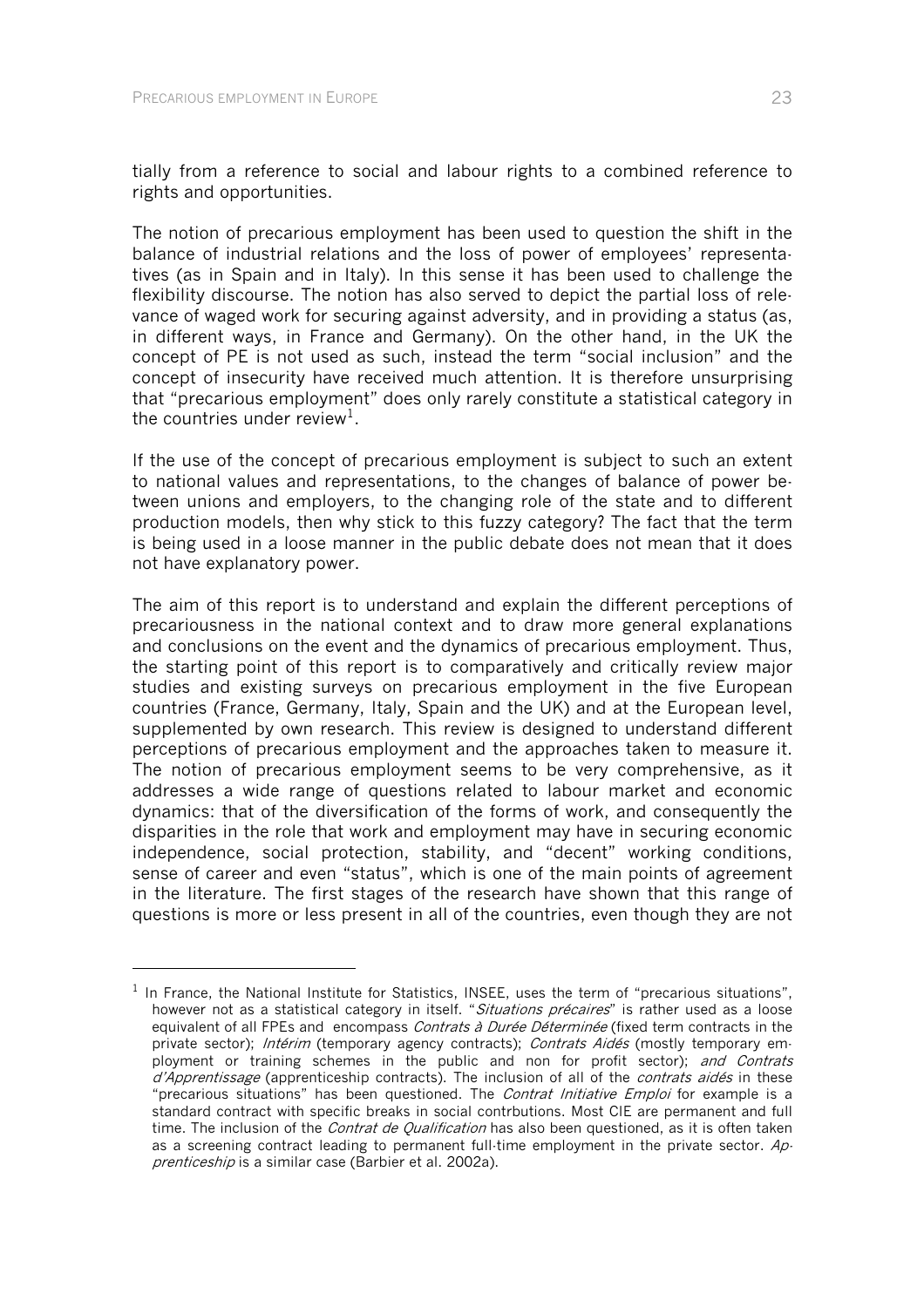tially from a reference to social and labour rights to a combined reference to rights and opportunities.

The notion of precarious employment has been used to question the shift in the balance of industrial relations and the loss of power of employees' representatives (as in Spain and in Italy). In this sense it has been used to challenge the flexibility discourse. The notion has also served to depict the partial loss of relevance of waged work for securing against adversity, and in providing a status (as, in different ways, in France and Germany). On the other hand, in the UK the concept of PE is not used as such, instead the term "social inclusion" and the concept of insecurity have received much attention. It is therefore unsurprising that "precarious employment" does only rarely constitute a statistical category in the countries under review[1].

If the use of the concept of precarious employment is subject to such an extent to national values and representations, to the changes of balance of power between unions and employers, to the changing role of the state and to different production models, then why stick to this fuzzy category? The fact that the term is being used in a loose manner in the public debate does not mean that it does not have explanatory power.

The aim of this report is to understand and explain the different perceptions of precariousness in the national context and to draw more general explanations and conclusions on the event and the dynamics of precarious employment. Thus, the starting point of this report is to comparatively and critically review major studies and existing surveys on precarious employment in the five European countries (France, Germany, Italy, Spain and the UK) and at the European level, supplemented by own research. This review is designed to understand different perceptions of precarious employment and the approaches taken to measure it. The notion of precarious employment seems to be very comprehensive, as it addresses a wide range of questions related to labour market and economic dynamics: that of the diversification of the forms of work, and consequently the disparities in the role that work and employment may have in securing economic independence, social protection, stability, and "decent" working conditions, sense of career and even "status", which is one of the main points of agreement in the literature. The first stages of the research have shown that this range of questions is more or less present in all of the countries, even though they are not

[1] In France, the National Institute for Statistics, INSEE, uses the term of "precarious situations", however not as a statistical category in itself. "*Situations précaires*" is rather used as a loose equivalent of all FPEs and encompass *Contrats à Durée Déterminée* (fixed term contracts in the private sector); *Intérim* (temporary agency contracts); *Contrats Aidés* (mostly temporary employment or training schemes in the public and non for profit sector); *and Contrats d'Apprentissage* (apprenticeship contracts). The inclusion of all of the *contrats aidés* in these "precarious situations" has been questioned. The *Contrat Initiative Emploi* for example is a standard contract with specific breaks in social contrbutions. Most CIE are permanent and full time. The inclusion of the *Contrat de Qualification* has also been questioned, as it is often taken as a screening contract leading to permanent full-time employment in the private sector. *Apprenticeship* is a similar case (Barbier et al. 2002a).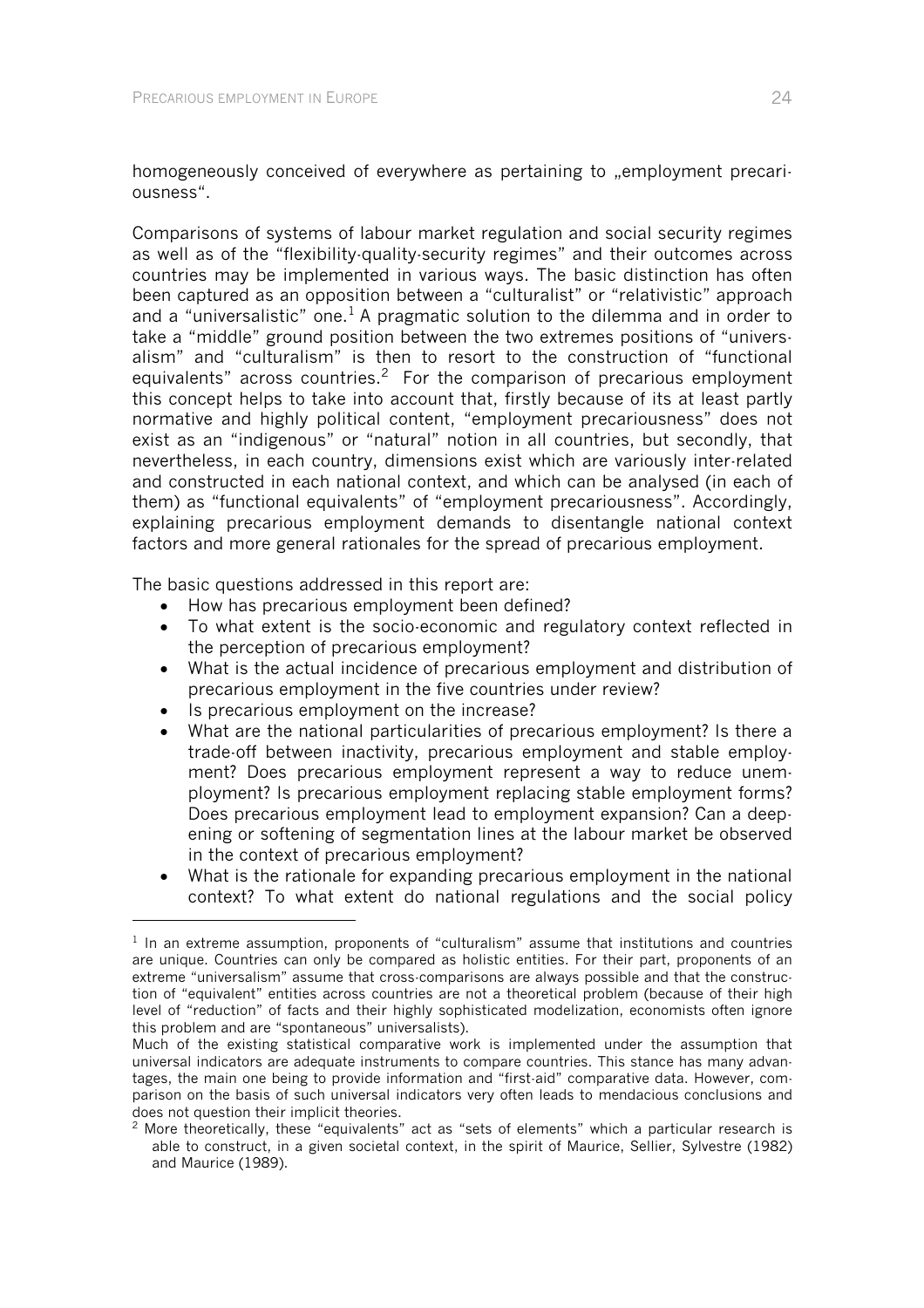homogeneously conceived of everywhere as pertaining to „employment precariousness".

Comparisons of systems of labour market regulation and social security regimes as well as of the "flexibility-quality-security regimes" and their outcomes across countries may be implemented in various ways. The basic distinction has often been captured as an opposition between a "culturalist" or "relativistic" approach and a "universalistic" one.[1] A pragmatic solution to the dilemma and in order to take a "middle" ground position between the two extremes positions of "universalism" and "culturalism" is then to resort to the construction of "functional equivalents" across countries.[2] For the comparison of precarious employment this concept helps to take into account that, firstly because of its at least partly normative and highly political content, "employment precariousness" does not exist as an "indigenous" or "natural" notion in all countries, but secondly, that nevertheless, in each country, dimensions exist which are variously inter-related and constructed in each national context, and which can be analysed (in each of them) as "functional equivalents" of "employment precariousness". Accordingly, explaining precarious employment demands to disentangle national context factors and more general rationales for the spread of precarious employment.

The basic questions addressed in this report are:

- How has precarious employment been defined?
- To what extent is the socio-economic and regulatory context reflected in the perception of precarious employment?
- What is the actual incidence of precarious employment and distribution of precarious employment in the five countries under review?
- Is precarious employment on the increase?
- What are the national particularities of precarious employment? Is there a trade-off between inactivity, precarious employment and stable employment? Does precarious employment represent a way to reduce unemployment? Is precarious employment replacing stable employment forms? Does precarious employment lead to employment expansion? Can a deepening or softening of segmentation lines at the labour market be observed in the context of precarious employment?
- What is the rationale for expanding precarious employment in the national context? To what extent do national regulations and the social policy

---

[1] In an extreme assumption, proponents of "culturalism" assume that institutions and countries are unique. Countries can only be compared as holistic entities. For their part, proponents of an extreme "universalism" assume that cross-comparisons are always possible and that the construction of "equivalent" entities across countries are not a theoretical problem (because of their high level of "reduction" of facts and their highly sophisticated modelization, economists often ignore this problem and are "spontaneous" universalists).

Much of the existing statistical comparative work is implemented under the assumption that universal indicators are adequate instruments to compare countries. This stance has many advantages, the main one being to provide information and "first-aid" comparative data. However, comparison on the basis of such universal indicators very often leads to mendacious conclusions and does not question their implicit theories.

[2] More theoretically, these "equivalents" act as "sets of elements" which a particular research is able to construct, in a given societal context, in the spirit of Maurice, Sellier, Sylvestre (1982) and Maurice (1989).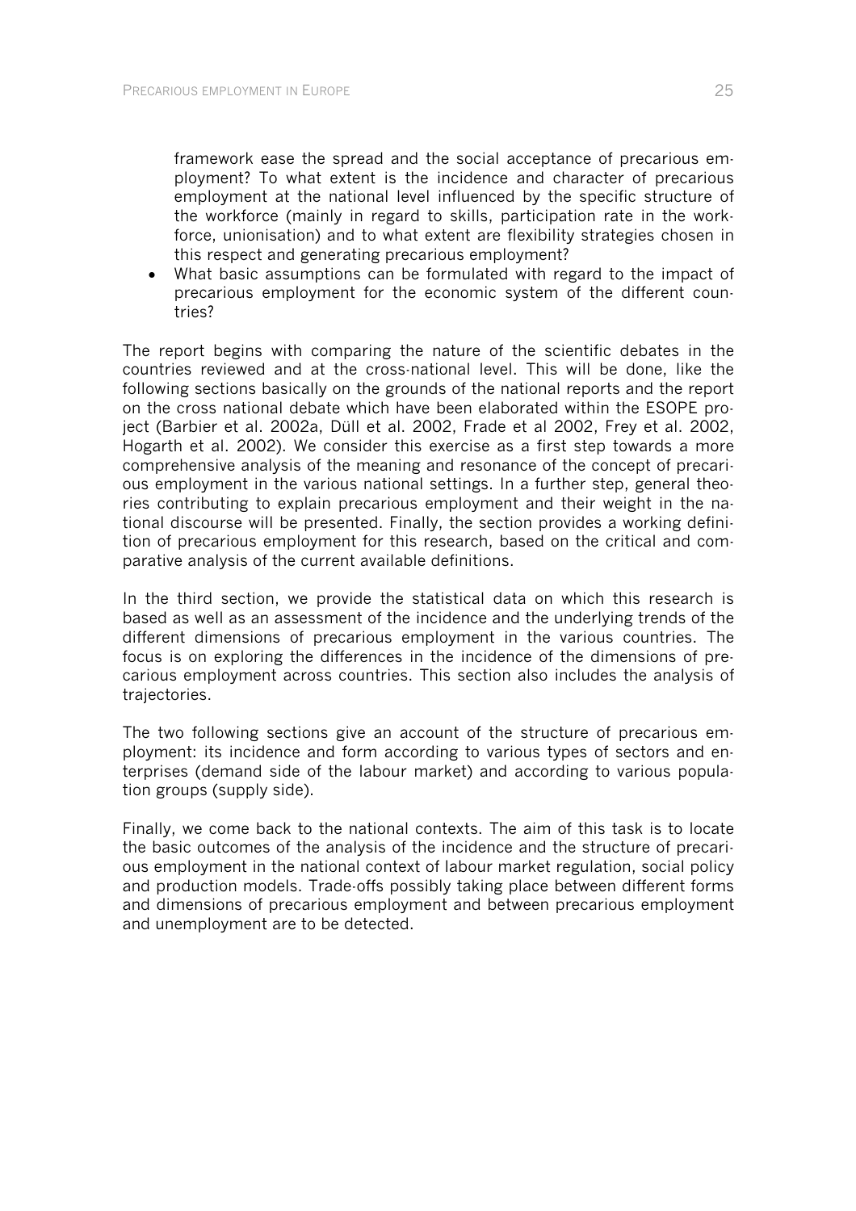framework ease the spread and the social acceptance of precarious employment? To what extent is the incidence and character of precarious employment at the national level influenced by the specific structure of the workforce (mainly in regard to skills, participation rate in the workforce, unionisation) and to what extent are flexibility strategies chosen in this respect and generating precarious employment?

- What basic assumptions can be formulated with regard to the impact of precarious employment for the economic system of the different countries?

The report begins with comparing the nature of the scientific debates in the countries reviewed and at the cross-national level. This will be done, like the following sections basically on the grounds of the national reports and the report on the cross national debate which have been elaborated within the ESOPE project (Barbier et al. 2002a, Düll et al. 2002, Frade et al 2002, Frey et al. 2002, Hogarth et al. 2002). We consider this exercise as a first step towards a more comprehensive analysis of the meaning and resonance of the concept of precarious employment in the various national settings. In a further step, general theories contributing to explain precarious employment and their weight in the national discourse will be presented. Finally, the section provides a working definition of precarious employment for this research, based on the critical and comparative analysis of the current available definitions.

In the third section, we provide the statistical data on which this research is based as well as an assessment of the incidence and the underlying trends of the different dimensions of precarious employment in the various countries. The focus is on exploring the differences in the incidence of the dimensions of precarious employment across countries. This section also includes the analysis of trajectories.

The two following sections give an account of the structure of precarious employment: its incidence and form according to various types of sectors and enterprises (demand side of the labour market) and according to various population groups (supply side).

Finally, we come back to the national contexts. The aim of this task is to locate the basic outcomes of the analysis of the incidence and the structure of precarious employment in the national context of labour market regulation, social policy and production models. Trade-offs possibly taking place between different forms and dimensions of precarious employment and between precarious employment and unemployment are to be detected.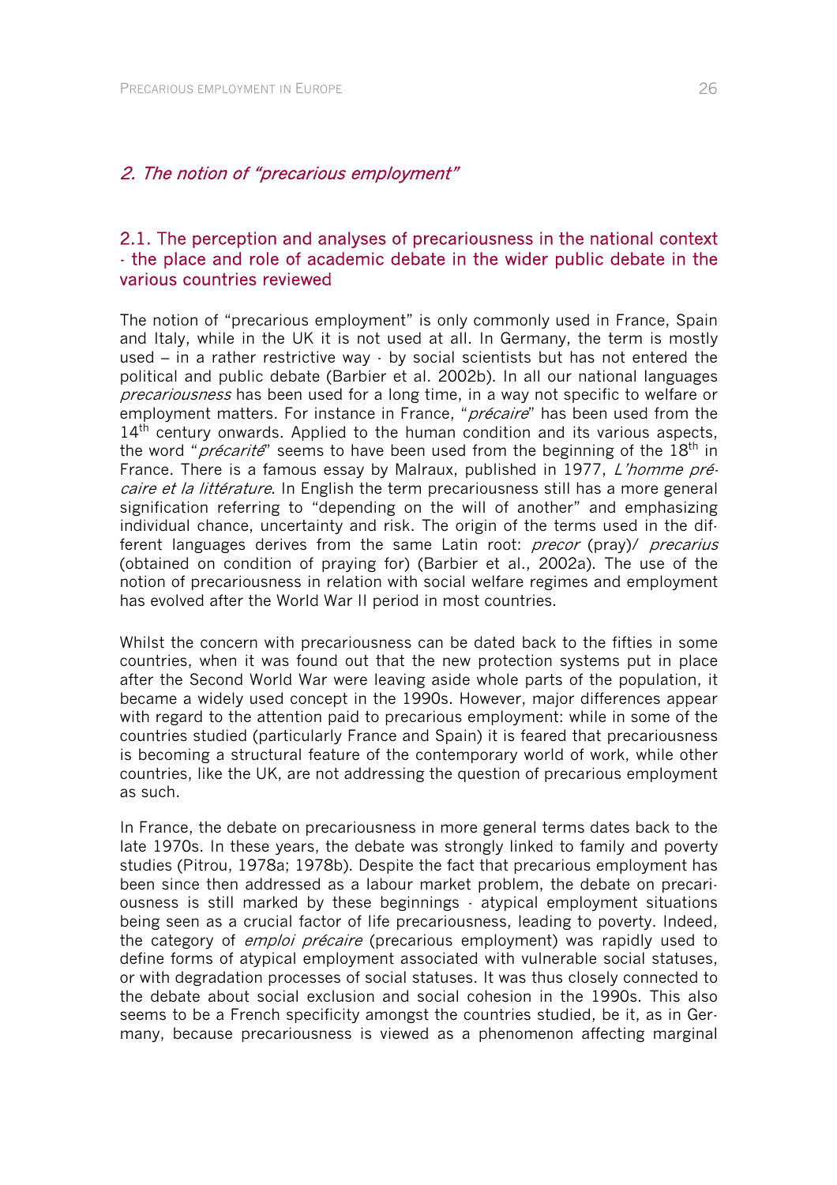## *2. The notion of "precarious employment"*

### 2.1. The perception and analyses of precariousness in the national context - the place and role of academic debate in the wider public debate in the various countries reviewed

The notion of "precarious employment" is only commonly used in France, Spain and Italy, while in the UK it is not used at all. In Germany, the term is mostly used – in a rather restrictive way - by social scientists but has not entered the political and public debate (Barbier et al. 2002b). In all our national languages *precariousness* has been used for a long time, in a way not specific to welfare or employment matters. For instance in France, "*précaire*" has been used from the 14th century onwards. Applied to the human condition and its various aspects, the word "*précarité*" seems to have been used from the beginning of the 18th in France. There is a famous essay by Malraux, published in 1977, *L'homme précaire et la littérature*. In English the term precariousness still has a more general signification referring to "depending on the will of another" and emphasizing individual chance, uncertainty and risk. The origin of the terms used in the different languages derives from the same Latin root: *precor* (pray)/ *precarius* (obtained on condition of praying for) (Barbier et al., 2002a). The use of the notion of precariousness in relation with social welfare regimes and employment has evolved after the World War II period in most countries.

Whilst the concern with precariousness can be dated back to the fifties in some countries, when it was found out that the new protection systems put in place after the Second World War were leaving aside whole parts of the population, it became a widely used concept in the 1990s. However, major differences appear with regard to the attention paid to precarious employment: while in some of the countries studied (particularly France and Spain) it is feared that precariousness is becoming a structural feature of the contemporary world of work, while other countries, like the UK, are not addressing the question of precarious employment as such.

In France, the debate on precariousness in more general terms dates back to the late 1970s. In these years, the debate was strongly linked to family and poverty studies (Pitrou, 1978a; 1978b). Despite the fact that precarious employment has been since then addressed as a labour market problem, the debate on precariousness is still marked by these beginnings - atypical employment situations being seen as a crucial factor of life precariousness, leading to poverty. Indeed, the category of *emploi précaire* (precarious employment) was rapidly used to define forms of atypical employment associated with vulnerable social statuses, or with degradation processes of social statuses. It was thus closely connected to the debate about social exclusion and social cohesion in the 1990s. This also seems to be a French specificity amongst the countries studied, be it, as in Germany, because precariousness is viewed as a phenomenon affecting marginal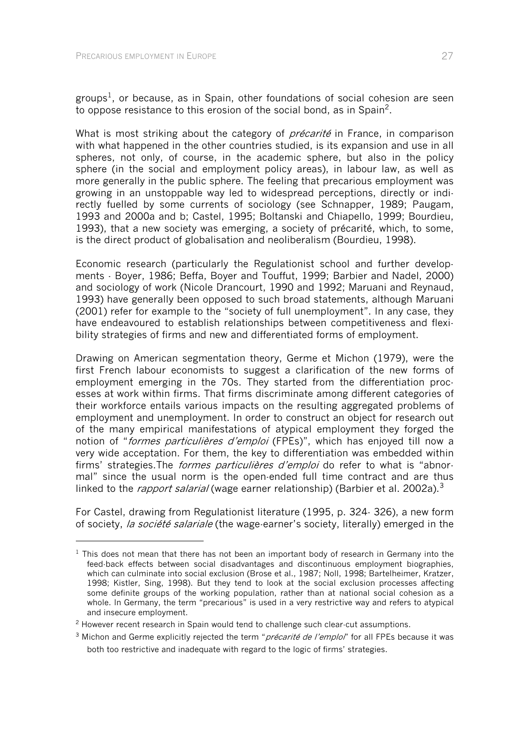groups[1], or because, as in Spain, other foundations of social cohesion are seen to oppose resistance to this erosion of the social bond, as in Spain[2].

What is most striking about the category of *précarité* in France, in comparison with what happened in the other countries studied, is its expansion and use in all spheres, not only, of course, in the academic sphere, but also in the policy sphere (in the social and employment policy areas), in labour law, as well as more generally in the public sphere. The feeling that precarious employment was growing in an unstoppable way led to widespread perceptions, directly or indirectly fuelled by some currents of sociology (see Schnapper, 1989; Paugam, 1993 and 2000a and b; Castel, 1995; Boltanski and Chiapello, 1999; Bourdieu, 1993), that a new society was emerging, a society of précarité, which, to some, is the direct product of globalisation and neoliberalism (Bourdieu, 1998).

Economic research (particularly the Regulationist school and further developments - Boyer, 1986; Beffa, Boyer and Touffut, 1999; Barbier and Nadel, 2000) and sociology of work (Nicole Drancourt, 1990 and 1992; Maruani and Reynaud, 1993) have generally been opposed to such broad statements, although Maruani (2001) refer for example to the "society of full unemployment". In any case, they have endeavoured to establish relationships between competitiveness and flexibility strategies of firms and new and differentiated forms of employment.

Drawing on American segmentation theory, Germe et Michon (1979), were the first French labour economists to suggest a clarification of the new forms of employment emerging in the 70s. They started from the differentiation processes at work within firms. That firms discriminate among different categories of their workforce entails various impacts on the resulting aggregated problems of employment and unemployment. In order to construct an object for research out of the many empirical manifestations of atypical employment they forged the notion of "*formes particulières d'emploi* (FPEs)", which has enjoyed till now a very wide acceptation. For them, the key to differentiation was embedded within firms' strategies.The *formes particulières d'emploi* do refer to what is "abnormal" since the usual norm is the open-ended full time contract and are thus linked to the *rapport salarial* (wage earner relationship) (Barbier et al. 2002a).[3]

For Castel, drawing from Regulationist literature (1995, p. 324- 326), a new form of society, *la société salariale* (the wage-earner's society, literally) emerged in the

[1] This does not mean that there has not been an important body of research in Germany into the feed-back effects between social disadvantages and discontinuous employment biographies, which can culminate into social exclusion (Brose et al., 1987; Noll, 1998; Bartelheimer, Kratzer, 1998; Kistler, Sing, 1998). But they tend to look at the social exclusion processes affecting some definite groups of the working population, rather than at national social cohesion as a whole. In Germany, the term "precarious" is used in a very restrictive way and refers to atypical and insecure employment.

[2] However recent research in Spain would tend to challenge such clear-cut assumptions.

[3] Michon and Germe explicitly rejected the term "*précarité de l'emploi*" for all FPEs because it was both too restrictive and inadequate with regard to the logic of firms' strategies.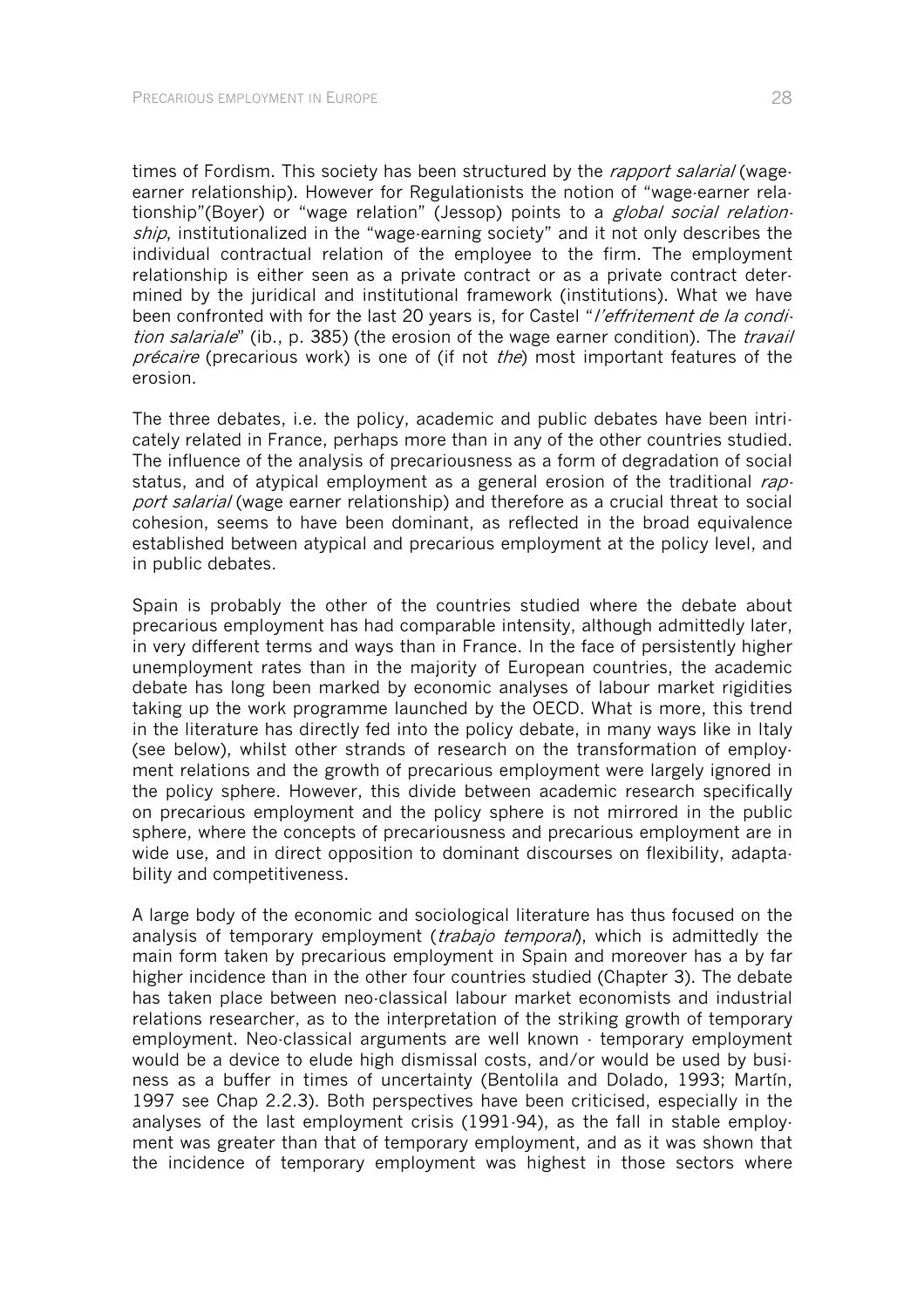times of Fordism. This society has been structured by the *rapport salarial* (wage-earner relationship). However for Regulationists the notion of "wage-earner relationship"(Boyer) or "wage relation" (Jessop) points to a *global social relationship*, institutionalized in the "wage-earning society" and it not only describes the individual contractual relation of the employee to the firm. The employment relationship is either seen as a private contract or as a private contract determined by the juridical and institutional framework (institutions). What we have been confronted with for the last 20 years is, for Castel "*l'effritement de la condition salariale*" (ib., p. 385) (the erosion of the wage earner condition). The *travail précaire* (precarious work) is one of (if not *the*) most important features of the erosion.

The three debates, i.e. the policy, academic and public debates have been intricately related in France, perhaps more than in any of the other countries studied. The influence of the analysis of precariousness as a form of degradation of social status, and of atypical employment as a general erosion of the traditional *rapport salarial* (wage earner relationship) and therefore as a crucial threat to social cohesion, seems to have been dominant, as reflected in the broad equivalence established between atypical and precarious employment at the policy level, and in public debates.

Spain is probably the other of the countries studied where the debate about precarious employment has had comparable intensity, although admittedly later, in very different terms and ways than in France. In the face of persistently higher unemployment rates than in the majority of European countries, the academic debate has long been marked by economic analyses of labour market rigidities taking up the work programme launched by the OECD. What is more, this trend in the literature has directly fed into the policy debate, in many ways like in Italy (see below), whilst other strands of research on the transformation of employment relations and the growth of precarious employment were largely ignored in the policy sphere. However, this divide between academic research specifically on precarious employment and the policy sphere is not mirrored in the public sphere, where the concepts of precariousness and precarious employment are in wide use, and in direct opposition to dominant discourses on flexibility, adaptability and competitiveness.

A large body of the economic and sociological literature has thus focused on the analysis of temporary employment (*trabajo temporal*), which is admittedly the main form taken by precarious employment in Spain and moreover has a by far higher incidence than in the other four countries studied (Chapter 3). The debate has taken place between neo-classical labour market economists and industrial relations researcher, as to the interpretation of the striking growth of temporary employment. Neo-classical arguments are well known - temporary employment would be a device to elude high dismissal costs, and/or would be used by business as a buffer in times of uncertainty (Bentolila and Dolado, 1993; Martín, 1997 see Chap 2.2.3). Both perspectives have been criticised, especially in the analyses of the last employment crisis (1991-94), as the fall in stable employment was greater than that of temporary employment, and as it was shown that the incidence of temporary employment was highest in those sectors where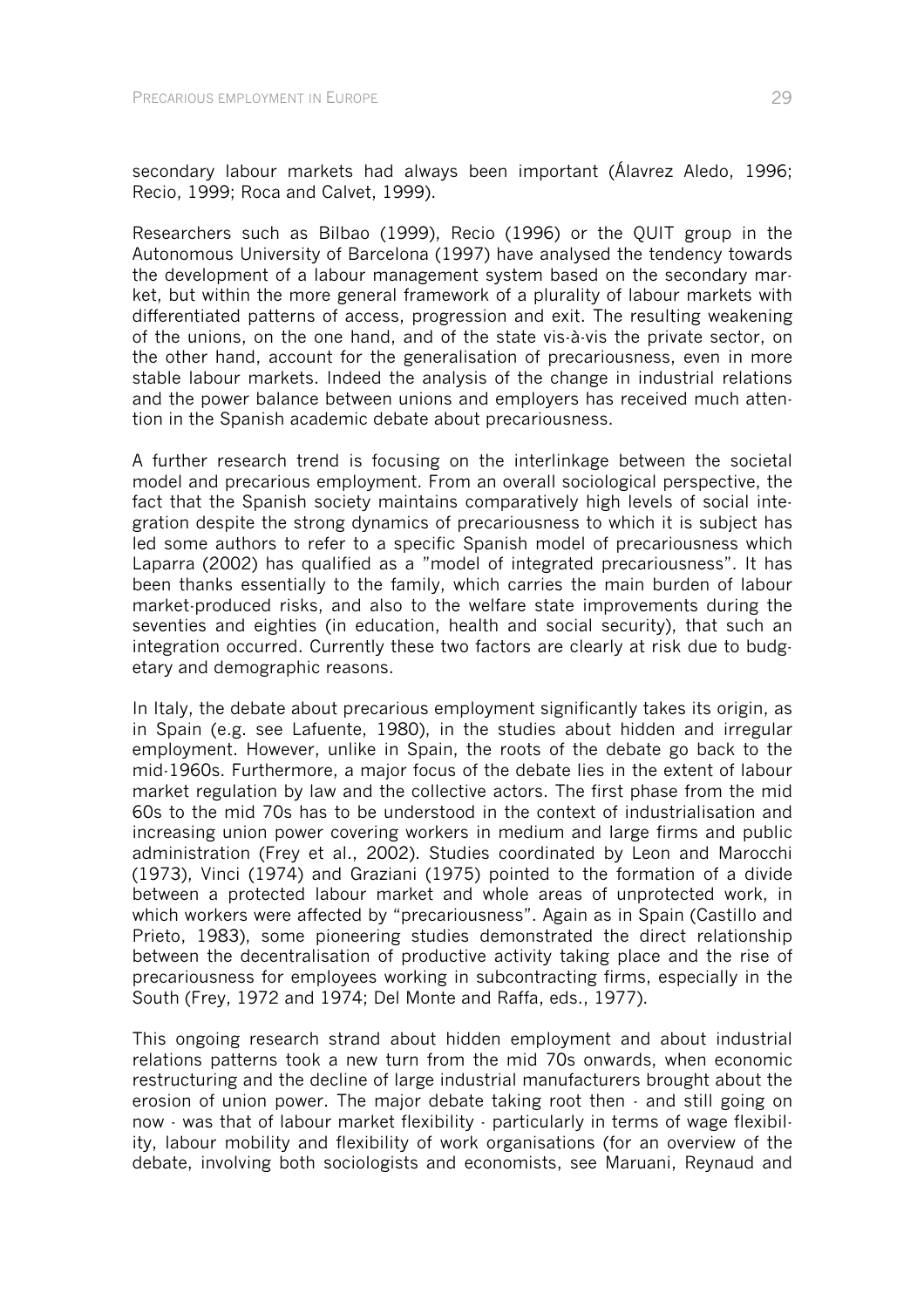secondary labour markets had always been important (Álavrez Aledo, 1996; Recio, 1999; Roca and Calvet, 1999).

Researchers such as Bilbao (1999), Recio (1996) or the QUIT group in the Autonomous University of Barcelona (1997) have analysed the tendency towards the development of a labour management system based on the secondary market, but within the more general framework of a plurality of labour markets with differentiated patterns of access, progression and exit. The resulting weakening of the unions, on the one hand, and of the state vis-à-vis the private sector, on the other hand, account for the generalisation of precariousness, even in more stable labour markets. Indeed the analysis of the change in industrial relations and the power balance between unions and employers has received much attention in the Spanish academic debate about precariousness.

A further research trend is focusing on the interlinkage between the societal model and precarious employment. From an overall sociological perspective, the fact that the Spanish society maintains comparatively high levels of social integration despite the strong dynamics of precariousness to which it is subject has led some authors to refer to a specific Spanish model of precariousness which Laparra (2002) has qualified as a "model of integrated precariousness". It has been thanks essentially to the family, which carries the main burden of labour market-produced risks, and also to the welfare state improvements during the seventies and eighties (in education, health and social security), that such an integration occurred. Currently these two factors are clearly at risk due to budgetary and demographic reasons.

In Italy, the debate about precarious employment significantly takes its origin, as in Spain (e.g. see Lafuente, 1980), in the studies about hidden and irregular employment. However, unlike in Spain, the roots of the debate go back to the mid-1960s. Furthermore, a major focus of the debate lies in the extent of labour market regulation by law and the collective actors. The first phase from the mid 60s to the mid 70s has to be understood in the context of industrialisation and increasing union power covering workers in medium and large firms and public administration (Frey et al., 2002). Studies coordinated by Leon and Marocchi (1973), Vinci (1974) and Graziani (1975) pointed to the formation of a divide between a protected labour market and whole areas of unprotected work, in which workers were affected by "precariousness". Again as in Spain (Castillo and Prieto, 1983), some pioneering studies demonstrated the direct relationship between the decentralisation of productive activity taking place and the rise of precariousness for employees working in subcontracting firms, especially in the South (Frey, 1972 and 1974; Del Monte and Raffa, eds., 1977).

This ongoing research strand about hidden employment and about industrial relations patterns took a new turn from the mid 70s onwards, when economic restructuring and the decline of large industrial manufacturers brought about the erosion of union power. The major debate taking root then - and still going on now - was that of labour market flexibility - particularly in terms of wage flexibility, labour mobility and flexibility of work organisations (for an overview of the debate, involving both sociologists and economists, see Maruani, Reynaud and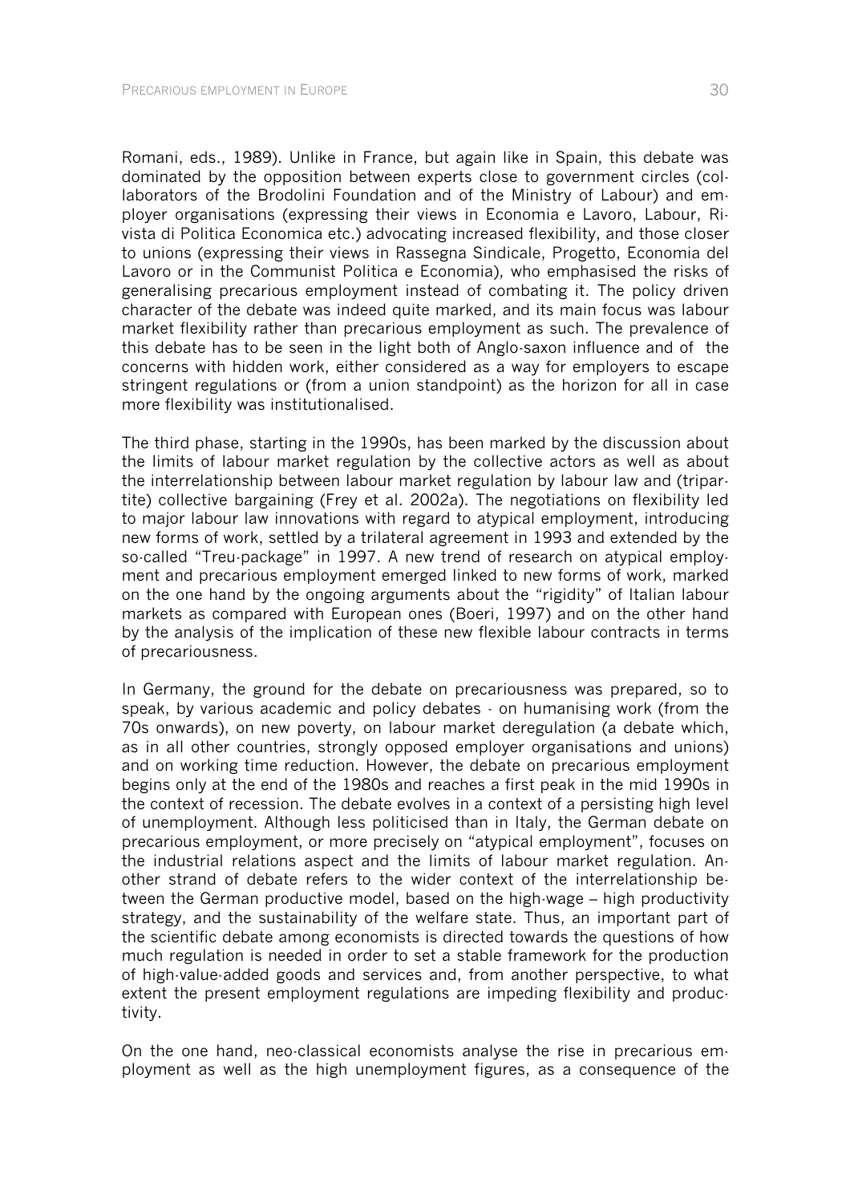Romani, eds., 1989). Unlike in France, but again like in Spain, this debate was dominated by the opposition between experts close to government circles (collaborators of the Brodolini Foundation and of the Ministry of Labour) and employer organisations (expressing their views in Economia e Lavoro, Labour, Rivista di Politica Economica etc.) advocating increased flexibility, and those closer to unions (expressing their views in Rassegna Sindicale, Progetto, Economia del Lavoro or in the Communist Politica e Economia), who emphasised the risks of generalising precarious employment instead of combating it. The policy driven character of the debate was indeed quite marked, and its main focus was labour market flexibility rather than precarious employment as such. The prevalence of this debate has to be seen in the light both of Anglo-saxon influence and of the concerns with hidden work, either considered as a way for employers to escape stringent regulations or (from a union standpoint) as the horizon for all in case more flexibility was institutionalised.

The third phase, starting in the 1990s, has been marked by the discussion about the limits of labour market regulation by the collective actors as well as about the interrelationship between labour market regulation by labour law and (tripartite) collective bargaining (Frey et al. 2002a). The negotiations on flexibility led to major labour law innovations with regard to atypical employment, introducing new forms of work, settled by a trilateral agreement in 1993 and extended by the so-called "Treu-package" in 1997. A new trend of research on atypical employment and precarious employment emerged linked to new forms of work, marked on the one hand by the ongoing arguments about the "rigidity" of Italian labour markets as compared with European ones (Boeri, 1997) and on the other hand by the analysis of the implication of these new flexible labour contracts in terms of precariousness.

In Germany, the ground for the debate on precariousness was prepared, so to speak, by various academic and policy debates - on humanising work (from the 70s onwards), on new poverty, on labour market deregulation (a debate which, as in all other countries, strongly opposed employer organisations and unions) and on working time reduction. However, the debate on precarious employment begins only at the end of the 1980s and reaches a first peak in the mid 1990s in the context of recession. The debate evolves in a context of a persisting high level of unemployment. Although less politicised than in Italy, the German debate on precarious employment, or more precisely on "atypical employment", focuses on the industrial relations aspect and the limits of labour market regulation. Another strand of debate refers to the wider context of the interrelationship between the German productive model, based on the high-wage – high productivity strategy, and the sustainability of the welfare state. Thus, an important part of the scientific debate among economists is directed towards the questions of how much regulation is needed in order to set a stable framework for the production of high-value-added goods and services and, from another perspective, to what extent the present employment regulations are impeding flexibility and productivity.

On the one hand, neo-classical economists analyse the rise in precarious employment as well as the high unemployment figures, as a consequence of the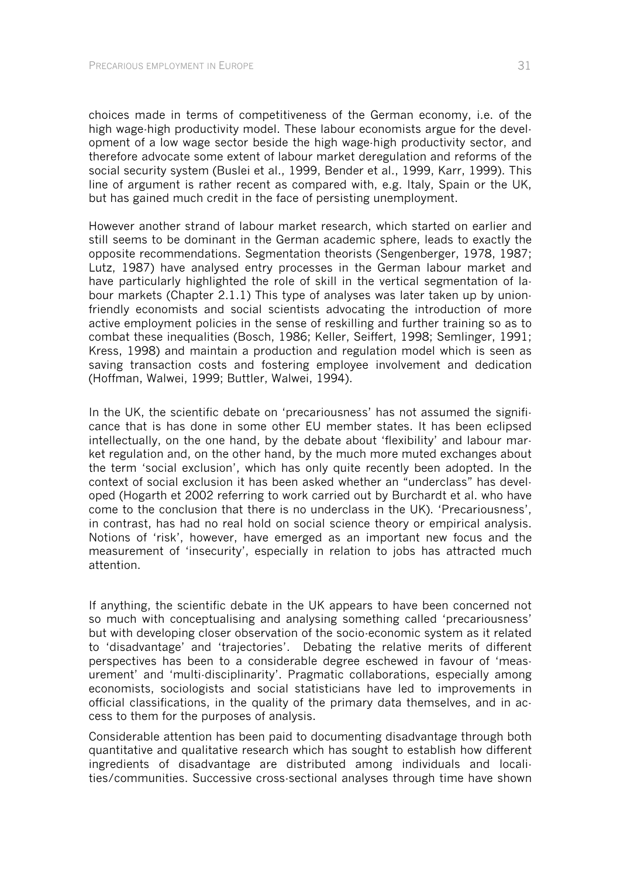choices made in terms of competitiveness of the German economy, i.e. of the high wage-high productivity model. These labour economists argue for the development of a low wage sector beside the high wage-high productivity sector, and therefore advocate some extent of labour market deregulation and reforms of the social security system (Buslei et al., 1999, Bender et al., 1999, Karr, 1999). This line of argument is rather recent as compared with, e.g. Italy, Spain or the UK, but has gained much credit in the face of persisting unemployment.

However another strand of labour market research, which started on earlier and still seems to be dominant in the German academic sphere, leads to exactly the opposite recommendations. Segmentation theorists (Sengenberger, 1978, 1987; Lutz, 1987) have analysed entry processes in the German labour market and have particularly highlighted the role of skill in the vertical segmentation of labour markets (Chapter 2.1.1) This type of analyses was later taken up by union-friendly economists and social scientists advocating the introduction of more active employment policies in the sense of reskilling and further training so as to combat these inequalities (Bosch, 1986; Keller, Seiffert, 1998; Semlinger, 1991; Kress, 1998) and maintain a production and regulation model which is seen as saving transaction costs and fostering employee involvement and dedication (Hoffman, Walwei, 1999; Buttler, Walwei, 1994).

In the UK, the scientific debate on 'precariousness' has not assumed the significance that is has done in some other EU member states. It has been eclipsed intellectually, on the one hand, by the debate about 'flexibility' and labour market regulation and, on the other hand, by the much more muted exchanges about the term 'social exclusion', which has only quite recently been adopted. In the context of social exclusion it has been asked whether an "underclass" has developed (Hogarth et 2002 referring to work carried out by Burchardt et al. who have come to the conclusion that there is no underclass in the UK). 'Precariousness', in contrast, has had no real hold on social science theory or empirical analysis. Notions of 'risk', however, have emerged as an important new focus and the measurement of 'insecurity', especially in relation to jobs has attracted much attention.

If anything, the scientific debate in the UK appears to have been concerned not so much with conceptualising and analysing something called 'precariousness' but with developing closer observation of the socio-economic system as it related to 'disadvantage' and 'trajectories'. Debating the relative merits of different perspectives has been to a considerable degree eschewed in favour of 'measurement' and 'multi-disciplinarity'. Pragmatic collaborations, especially among economists, sociologists and social statisticians have led to improvements in official classifications, in the quality of the primary data themselves, and in access to them for the purposes of analysis.

Considerable attention has been paid to documenting disadvantage through both quantitative and qualitative research which has sought to establish how different ingredients of disadvantage are distributed among individuals and localities/communities. Successive cross-sectional analyses through time have shown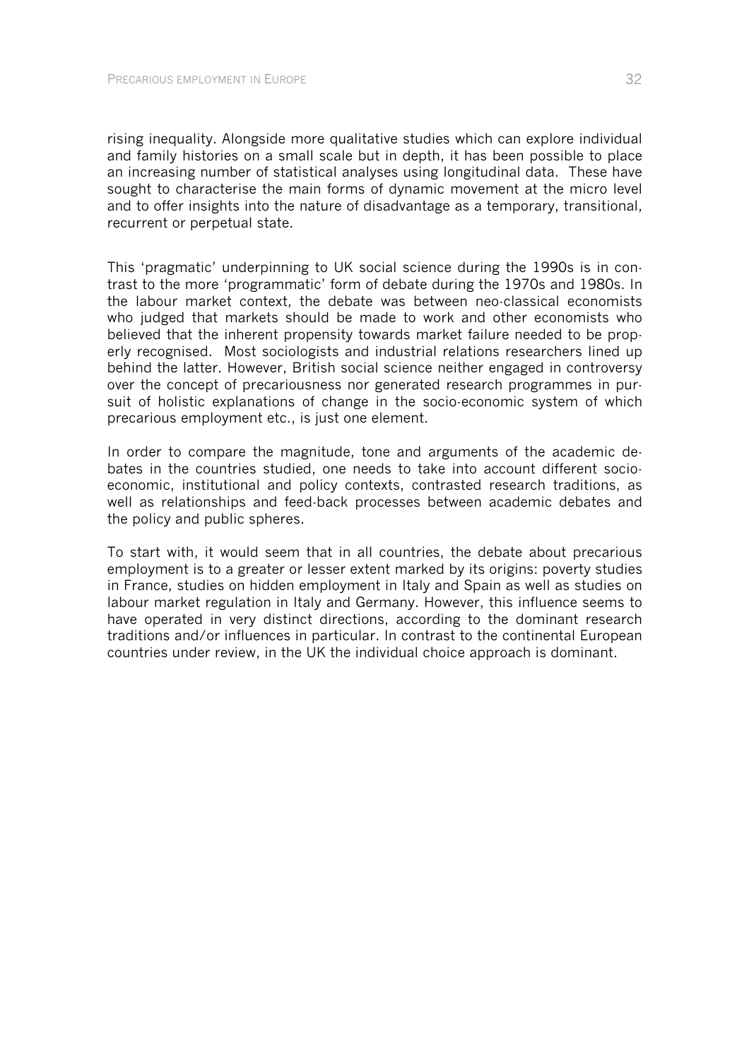rising inequality. Alongside more qualitative studies which can explore individual and family histories on a small scale but in depth, it has been possible to place an increasing number of statistical analyses using longitudinal data. These have sought to characterise the main forms of dynamic movement at the micro level and to offer insights into the nature of disadvantage as a temporary, transitional, recurrent or perpetual state.

This 'pragmatic' underpinning to UK social science during the 1990s is in contrast to the more 'programmatic' form of debate during the 1970s and 1980s. In the labour market context, the debate was between neo-classical economists who judged that markets should be made to work and other economists who believed that the inherent propensity towards market failure needed to be properly recognised. Most sociologists and industrial relations researchers lined up behind the latter. However, British social science neither engaged in controversy over the concept of precariousness nor generated research programmes in pursuit of holistic explanations of change in the socio-economic system of which precarious employment etc., is just one element.

In order to compare the magnitude, tone and arguments of the academic debates in the countries studied, one needs to take into account different socio-economic, institutional and policy contexts, contrasted research traditions, as well as relationships and feed-back processes between academic debates and the policy and public spheres.

To start with, it would seem that in all countries, the debate about precarious employment is to a greater or lesser extent marked by its origins: poverty studies in France, studies on hidden employment in Italy and Spain as well as studies on labour market regulation in Italy and Germany. However, this influence seems to have operated in very distinct directions, according to the dominant research traditions and/or influences in particular. In contrast to the continental European countries under review, in the UK the individual choice approach is dominant.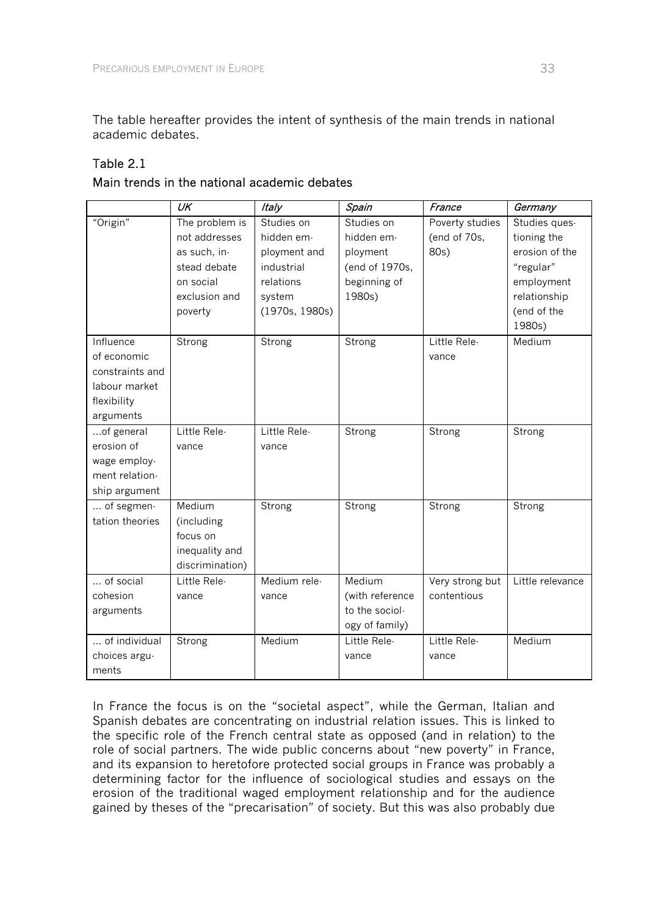The table hereafter provides the intent of synthesis of the main trends in national academic debates.

Table 2.1

Main trends in the national academic debates

| | *UK* | *Italy* | *Spain* | *France* | *Germany* |
|---|---|---|---|---|---|
| "Origin" | The problem is not addresses as such, instead debate on social exclusion and poverty | Studies on hidden employment and industrial relations system (1970s, 1980s) | Studies on hidden employment (end of 1970s, beginning of 1980s) | Poverty studies (end of 70s, 80s) | Studies questioning the erosion of the "regular" employment relationship (end of the 1980s) |
| Influence of economic constraints and labour market flexibility arguments | Strong | Strong | Strong | Little Relevance | Medium |
| ...of general erosion of wage employment relationship argument | Little Relevance | Little Relevance | Strong | Strong | Strong |
| ... of segmentation theories | Medium (including focus on inequality and discrimination) | Strong | Strong | Strong | Strong |
| ... of social cohesion arguments | Little Relevance | Medium relevance | Medium (with reference to the sociology of family) | Very strong but contentious | Little relevance |
| ... of individual choices arguments | Strong | Medium | Little Relevance | Little Relevance | Medium |

In France the focus is on the "societal aspect", while the German, Italian and Spanish debates are concentrating on industrial relation issues. This is linked to the specific role of the French central state as opposed (and in relation) to the role of social partners. The wide public concerns about "new poverty" in France, and its expansion to heretofore protected social groups in France was probably a determining factor for the influence of sociological studies and essays on the erosion of the traditional waged employment relationship and for the audience gained by theses of the "precarisation" of society. But this was also probably due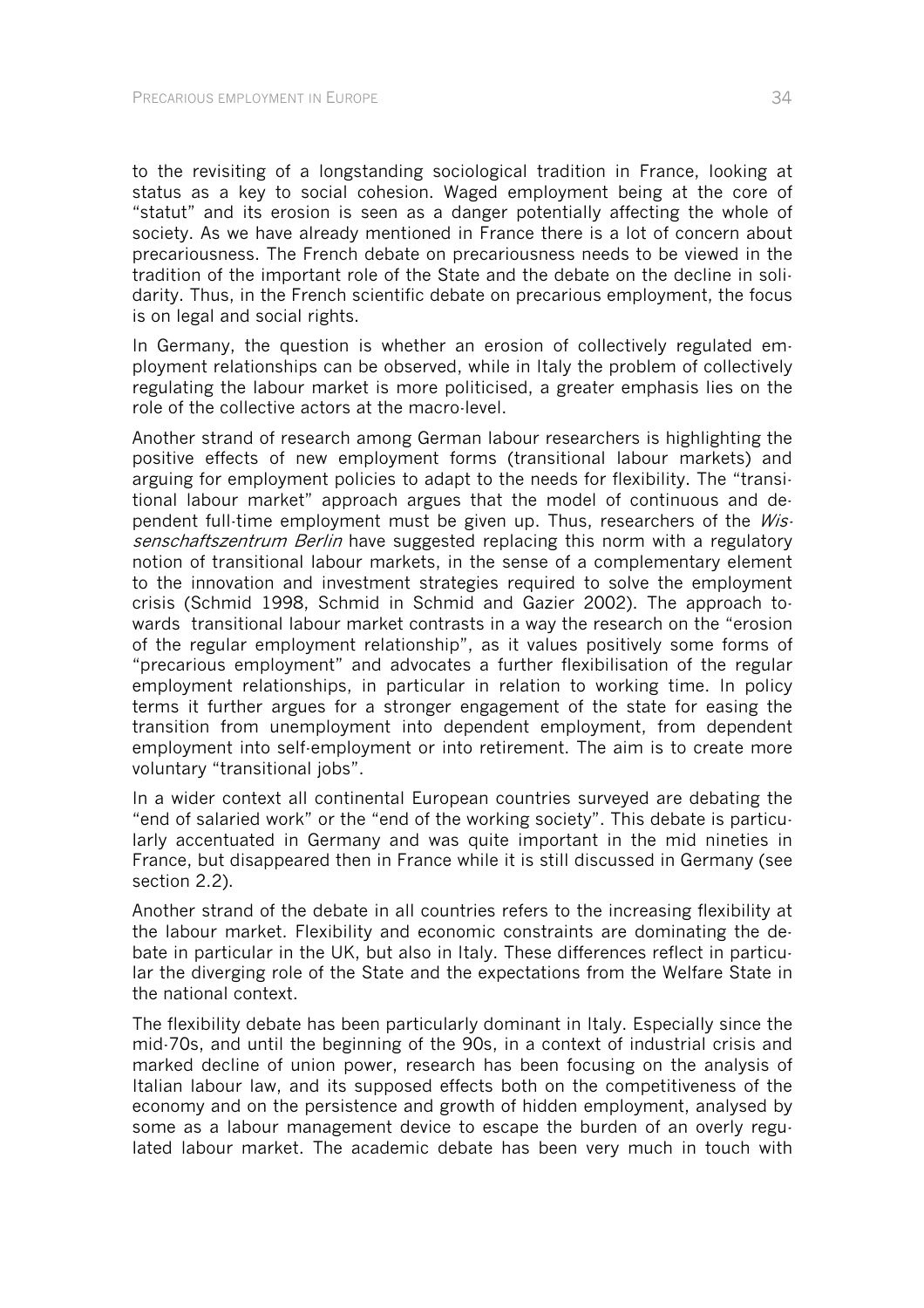to the revisiting of a longstanding sociological tradition in France, looking at status as a key to social cohesion. Waged employment being at the core of "statut" and its erosion is seen as a danger potentially affecting the whole of society. As we have already mentioned in France there is a lot of concern about precariousness. The French debate on precariousness needs to be viewed in the tradition of the important role of the State and the debate on the decline in solidarity. Thus, in the French scientific debate on precarious employment, the focus is on legal and social rights.

In Germany, the question is whether an erosion of collectively regulated employment relationships can be observed, while in Italy the problem of collectively regulating the labour market is more politicised, a greater emphasis lies on the role of the collective actors at the macro-level.

Another strand of research among German labour researchers is highlighting the positive effects of new employment forms (transitional labour markets) and arguing for employment policies to adapt to the needs for flexibility. The "transitional labour market" approach argues that the model of continuous and dependent full-time employment must be given up. Thus, researchers of the *Wissenschaftszentrum Berlin* have suggested replacing this norm with a regulatory notion of transitional labour markets, in the sense of a complementary element to the innovation and investment strategies required to solve the employment crisis (Schmid 1998, Schmid in Schmid and Gazier 2002). The approach towards transitional labour market contrasts in a way the research on the "erosion of the regular employment relationship", as it values positively some forms of "precarious employment" and advocates a further flexibilisation of the regular employment relationships, in particular in relation to working time. In policy terms it further argues for a stronger engagement of the state for easing the transition from unemployment into dependent employment, from dependent employment into self-employment or into retirement. The aim is to create more voluntary "transitional jobs".

In a wider context all continental European countries surveyed are debating the "end of salaried work" or the "end of the working society". This debate is particularly accentuated in Germany and was quite important in the mid nineties in France, but disappeared then in France while it is still discussed in Germany (see section 2.2).

Another strand of the debate in all countries refers to the increasing flexibility at the labour market. Flexibility and economic constraints are dominating the debate in particular in the UK, but also in Italy. These differences reflect in particular the diverging role of the State and the expectations from the Welfare State in the national context.

The flexibility debate has been particularly dominant in Italy. Especially since the mid-70s, and until the beginning of the 90s, in a context of industrial crisis and marked decline of union power, research has been focusing on the analysis of Italian labour law, and its supposed effects both on the competitiveness of the economy and on the persistence and growth of hidden employment, analysed by some as a labour management device to escape the burden of an overly regulated labour market. The academic debate has been very much in touch with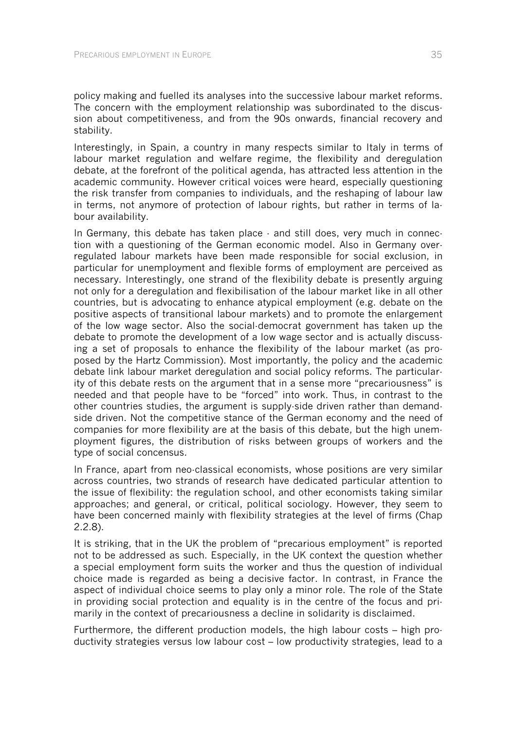policy making and fuelled its analyses into the successive labour market reforms. The concern with the employment relationship was subordinated to the discussion about competitiveness, and from the 90s onwards, financial recovery and stability.

Interestingly, in Spain, a country in many respects similar to Italy in terms of labour market regulation and welfare regime, the flexibility and deregulation debate, at the forefront of the political agenda, has attracted less attention in the academic community. However critical voices were heard, especially questioning the risk transfer from companies to individuals, and the reshaping of labour law in terms, not anymore of protection of labour rights, but rather in terms of labour availability.

In Germany, this debate has taken place - and still does, very much in connection with a questioning of the German economic model. Also in Germany overregulated labour markets have been made responsible for social exclusion, in particular for unemployment and flexible forms of employment are perceived as necessary. Interestingly, one strand of the flexibility debate is presently arguing not only for a deregulation and flexibilisation of the labour market like in all other countries, but is advocating to enhance atypical employment (e.g. debate on the positive aspects of transitional labour markets) and to promote the enlargement of the low wage sector. Also the social-democrat government has taken up the debate to promote the development of a low wage sector and is actually discussing a set of proposals to enhance the flexibility of the labour market (as proposed by the Hartz Commission). Most importantly, the policy and the academic debate link labour market deregulation and social policy reforms. The particularity of this debate rests on the argument that in a sense more "precariousness" is needed and that people have to be "forced" into work. Thus, in contrast to the other countries studies, the argument is supply-side driven rather than demand-side driven. Not the competitive stance of the German economy and the need of companies for more flexibility are at the basis of this debate, but the high unemployment figures, the distribution of risks between groups of workers and the type of social concensus.

In France, apart from neo-classical economists, whose positions are very similar across countries, two strands of research have dedicated particular attention to the issue of flexibility: the regulation school, and other economists taking similar approaches; and general, or critical, political sociology. However, they seem to have been concerned mainly with flexibility strategies at the level of firms (Chap 2.2.8).

It is striking, that in the UK the problem of "precarious employment" is reported not to be addressed as such. Especially, in the UK context the question whether a special employment form suits the worker and thus the question of individual choice made is regarded as being a decisive factor. In contrast, in France the aspect of individual choice seems to play only a minor role. The role of the State in providing social protection and equality is in the centre of the focus and primarily in the context of precariousness a decline in solidarity is disclaimed.

Furthermore, the different production models, the high labour costs – high productivity strategies versus low labour cost – low productivity strategies, lead to a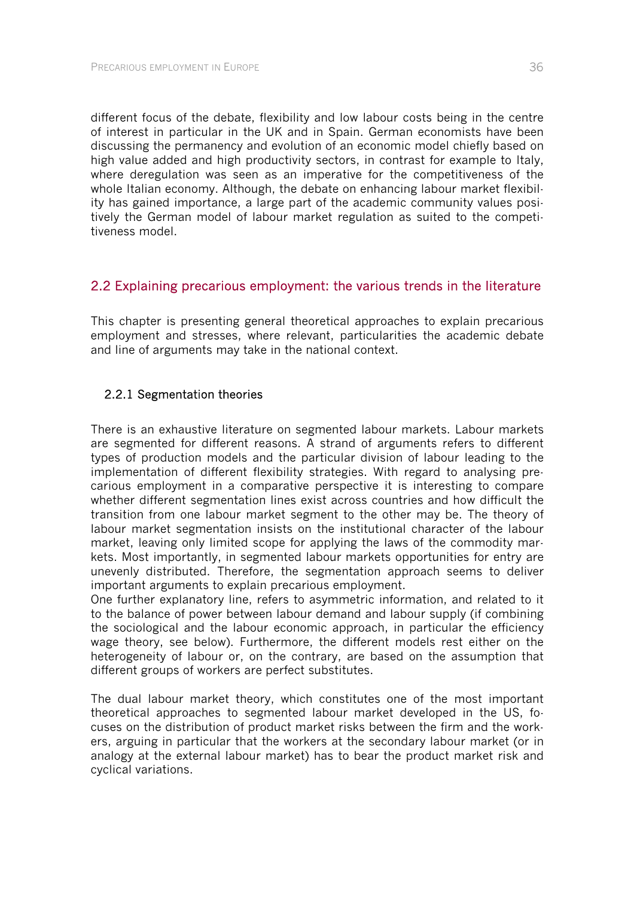different focus of the debate, flexibility and low labour costs being in the centre of interest in particular in the UK and in Spain. German economists have been discussing the permanency and evolution of an economic model chiefly based on high value added and high productivity sectors, in contrast for example to Italy, where deregulation was seen as an imperative for the competitiveness of the whole Italian economy. Although, the debate on enhancing labour market flexibility has gained importance, a large part of the academic community values positively the German model of labour market regulation as suited to the competitiveness model.

## 2.2 Explaining precarious employment: the various trends in the literature

This chapter is presenting general theoretical approaches to explain precarious employment and stresses, where relevant, particularities the academic debate and line of arguments may take in the national context.

### 2.2.1 Segmentation theories

There is an exhaustive literature on segmented labour markets. Labour markets are segmented for different reasons. A strand of arguments refers to different types of production models and the particular division of labour leading to the implementation of different flexibility strategies. With regard to analysing precarious employment in a comparative perspective it is interesting to compare whether different segmentation lines exist across countries and how difficult the transition from one labour market segment to the other may be. The theory of labour market segmentation insists on the institutional character of the labour market, leaving only limited scope for applying the laws of the commodity markets. Most importantly, in segmented labour markets opportunities for entry are unevenly distributed. Therefore, the segmentation approach seems to deliver important arguments to explain precarious employment.
One further explanatory line, refers to asymmetric information, and related to it to the balance of power between labour demand and labour supply (if combining the sociological and the labour economic approach, in particular the efficiency wage theory, see below). Furthermore, the different models rest either on the heterogeneity of labour or, on the contrary, are based on the assumption that different groups of workers are perfect substitutes.

The dual labour market theory, which constitutes one of the most important theoretical approaches to segmented labour market developed in the US, focuses on the distribution of product market risks between the firm and the workers, arguing in particular that the workers at the secondary labour market (or in analogy at the external labour market) has to bear the product market risk and cyclical variations.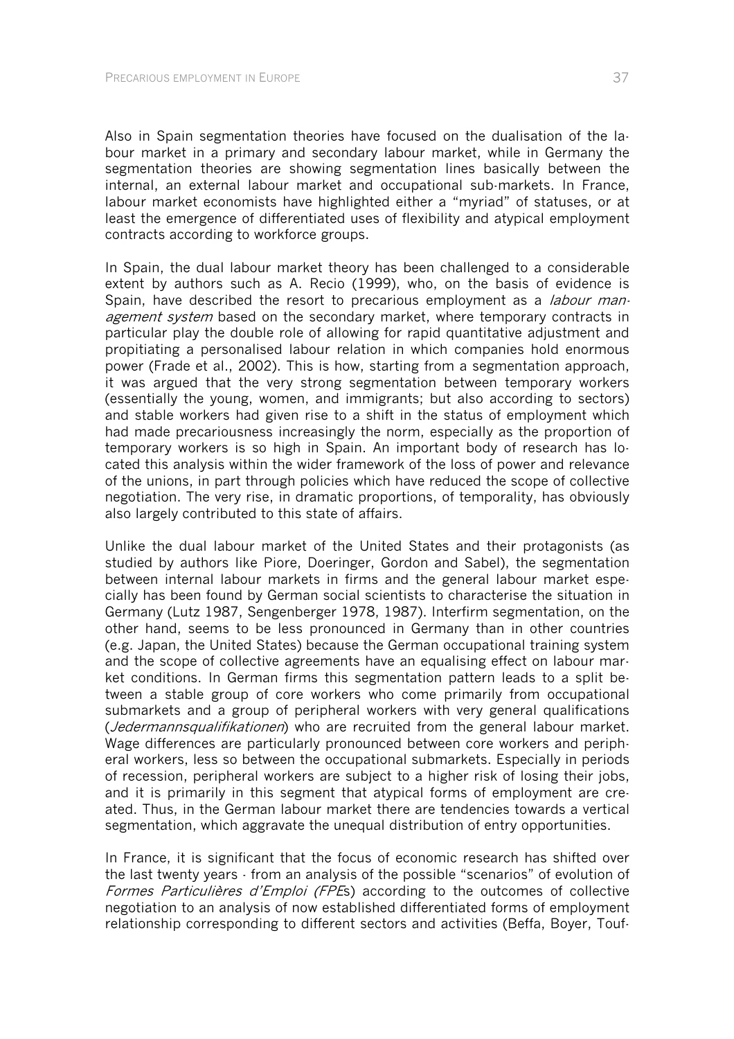Also in Spain segmentation theories have focused on the dualisation of the labour market in a primary and secondary labour market, while in Germany the segmentation theories are showing segmentation lines basically between the internal, an external labour market and occupational sub-markets. In France, labour market economists have highlighted either a "myriad" of statuses, or at least the emergence of differentiated uses of flexibility and atypical employment contracts according to workforce groups.

In Spain, the dual labour market theory has been challenged to a considerable extent by authors such as A. Recio (1999), who, on the basis of evidence is Spain, have described the resort to precarious employment as a *labour management system* based on the secondary market, where temporary contracts in particular play the double role of allowing for rapid quantitative adjustment and propitiating a personalised labour relation in which companies hold enormous power (Frade et al., 2002). This is how, starting from a segmentation approach, it was argued that the very strong segmentation between temporary workers (essentially the young, women, and immigrants; but also according to sectors) and stable workers had given rise to a shift in the status of employment which had made precariousness increasingly the norm, especially as the proportion of temporary workers is so high in Spain. An important body of research has located this analysis within the wider framework of the loss of power and relevance of the unions, in part through policies which have reduced the scope of collective negotiation. The very rise, in dramatic proportions, of temporality, has obviously also largely contributed to this state of affairs.

Unlike the dual labour market of the United States and their protagonists (as studied by authors like Piore, Doeringer, Gordon and Sabel), the segmentation between internal labour markets in firms and the general labour market especially has been found by German social scientists to characterise the situation in Germany (Lutz 1987, Sengenberger 1978, 1987). Interfirm segmentation, on the other hand, seems to be less pronounced in Germany than in other countries (e.g. Japan, the United States) because the German occupational training system and the scope of collective agreements have an equalising effect on labour market conditions. In German firms this segmentation pattern leads to a split between a stable group of core workers who come primarily from occupational submarkets and a group of peripheral workers with very general qualifications (*Jedermannsqualifikationen*) who are recruited from the general labour market. Wage differences are particularly pronounced between core workers and peripheral workers, less so between the occupational submarkets. Especially in periods of recession, peripheral workers are subject to a higher risk of losing their jobs, and it is primarily in this segment that atypical forms of employment are created. Thus, in the German labour market there are tendencies towards a vertical segmentation, which aggravate the unequal distribution of entry opportunities.

In France, it is significant that the focus of economic research has shifted over the last twenty years - from an analysis of the possible "scenarios" of evolution of *Formes Particulières d'Emploi (FPE*s) according to the outcomes of collective negotiation to an analysis of now established differentiated forms of employment relationship corresponding to different sectors and activities (Beffa, Boyer, Touf-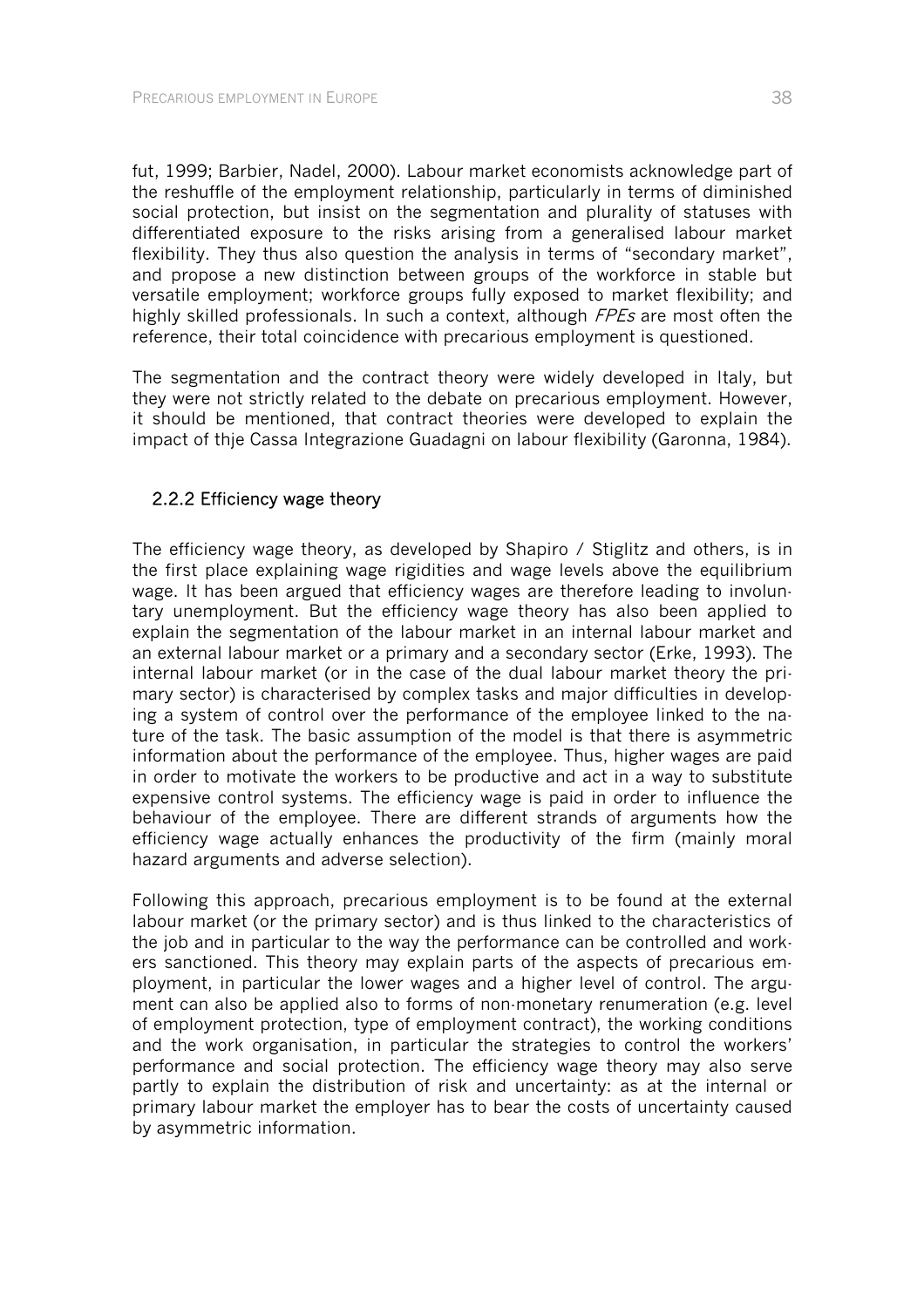fut, 1999; Barbier, Nadel, 2000). Labour market economists acknowledge part of the reshuffle of the employment relationship, particularly in terms of diminished social protection, but insist on the segmentation and plurality of statuses with differentiated exposure to the risks arising from a generalised labour market flexibility. They thus also question the analysis in terms of "secondary market", and propose a new distinction between groups of the workforce in stable but versatile employment; workforce groups fully exposed to market flexibility; and highly skilled professionals. In such a context, although *FPEs* are most often the reference, their total coincidence with precarious employment is questioned.

The segmentation and the contract theory were widely developed in Italy, but they were not strictly related to the debate on precarious employment. However, it should be mentioned, that contract theories were developed to explain the impact of thje Cassa Integrazione Guadagni on labour flexibility (Garonna, 1984).

### 2.2.2 Efficiency wage theory

The efficiency wage theory, as developed by Shapiro / Stiglitz and others, is in the first place explaining wage rigidities and wage levels above the equilibrium wage. It has been argued that efficiency wages are therefore leading to involuntary unemployment. But the efficiency wage theory has also been applied to explain the segmentation of the labour market in an internal labour market and an external labour market or a primary and a secondary sector (Erke, 1993). The internal labour market (or in the case of the dual labour market theory the primary sector) is characterised by complex tasks and major difficulties in developing a system of control over the performance of the employee linked to the nature of the task. The basic assumption of the model is that there is asymmetric information about the performance of the employee. Thus, higher wages are paid in order to motivate the workers to be productive and act in a way to substitute expensive control systems. The efficiency wage is paid in order to influence the behaviour of the employee. There are different strands of arguments how the efficiency wage actually enhances the productivity of the firm (mainly moral hazard arguments and adverse selection).

Following this approach, precarious employment is to be found at the external labour market (or the primary sector) and is thus linked to the characteristics of the job and in particular to the way the performance can be controlled and workers sanctioned. This theory may explain parts of the aspects of precarious employment, in particular the lower wages and a higher level of control. The argument can also be applied also to forms of non-monetary renumeration (e.g. level of employment protection, type of employment contract), the working conditions and the work organisation, in particular the strategies to control the workers' performance and social protection. The efficiency wage theory may also serve partly to explain the distribution of risk and uncertainty: as at the internal or primary labour market the employer has to bear the costs of uncertainty caused by asymmetric information.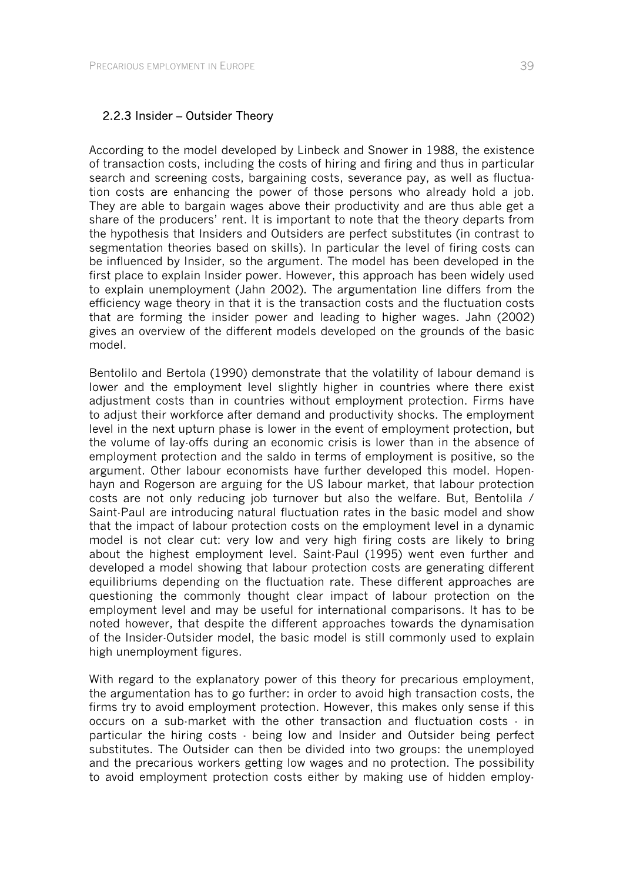### 2.2.3 Insider – Outsider Theory

According to the model developed by Linbeck and Snower in 1988, the existence of transaction costs, including the costs of hiring and firing and thus in particular search and screening costs, bargaining costs, severance pay, as well as fluctuation costs are enhancing the power of those persons who already hold a job. They are able to bargain wages above their productivity and are thus able get a share of the producers' rent. It is important to note that the theory departs from the hypothesis that Insiders and Outsiders are perfect substitutes (in contrast to segmentation theories based on skills). In particular the level of firing costs can be influenced by Insider, so the argument. The model has been developed in the first place to explain Insider power. However, this approach has been widely used to explain unemployment (Jahn 2002). The argumentation line differs from the efficiency wage theory in that it is the transaction costs and the fluctuation costs that are forming the insider power and leading to higher wages. Jahn (2002) gives an overview of the different models developed on the grounds of the basic model.

Bentolilo and Bertola (1990) demonstrate that the volatility of labour demand is lower and the employment level slightly higher in countries where there exist adjustment costs than in countries without employment protection. Firms have to adjust their workforce after demand and productivity shocks. The employment level in the next upturn phase is lower in the event of employment protection, but the volume of lay-offs during an economic crisis is lower than in the absence of employment protection and the saldo in terms of employment is positive, so the argument. Other labour economists have further developed this model. Hopenhayn and Rogerson are arguing for the US labour market, that labour protection costs are not only reducing job turnover but also the welfare. But, Bentolila / Saint-Paul are introducing natural fluctuation rates in the basic model and show that the impact of labour protection costs on the employment level in a dynamic model is not clear cut: very low and very high firing costs are likely to bring about the highest employment level. Saint-Paul (1995) went even further and developed a model showing that labour protection costs are generating different equilibriums depending on the fluctuation rate. These different approaches are questioning the commonly thought clear impact of labour protection on the employment level and may be useful for international comparisons. It has to be noted however, that despite the different approaches towards the dynamisation of the Insider-Outsider model, the basic model is still commonly used to explain high unemployment figures.

With regard to the explanatory power of this theory for precarious employment, the argumentation has to go further: in order to avoid high transaction costs, the firms try to avoid employment protection. However, this makes only sense if this occurs on a sub-market with the other transaction and fluctuation costs - in particular the hiring costs - being low and Insider and Outsider being perfect substitutes. The Outsider can then be divided into two groups: the unemployed and the precarious workers getting low wages and no protection. The possibility to avoid employment protection costs either by making use of hidden employ-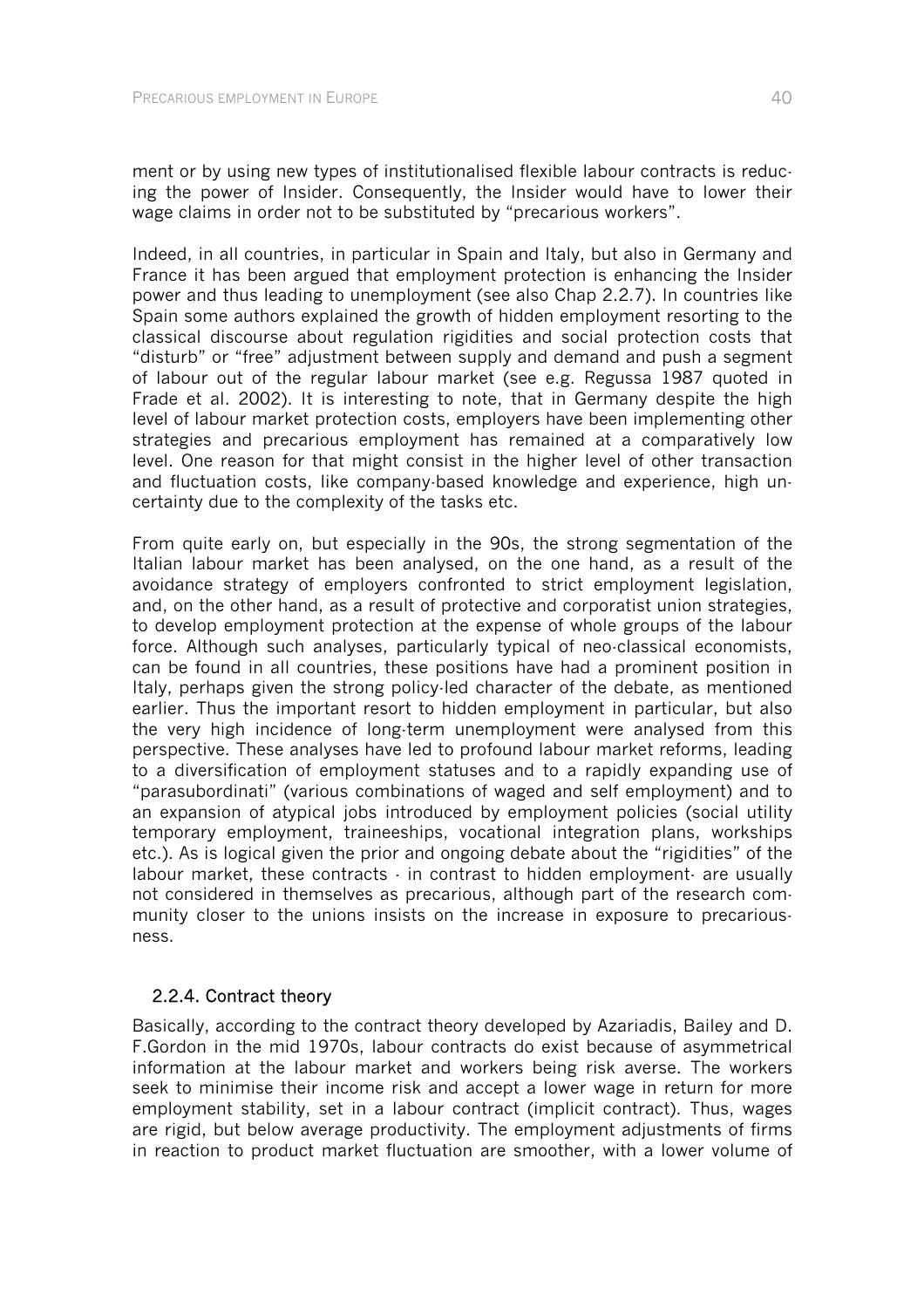ment or by using new types of institutionalised flexible labour contracts is reducing the power of Insider. Consequently, the Insider would have to lower their wage claims in order not to be substituted by "precarious workers".

Indeed, in all countries, in particular in Spain and Italy, but also in Germany and France it has been argued that employment protection is enhancing the Insider power and thus leading to unemployment (see also Chap 2.2.7). In countries like Spain some authors explained the growth of hidden employment resorting to the classical discourse about regulation rigidities and social protection costs that "disturb" or "free" adjustment between supply and demand and push a segment of labour out of the regular labour market (see e.g. Regussa 1987 quoted in Frade et al. 2002). It is interesting to note, that in Germany despite the high level of labour market protection costs, employers have been implementing other strategies and precarious employment has remained at a comparatively low level. One reason for that might consist in the higher level of other transaction and fluctuation costs, like company-based knowledge and experience, high uncertainty due to the complexity of the tasks etc.

From quite early on, but especially in the 90s, the strong segmentation of the Italian labour market has been analysed, on the one hand, as a result of the avoidance strategy of employers confronted to strict employment legislation, and, on the other hand, as a result of protective and corporatist union strategies, to develop employment protection at the expense of whole groups of the labour force. Although such analyses, particularly typical of neo-classical economists, can be found in all countries, these positions have had a prominent position in Italy, perhaps given the strong policy-led character of the debate, as mentioned earlier. Thus the important resort to hidden employment in particular, but also the very high incidence of long-term unemployment were analysed from this perspective. These analyses have led to profound labour market reforms, leading to a diversification of employment statuses and to a rapidly expanding use of "parasubordinati" (various combinations of waged and self employment) and to an expansion of atypical jobs introduced by employment policies (social utility temporary employment, traineeships, vocational integration plans, workships etc.). As is logical given the prior and ongoing debate about the "rigidities" of the labour market, these contracts - in contrast to hidden employment- are usually not considered in themselves as precarious, although part of the research community closer to the unions insists on the increase in exposure to precariousness.

### 2.2.4. Contract theory

Basically, according to the contract theory developed by Azariadis, Bailey and D. F.Gordon in the mid 1970s, labour contracts do exist because of asymmetrical information at the labour market and workers being risk averse. The workers seek to minimise their income risk and accept a lower wage in return for more employment stability, set in a labour contract (implicit contract). Thus, wages are rigid, but below average productivity. The employment adjustments of firms in reaction to product market fluctuation are smoother, with a lower volume of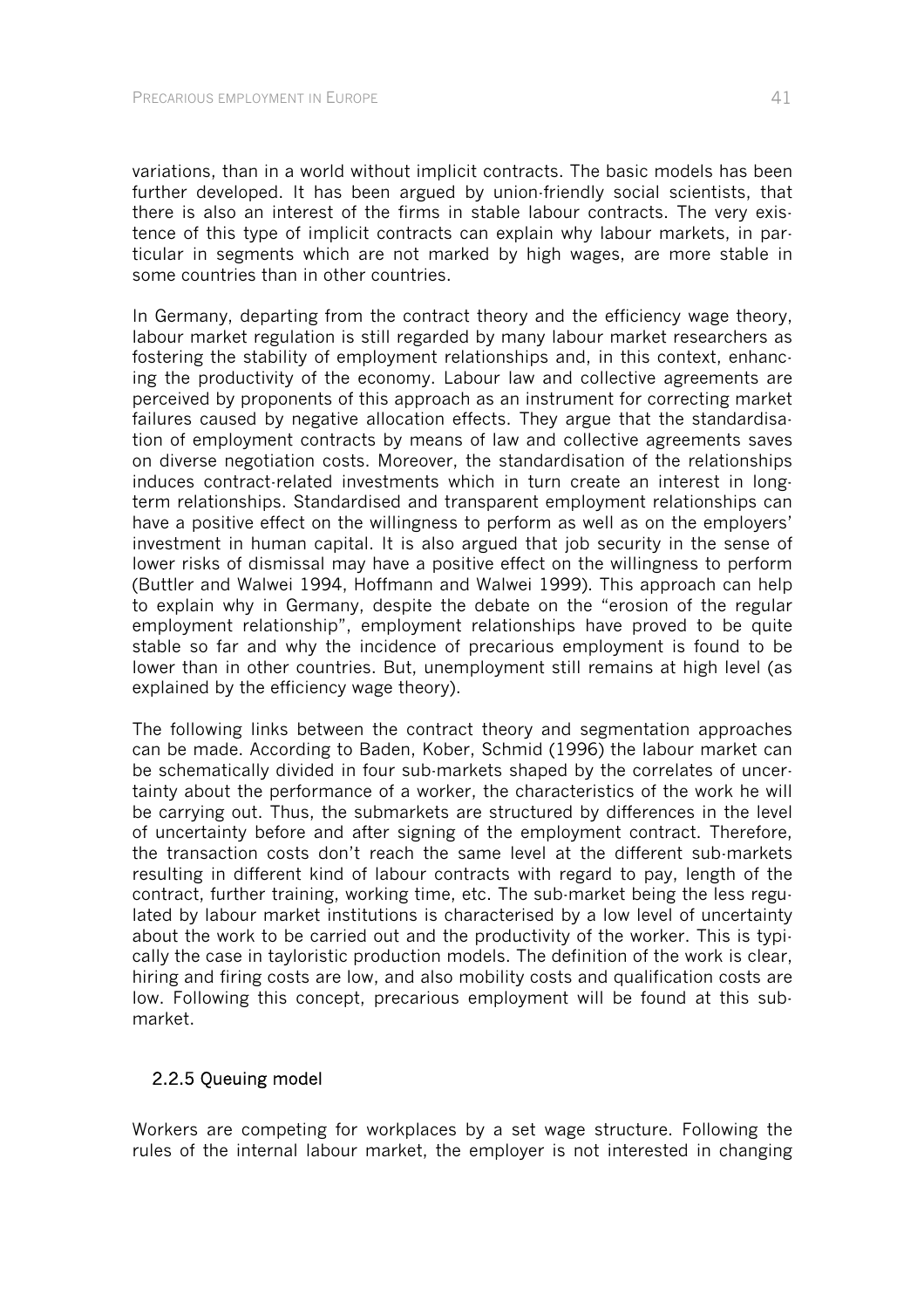variations, than in a world without implicit contracts. The basic models has been further developed. It has been argued by union-friendly social scientists, that there is also an interest of the firms in stable labour contracts. The very existence of this type of implicit contracts can explain why labour markets, in particular in segments which are not marked by high wages, are more stable in some countries than in other countries.

In Germany, departing from the contract theory and the efficiency wage theory, labour market regulation is still regarded by many labour market researchers as fostering the stability of employment relationships and, in this context, enhancing the productivity of the economy. Labour law and collective agreements are perceived by proponents of this approach as an instrument for correcting market failures caused by negative allocation effects. They argue that the standardisation of employment contracts by means of law and collective agreements saves on diverse negotiation costs. Moreover, the standardisation of the relationships induces contract-related investments which in turn create an interest in long-term relationships. Standardised and transparent employment relationships can have a positive effect on the willingness to perform as well as on the employers' investment in human capital. It is also argued that job security in the sense of lower risks of dismissal may have a positive effect on the willingness to perform (Buttler and Walwei 1994, Hoffmann and Walwei 1999). This approach can help to explain why in Germany, despite the debate on the "erosion of the regular employment relationship", employment relationships have proved to be quite stable so far and why the incidence of precarious employment is found to be lower than in other countries. But, unemployment still remains at high level (as explained by the efficiency wage theory).

The following links between the contract theory and segmentation approaches can be made. According to Baden, Kober, Schmid (1996) the labour market can be schematically divided in four sub-markets shaped by the correlates of uncertainty about the performance of a worker, the characteristics of the work he will be carrying out. Thus, the submarkets are structured by differences in the level of uncertainty before and after signing of the employment contract. Therefore, the transaction costs don't reach the same level at the different sub-markets resulting in different kind of labour contracts with regard to pay, length of the contract, further training, working time, etc. The sub-market being the less regulated by labour market institutions is characterised by a low level of uncertainty about the work to be carried out and the productivity of the worker. This is typically the case in tayloristic production models. The definition of the work is clear, hiring and firing costs are low, and also mobility costs and qualification costs are low. Following this concept, precarious employment will be found at this sub-market.

### 2.2.5 Queuing model

Workers are competing for workplaces by a set wage structure. Following the rules of the internal labour market, the employer is not interested in changing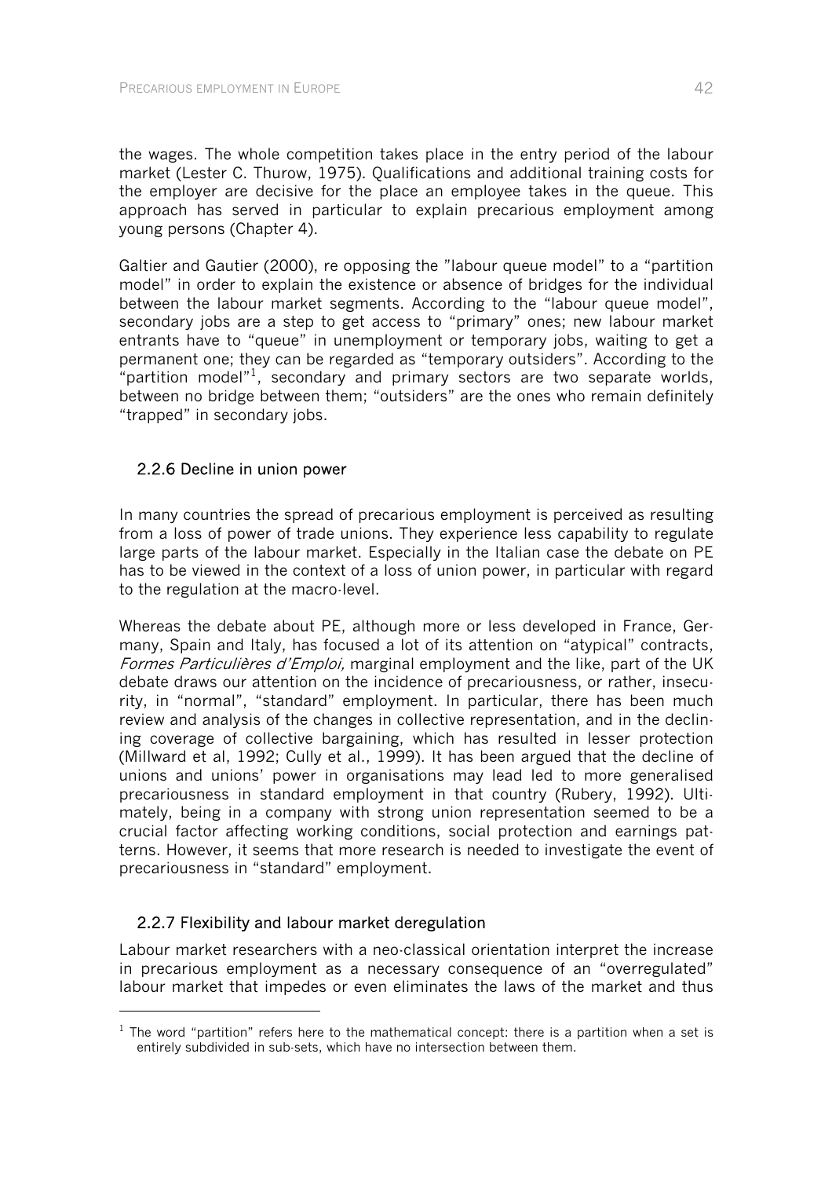the wages. The whole competition takes place in the entry period of the labour market (Lester C. Thurow, 1975). Qualifications and additional training costs for the employer are decisive for the place an employee takes in the queue. This approach has served in particular to explain precarious employment among young persons (Chapter 4).

Galtier and Gautier (2000), re opposing the "labour queue model" to a "partition model" in order to explain the existence or absence of bridges for the individual between the labour market segments. According to the "labour queue model", secondary jobs are a step to get access to "primary" ones; new labour market entrants have to "queue" in unemployment or temporary jobs, waiting to get a permanent one; they can be regarded as "temporary outsiders". According to the "partition model"[1], secondary and primary sectors are two separate worlds, between no bridge between them; "outsiders" are the ones who remain definitely "trapped" in secondary jobs.

### 2.2.6 Decline in union power

In many countries the spread of precarious employment is perceived as resulting from a loss of power of trade unions. They experience less capability to regulate large parts of the labour market. Especially in the Italian case the debate on PE has to be viewed in the context of a loss of union power, in particular with regard to the regulation at the macro-level.

Whereas the debate about PE, although more or less developed in France, Germany, Spain and Italy, has focused a lot of its attention on "atypical" contracts, *Formes Particulières d'Emploi,* marginal employment and the like, part of the UK debate draws our attention on the incidence of precariousness, or rather, insecurity, in "normal", "standard" employment. In particular, there has been much review and analysis of the changes in collective representation, and in the declining coverage of collective bargaining, which has resulted in lesser protection (Millward et al, 1992; Cully et al., 1999). It has been argued that the decline of unions and unions' power in organisations may lead led to more generalised precariousness in standard employment in that country (Rubery, 1992). Ultimately, being in a company with strong union representation seemed to be a crucial factor affecting working conditions, social protection and earnings patterns. However, it seems that more research is needed to investigate the event of precariousness in "standard" employment.

### 2.2.7 Flexibility and labour market deregulation

Labour market researchers with a neo-classical orientation interpret the increase in precarious employment as a necessary consequence of an "overregulated" labour market that impedes or even eliminates the laws of the market and thus

[1] The word "partition" refers here to the mathematical concept: there is a partition when a set is entirely subdivided in sub-sets, which have no intersection between them.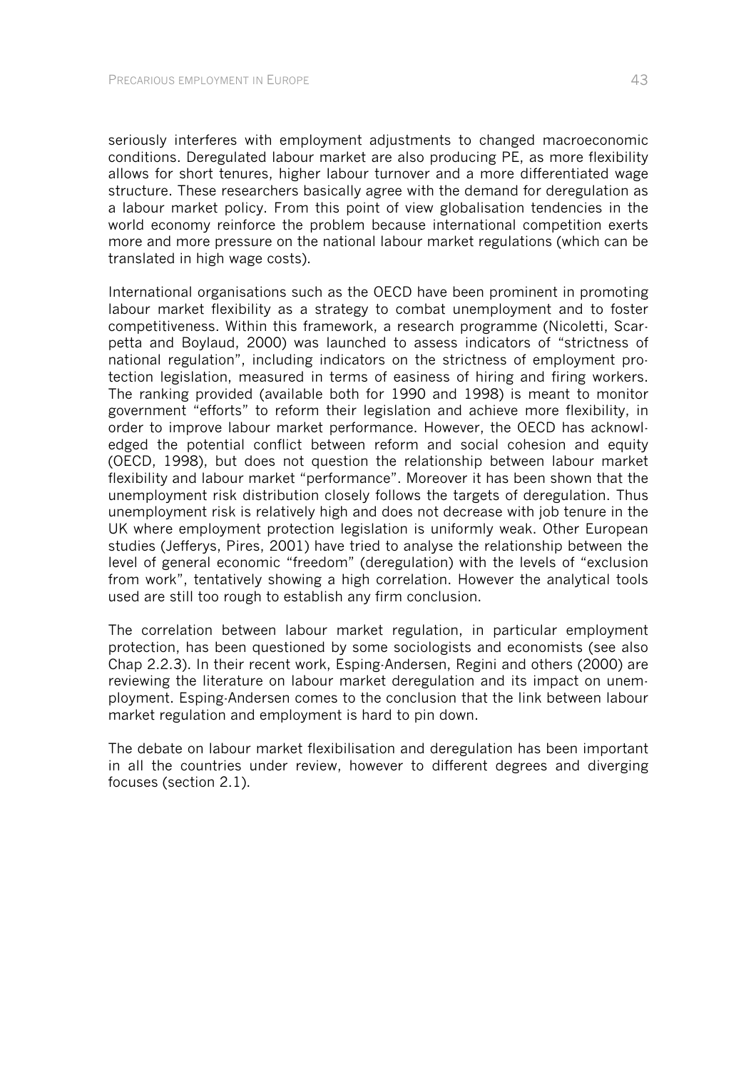seriously interferes with employment adjustments to changed macroeconomic conditions. Deregulated labour market are also producing PE, as more flexibility allows for short tenures, higher labour turnover and a more differentiated wage structure. These researchers basically agree with the demand for deregulation as a labour market policy. From this point of view globalisation tendencies in the world economy reinforce the problem because international competition exerts more and more pressure on the national labour market regulations (which can be translated in high wage costs).

International organisations such as the OECD have been prominent in promoting labour market flexibility as a strategy to combat unemployment and to foster competitiveness. Within this framework, a research programme (Nicoletti, Scarpetta and Boylaud, 2000) was launched to assess indicators of "strictness of national regulation", including indicators on the strictness of employment protection legislation, measured in terms of easiness of hiring and firing workers. The ranking provided (available both for 1990 and 1998) is meant to monitor government "efforts" to reform their legislation and achieve more flexibility, in order to improve labour market performance. However, the OECD has acknowledged the potential conflict between reform and social cohesion and equity (OECD, 1998), but does not question the relationship between labour market flexibility and labour market "performance". Moreover it has been shown that the unemployment risk distribution closely follows the targets of deregulation. Thus unemployment risk is relatively high and does not decrease with job tenure in the UK where employment protection legislation is uniformly weak. Other European studies (Jefferys, Pires, 2001) have tried to analyse the relationship between the level of general economic "freedom" (deregulation) with the levels of "exclusion from work", tentatively showing a high correlation. However the analytical tools used are still too rough to establish any firm conclusion.

The correlation between labour market regulation, in particular employment protection, has been questioned by some sociologists and economists (see also Chap 2.2.3). In their recent work, Esping-Andersen, Regini and others (2000) are reviewing the literature on labour market deregulation and its impact on unemployment. Esping-Andersen comes to the conclusion that the link between labour market regulation and employment is hard to pin down.

The debate on labour market flexibilisation and deregulation has been important in all the countries under review, however to different degrees and diverging focuses (section 2.1).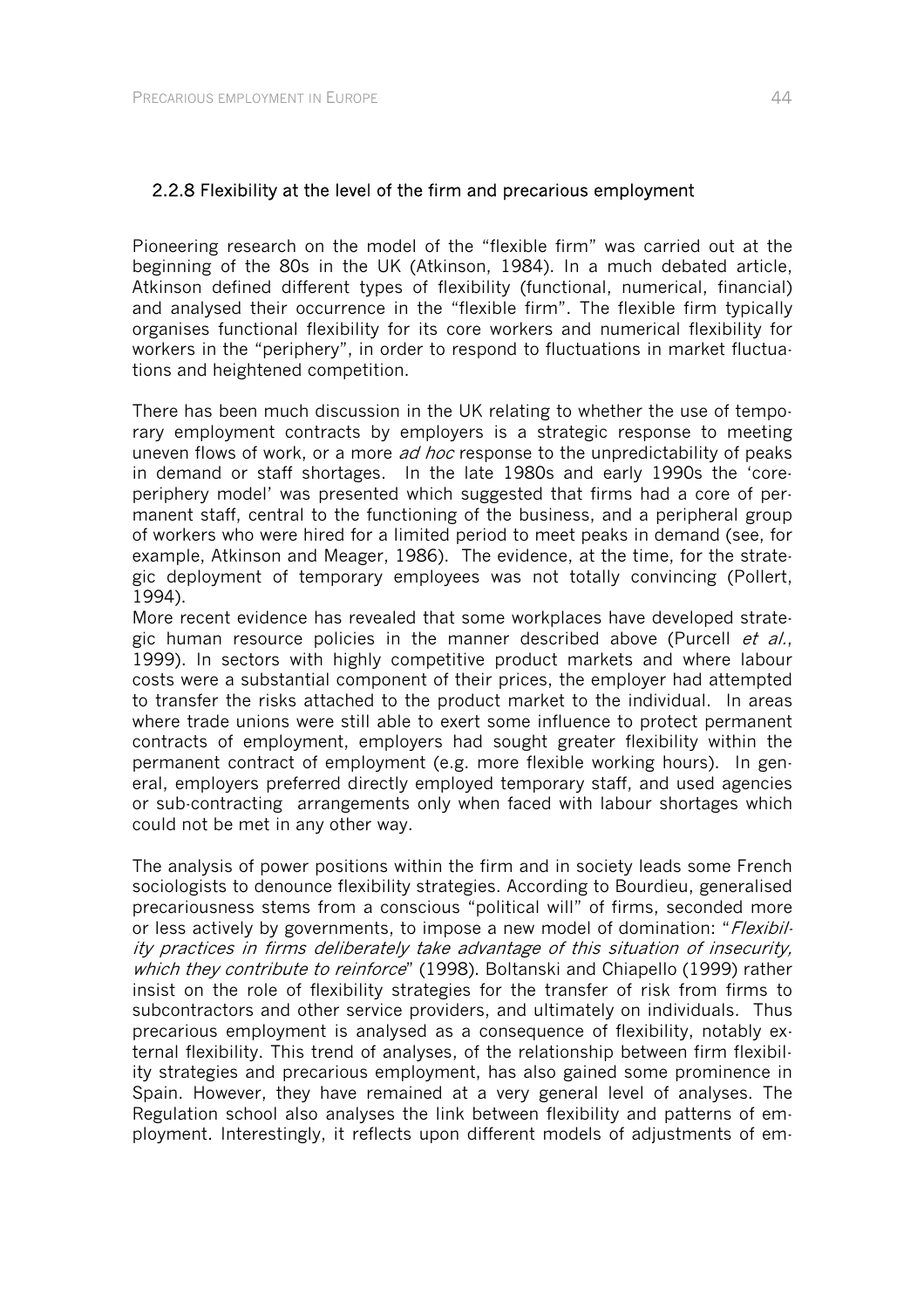### 2.2.8 Flexibility at the level of the firm and precarious employment

Pioneering research on the model of the "flexible firm" was carried out at the beginning of the 80s in the UK (Atkinson, 1984). In a much debated article, Atkinson defined different types of flexibility (functional, numerical, financial) and analysed their occurrence in the "flexible firm". The flexible firm typically organises functional flexibility for its core workers and numerical flexibility for workers in the "periphery", in order to respond to fluctuations in market fluctuations and heightened competition.

There has been much discussion in the UK relating to whether the use of temporary employment contracts by employers is a strategic response to meeting uneven flows of work, or a more *ad hoc* response to the unpredictability of peaks in demand or staff shortages. In the late 1980s and early 1990s the 'core-periphery model' was presented which suggested that firms had a core of permanent staff, central to the functioning of the business, and a peripheral group of workers who were hired for a limited period to meet peaks in demand (see, for example, Atkinson and Meager, 1986). The evidence, at the time, for the strategic deployment of temporary employees was not totally convincing (Pollert, 1994).

More recent evidence has revealed that some workplaces have developed strategic human resource policies in the manner described above (Purcell *et al.*, 1999). In sectors with highly competitive product markets and where labour costs were a substantial component of their prices, the employer had attempted to transfer the risks attached to the product market to the individual. In areas where trade unions were still able to exert some influence to protect permanent contracts of employment, employers had sought greater flexibility within the permanent contract of employment (e.g. more flexible working hours). In general, employers preferred directly employed temporary staff, and used agencies or sub-contracting arrangements only when faced with labour shortages which could not be met in any other way.

The analysis of power positions within the firm and in society leads some French sociologists to denounce flexibility strategies. According to Bourdieu, generalised precariousness stems from a conscious "political will" of firms, seconded more or less actively by governments, to impose a new model of domination: "*Flexibility practices in firms deliberately take advantage of this situation of insecurity, which they contribute to reinforce*" (1998). Boltanski and Chiapello (1999) rather insist on the role of flexibility strategies for the transfer of risk from firms to subcontractors and other service providers, and ultimately on individuals. Thus precarious employment is analysed as a consequence of flexibility, notably external flexibility. This trend of analyses, of the relationship between firm flexibility strategies and precarious employment, has also gained some prominence in Spain. However, they have remained at a very general level of analyses. The Regulation school also analyses the link between flexibility and patterns of employment. Interestingly, it reflects upon different models of adjustments of em-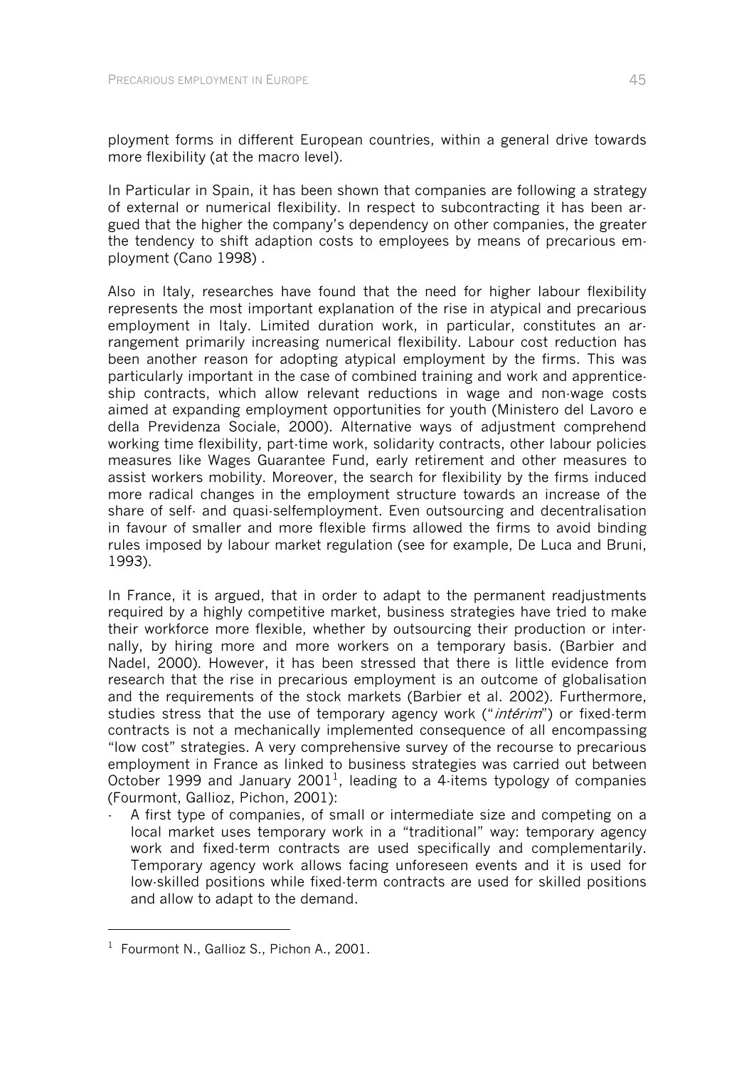ployment forms in different European countries, within a general drive towards more flexibility (at the macro level).

In Particular in Spain, it has been shown that companies are following a strategy of external or numerical flexibility. In respect to subcontracting it has been argued that the higher the company's dependency on other companies, the greater the tendency to shift adaption costs to employees by means of precarious employment (Cano 1998) .

Also in Italy, researches have found that the need for higher labour flexibility represents the most important explanation of the rise in atypical and precarious employment in Italy. Limited duration work, in particular, constitutes an arrangement primarily increasing numerical flexibility. Labour cost reduction has been another reason for adopting atypical employment by the firms. This was particularly important in the case of combined training and work and apprenticeship contracts, which allow relevant reductions in wage and non-wage costs aimed at expanding employment opportunities for youth (Ministero del Lavoro e della Previdenza Sociale, 2000). Alternative ways of adjustment comprehend working time flexibility, part-time work, solidarity contracts, other labour policies measures like Wages Guarantee Fund, early retirement and other measures to assist workers mobility. Moreover, the search for flexibility by the firms induced more radical changes in the employment structure towards an increase of the share of self- and quasi-selfemployment. Even outsourcing and decentralisation in favour of smaller and more flexible firms allowed the firms to avoid binding rules imposed by labour market regulation (see for example, De Luca and Bruni, 1993).

In France, it is argued, that in order to adapt to the permanent readjustments required by a highly competitive market, business strategies have tried to make their workforce more flexible, whether by outsourcing their production or internally, by hiring more and more workers on a temporary basis. (Barbier and Nadel, 2000). However, it has been stressed that there is little evidence from research that the rise in precarious employment is an outcome of globalisation and the requirements of the stock markets (Barbier et al. 2002). Furthermore, studies stress that the use of temporary agency work ("*intérim*") or fixed-term contracts is not a mechanically implemented consequence of all encompassing "low cost" strategies. A very comprehensive survey of the recourse to precarious employment in France as linked to business strategies was carried out between October 1999 and January 2001[1], leading to a 4-items typology of companies (Fourmont, Gallioz, Pichon, 2001):

- A first type of companies, of small or intermediate size and competing on a local market uses temporary work in a "traditional" way: temporary agency work and fixed-term contracts are used specifically and complementarily. Temporary agency work allows facing unforeseen events and it is used for low-skilled positions while fixed-term contracts are used for skilled positions and allow to adapt to the demand.

[1] Fourmont N., Gallioz S., Pichon A., 2001.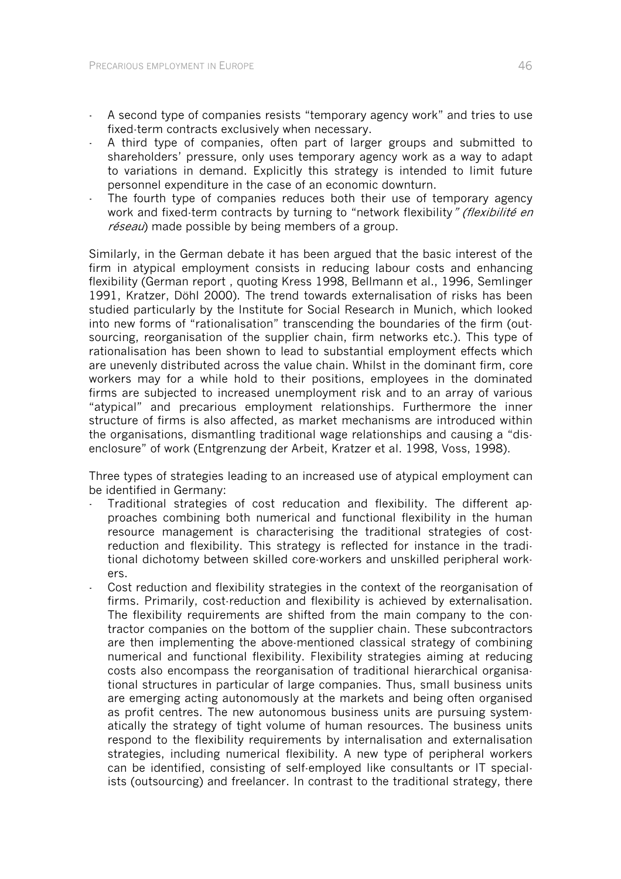- A second type of companies resists "temporary agency work" and tries to use fixed-term contracts exclusively when necessary.
- A third type of companies, often part of larger groups and submitted to shareholders' pressure, only uses temporary agency work as a way to adapt to variations in demand. Explicitly this strategy is intended to limit future personnel expenditure in the case of an economic downturn.
- The fourth type of companies reduces both their use of temporary agency work and fixed-term contracts by turning to "network flexibility" (*flexibilité en réseau*) made possible by being members of a group.

Similarly, in the German debate it has been argued that the basic interest of the firm in atypical employment consists in reducing labour costs and enhancing flexibility (German report , quoting Kress 1998, Bellmann et al., 1996, Semlinger 1991, Kratzer, Döhl 2000). The trend towards externalisation of risks has been studied particularly by the Institute for Social Research in Munich, which looked into new forms of "rationalisation" transcending the boundaries of the firm (outsourcing, reorganisation of the supplier chain, firm networks etc.). This type of rationalisation has been shown to lead to substantial employment effects which are unevenly distributed across the value chain. Whilst in the dominant firm, core workers may for a while hold to their positions, employees in the dominated firms are subjected to increased unemployment risk and to an array of various "atypical" and precarious employment relationships. Furthermore the inner structure of firms is also affected, as market mechanisms are introduced within the organisations, dismantling traditional wage relationships and causing a "dis-enclosure" of work (Entgrenzung der Arbeit, Kratzer et al. 1998, Voss, 1998).

Three types of strategies leading to an increased use of atypical employment can be identified in Germany:

- Traditional strategies of cost reducation and flexibility. The different approaches combining both numerical and functional flexibility in the human resource management is characterising the traditional strategies of cost-reduction and flexibility. This strategy is reflected for instance in the traditional dichotomy between skilled core-workers and unskilled peripheral workers.
- Cost reduction and flexibility strategies in the context of the reorganisation of firms. Primarily, cost-reduction and flexibility is achieved by externalisation. The flexibility requirements are shifted from the main company to the contractor companies on the bottom of the supplier chain. These subcontractors are then implementing the above-mentioned classical strategy of combining numerical and functional flexibility. Flexibility strategies aiming at reducing costs also encompass the reorganisation of traditional hierarchical organisational structures in particular of large companies. Thus, small business units are emerging acting autonomously at the markets and being often organised as profit centres. The new autonomous business units are pursuing systematically the strategy of tight volume of human resources. The business units respond to the flexibility requirements by internalisation and externalisation strategies, including numerical flexibility. A new type of peripheral workers can be identified, consisting of self-employed like consultants or IT specialists (outsourcing) and freelancer. In contrast to the traditional strategy, there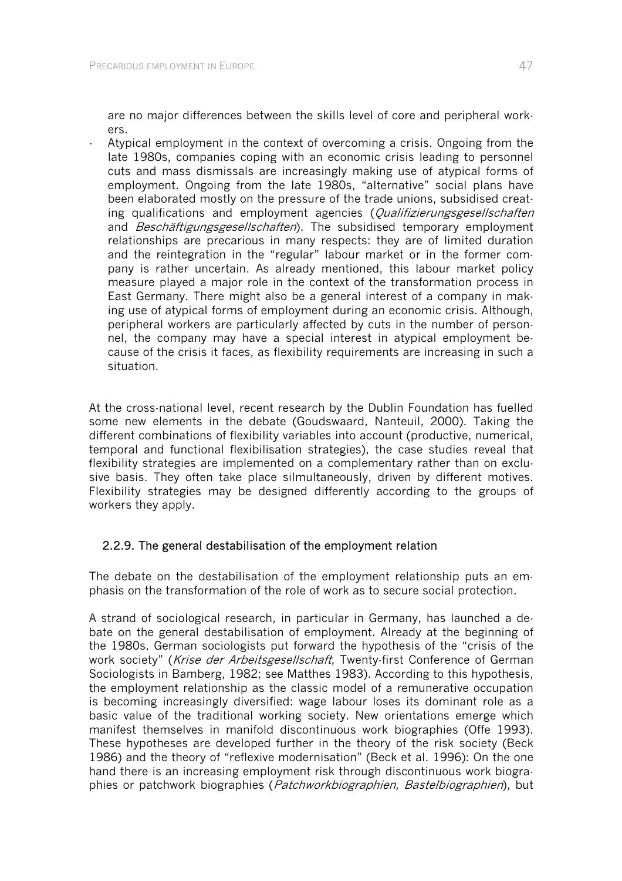are no major differences between the skills level of core and peripheral workers.

- Atypical employment in the context of overcoming a crisis. Ongoing from the late 1980s, companies coping with an economic crisis leading to personnel cuts and mass dismissals are increasingly making use of atypical forms of employment. Ongoing from the late 1980s, "alternative" social plans have been elaborated mostly on the pressure of the trade unions, subsidised creating qualifications and employment agencies (*Qualifizierungsgesellschaften* and *Beschäftigungsgesellschaften*). The subsidised temporary employment relationships are precarious in many respects: they are of limited duration and the reintegration in the "regular" labour market or in the former company is rather uncertain. As already mentioned, this labour market policy measure played a major role in the context of the transformation process in East Germany. There might also be a general interest of a company in making use of atypical forms of employment during an economic crisis. Although, peripheral workers are particularly affected by cuts in the number of personnel, the company may have a special interest in atypical employment because of the crisis it faces, as flexibility requirements are increasing in such a situation.

At the cross-national level, recent research by the Dublin Foundation has fuelled some new elements in the debate (Goudswaard, Nanteuil, 2000). Taking the different combinations of flexibility variables into account (productive, numerical, temporal and functional flexibilisation strategies), the case studies reveal that flexibility strategies are implemented on a complementary rather than on exclusive basis. They often take place silmultaneously, driven by different motives. Flexibility strategies may be designed differently according to the groups of workers they apply.

### 2.2.9. The general destabilisation of the employment relation

The debate on the destabilisation of the employment relationship puts an emphasis on the transformation of the role of work as to secure social protection.

A strand of sociological research, in particular in Germany, has launched a debate on the general destabilisation of employment. Already at the beginning of the 1980s, German sociologists put forward the hypothesis of the "crisis of the work society" (*Krise der Arbeitsgesellschaft*, Twenty-first Conference of German Sociologists in Bamberg, 1982; see Matthes 1983). According to this hypothesis, the employment relationship as the classic model of a remunerative occupation is becoming increasingly diversified: wage labour loses its dominant role as a basic value of the traditional working society. New orientations emerge which manifest themselves in manifold discontinuous work biographies (Offe 1993). These hypotheses are developed further in the theory of the risk society (Beck 1986) and the theory of "reflexive modernisation" (Beck et al. 1996): On the one hand there is an increasing employment risk through discontinuous work biographies or patchwork biographies (*Patchworkbiographien*, *Bastelbiographien*), but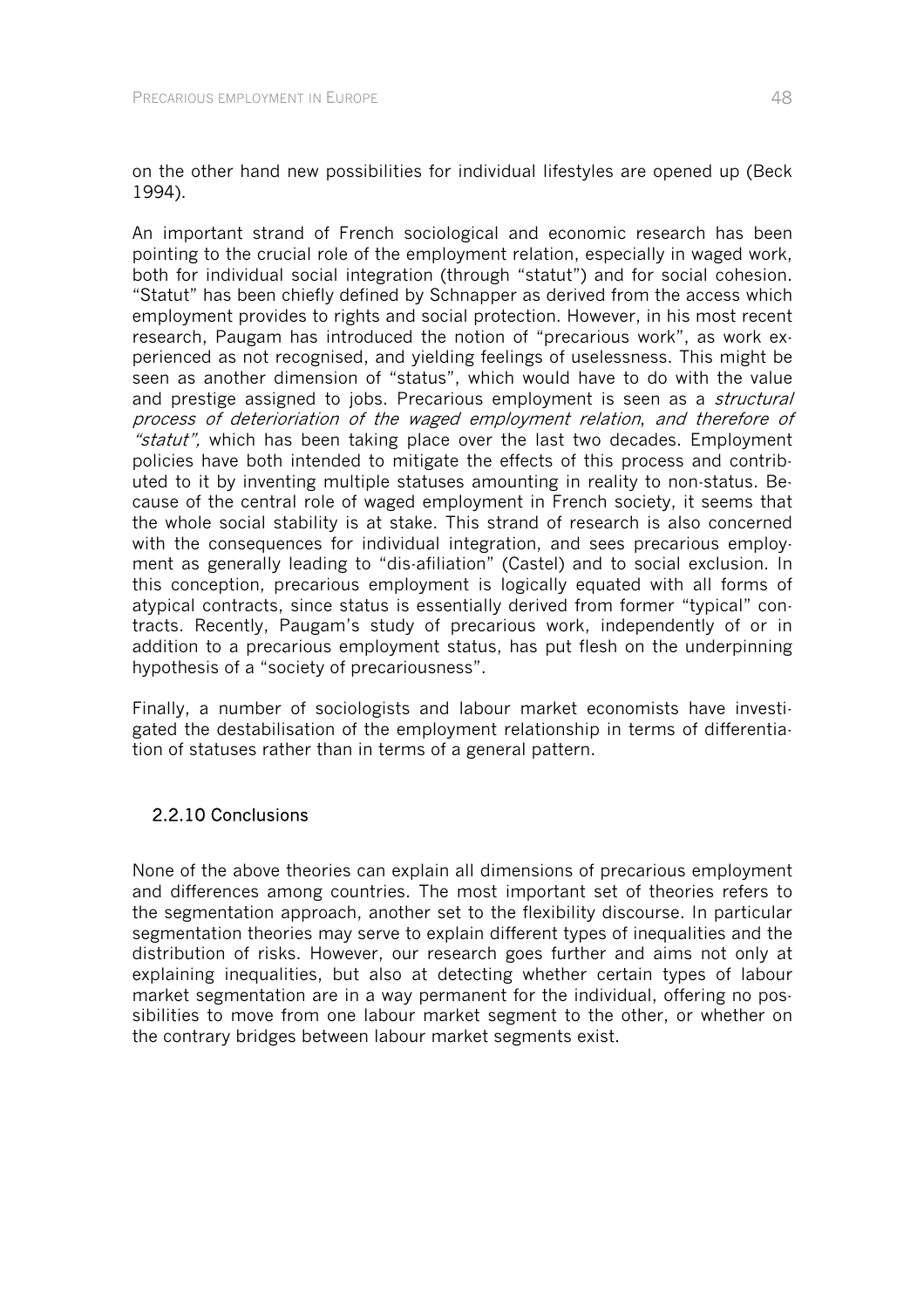on the other hand new possibilities for individual lifestyles are opened up (Beck 1994).

An important strand of French sociological and economic research has been pointing to the crucial role of the employment relation, especially in waged work, both for individual social integration (through "statut") and for social cohesion. "Statut" has been chiefly defined by Schnapper as derived from the access which employment provides to rights and social protection. However, in his most recent research, Paugam has introduced the notion of "precarious work", as work experienced as not recognised, and yielding feelings of uselessness. This might be seen as another dimension of "status", which would have to do with the value and prestige assigned to jobs. Precarious employment is seen as a *structural process of deterioriation of the waged employment relation*, *and therefore of "statut",* which has been taking place over the last two decades. Employment policies have both intended to mitigate the effects of this process and contributed to it by inventing multiple statuses amounting in reality to non-status. Because of the central role of waged employment in French society, it seems that the whole social stability is at stake. This strand of research is also concerned with the consequences for individual integration, and sees precarious employment as generally leading to "dis-afiliation" (Castel) and to social exclusion. In this conception, precarious employment is logically equated with all forms of atypical contracts, since status is essentially derived from former "typical" contracts. Recently, Paugam's study of precarious work, independently of or in addition to a precarious employment status, has put flesh on the underpinning hypothesis of a "society of precariousness".

Finally, a number of sociologists and labour market economists have investigated the destabilisation of the employment relationship in terms of differentiation of statuses rather than in terms of a general pattern.

### 2.2.10 Conclusions

None of the above theories can explain all dimensions of precarious employment and differences among countries. The most important set of theories refers to the segmentation approach, another set to the flexibility discourse. In particular segmentation theories may serve to explain different types of inequalities and the distribution of risks. However, our research goes further and aims not only at explaining inequalities, but also at detecting whether certain types of labour market segmentation are in a way permanent for the individual, offering no possibilities to move from one labour market segment to the other, or whether on the contrary bridges between labour market segments exist.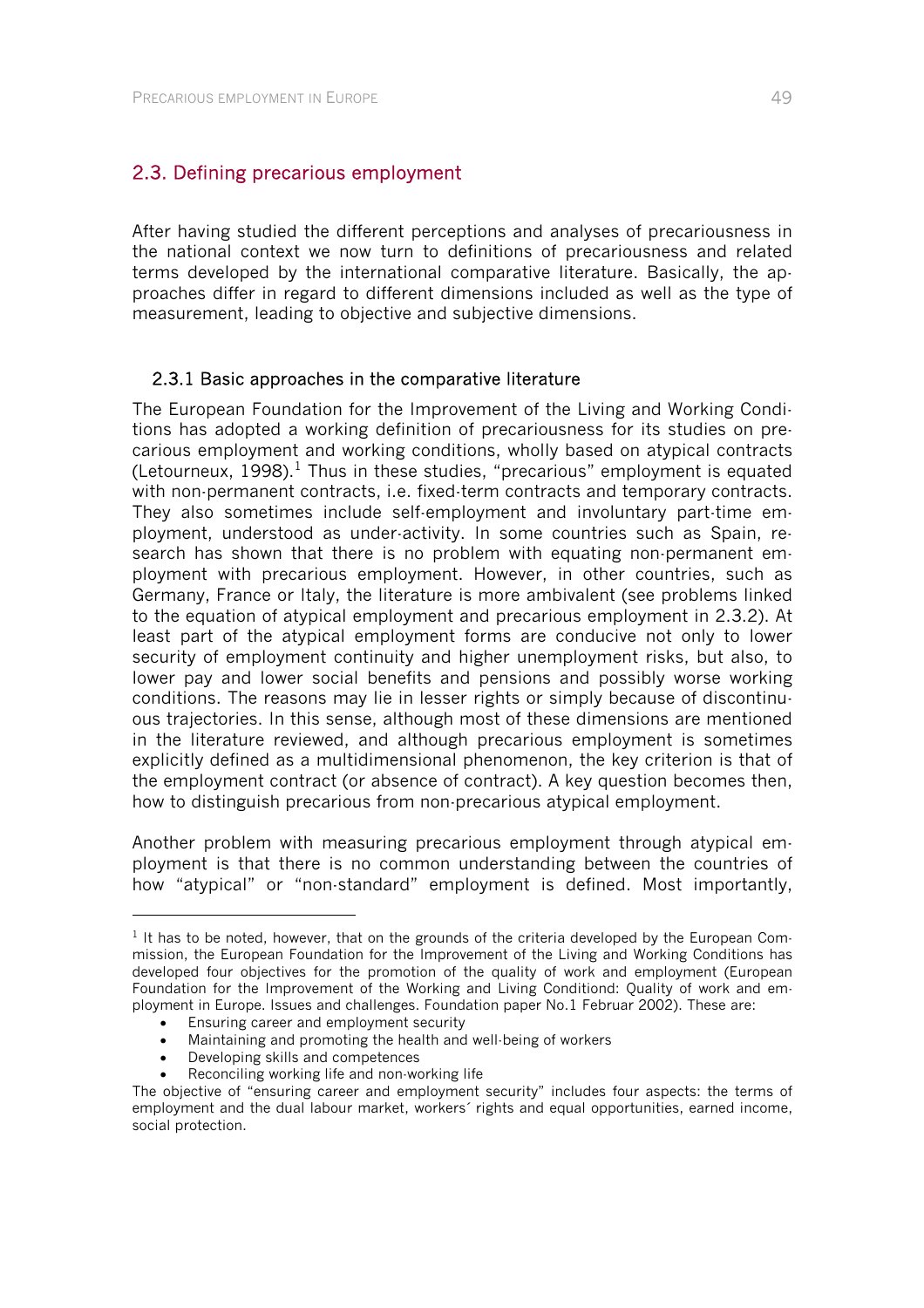## 2.3. Defining precarious employment

After having studied the different perceptions and analyses of precariousness in the national context we now turn to definitions of precariousness and related terms developed by the international comparative literature. Basically, the approaches differ in regard to different dimensions included as well as the type of measurement, leading to objective and subjective dimensions.

### 2.3.1 Basic approaches in the comparative literature

The European Foundation for the Improvement of the Living and Working Conditions has adopted a working definition of precariousness for its studies on precarious employment and working conditions, wholly based on atypical contracts (Letourneux, 1998).[1] Thus in these studies, "precarious" employment is equated with non-permanent contracts, i.e. fixed-term contracts and temporary contracts. They also sometimes include self-employment and involuntary part-time employment, understood as under-activity. In some countries such as Spain, research has shown that there is no problem with equating non-permanent employment with precarious employment. However, in other countries, such as Germany, France or Italy, the literature is more ambivalent (see problems linked to the equation of atypical employment and precarious employment in 2.3.2). At least part of the atypical employment forms are conducive not only to lower security of employment continuity and higher unemployment risks, but also, to lower pay and lower social benefits and pensions and possibly worse working conditions. The reasons may lie in lesser rights or simply because of discontinuous trajectories. In this sense, although most of these dimensions are mentioned in the literature reviewed, and although precarious employment is sometimes explicitly defined as a multidimensional phenomenon, the key criterion is that of the employment contract (or absence of contract). A key question becomes then, how to distinguish precarious from non-precarious atypical employment.

Another problem with measuring precarious employment through atypical employment is that there is no common understanding between the countries of how "atypical" or "non-standard" employment is defined. Most importantly,

---

[1] It has to be noted, however, that on the grounds of the criteria developed by the European Commission, the European Foundation for the Improvement of the Living and Working Conditions has developed four objectives for the promotion of the quality of work and employment (European Foundation for the Improvement of the Working and Living Conditiond: Quality of work and employment in Europe. Issues and challenges. Foundation paper No.1 Februar 2002). These are:

- Ensuring career and employment security
- Maintaining and promoting the health and well-being of workers
- Developing skills and competences
- Reconciling working life and non-working life

The objective of "ensuring career and employment security" includes four aspects: the terms of employment and the dual labour market, workers´ rights and equal opportunities, earned income, social protection.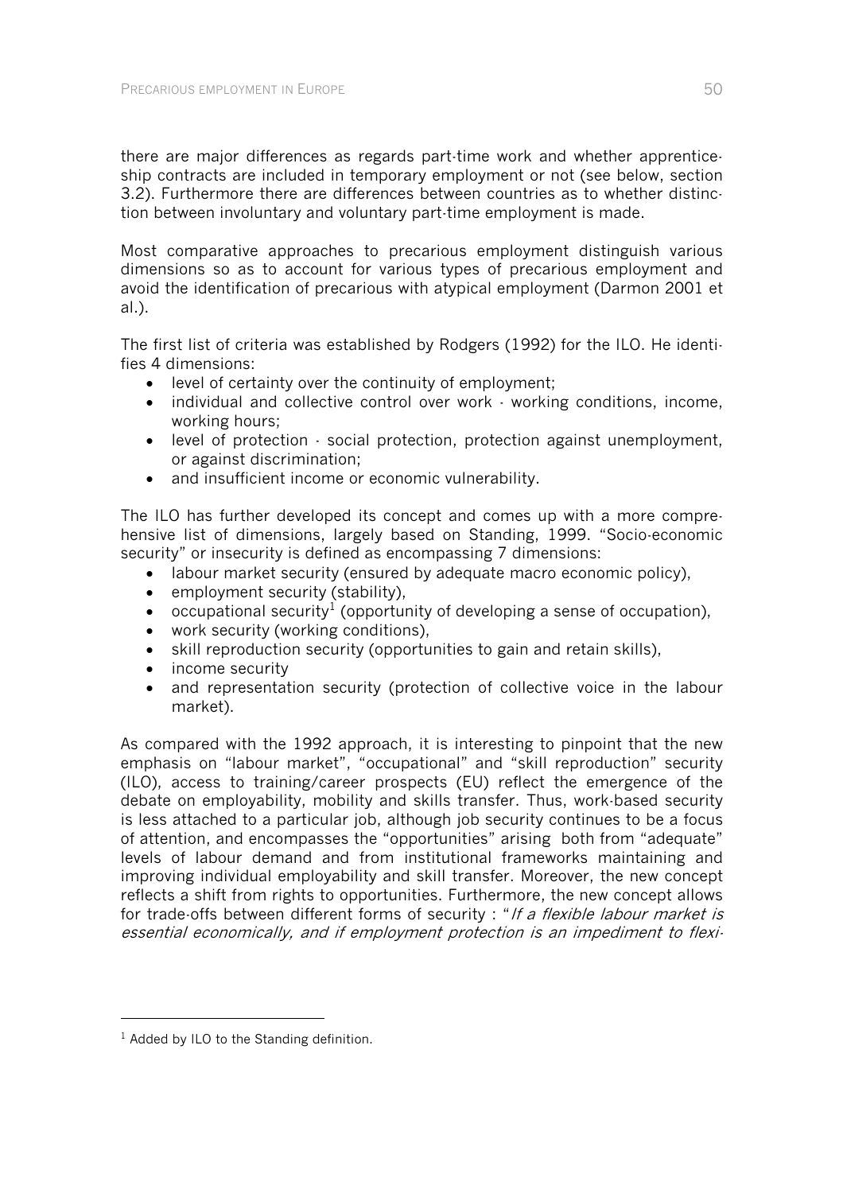there are major differences as regards part-time work and whether apprenticeship contracts are included in temporary employment or not (see below, section 3.2). Furthermore there are differences between countries as to whether distinction between involuntary and voluntary part-time employment is made.

Most comparative approaches to precarious employment distinguish various dimensions so as to account for various types of precarious employment and avoid the identification of precarious with atypical employment (Darmon 2001 et al.).

The first list of criteria was established by Rodgers (1992) for the ILO. He identifies 4 dimensions:

- level of certainty over the continuity of employment;
- individual and collective control over work - working conditions, income, working hours;
- level of protection - social protection, protection against unemployment, or against discrimination;
- and insufficient income or economic vulnerability.

The ILO has further developed its concept and comes up with a more comprehensive list of dimensions, largely based on Standing, 1999. "Socio-economic security" or insecurity is defined as encompassing 7 dimensions:

- labour market security (ensured by adequate macro economic policy),
- employment security (stability),
- occupational security[1] (opportunity of developing a sense of occupation),
- work security (working conditions),
- skill reproduction security (opportunities to gain and retain skills),
- income security
- and representation security (protection of collective voice in the labour market).

As compared with the 1992 approach, it is interesting to pinpoint that the new emphasis on "labour market", "occupational" and "skill reproduction" security (ILO), access to training/career prospects (EU) reflect the emergence of the debate on employability, mobility and skills transfer. Thus, work-based security is less attached to a particular job, although job security continues to be a focus of attention, and encompasses the "opportunities" arising both from "adequate" levels of labour demand and from institutional frameworks maintaining and improving individual employability and skill transfer. Moreover, the new concept reflects a shift from rights to opportunities. Furthermore, the new concept allows for trade-offs between different forms of security : "*If a flexible labour market is essential economically, and if employment protection is an impediment to flexi-*

[1] Added by ILO to the Standing definition.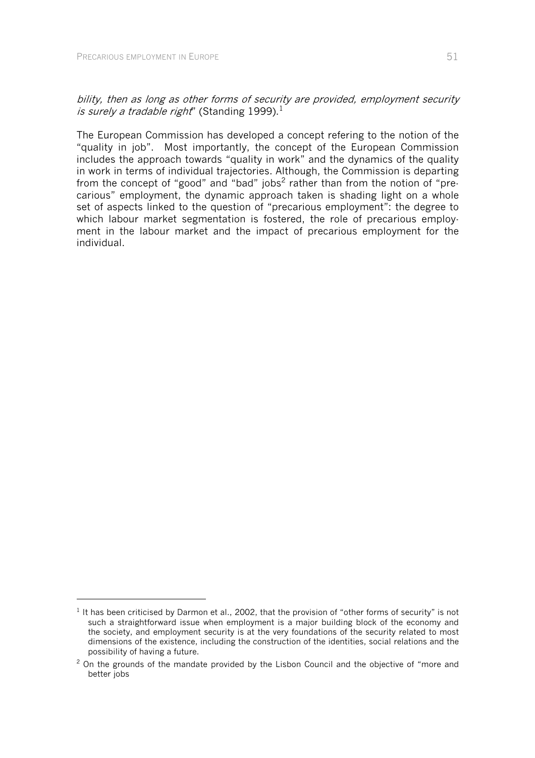*bility, then as long as other forms of security are provided, employment security is surely a tradable right*" (Standing 1999).[1]

The European Commission has developed a concept refering to the notion of the "quality in job". Most importantly, the concept of the European Commission includes the approach towards "quality in work" and the dynamics of the quality in work in terms of individual trajectories. Although, the Commission is departing from the concept of "good" and "bad" jobs[2] rather than from the notion of "precarious" employment, the dynamic approach taken is shading light on a whole set of aspects linked to the question of "precarious employment": the degree to which labour market segmentation is fostered, the role of precarious employment in the labour market and the impact of precarious employment for the individual.

---

[1] It has been criticised by Darmon et al., 2002, that the provision of "other forms of security" is not such a straightforward issue when employment is a major building block of the economy and the society, and employment security is at the very foundations of the security related to most dimensions of the existence, including the construction of the identities, social relations and the possibility of having a future.

[2] On the grounds of the mandate provided by the Lisbon Council and the objective of "more and better jobs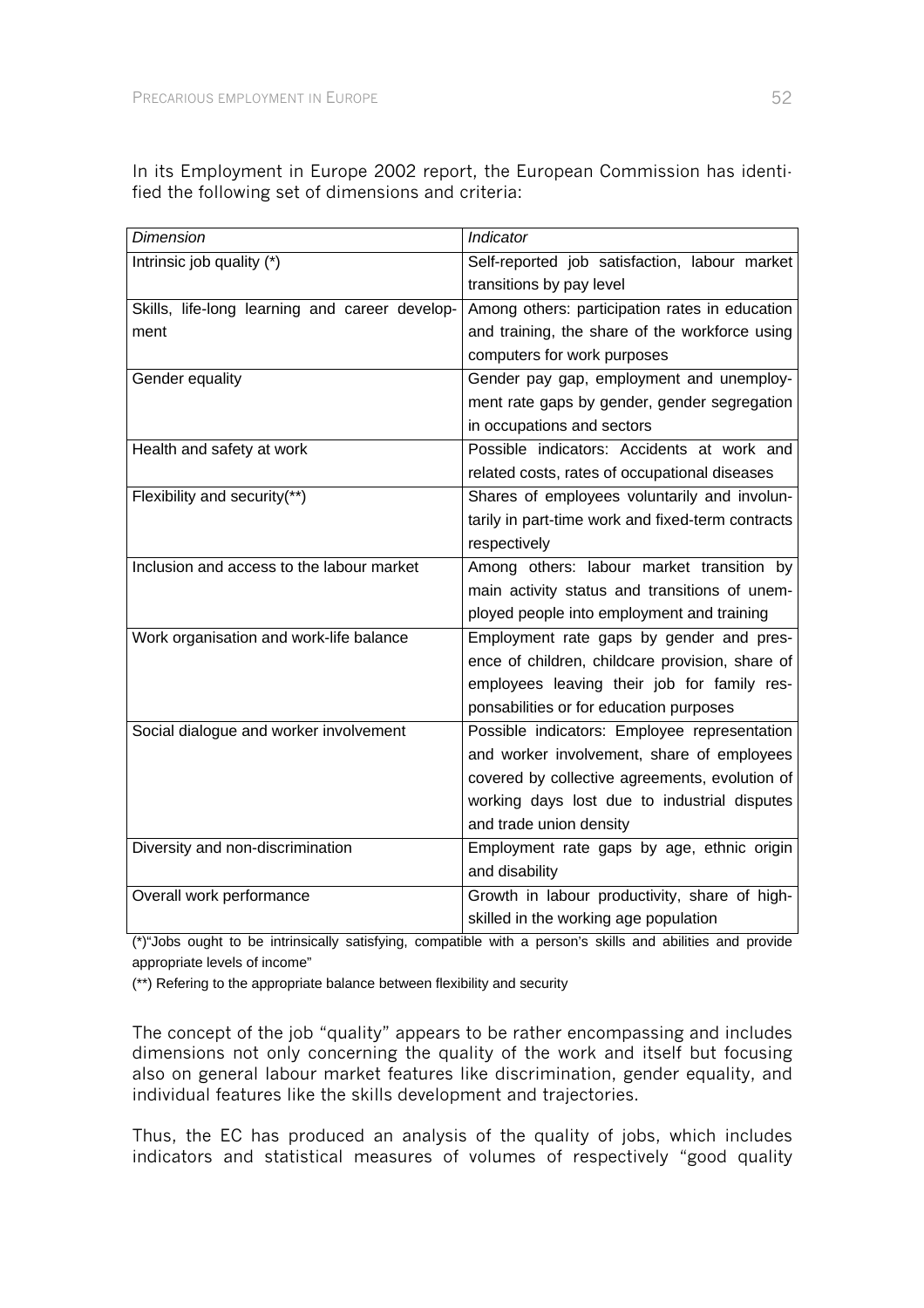In its Employment in Europe 2002 report, the European Commission has identified the following set of dimensions and criteria:

| *Dimension* | *Indicator* |
|---|---|
| Intrinsic job quality (*) | Self-reported job satisfaction, labour market transitions by pay level |
| Skills, life-long learning and career development | Among others: participation rates in education and training, the share of the workforce using computers for work purposes |
| Gender equality | Gender pay gap, employment and unemployment rate gaps by gender, gender segregation in occupations and sectors |
| Health and safety at work | Possible indicators: Accidents at work and related costs, rates of occupational diseases |
| Flexibility and security(**) | Shares of employees voluntarily and involuntarily in part-time work and fixed-term contracts respectively |
| Inclusion and access to the labour market | Among others: labour market transition by main activity status and transitions of unemployed people into employment and training |
| Work organisation and work-life balance | Employment rate gaps by gender and presence of children, childcare provision, share of employees leaving their job for family responsabilities or for education purposes |
| Social dialogue and worker involvement | Possible indicators: Employee representation and worker involvement, share of employees covered by collective agreements, evolution of working days lost due to industrial disputes and trade union density |
| Diversity and non-discrimination | Employment rate gaps by age, ethnic origin and disability |
| Overall work performance | Growth in labour productivity, share of high-skilled in the working age population |

(*)"Jobs ought to be intrinsically satisfying, compatible with a person's skills and abilities and provide appropriate levels of income"

(**) Refering to the appropriate balance between flexibility and security

The concept of the job "quality" appears to be rather encompassing and includes dimensions not only concerning the quality of the work and itself but focusing also on general labour market features like discrimination, gender equality, and individual features like the skills development and trajectories.

Thus, the EC has produced an analysis of the quality of jobs, which includes indicators and statistical measures of volumes of respectively "good quality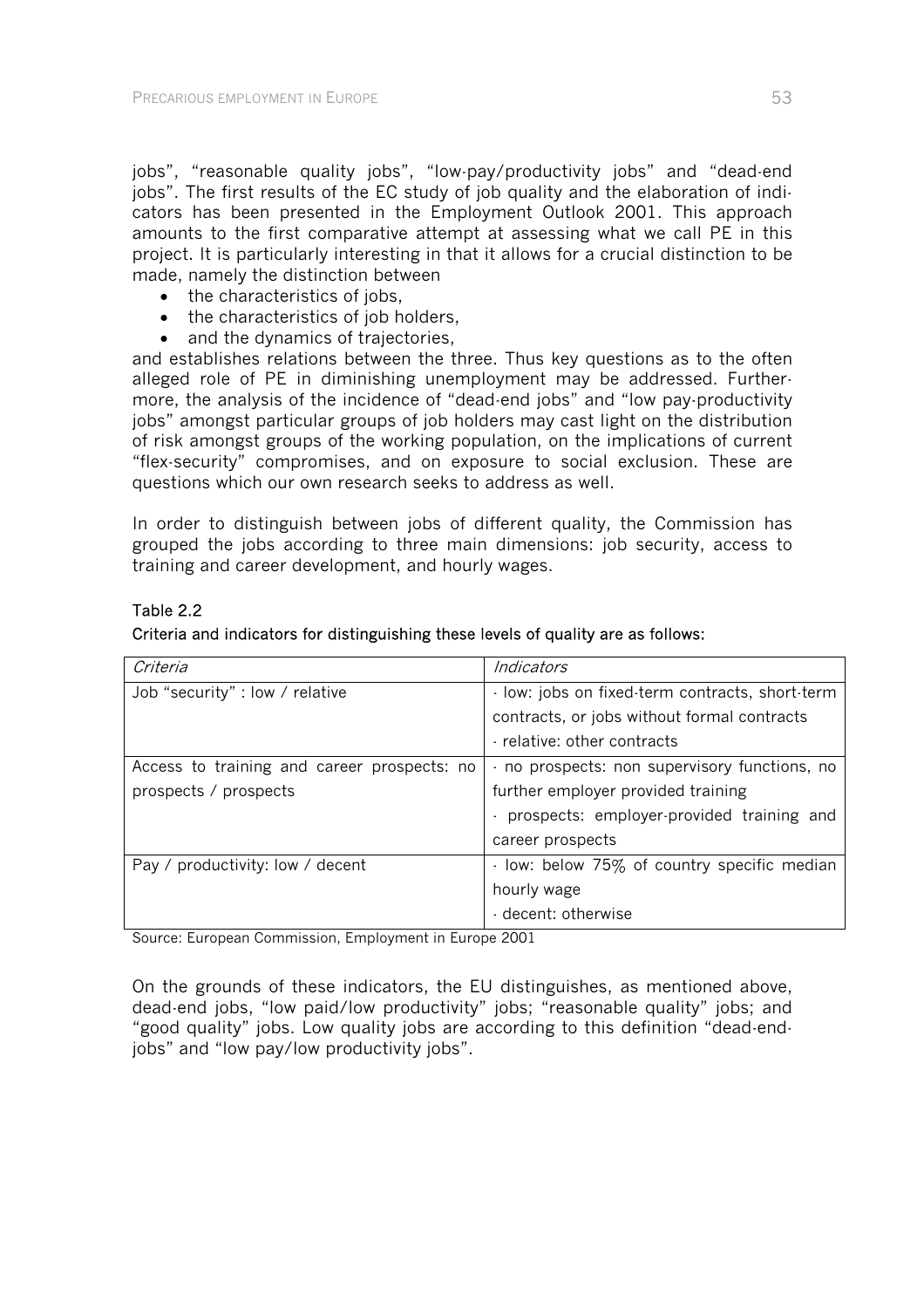jobs", "reasonable quality jobs", "low-pay/productivity jobs" and "dead-end jobs". The first results of the EC study of job quality and the elaboration of indicators has been presented in the Employment Outlook 2001. This approach amounts to the first comparative attempt at assessing what we call PE in this project. It is particularly interesting in that it allows for a crucial distinction to be made, namely the distinction between

- the characteristics of jobs,
- the characteristics of job holders,
- and the dynamics of trajectories,

and establishes relations between the three. Thus key questions as to the often alleged role of PE in diminishing unemployment may be addressed. Furthermore, the analysis of the incidence of "dead-end jobs" and "low pay-productivity jobs" amongst particular groups of job holders may cast light on the distribution of risk amongst groups of the working population, on the implications of current "flex-security" compromises, and on exposure to social exclusion. These are questions which our own research seeks to address as well.

In order to distinguish between jobs of different quality, the Commission has grouped the jobs according to three main dimensions: job security, access to training and career development, and hourly wages.

**Table 2.2**

**Criteria and indicators for distinguishing these levels of quality are as follows:**

| *Criteria* | *Indicators* |
|---|---|
| Job "security" : low / relative | - low: jobs on fixed-term contracts, short-term contracts, or jobs without formal contracts<br>- relative: other contracts |
| Access to training and career prospects: no prospects / prospects | - no prospects: non supervisory functions, no further employer provided training<br>- prospects: employer-provided training and career prospects |
| Pay / productivity: low / decent | - low: below 75% of country specific median hourly wage<br>- decent: otherwise |

Source: European Commission, Employment in Europe 2001

On the grounds of these indicators, the EU distinguishes, as mentioned above, dead-end jobs, "low paid/low productivity" jobs; "reasonable quality" jobs; and "good quality" jobs. Low quality jobs are according to this definition "dead-end-jobs" and "low pay/low productivity jobs".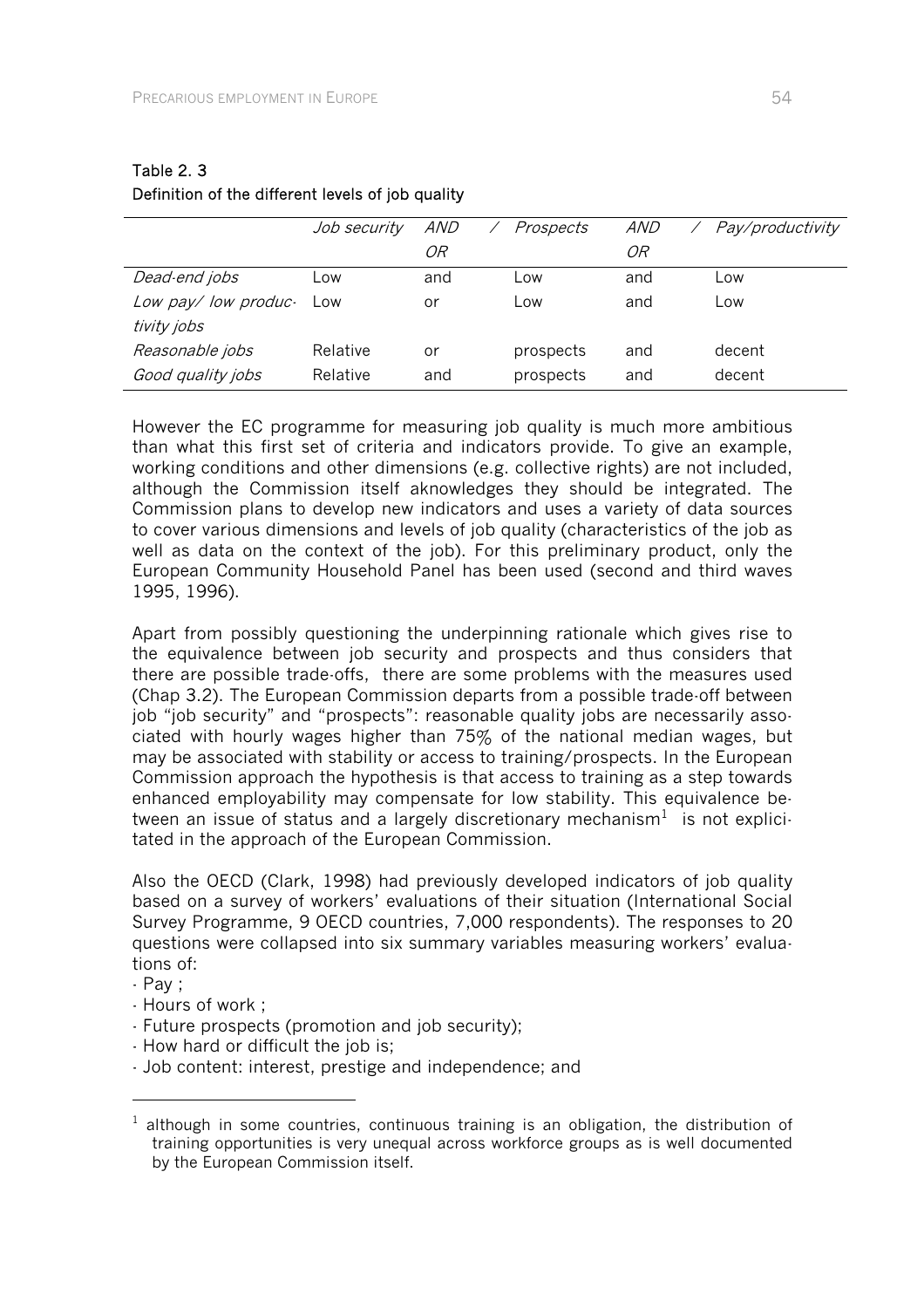**Table 2. 3**
**Definition of the different levels of job quality**

| | *Job security* | *AND / OR* | *Prospects* | *AND / OR* | *Pay/productivity* |
|---|---|---|---|---|---|
| *Dead-end jobs* | Low | and | Low | and | Low |
| *Low pay/ low productivity jobs* | Low | or | Low | and | Low |
| *Reasonable jobs* | Relative | or | prospects | and | decent |
| *Good quality jobs* | Relative | and | prospects | and | decent |

However the EC programme for measuring job quality is much more ambitious than what this first set of criteria and indicators provide. To give an example, working conditions and other dimensions (e.g. collective rights) are not included, although the Commission itself aknowledges they should be integrated. The Commission plans to develop new indicators and uses a variety of data sources to cover various dimensions and levels of job quality (characteristics of the job as well as data on the context of the job). For this preliminary product, only the European Community Household Panel has been used (second and third waves 1995, 1996).

Apart from possibly questioning the underpinning rationale which gives rise to the equivalence between job security and prospects and thus considers that there are possible trade-offs, there are some problems with the measures used (Chap 3.2). The European Commission departs from a possible trade-off between job "job security" and "prospects": reasonable quality jobs are necessarily associated with hourly wages higher than 75% of the national median wages, but may be associated with stability or access to training/prospects. In the European Commission approach the hypothesis is that access to training as a step towards enhanced employability may compensate for low stability. This equivalence between an issue of status and a largely discretionary mechanism[1] is not explicitated in the approach of the European Commission.

Also the OECD (Clark, 1998) had previously developed indicators of job quality based on a survey of workers' evaluations of their situation (International Social Survey Programme, 9 OECD countries, 7,000 respondents). The responses to 20 questions were collapsed into six summary variables measuring workers' evaluations of:

- Pay ;
- Hours of work ;
- Future prospects (promotion and job security);
- How hard or difficult the job is;
- Job content: interest, prestige and independence; and

[1] although in some countries, continuous training is an obligation, the distribution of training opportunities is very unequal across workforce groups as is well documented by the European Commission itself.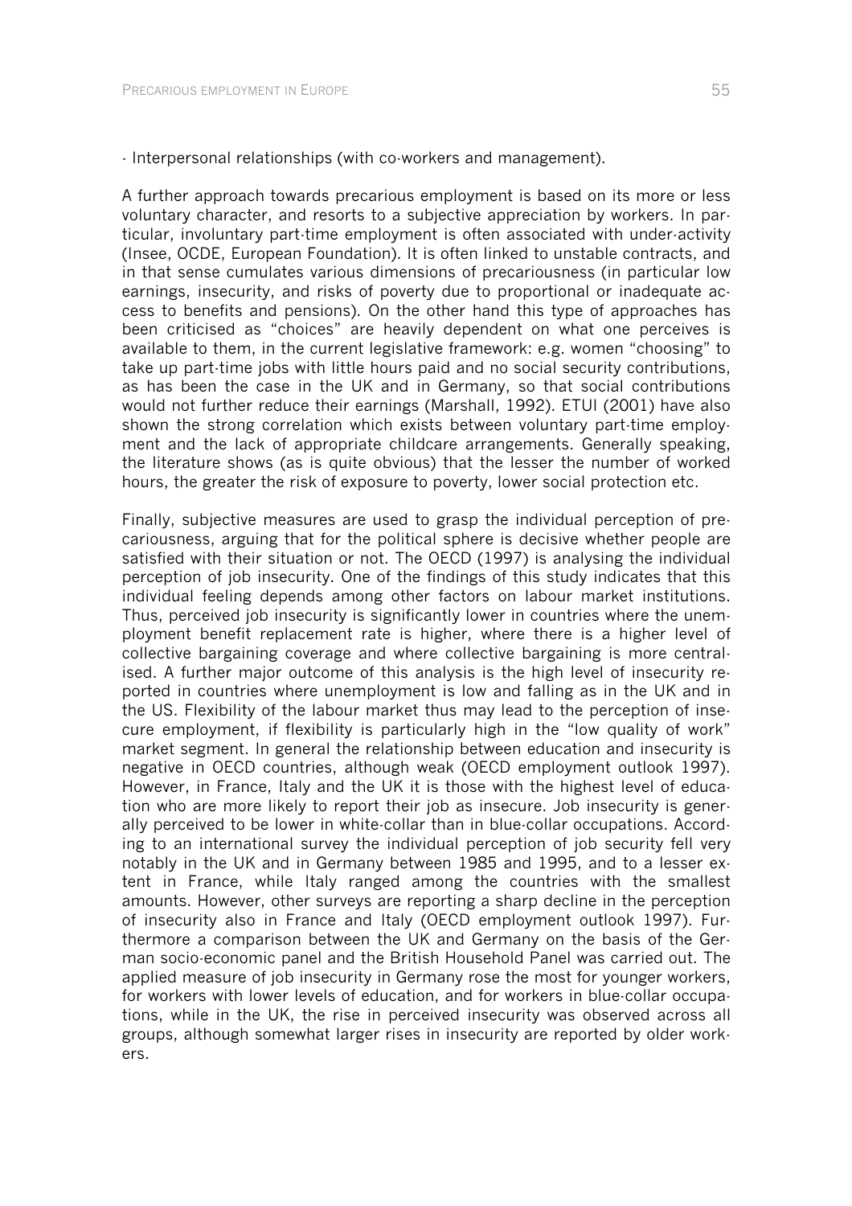- Interpersonal relationships (with co-workers and management).

A further approach towards precarious employment is based on its more or less voluntary character, and resorts to a subjective appreciation by workers. In particular, involuntary part-time employment is often associated with under-activity (Insee, OCDE, European Foundation). It is often linked to unstable contracts, and in that sense cumulates various dimensions of precariousness (in particular low earnings, insecurity, and risks of poverty due to proportional or inadequate access to benefits and pensions). On the other hand this type of approaches has been criticised as "choices" are heavily dependent on what one perceives is available to them, in the current legislative framework: e.g. women "choosing" to take up part-time jobs with little hours paid and no social security contributions, as has been the case in the UK and in Germany, so that social contributions would not further reduce their earnings (Marshall, 1992). ETUI (2001) have also shown the strong correlation which exists between voluntary part-time employment and the lack of appropriate childcare arrangements. Generally speaking, the literature shows (as is quite obvious) that the lesser the number of worked hours, the greater the risk of exposure to poverty, lower social protection etc.

Finally, subjective measures are used to grasp the individual perception of precariousness, arguing that for the political sphere is decisive whether people are satisfied with their situation or not. The OECD (1997) is analysing the individual perception of job insecurity. One of the findings of this study indicates that this individual feeling depends among other factors on labour market institutions. Thus, perceived job insecurity is significantly lower in countries where the unemployment benefit replacement rate is higher, where there is a higher level of collective bargaining coverage and where collective bargaining is more centralised. A further major outcome of this analysis is the high level of insecurity reported in countries where unemployment is low and falling as in the UK and in the US. Flexibility of the labour market thus may lead to the perception of insecure employment, if flexibility is particularly high in the "low quality of work" market segment. In general the relationship between education and insecurity is negative in OECD countries, although weak (OECD employment outlook 1997). However, in France, Italy and the UK it is those with the highest level of education who are more likely to report their job as insecure. Job insecurity is generally perceived to be lower in white-collar than in blue-collar occupations. According to an international survey the individual perception of job security fell very notably in the UK and in Germany between 1985 and 1995, and to a lesser extent in France, while Italy ranged among the countries with the smallest amounts. However, other surveys are reporting a sharp decline in the perception of insecurity also in France and Italy (OECD employment outlook 1997). Furthermore a comparison between the UK and Germany on the basis of the German socio-economic panel and the British Household Panel was carried out. The applied measure of job insecurity in Germany rose the most for younger workers, for workers with lower levels of education, and for workers in blue-collar occupations, while in the UK, the rise in perceived insecurity was observed across all groups, although somewhat larger rises in insecurity are reported by older workers.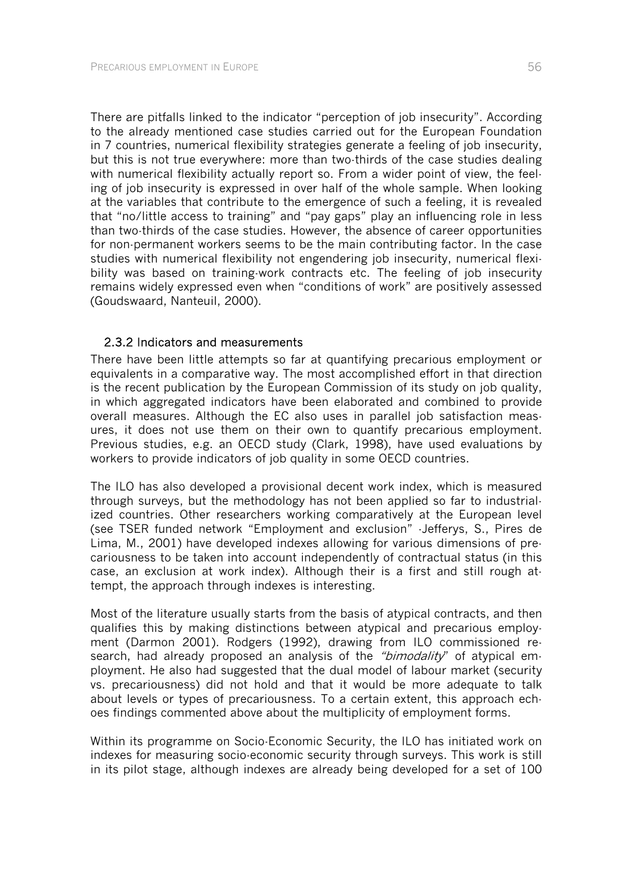There are pitfalls linked to the indicator "perception of job insecurity". According to the already mentioned case studies carried out for the European Foundation in 7 countries, numerical flexibility strategies generate a feeling of job insecurity, but this is not true everywhere: more than two-thirds of the case studies dealing with numerical flexibility actually report so. From a wider point of view, the feeling of job insecurity is expressed in over half of the whole sample. When looking at the variables that contribute to the emergence of such a feeling, it is revealed that "no/little access to training" and "pay gaps" play an influencing role in less than two-thirds of the case studies. However, the absence of career opportunities for non-permanent workers seems to be the main contributing factor. In the case studies with numerical flexibility not engendering job insecurity, numerical flexibility was based on training-work contracts etc. The feeling of job insecurity remains widely expressed even when "conditions of work" are positively assessed (Goudswaard, Nanteuil, 2000).

### 2.3.2 Indicators and measurements

There have been little attempts so far at quantifying precarious employment or equivalents in a comparative way. The most accomplished effort in that direction is the recent publication by the European Commission of its study on job quality, in which aggregated indicators have been elaborated and combined to provide overall measures. Although the EC also uses in parallel job satisfaction measures, it does not use them on their own to quantify precarious employment. Previous studies, e.g. an OECD study (Clark, 1998), have used evaluations by workers to provide indicators of job quality in some OECD countries.

The ILO has also developed a provisional decent work index, which is measured through surveys, but the methodology has not been applied so far to industrialized countries. Other researchers working comparatively at the European level (see TSER funded network "Employment and exclusion" -Jefferys, S., Pires de Lima, M., 2001) have developed indexes allowing for various dimensions of precariousness to be taken into account independently of contractual status (in this case, an exclusion at work index). Although their is a first and still rough attempt, the approach through indexes is interesting.

Most of the literature usually starts from the basis of atypical contracts, and then qualifies this by making distinctions between atypical and precarious employment (Darmon 2001). Rodgers (1992), drawing from ILO commissioned research, had already proposed an analysis of the *"bimodality"* of atypical employment. He also had suggested that the dual model of labour market (security vs. precariousness) did not hold and that it would be more adequate to talk about levels or types of precariousness. To a certain extent, this approach echoes findings commented above about the multiplicity of employment forms.

Within its programme on Socio-Economic Security, the ILO has initiated work on indexes for measuring socio-economic security through surveys. This work is still in its pilot stage, although indexes are already being developed for a set of 100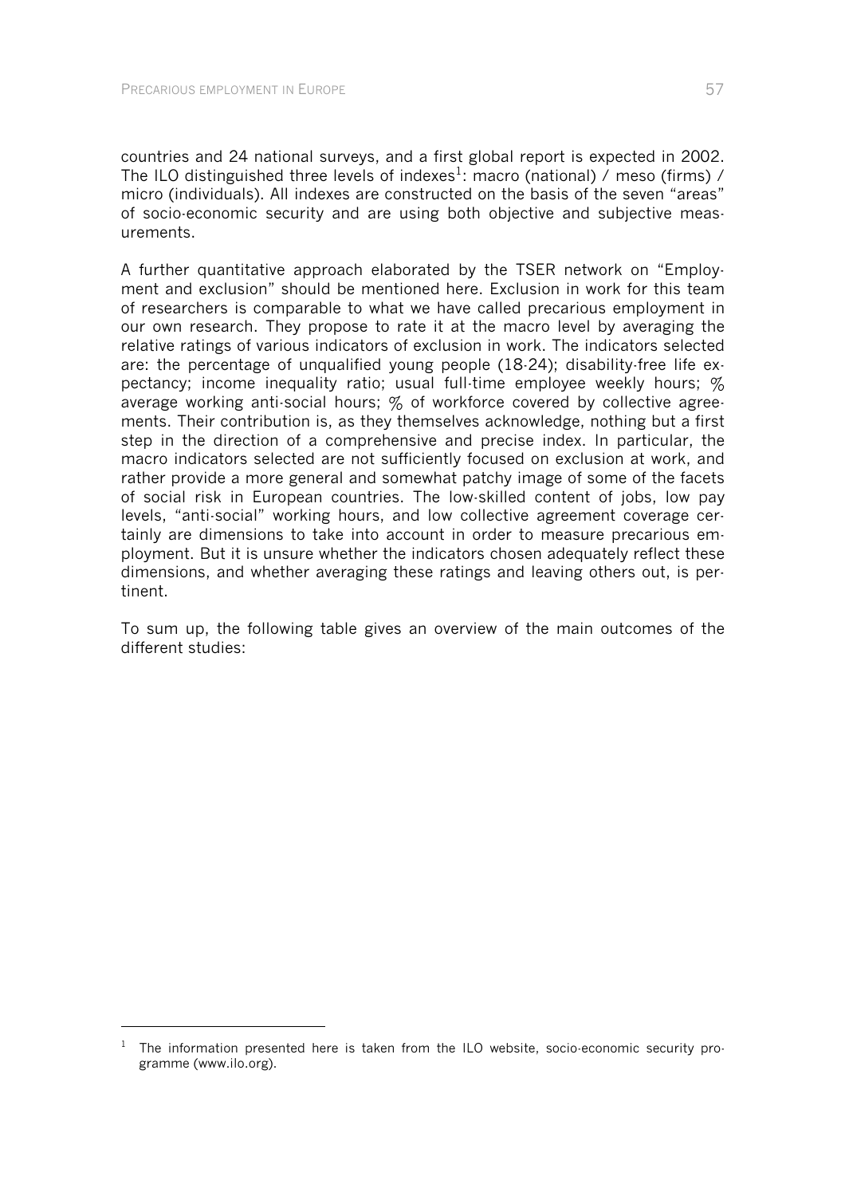countries and 24 national surveys, and a first global report is expected in 2002. The ILO distinguished three levels of indexes[1]: macro (national) / meso (firms) / micro (individuals). All indexes are constructed on the basis of the seven "areas" of socio-economic security and are using both objective and subjective measurements.

A further quantitative approach elaborated by the TSER network on "Employment and exclusion" should be mentioned here. Exclusion in work for this team of researchers is comparable to what we have called precarious employment in our own research. They propose to rate it at the macro level by averaging the relative ratings of various indicators of exclusion in work. The indicators selected are: the percentage of unqualified young people (18-24); disability-free life expectancy; income inequality ratio; usual full-time employee weekly hours; % average working anti-social hours; % of workforce covered by collective agreements. Their contribution is, as they themselves acknowledge, nothing but a first step in the direction of a comprehensive and precise index. In particular, the macro indicators selected are not sufficiently focused on exclusion at work, and rather provide a more general and somewhat patchy image of some of the facets of social risk in European countries. The low-skilled content of jobs, low pay levels, "anti-social" working hours, and low collective agreement coverage certainly are dimensions to take into account in order to measure precarious employment. But it is unsure whether the indicators chosen adequately reflect these dimensions, and whether averaging these ratings and leaving others out, is pertinent.

To sum up, the following table gives an overview of the main outcomes of the different studies:

[1] The information presented here is taken from the ILO website, socio-economic security programme (www.ilo.org).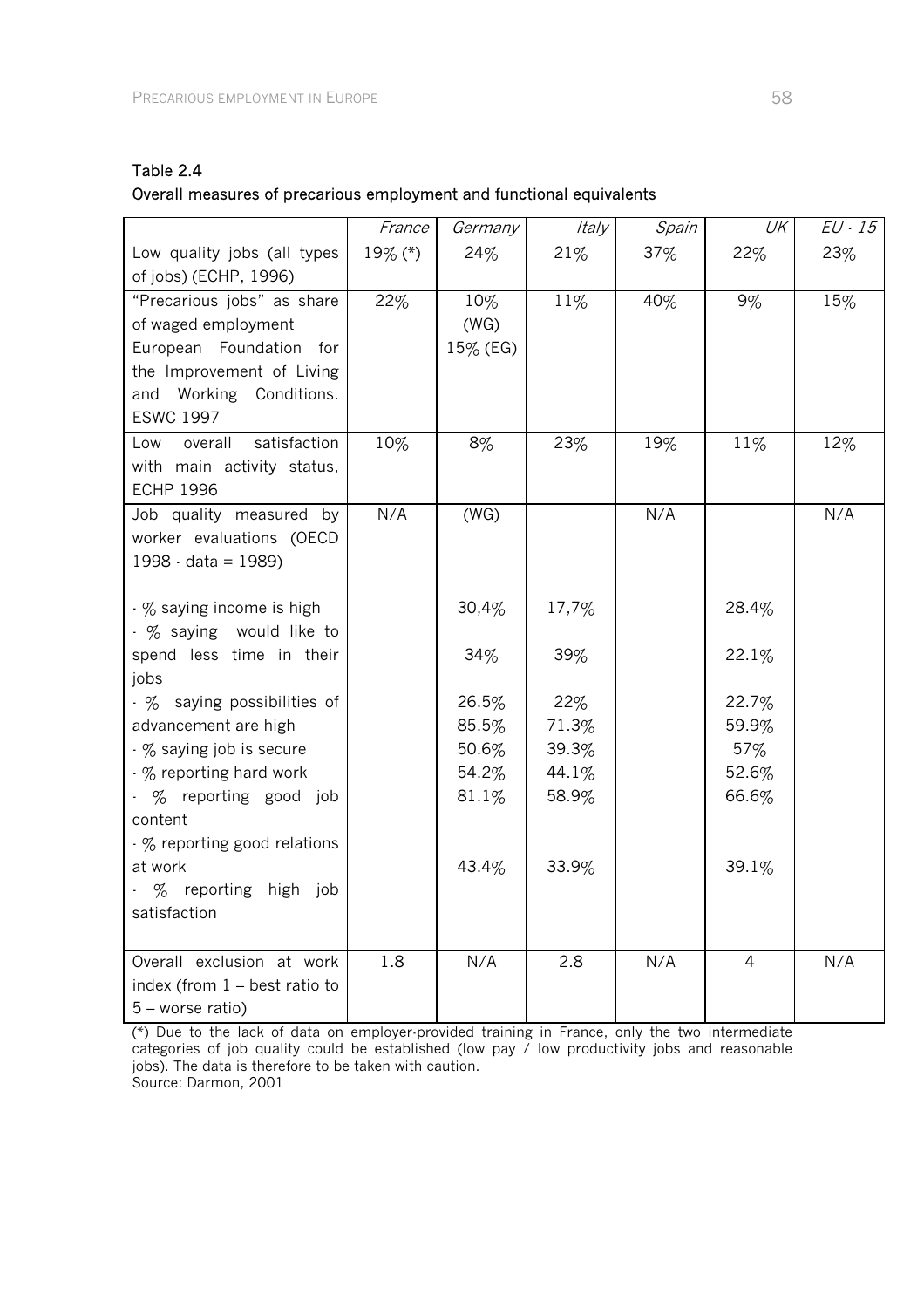Table 2.4

Overall measures of precarious employment and functional equivalents

| | *France* | *Germany* | *Italy* | *Spain* | *UK* | *EU - 15* |
|---|---|---|---|---|---|---|
| Low quality jobs (all types of jobs) (ECHP, 1996) | 19% (*) | 24% | 21% | 37% | 22% | 23% |
| "Precarious jobs" as share of waged employment European Foundation for the Improvement of Living and Working Conditions. ESWC 1997 | 22% | 10% (WG) 15% (EG) | 11% | 40% | 9% | 15% |
| Low overall satisfaction with main activity status, ECHP 1996 | 10% | 8% | 23% | 19% | 11% | 12% |
| Job quality measured by worker evaluations (OECD 1998 - data = 1989) | N/A | (WG) | | N/A | | N/A |
| - % saying income is high | | 30,4% | 17,7% | | 28.4% | |
| - % saying would like to spend less time in their jobs | | 34% | 39% | | 22.1% | |
| - % saying possibilities of advancement are high | | 26.5% | 22% | | 22.7% | |
| - % saying job is secure | | 85.5% | 71.3% | | 59.9% | |
| - % reporting hard work | | 50.6% | 39.3% | | 57% | |
| - % reporting good job content | | 54.2% | 44.1% | | 52.6% | |
| - % reporting good relations at work | | 81.1% | 58.9% | | 66.6% | |
| - % reporting high job satisfaction | | 43.4% | 33.9% | | 39.1% | |
| Overall exclusion at work index (from 1 – best ratio to 5 – worse ratio) | 1.8 | N/A | 2.8 | N/A | 4 | N/A |

(*) Due to the lack of data on employer-provided training in France, only the two intermediate categories of job quality could be established (low pay / low productivity jobs and reasonable jobs). The data is therefore to be taken with caution.

Source: Darmon, 2001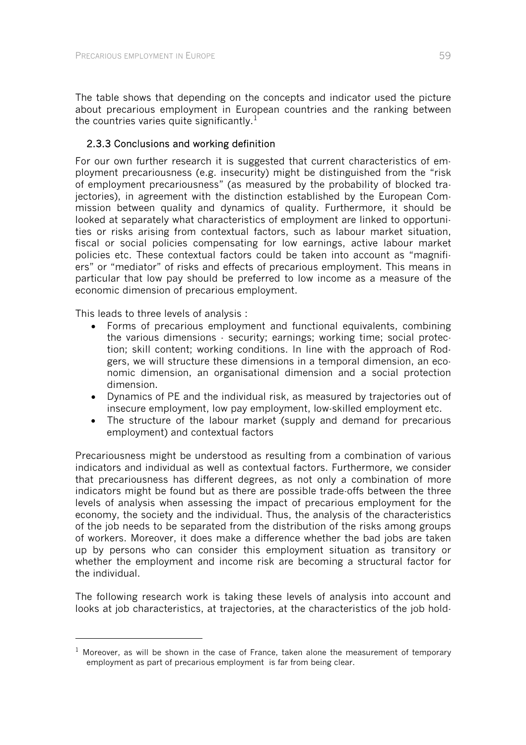The table shows that depending on the concepts and indicator used the picture about precarious employment in European countries and the ranking between the countries varies quite significantly.[1]

### 2.3.3 Conclusions and working definition

For our own further research it is suggested that current characteristics of employment precariousness (e.g. insecurity) might be distinguished from the "risk of employment precariousness" (as measured by the probability of blocked trajectories), in agreement with the distinction established by the European Commission between quality and dynamics of quality. Furthermore, it should be looked at separately what characteristics of employment are linked to opportunities or risks arising from contextual factors, such as labour market situation, fiscal or social policies compensating for low earnings, active labour market policies etc. These contextual factors could be taken into account as "magnifiers" or "mediator" of risks and effects of precarious employment. This means in particular that low pay should be preferred to low income as a measure of the economic dimension of precarious employment.

This leads to three levels of analysis :

- Forms of precarious employment and functional equivalents, combining the various dimensions - security; earnings; working time; social protection; skill content; working conditions. In line with the approach of Rodgers, we will structure these dimensions in a temporal dimension, an economic dimension, an organisational dimension and a social protection dimension.
- Dynamics of PE and the individual risk, as measured by trajectories out of insecure employment, low pay employment, low-skilled employment etc.
- The structure of the labour market (supply and demand for precarious employment) and contextual factors

Precariousness might be understood as resulting from a combination of various indicators and individual as well as contextual factors. Furthermore, we consider that precariousness has different degrees, as not only a combination of more indicators might be found but as there are possible trade-offs between the three levels of analysis when assessing the impact of precarious employment for the economy, the society and the individual. Thus, the analysis of the characteristics of the job needs to be separated from the distribution of the risks among groups of workers. Moreover, it does make a difference whether the bad jobs are taken up by persons who can consider this employment situation as transitory or whether the employment and income risk are becoming a structural factor for the individual.

The following research work is taking these levels of analysis into account and looks at job characteristics, at trajectories, at the characteristics of the job hold-

[1] Moreover, as will be shown in the case of France, taken alone the measurement of temporary employment as part of precarious employment is far from being clear.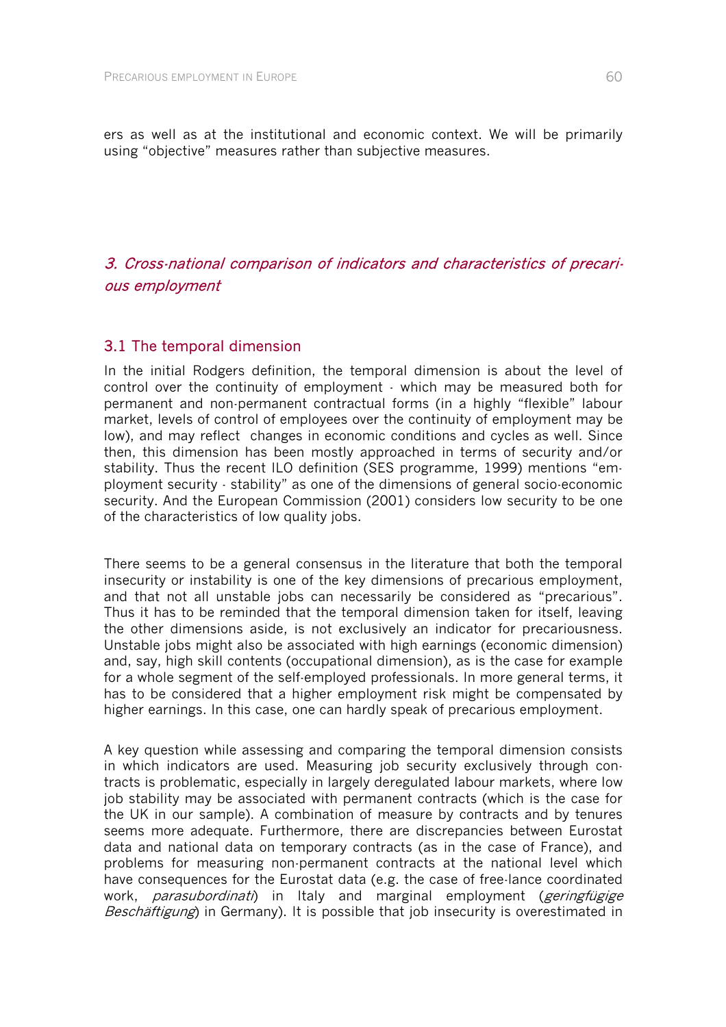ers as well as at the institutional and economic context. We will be primarily using "objective" measures rather than subjective measures.

## *3. Cross-national comparison of indicators and characteristics of precarious employment*

### 3.1 The temporal dimension

In the initial Rodgers definition, the temporal dimension is about the level of control over the continuity of employment - which may be measured both for permanent and non-permanent contractual forms (in a highly "flexible" labour market, levels of control of employees over the continuity of employment may be low), and may reflect changes in economic conditions and cycles as well. Since then, this dimension has been mostly approached in terms of security and/or stability. Thus the recent ILO definition (SES programme, 1999) mentions "employment security - stability" as one of the dimensions of general socio-economic security. And the European Commission (2001) considers low security to be one of the characteristics of low quality jobs.

There seems to be a general consensus in the literature that both the temporal insecurity or instability is one of the key dimensions of precarious employment, and that not all unstable jobs can necessarily be considered as "precarious". Thus it has to be reminded that the temporal dimension taken for itself, leaving the other dimensions aside, is not exclusively an indicator for precariousness. Unstable jobs might also be associated with high earnings (economic dimension) and, say, high skill contents (occupational dimension), as is the case for example for a whole segment of the self-employed professionals. In more general terms, it has to be considered that a higher employment risk might be compensated by higher earnings. In this case, one can hardly speak of precarious employment.

A key question while assessing and comparing the temporal dimension consists in which indicators are used. Measuring job security exclusively through contracts is problematic, especially in largely deregulated labour markets, where low job stability may be associated with permanent contracts (which is the case for the UK in our sample). A combination of measure by contracts and by tenures seems more adequate. Furthermore, there are discrepancies between Eurostat data and national data on temporary contracts (as in the case of France), and problems for measuring non-permanent contracts at the national level which have consequences for the Eurostat data (e.g. the case of free-lance coordinated work, *parasubordinati*) in Italy and marginal employment (*geringfügige Beschäftigung*) in Germany). It is possible that job insecurity is overestimated in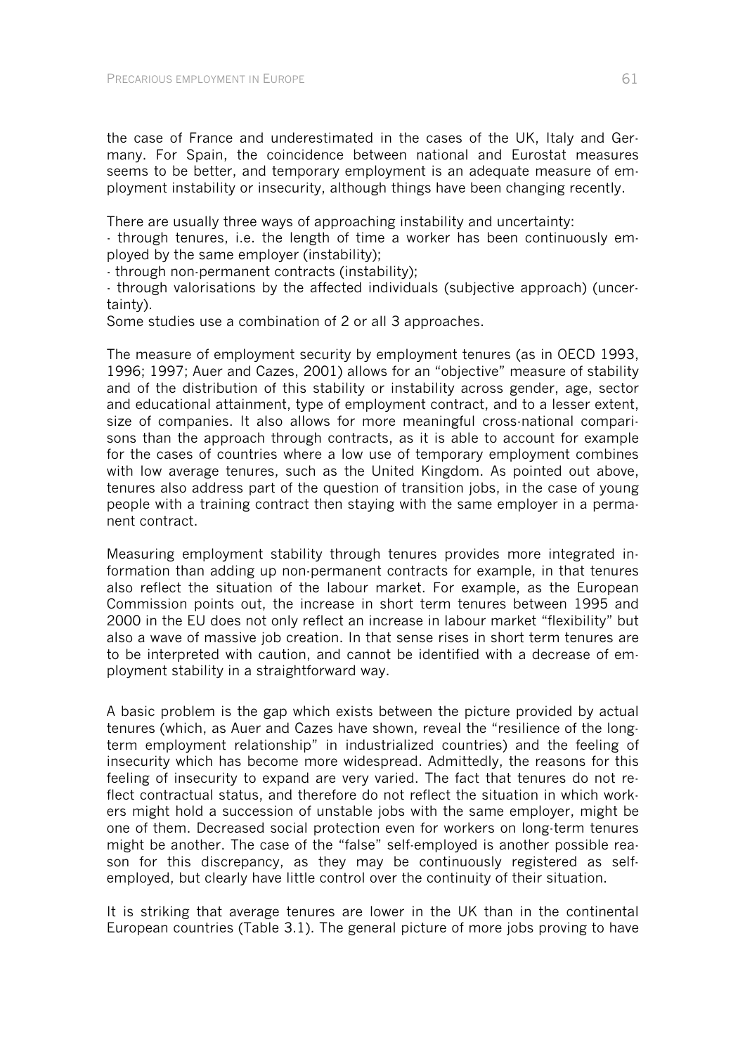the case of France and underestimated in the cases of the UK, Italy and Germany. For Spain, the coincidence between national and Eurostat measures seems to be better, and temporary employment is an adequate measure of employment instability or insecurity, although things have been changing recently.

There are usually three ways of approaching instability and uncertainty:

- through tenures, i.e. the length of time a worker has been continuously employed by the same employer (instability);
- through non-permanent contracts (instability);
- through valorisations by the affected individuals (subjective approach) (uncertainty).

Some studies use a combination of 2 or all 3 approaches.

The measure of employment security by employment tenures (as in OECD 1993, 1996; 1997; Auer and Cazes, 2001) allows for an "objective" measure of stability and of the distribution of this stability or instability across gender, age, sector and educational attainment, type of employment contract, and to a lesser extent, size of companies. It also allows for more meaningful cross-national comparisons than the approach through contracts, as it is able to account for example for the cases of countries where a low use of temporary employment combines with low average tenures, such as the United Kingdom. As pointed out above, tenures also address part of the question of transition jobs, in the case of young people with a training contract then staying with the same employer in a permanent contract.

Measuring employment stability through tenures provides more integrated information than adding up non-permanent contracts for example, in that tenures also reflect the situation of the labour market. For example, as the European Commission points out, the increase in short term tenures between 1995 and 2000 in the EU does not only reflect an increase in labour market "flexibility" but also a wave of massive job creation. In that sense rises in short term tenures are to be interpreted with caution, and cannot be identified with a decrease of employment stability in a straightforward way.

A basic problem is the gap which exists between the picture provided by actual tenures (which, as Auer and Cazes have shown, reveal the "resilience of the long-term employment relationship" in industrialized countries) and the feeling of insecurity which has become more widespread. Admittedly, the reasons for this feeling of insecurity to expand are very varied. The fact that tenures do not reflect contractual status, and therefore do not reflect the situation in which workers might hold a succession of unstable jobs with the same employer, might be one of them. Decreased social protection even for workers on long-term tenures might be another. The case of the "false" self-employed is another possible reason for this discrepancy, as they may be continuously registered as self-employed, but clearly have little control over the continuity of their situation.

It is striking that average tenures are lower in the UK than in the continental European countries (Table 3.1). The general picture of more jobs proving to have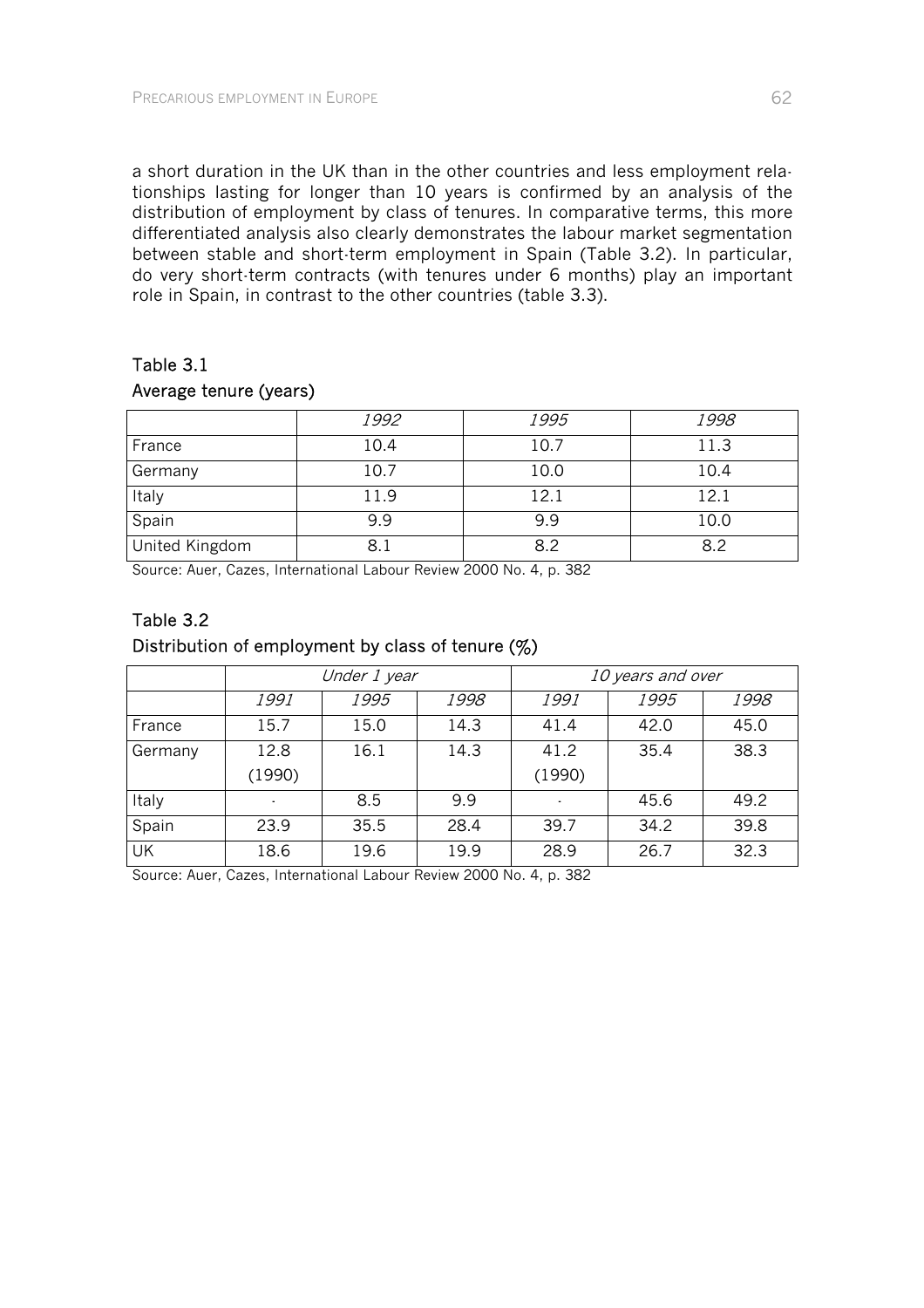a short duration in the UK than in the other countries and less employment relationships lasting for longer than 10 years is confirmed by an analysis of the distribution of employment by class of tenures. In comparative terms, this more differentiated analysis also clearly demonstrates the labour market segmentation between stable and short-term employment in Spain (Table 3.2). In particular, do very short-term contracts (with tenures under 6 months) play an important role in Spain, in contrast to the other countries (table 3.3).

### Table 3.1
### Average tenure (years)

| | *1992* | *1995* | *1998* |
|---|---|---|---|
| France | 10.4 | 10.7 | 11.3 |
| Germany | 10.7 | 10.0 | 10.4 |
| Italy | 11.9 | 12.1 | 12.1 |
| Spain | 9.9 | 9.9 | 10.0 |
| United Kingdom | 8.1 | 8.2 | 8.2 |

Source: Auer, Cazes, International Labour Review 2000 No. 4, p. 382

### Table 3.2
### Distribution of employment by class of tenure (%)

| | *Under 1 year* | | | *10 years and over* | | |
|---|---|---|---|---|---|---|
| | *1991* | *1995* | *1998* | *1991* | *1995* | *1998* |
| France | 15.7 | 15.0 | 14.3 | 41.4 | 42.0 | 45.0 |
| Germany | 12.8 (1990) | 16.1 | 14.3 | 41.2 (1990) | 35.4 | 38.3 |
| Italy | - | 8.5 | 9.9 | - | 45.6 | 49.2 |
| Spain | 23.9 | 35.5 | 28.4 | 39.7 | 34.2 | 39.8 |
| UK | 18.6 | 19.6 | 19.9 | 28.9 | 26.7 | 32.3 |

Source: Auer, Cazes, International Labour Review 2000 No. 4, p. 382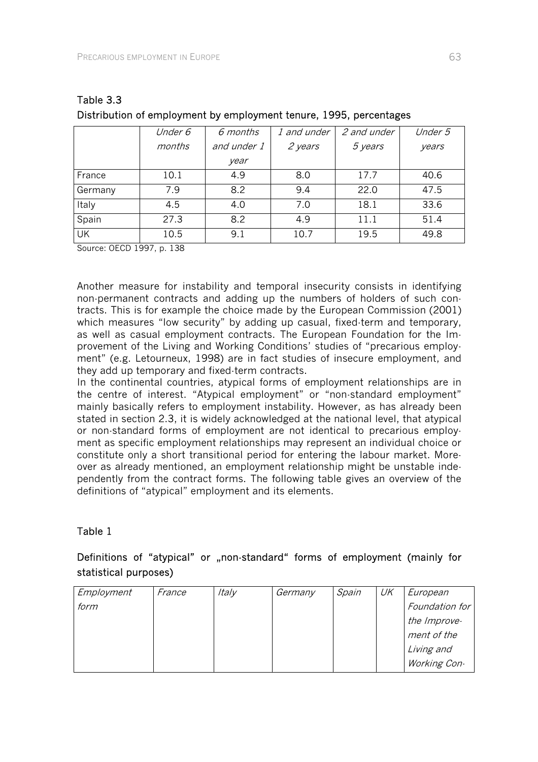Table 3.3
Distribution of employment by employment tenure, 1995, percentages

| | *Under 6 months* | *6 months and under 1 year* | *1 and under 2 years* | *2 and under 5 years* | *Under 5 years* |
|---|---|---|---|---|---|
| France | 10.1 | 4.9 | 8.0 | 17.7 | 40.6 |
| Germany | 7.9 | 8.2 | 9.4 | 22.0 | 47.5 |
| Italy | 4.5 | 4.0 | 7.0 | 18.1 | 33.6 |
| Spain | 27.3 | 8.2 | 4.9 | 11.1 | 51.4 |
| UK | 10.5 | 9.1 | 10.7 | 19.5 | 49.8 |

Source: OECD 1997, p. 138

Another measure for instability and temporal insecurity consists in identifying non-permanent contracts and adding up the numbers of holders of such contracts. This is for example the choice made by the European Commission (2001) which measures "low security" by adding up casual, fixed-term and temporary, as well as casual employment contracts. The European Foundation for the Improvement of the Living and Working Conditions' studies of "precarious employment" (e.g. Letourneux, 1998) are in fact studies of insecure employment, and they add up temporary and fixed-term contracts.

In the continental countries, atypical forms of employment relationships are in the centre of interest. "Atypical employment" or "non-standard employment" mainly basically refers to employment instability. However, as has already been stated in section 2.3, it is widely acknowledged at the national level, that atypical or non-standard forms of employment are not identical to precarious employment as specific employment relationships may represent an individual choice or constitute only a short transitional period for entering the labour market. Moreover as already mentioned, an employment relationship might be unstable independently from the contract forms. The following table gives an overview of the definitions of "atypical" employment and its elements.

Table 1

Definitions of "atypical" or „non-standard" forms of employment (mainly for statistical purposes)

| *Employment form* | *France* | *Italy* | *Germany* | *Spain* | *UK* | *European Foundation for the Improvement of the Living and Working Con-* |
|---|---|---|---|---|---|---|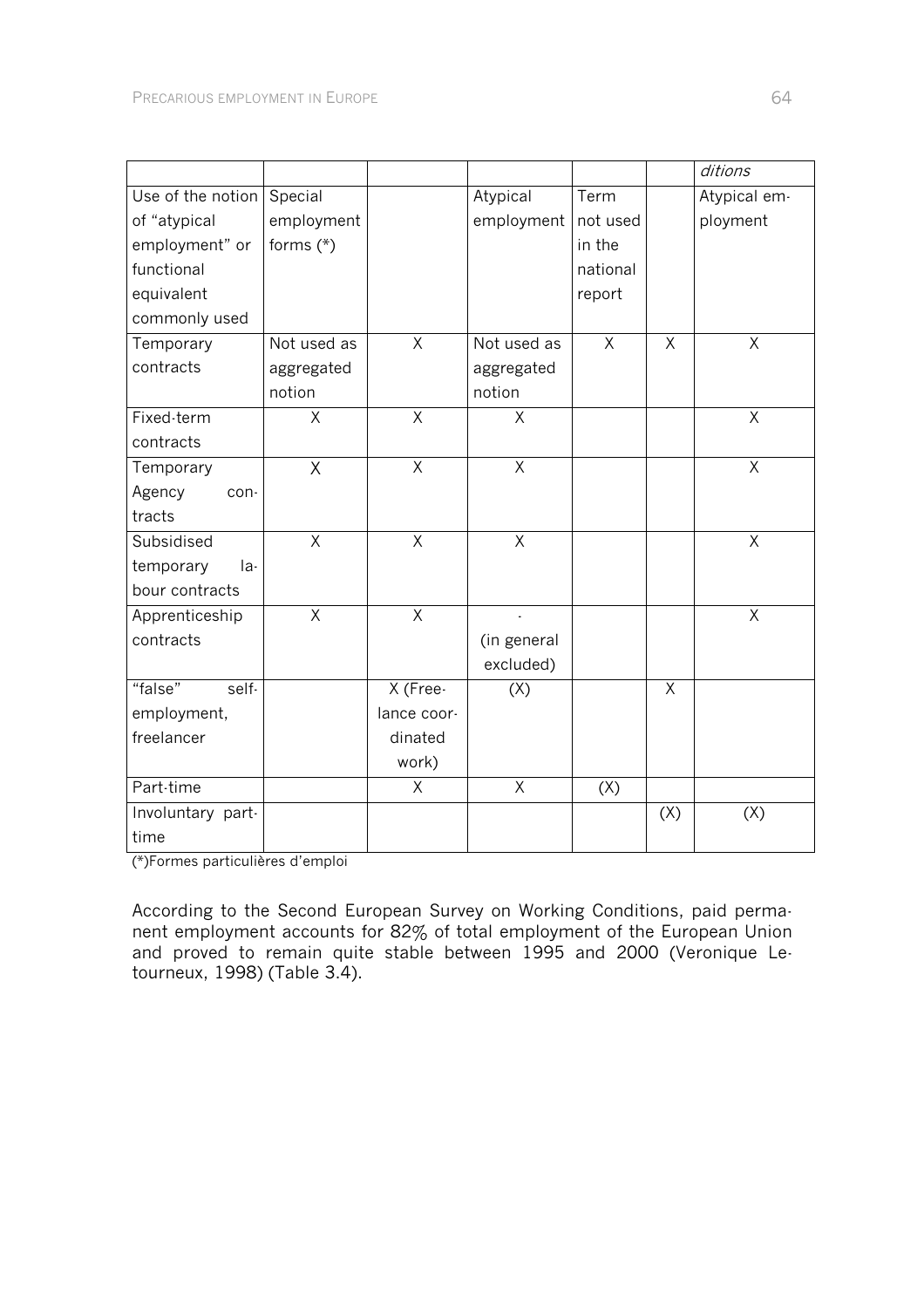| | | | | | | *ditions* |
|---|---|---|---|---|---|---|
| Use of the notion of "atypical employment" or functional equivalent commonly used | Special employment forms (*) | | Atypical employment | Term not used in the national report | | Atypical employment |
| Temporary contracts | Not used as aggregated notion | X | Not used as aggregated notion | X | X | X |
| Fixed-term contracts | X | X | X | | | X |
| Temporary Agency contracts | X | X | X | | | X |
| Subsidised temporary labour contracts | X | X | X | | | X |
| Apprenticeship contracts | X | X | - (in general excluded) | | | X |
| "false" self-employment, freelancer | | X (Freelance coordinated work) | (X) | | X | |
| Part-time | | X | X | (X) | | |
| Involuntary part-time | | | | | (X) | (X) |

(*)Formes particulières d'emploi

According to the Second European Survey on Working Conditions, paid permanent employment accounts for 82% of total employment of the European Union and proved to remain quite stable between 1995 and 2000 (Veronique Letourneux, 1998) (Table 3.4).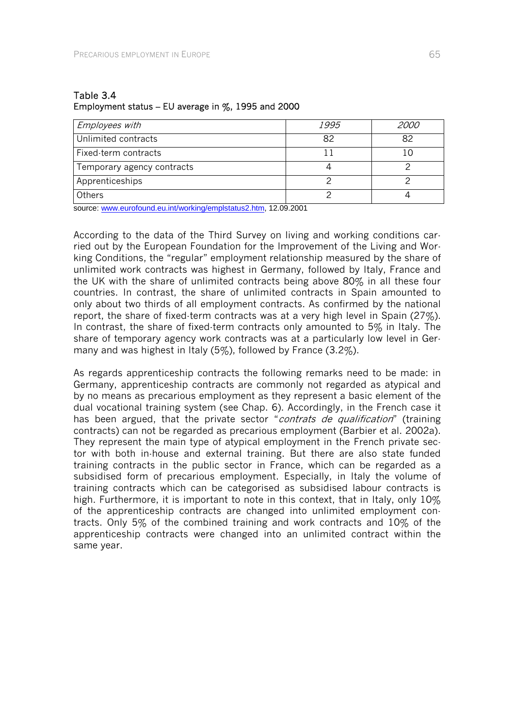Table 3.4
Employment status – EU average in %, 1995 and 2000

| *Employees with* | *1995* | *2000* |
|---|---|---|
| Unlimited contracts | 82 | 82 |
| Fixed-term contracts | 11 | 10 |
| Temporary agency contracts | 4 | 2 |
| Apprenticeships | 2 | 2 |
| Others | 2 | 4 |

source: www.eurofound.eu.int/working/emplstatus2.htm, 12.09.2001

According to the data of the Third Survey on living and working conditions carried out by the European Foundation for the Improvement of the Living and Working Conditions, the "regular" employment relationship measured by the share of unlimited work contracts was highest in Germany, followed by Italy, France and the UK with the share of unlimited contracts being above 80% in all these four countries. In contrast, the share of unlimited contracts in Spain amounted to only about two thirds of all employment contracts. As confirmed by the national report, the share of fixed-term contracts was at a very high level in Spain (27%). In contrast, the share of fixed-term contracts only amounted to 5% in Italy. The share of temporary agency work contracts was at a particularly low level in Germany and was highest in Italy (5%), followed by France (3.2%).

As regards apprenticeship contracts the following remarks need to be made: in Germany, apprenticeship contracts are commonly not regarded as atypical and by no means as precarious employment as they represent a basic element of the dual vocational training system (see Chap. 6). Accordingly, in the French case it has been argued, that the private sector "*contrats de qualification*" (training contracts) can not be regarded as precarious employment (Barbier et al. 2002a). They represent the main type of atypical employment in the French private sector with both in-house and external training. But there are also state funded training contracts in the public sector in France, which can be regarded as a subsidised form of precarious employment. Especially, in Italy the volume of training contracts which can be categorised as subsidised labour contracts is high. Furthermore, it is important to note in this context, that in Italy, only 10% of the apprenticeship contracts are changed into unlimited employment contracts. Only 5% of the combined training and work contracts and 10% of the apprenticeship contracts were changed into an unlimited contract within the same year.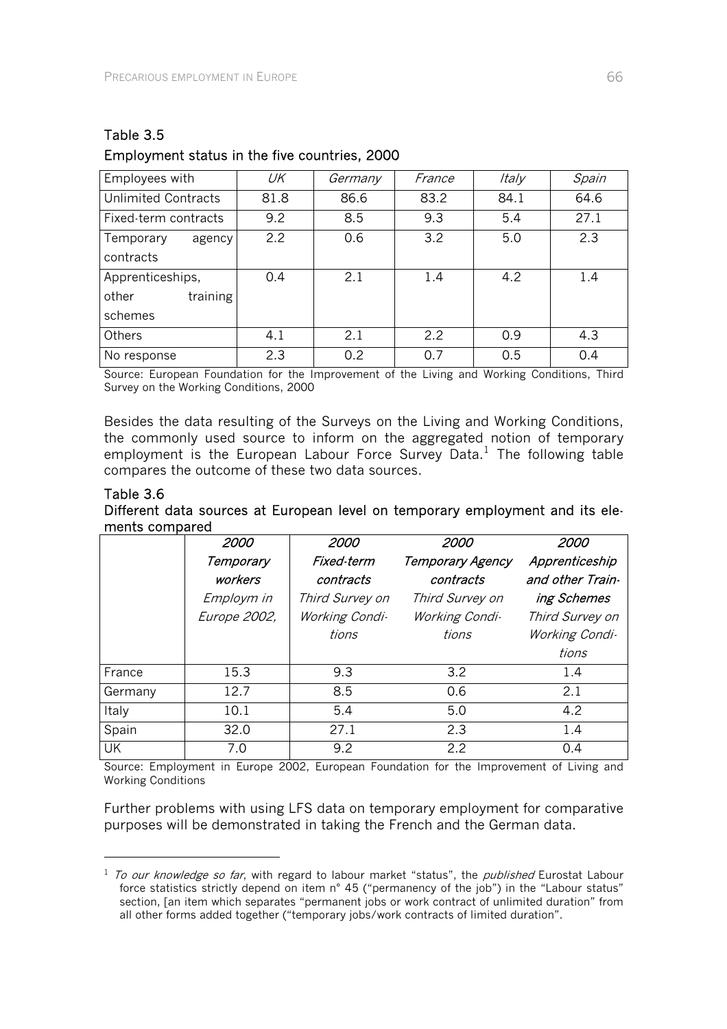Table 3.5

Employment status in the five countries, 2000

| Employees with | *UK* | *Germany* | *France* | *Italy* | *Spain* |
|---|---|---|---|---|---|
| Unlimited Contracts | 81.8 | 86.6 | 83.2 | 84.1 | 64.6 |
| Fixed-term contracts | 9.2 | 8.5 | 9.3 | 5.4 | 27.1 |
| Temporary agency contracts | 2.2 | 0.6 | 3.2 | 5.0 | 2.3 |
| Apprenticeships, other training schemes | 0.4 | 2.1 | 1.4 | 4.2 | 1.4 |
| Others | 4.1 | 2.1 | 2.2 | 0.9 | 4.3 |
| No response | 2.3 | 0.2 | 0.7 | 0.5 | 0.4 |

Source: European Foundation for the Improvement of the Living and Working Conditions, Third Survey on the Working Conditions, 2000

Besides the data resulting of the Surveys on the Living and Working Conditions, the commonly used source to inform on the aggregated notion of temporary employment is the European Labour Force Survey Data.[1] The following table compares the outcome of these two data sources.

Table 3.6

Different data sources at European level on temporary employment and its elements compared

| | *2000 Temporary workers Employm in Europe 2002,* | *2000 Fixed-term contracts Third Survey on Working Conditions* | *2000 Temporary Agency contracts Third Survey on Working Conditions* | *2000 Apprenticeship and other Training Schemes Third Survey on Working Conditions* |
|---|---|---|---|---|
| France | 15.3 | 9.3 | 3.2 | 1.4 |
| Germany | 12.7 | 8.5 | 0.6 | 2.1 |
| Italy | 10.1 | 5.4 | 5.0 | 4.2 |
| Spain | 32.0 | 27.1 | 2.3 | 1.4 |
| UK | 7.0 | 9.2 | 2.2 | 0.4 |

Source: Employment in Europe 2002, European Foundation for the Improvement of Living and Working Conditions

Further problems with using LFS data on temporary employment for comparative purposes will be demonstrated in taking the French and the German data.

[1] *To our knowledge so far*, with regard to labour market "status", the *published* Eurostat Labour force statistics strictly depend on item n° 45 ("permanency of the job") in the "Labour status" section, [an item which separates "permanent jobs or work contract of unlimited duration" from all other forms added together ("temporary jobs/work contracts of limited duration".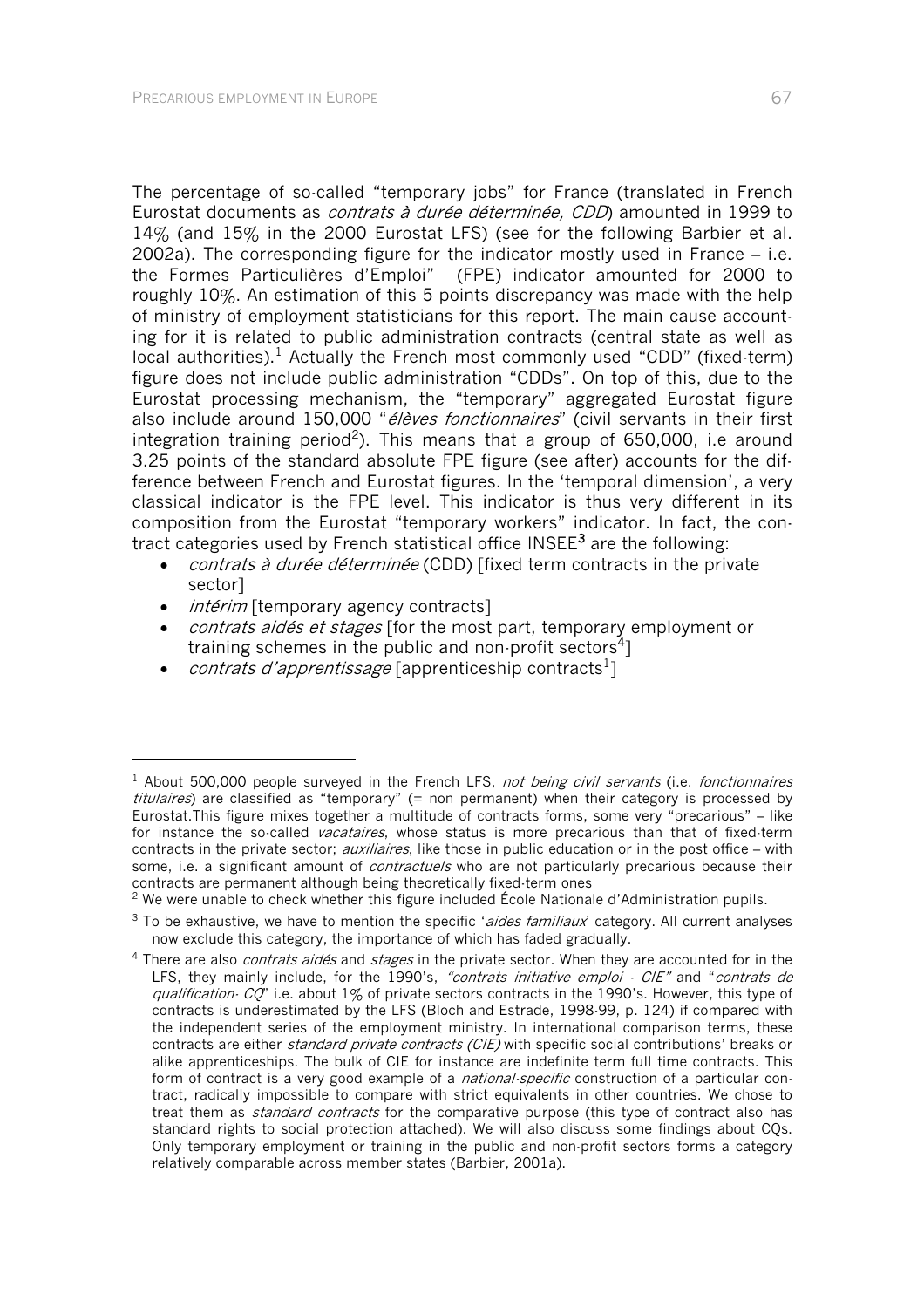The percentage of so-called "temporary jobs" for France (translated in French Eurostat documents as *contrats à durée déterminée, CDD*) amounted in 1999 to 14% (and 15% in the 2000 Eurostat LFS) (see for the following Barbier et al. 2002a). The corresponding figure for the indicator mostly used in France – i.e. the Formes Particulières d'Emploi" (FPE) indicator amounted for 2000 to roughly 10%. An estimation of this 5 points discrepancy was made with the help of ministry of employment statisticians for this report. The main cause accounting for it is related to public administration contracts (central state as well as local authorities).[1] Actually the French most commonly used "CDD" (fixed-term) figure does not include public administration "CDDs". On top of this, due to the Eurostat processing mechanism, the "temporary" aggregated Eurostat figure also include around 150,000 "*élèves fonctionnaires*" (civil servants in their first integration training period[2]). This means that a group of 650,000, i.e around 3.25 points of the standard absolute FPE figure (see after) accounts for the difference between French and Eurostat figures. In the 'temporal dimension', a very classical indicator is the FPE level. This indicator is thus very different in its composition from the Eurostat "temporary workers" indicator. In fact, the contract categories used by French statistical office INSEE[3] are the following:

- *contrats à durée déterminée* (CDD) [fixed term contracts in the private sector]
- *intérim* [temporary agency contracts]
- *contrats aidés et stages* [for the most part, temporary employment or training schemes in the public and non-profit sectors[4]]
- *contrats d'apprentissage* [apprenticeship contracts[1]]

---

[1] About 500,000 people surveyed in the French LFS, *not being civil servants* (i.e. *fonctionnaires titulaires*) are classified as "temporary" (= non permanent) when their category is processed by Eurostat.This figure mixes together a multitude of contracts forms, some very "precarious" – like for instance the so-called *vacataires*, whose status is more precarious than that of fixed-term contracts in the private sector; *auxiliaires*, like those in public education or in the post office – with some, i.e. a significant amount of *contractuels* who are not particularly precarious because their contracts are permanent although being theoretically fixed-term ones

[2] We were unable to check whether this figure included École Nationale d'Administration pupils.

[3] To be exhaustive, we have to mention the specific '*aides familiaux*' category. All current analyses now exclude this category, the importance of which has faded gradually.

[4] There are also *contrats aidés* and *stages* in the private sector. When they are accounted for in the LFS, they mainly include, for the 1990's, *"contrats initiative emploi - CIE"* and "*contrats de qualification- CQ*" i.e. about 1% of private sectors contracts in the 1990's. However, this type of contracts is underestimated by the LFS (Bloch and Estrade, 1998-99, p. 124) if compared with the independent series of the employment ministry. In international comparison terms, these contracts are either *standard private contracts (CIE)* with specific social contributions' breaks or alike apprenticeships. The bulk of CIE for instance are indefinite term full time contracts. This form of contract is a very good example of a *national-specific* construction of a particular contract, radically impossible to compare with strict equivalents in other countries. We chose to treat them as *standard contracts* for the comparative purpose (this type of contract also has standard rights to social protection attached). We will also discuss some findings about CQs. Only temporary employment or training in the public and non-profit sectors forms a category relatively comparable across member states (Barbier, 2001a).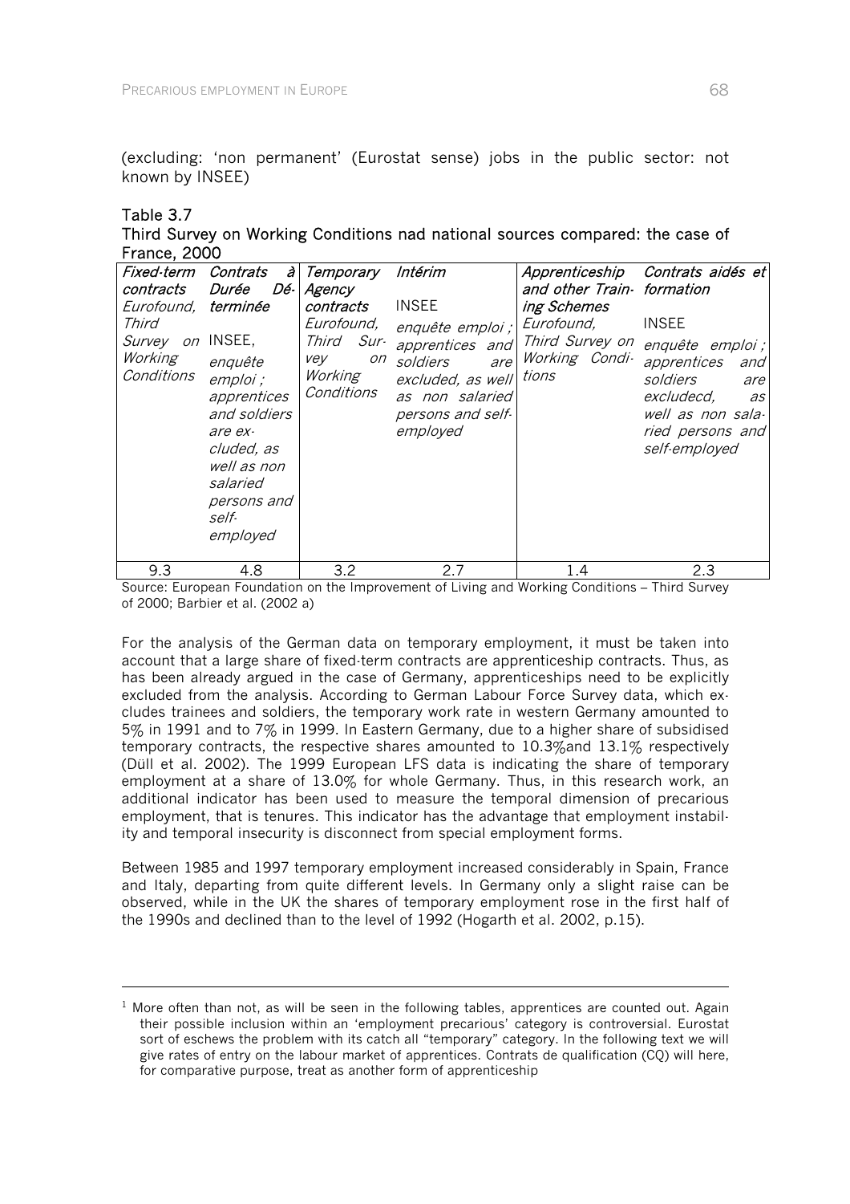(excluding: 'non permanent' (Eurostat sense) jobs in the public sector: not known by INSEE)

Table 3.7
Third Survey on Working Conditions nad national sources compared: the case of France, 2000

| *Fixed-term contracts* Eurofound, Third Survey on Working Conditions | *Contrats à Durée Déterminée* INSEE, enquête emploi ; apprentices and soldiers are excluded, as well as non salaried persons and self-employed | *Temporary Agency contracts* Eurofound, Third Survey on Working Conditions | *Intérim* INSEE enquête emploi ; apprentices and soldiers are excluded, as well as non salaried persons and self-employed | *Apprenticeship and other Training Schemes* Eurofound, Third Survey on Working Conditions | *Contrats aidés et formation* INSEE enquête emploi ; apprentices and soldiers are excludecd, as well as non salaried persons and self-employed |
|---|---|---|---|---|---|
| 9.3 | 4.8 | 3.2 | 2.7 | 1.4 | 2.3 |

Source: European Foundation on the Improvement of Living and Working Conditions – Third Survey of 2000; Barbier et al. (2002 a)

For the analysis of the German data on temporary employment, it must be taken into account that a large share of fixed-term contracts are apprenticeship contracts. Thus, as has been already argued in the case of Germany, apprenticeships need to be explicitly excluded from the analysis. According to German Labour Force Survey data, which excludes trainees and soldiers, the temporary work rate in western Germany amounted to 5% in 1991 and to 7% in 1999. In Eastern Germany, due to a higher share of subsidised temporary contracts, the respective shares amounted to 10.3%and 13.1% respectively (Düll et al. 2002). The 1999 European LFS data is indicating the share of temporary employment at a share of 13.0% for whole Germany. Thus, in this research work, an additional indicator has been used to measure the temporal dimension of precarious employment, that is tenures. This indicator has the advantage that employment instability and temporal insecurity is disconnect from special employment forms.

Between 1985 and 1997 temporary employment increased considerably in Spain, France and Italy, departing from quite different levels. In Germany only a slight raise can be observed, while in the UK the shares of temporary employment rose in the first half of the 1990s and declined than to the level of 1992 (Hogarth et al. 2002, p.15).

[1] More often than not, as will be seen in the following tables, apprentices are counted out. Again their possible inclusion within an 'employment precarious' category is controversial. Eurostat sort of eschews the problem with its catch all "temporary" category. In the following text we will give rates of entry on the labour market of apprentices. Contrats de qualification (CQ) will here, for comparative purpose, treat as another form of apprenticeship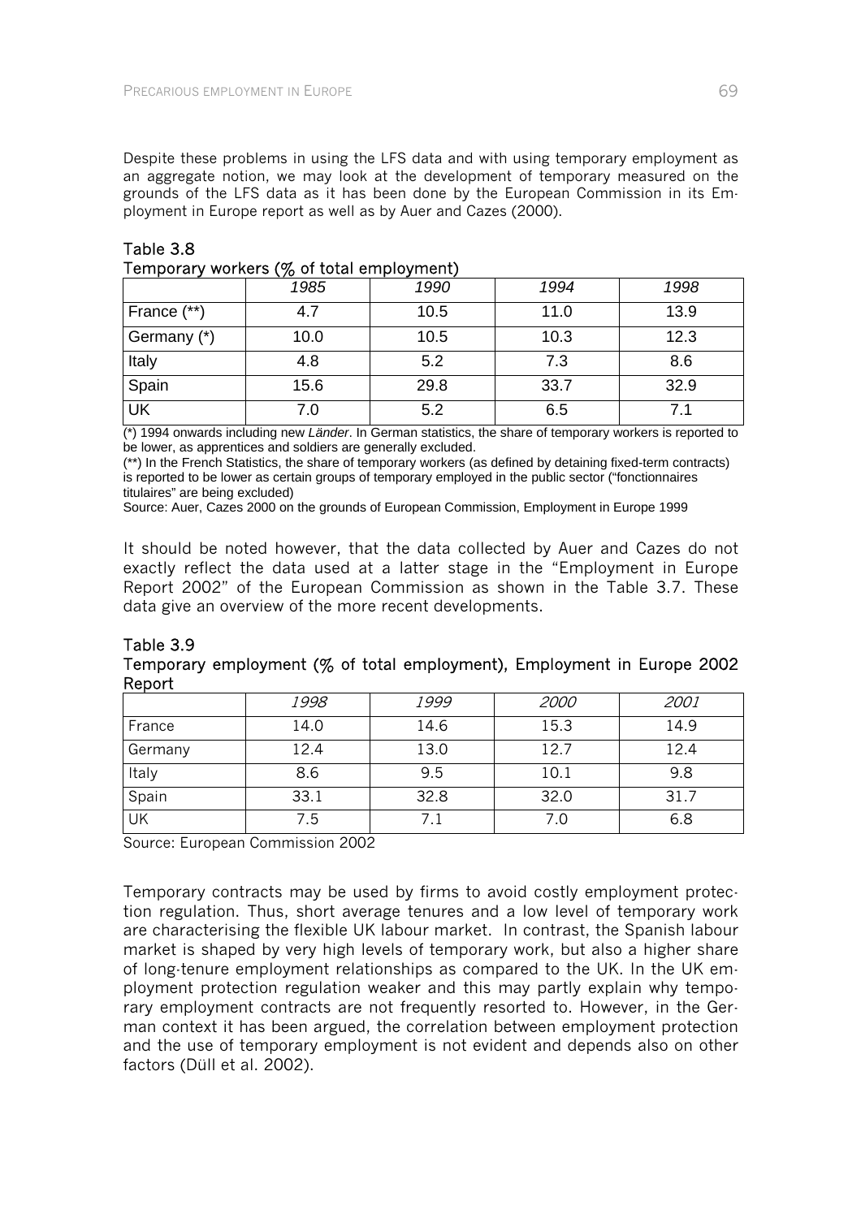Despite these problems in using the LFS data and with using temporary employment as an aggregate notion, we may look at the development of temporary measured on the grounds of the LFS data as it has been done by the European Commission in its Employment in Europe report as well as by Auer and Cazes (2000).

**Table 3.8**
**Temporary workers (% of total employment)**

| | *1985* | *1990* | *1994* | *1998* |
|---|---|---|---|---|
| France (**) | 4.7 | 10.5 | 11.0 | 13.9 |
| Germany (*) | 10.0 | 10.5 | 10.3 | 12.3 |
| Italy | 4.8 | 5.2 | 7.3 | 8.6 |
| Spain | 15.6 | 29.8 | 33.7 | 32.9 |
| UK | 7.0 | 5.2 | 6.5 | 7.1 |

(*) 1994 onwards including new *Länder*. In German statistics, the share of temporary workers is reported to be lower, as apprentices and soldiers are generally excluded.
(**) In the French Statistics, the share of temporary workers (as defined by detaining fixed-term contracts) is reported to be lower as certain groups of temporary employed in the public sector ("fonctionnaires titulaires" are being excluded)
Source: Auer, Cazes 2000 on the grounds of European Commission, Employment in Europe 1999

It should be noted however, that the data collected by Auer and Cazes do not exactly reflect the data used at a latter stage in the "Employment in Europe Report 2002" of the European Commission as shown in the Table 3.7. These data give an overview of the more recent developments.

**Table 3.9**
**Temporary employment (% of total employment), Employment in Europe 2002 Report**

| | *1998* | *1999* | *2000* | *2001* |
|---|---|---|---|---|
| France | 14.0 | 14.6 | 15.3 | 14.9 |
| Germany | 12.4 | 13.0 | 12.7 | 12.4 |
| Italy | 8.6 | 9.5 | 10.1 | 9.8 |
| Spain | 33.1 | 32.8 | 32.0 | 31.7 |
| UK | 7.5 | 7.1 | 7.0 | 6.8 |

Source: European Commission 2002

Temporary contracts may be used by firms to avoid costly employment protection regulation. Thus, short average tenures and a low level of temporary work are characterising the flexible UK labour market. In contrast, the Spanish labour market is shaped by very high levels of temporary work, but also a higher share of long-tenure employment relationships as compared to the UK. In the UK employment protection regulation weaker and this may partly explain why temporary employment contracts are not frequently resorted to. However, in the German context it has been argued, the correlation between employment protection and the use of temporary employment is not evident and depends also on other factors (Düll et al. 2002).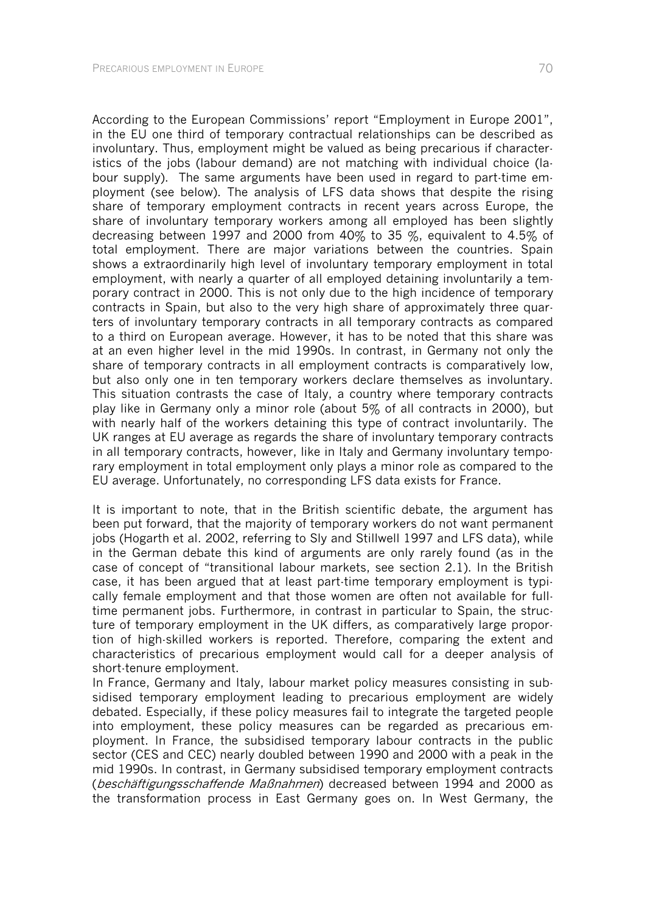According to the European Commissions' report "Employment in Europe 2001", in the EU one third of temporary contractual relationships can be described as involuntary. Thus, employment might be valued as being precarious if characteristics of the jobs (labour demand) are not matching with individual choice (labour supply). The same arguments have been used in regard to part-time employment (see below). The analysis of LFS data shows that despite the rising share of temporary employment contracts in recent years across Europe, the share of involuntary temporary workers among all employed has been slightly decreasing between 1997 and 2000 from 40% to 35 %, equivalent to 4.5% of total employment. There are major variations between the countries. Spain shows a extraordinarily high level of involuntary temporary employment in total employment, with nearly a quarter of all employed detaining involuntarily a temporary contract in 2000. This is not only due to the high incidence of temporary contracts in Spain, but also to the very high share of approximately three quarters of involuntary temporary contracts in all temporary contracts as compared to a third on European average. However, it has to be noted that this share was at an even higher level in the mid 1990s. In contrast, in Germany not only the share of temporary contracts in all employment contracts is comparatively low, but also only one in ten temporary workers declare themselves as involuntary. This situation contrasts the case of Italy, a country where temporary contracts play like in Germany only a minor role (about 5% of all contracts in 2000), but with nearly half of the workers detaining this type of contract involuntarily. The UK ranges at EU average as regards the share of involuntary temporary contracts in all temporary contracts, however, like in Italy and Germany involuntary temporary employment in total employment only plays a minor role as compared to the EU average. Unfortunately, no corresponding LFS data exists for France.

It is important to note, that in the British scientific debate, the argument has been put forward, that the majority of temporary workers do not want permanent jobs (Hogarth et al. 2002, referring to Sly and Stillwell 1997 and LFS data), while in the German debate this kind of arguments are only rarely found (as in the case of concept of "transitional labour markets, see section 2.1). In the British case, it has been argued that at least part-time temporary employment is typically female employment and that those women are often not available for full-time permanent jobs. Furthermore, in contrast in particular to Spain, the structure of temporary employment in the UK differs, as comparatively large proportion of high-skilled workers is reported. Therefore, comparing the extent and characteristics of precarious employment would call for a deeper analysis of short-tenure employment.
In France, Germany and Italy, labour market policy measures consisting in subsidised temporary employment leading to precarious employment are widely debated. Especially, if these policy measures fail to integrate the targeted people into employment, these policy measures can be regarded as precarious employment. In France, the subsidised temporary labour contracts in the public sector (CES and CEC) nearly doubled between 1990 and 2000 with a peak in the mid 1990s. In contrast, in Germany subsidised temporary employment contracts (*beschäftigungsschaffende Maßnahmen*) decreased between 1994 and 2000 as the transformation process in East Germany goes on. In West Germany, the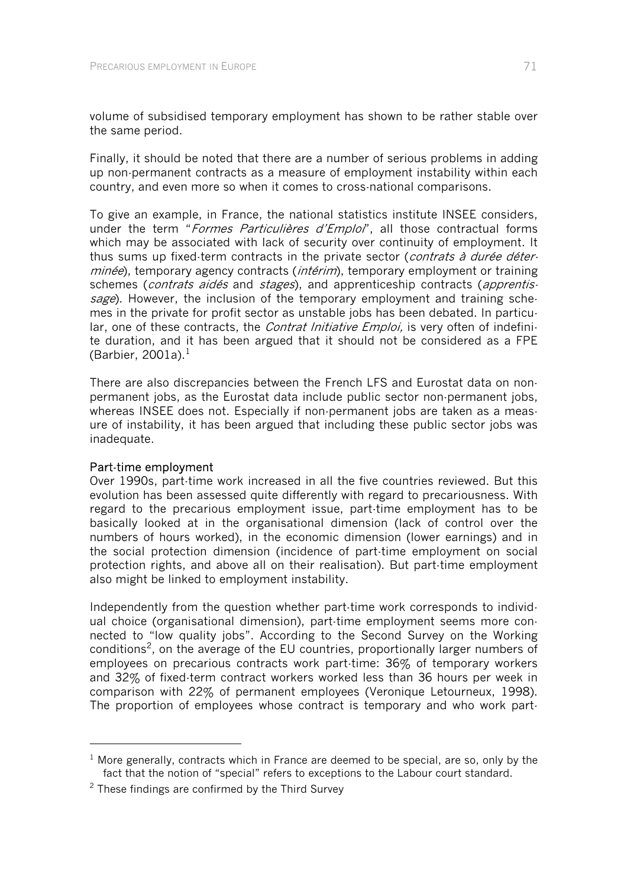volume of subsidised temporary employment has shown to be rather stable over the same period.

Finally, it should be noted that there are a number of serious problems in adding up non-permanent contracts as a measure of employment instability within each country, and even more so when it comes to cross-national comparisons.

To give an example, in France, the national statistics institute INSEE considers, under the term "*Formes Particulières d'Emploi*", all those contractual forms which may be associated with lack of security over continuity of employment. It thus sums up fixed-term contracts in the private sector (*contrats à durée déterminée*), temporary agency contracts (*intérim*), temporary employment or training schemes (*contrats aidés* and *stages*), and apprenticeship contracts (*apprentissage*). However, the inclusion of the temporary employment and training schemes in the private for profit sector as unstable jobs has been debated. In particular, one of these contracts, the *Contrat Initiative Emploi,* is very often of indefinite duration, and it has been argued that it should not be considered as a FPE (Barbier, 2001a).[1]

There are also discrepancies between the French LFS and Eurostat data on non-permanent jobs, as the Eurostat data include public sector non-permanent jobs, whereas INSEE does not. Especially if non-permanent jobs are taken as a measure of instability, it has been argued that including these public sector jobs was inadequate.

#### Part-time employment

Over 1990s, part-time work increased in all the five countries reviewed. But this evolution has been assessed quite differently with regard to precariousness. With regard to the precarious employment issue, part-time employment has to be basically looked at in the organisational dimension (lack of control over the numbers of hours worked), in the economic dimension (lower earnings) and in the social protection dimension (incidence of part-time employment on social protection rights, and above all on their realisation). But part-time employment also might be linked to employment instability.

Independently from the question whether part-time work corresponds to individual choice (organisational dimension), part-time employment seems more connected to "low quality jobs". According to the Second Survey on the Working conditions[2], on the average of the EU countries, proportionally larger numbers of employees on precarious contracts work part-time: 36% of temporary workers and 32% of fixed-term contract workers worked less than 36 hours per week in comparison with 22% of permanent employees (Veronique Letourneux, 1998). The proportion of employees whose contract is temporary and who work part-

[1] More generally, contracts which in France are deemed to be special, are so, only by the fact that the notion of "special" refers to exceptions to the Labour court standard.

[2] These findings are confirmed by the Third Survey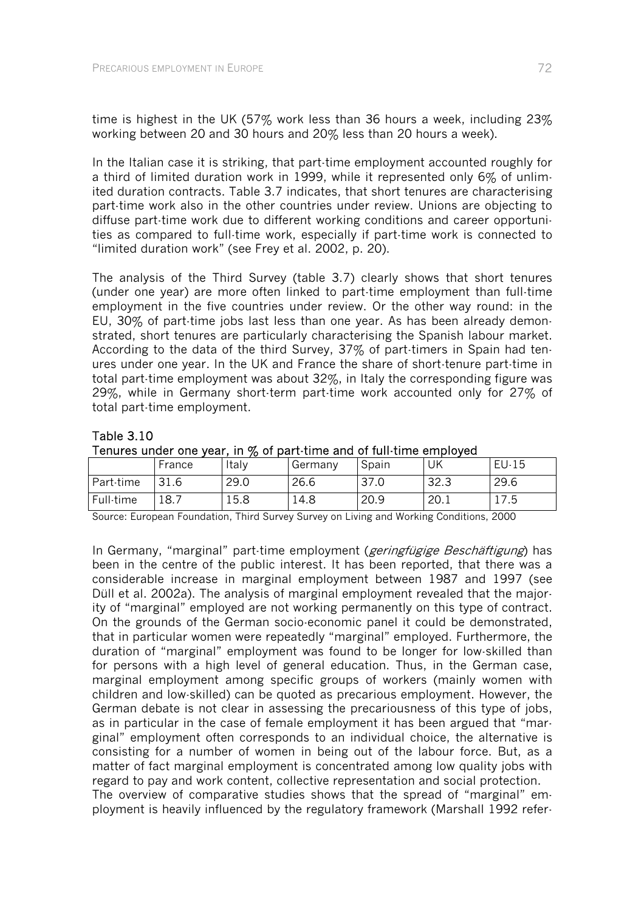time is highest in the UK (57% work less than 36 hours a week, including 23% working between 20 and 30 hours and 20% less than 20 hours a week).

In the Italian case it is striking, that part-time employment accounted roughly for a third of limited duration work in 1999, while it represented only 6% of unlimited duration contracts. Table 3.7 indicates, that short tenures are characterising part-time work also in the other countries under review. Unions are objecting to diffuse part-time work due to different working conditions and career opportunities as compared to full-time work, especially if part-time work is connected to "limited duration work" (see Frey et al. 2002, p. 20).

The analysis of the Third Survey (table 3.7) clearly shows that short tenures (under one year) are more often linked to part-time employment than full-time employment in the five countries under review. Or the other way round: in the EU, 30% of part-time jobs last less than one year. As has been already demonstrated, short tenures are particularly characterising the Spanish labour market. According to the data of the third Survey, 37% of part-timers in Spain had tenures under one year. In the UK and France the share of short-tenure part-time in total part-time employment was about 32%, in Italy the corresponding figure was 29%, while in Germany short-term part-time work accounted only for 27% of total part-time employment.

**Table 3.10**
**Tenures under one year, in % of part-time and of full-time employed**

| | France | Italy | Germany | Spain | UK | EU-15 |
|---|---|---|---|---|---|---|
| Part-time | 31.6 | 29.0 | 26.6 | 37.0 | 32.3 | 29.6 |
| Full-time | 18.7 | 15.8 | 14.8 | 20.9 | 20.1 | 17.5 |

Source: European Foundation, Third Survey Survey on Living and Working Conditions, 2000

In Germany, "marginal" part-time employment (*geringfügige Beschäftigung*) has been in the centre of the public interest. It has been reported, that there was a considerable increase in marginal employment between 1987 and 1997 (see Düll et al. 2002a). The analysis of marginal employment revealed that the majority of "marginal" employed are not working permanently on this type of contract. On the grounds of the German socio-economic panel it could be demonstrated, that in particular women were repeatedly "marginal" employed. Furthermore, the duration of "marginal" employment was found to be longer for low-skilled than for persons with a high level of general education. Thus, in the German case, marginal employment among specific groups of workers (mainly women with children and low-skilled) can be quoted as precarious employment. However, the German debate is not clear in assessing the precariousness of this type of jobs, as in particular in the case of female employment it has been argued that "marginal" employment often corresponds to an individual choice, the alternative is consisting for a number of women in being out of the labour force. But, as a matter of fact marginal employment is concentrated among low quality jobs with regard to pay and work content, collective representation and social protection.
The overview of comparative studies shows that the spread of "marginal" employment is heavily influenced by the regulatory framework (Marshall 1992 refer-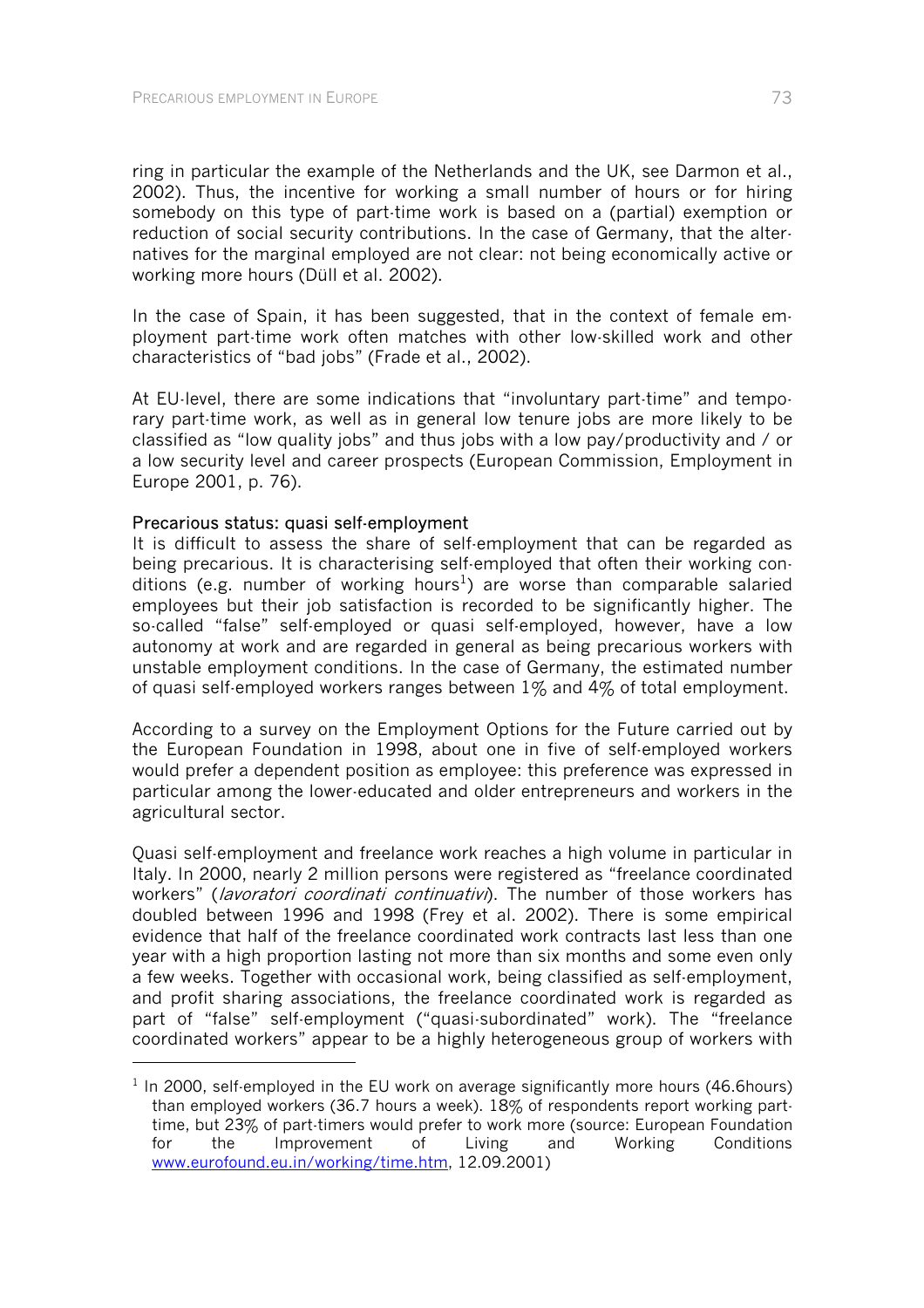ring in particular the example of the Netherlands and the UK, see Darmon et al., 2002). Thus, the incentive for working a small number of hours or for hiring somebody on this type of part-time work is based on a (partial) exemption or reduction of social security contributions. In the case of Germany, that the alternatives for the marginal employed are not clear: not being economically active or working more hours (Düll et al. 2002).

In the case of Spain, it has been suggested, that in the context of female employment part-time work often matches with other low-skilled work and other characteristics of "bad jobs" (Frade et al., 2002).

At EU-level, there are some indications that "involuntary part-time" and temporary part-time work, as well as in general low tenure jobs are more likely to be classified as "low quality jobs" and thus jobs with a low pay/productivity and / or a low security level and career prospects (European Commission, Employment in Europe 2001, p. 76).

### Precarious status: quasi self-employment

It is difficult to assess the share of self-employment that can be regarded as being precarious. It is characterising self-employed that often their working conditions (e.g. number of working hours[1]) are worse than comparable salaried employees but their job satisfaction is recorded to be significantly higher. The so-called "false" self-employed or quasi self-employed, however, have a low autonomy at work and are regarded in general as being precarious workers with unstable employment conditions. In the case of Germany, the estimated number of quasi self-employed workers ranges between 1% and 4% of total employment.

According to a survey on the Employment Options for the Future carried out by the European Foundation in 1998, about one in five of self-employed workers would prefer a dependent position as employee: this preference was expressed in particular among the lower-educated and older entrepreneurs and workers in the agricultural sector.

Quasi self-employment and freelance work reaches a high volume in particular in Italy. In 2000, nearly 2 million persons were registered as "freelance coordinated workers" (*lavoratori coordinati continuativi*). The number of those workers has doubled between 1996 and 1998 (Frey et al. 2002). There is some empirical evidence that half of the freelance coordinated work contracts last less than one year with a high proportion lasting not more than six months and some even only a few weeks. Together with occasional work, being classified as self-employment, and profit sharing associations, the freelance coordinated work is regarded as part of "false" self-employment ("quasi-subordinated" work). The "freelance coordinated workers" appear to be a highly heterogeneous group of workers with

---

[1] In 2000, self-employed in the EU work on average significantly more hours (46.6hours) than employed workers (36.7 hours a week). 18% of respondents report working part-time, but 23% of part-timers would prefer to work more (source: European Foundation for the Improvement of Living and Working Conditions www.eurofound.eu.in/working/time.htm, 12.09.2001)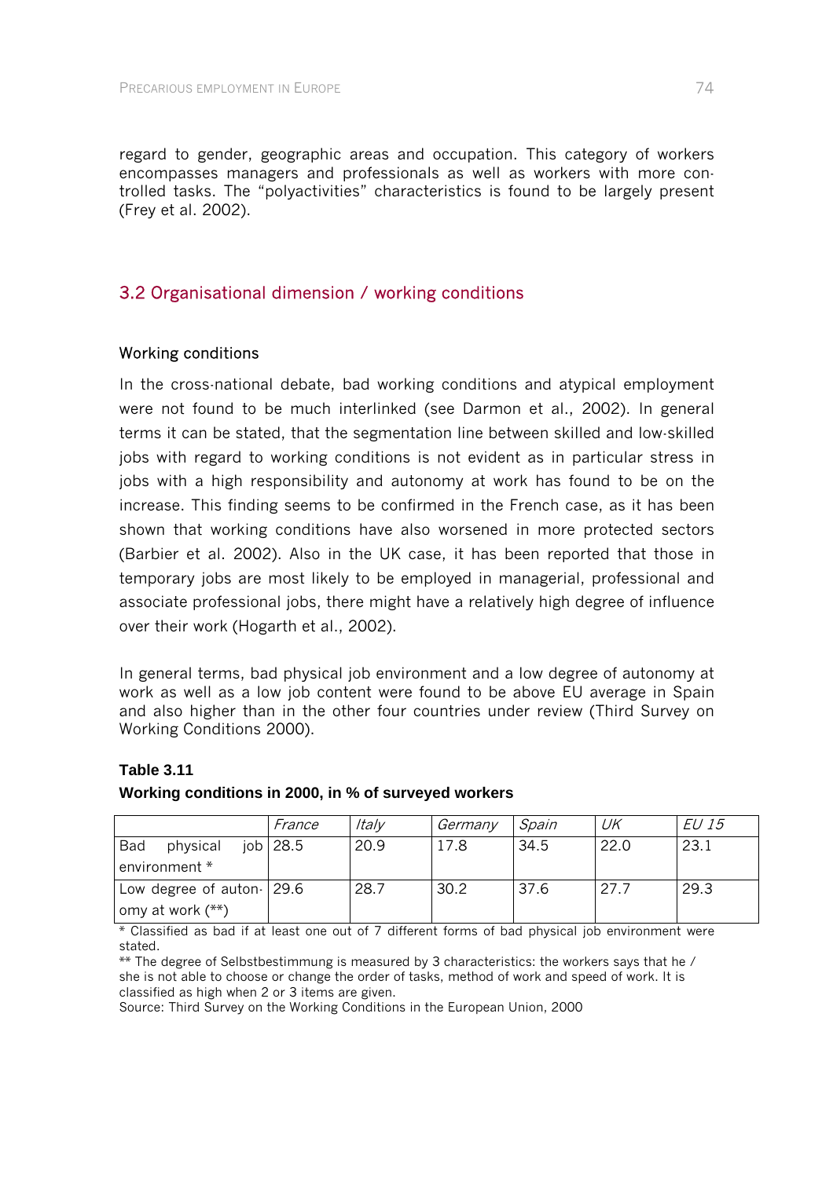regard to gender, geographic areas and occupation. This category of workers encompasses managers and professionals as well as workers with more controlled tasks. The "polyactivities" characteristics is found to be largely present (Frey et al. 2002).

## 3.2 Organisational dimension / working conditions

### Working conditions

In the cross-national debate, bad working conditions and atypical employment were not found to be much interlinked (see Darmon et al., 2002). In general terms it can be stated, that the segmentation line between skilled and low-skilled jobs with regard to working conditions is not evident as in particular stress in jobs with a high responsibility and autonomy at work has found to be on the increase. This finding seems to be confirmed in the French case, as it has been shown that working conditions have also worsened in more protected sectors (Barbier et al. 2002). Also in the UK case, it has been reported that those in temporary jobs are most likely to be employed in managerial, professional and associate professional jobs, there might have a relatively high degree of influence over their work (Hogarth et al., 2002).

In general terms, bad physical job environment and a low degree of autonomy at work as well as a low job content were found to be above EU average in Spain and also higher than in the other four countries under review (Third Survey on Working Conditions 2000).

**Table 3.11**

**Working conditions in 2000, in % of surveyed workers**

| | *France* | *Italy* | *Germany* | *Spain* | *UK* | *EU 15* |
|---|---|---|---|---|---|---|
| Bad physical job environment * | 28.5 | 20.9 | 17.8 | 34.5 | 22.0 | 23.1 |
| Low degree of autonomy at work (**) | 29.6 | 28.7 | 30.2 | 37.6 | 27.7 | 29.3 |

* Classified as bad if at least one out of 7 different forms of bad physical job environment were stated.

** The degree of Selbstbestimmung is measured by 3 characteristics: the workers says that he / she is not able to choose or change the order of tasks, method of work and speed of work. It is classified as high when 2 or 3 items are given.

Source: Third Survey on the Working Conditions in the European Union, 2000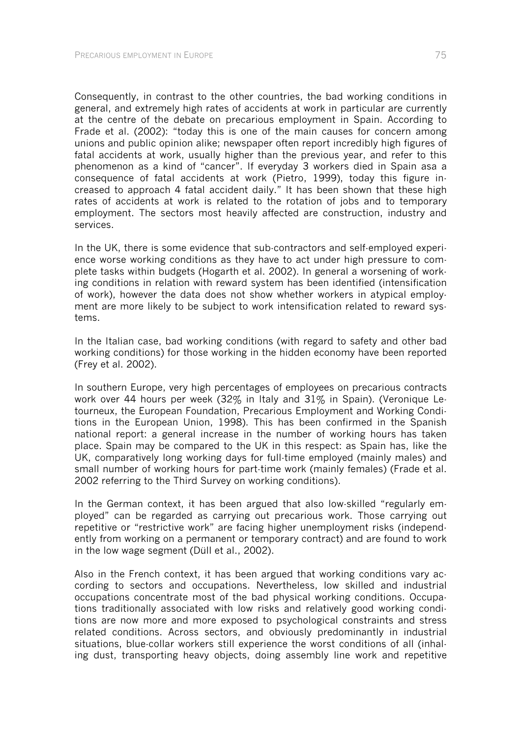Consequently, in contrast to the other countries, the bad working conditions in general, and extremely high rates of accidents at work in particular are currently at the centre of the debate on precarious employment in Spain. According to Frade et al. (2002): "today this is one of the main causes for concern among unions and public opinion alike; newspaper often report incredibly high figures of fatal accidents at work, usually higher than the previous year, and refer to this phenomenon as a kind of "cancer". If everyday 3 workers died in Spain asa a consequence of fatal accidents at work (Pietro, 1999), today this figure increased to approach 4 fatal accident daily." It has been shown that these high rates of accidents at work is related to the rotation of jobs and to temporary employment. The sectors most heavily affected are construction, industry and services.

In the UK, there is some evidence that sub-contractors and self-employed experience worse working conditions as they have to act under high pressure to complete tasks within budgets (Hogarth et al. 2002). In general a worsening of working conditions in relation with reward system has been identified (intensification of work), however the data does not show whether workers in atypical employment are more likely to be subject to work intensification related to reward systems.

In the Italian case, bad working conditions (with regard to safety and other bad working conditions) for those working in the hidden economy have been reported (Frey et al. 2002).

In southern Europe, very high percentages of employees on precarious contracts work over 44 hours per week (32% in Italy and 31% in Spain). (Veronique Letourneux, the European Foundation, Precarious Employment and Working Conditions in the European Union, 1998). This has been confirmed in the Spanish national report: a general increase in the number of working hours has taken place. Spain may be compared to the UK in this respect: as Spain has, like the UK, comparatively long working days for full-time employed (mainly males) and small number of working hours for part-time work (mainly females) (Frade et al. 2002 referring to the Third Survey on working conditions).

In the German context, it has been argued that also low-skilled "regularly employed" can be regarded as carrying out precarious work. Those carrying out repetitive or "restrictive work" are facing higher unemployment risks (independently from working on a permanent or temporary contract) and are found to work in the low wage segment (Düll et al., 2002).

Also in the French context, it has been argued that working conditions vary according to sectors and occupations. Nevertheless, low skilled and industrial occupations concentrate most of the bad physical working conditions. Occupations traditionally associated with low risks and relatively good working conditions are now more and more exposed to psychological constraints and stress related conditions. Across sectors, and obviously predominantly in industrial situations, blue-collar workers still experience the worst conditions of all (inhaling dust, transporting heavy objects, doing assembly line work and repetitive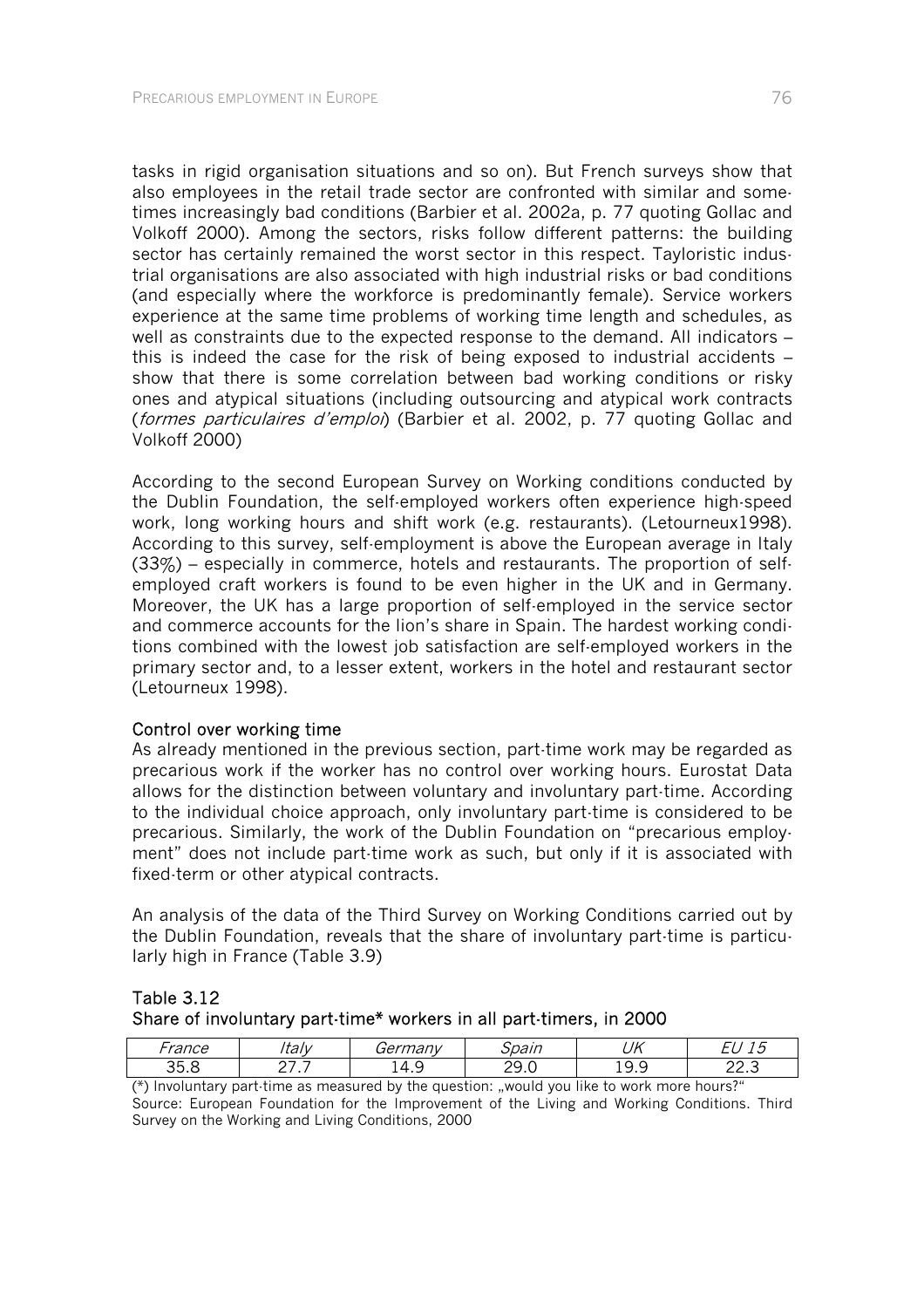tasks in rigid organisation situations and so on). But French surveys show that also employees in the retail trade sector are confronted with similar and sometimes increasingly bad conditions (Barbier et al. 2002a, p. 77 quoting Gollac and Volkoff 2000). Among the sectors, risks follow different patterns: the building sector has certainly remained the worst sector in this respect. Tayloristic industrial organisations are also associated with high industrial risks or bad conditions (and especially where the workforce is predominantly female). Service workers experience at the same time problems of working time length and schedules, as well as constraints due to the expected response to the demand. All indicators – this is indeed the case for the risk of being exposed to industrial accidents – show that there is some correlation between bad working conditions or risky ones and atypical situations (including outsourcing and atypical work contracts (*formes particulaires d'emploi*) (Barbier et al. 2002, p. 77 quoting Gollac and Volkoff 2000)

According to the second European Survey on Working conditions conducted by the Dublin Foundation, the self-employed workers often experience high-speed work, long working hours and shift work (e.g. restaurants). (Letourneux1998). According to this survey, self-employment is above the European average in Italy (33%) – especially in commerce, hotels and restaurants. The proportion of self-employed craft workers is found to be even higher in the UK and in Germany. Moreover, the UK has a large proportion of self-employed in the service sector and commerce accounts for the lion's share in Spain. The hardest working conditions combined with the lowest job satisfaction are self-employed workers in the primary sector and, to a lesser extent, workers in the hotel and restaurant sector (Letourneux 1998).

**Control over working time**

As already mentioned in the previous section, part-time work may be regarded as precarious work if the worker has no control over working hours. Eurostat Data allows for the distinction between voluntary and involuntary part-time. According to the individual choice approach, only involuntary part-time is considered to be precarious. Similarly, the work of the Dublin Foundation on "precarious employment" does not include part-time work as such, but only if it is associated with fixed-term or other atypical contracts.

An analysis of the data of the Third Survey on Working Conditions carried out by the Dublin Foundation, reveals that the share of involuntary part-time is particularly high in France (Table 3.9)

**Table 3.12**
**Share of involuntary part-time\* workers in all part-timers, in 2000**

| *France* | *Italy* | *Germany* | *Spain* | *UK* | *EU 15* |
|---|---|---|---|---|---|
| 35.8 | 27.7 | 14.9 | 29.0 | 19.9 | 22.3 |

(\*) Involuntary part-time as measured by the question: „would you like to work more hours?"
Source: European Foundation for the Improvement of the Living and Working Conditions. Third Survey on the Working and Living Conditions, 2000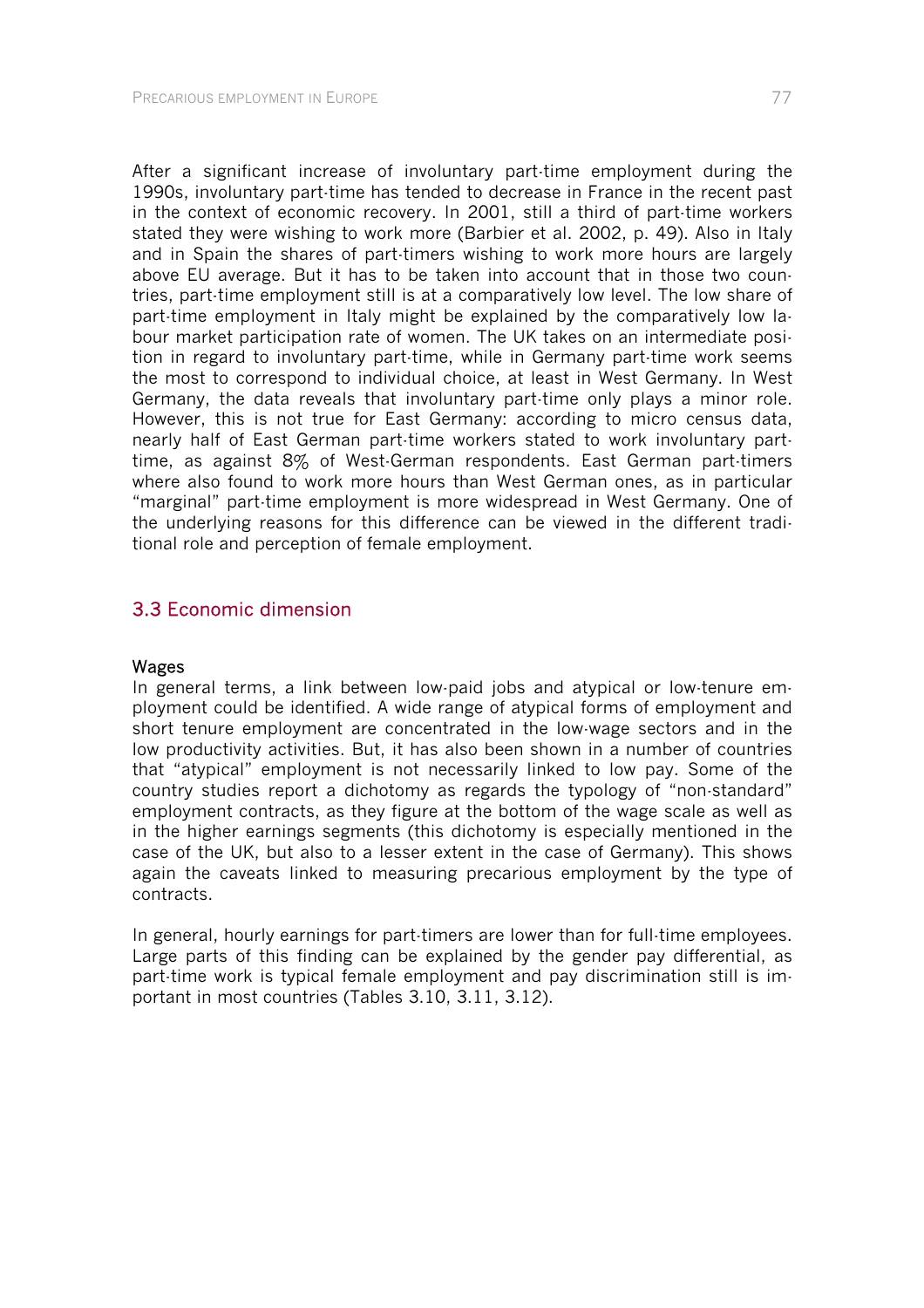After a significant increase of involuntary part-time employment during the 1990s, involuntary part-time has tended to decrease in France in the recent past in the context of economic recovery. In 2001, still a third of part-time workers stated they were wishing to work more (Barbier et al. 2002, p. 49). Also in Italy and in Spain the shares of part-timers wishing to work more hours are largely above EU average. But it has to be taken into account that in those two countries, part-time employment still is at a comparatively low level. The low share of part-time employment in Italy might be explained by the comparatively low labour market participation rate of women. The UK takes on an intermediate position in regard to involuntary part-time, while in Germany part-time work seems the most to correspond to individual choice, at least in West Germany. In West Germany, the data reveals that involuntary part-time only plays a minor role. However, this is not true for East Germany: according to micro census data, nearly half of East German part-time workers stated to work involuntary part-time, as against 8% of West-German respondents. East German part-timers where also found to work more hours than West German ones, as in particular "marginal" part-time employment is more widespread in West Germany. One of the underlying reasons for this difference can be viewed in the different traditional role and perception of female employment.

## 3.3 Economic dimension

### Wages

In general terms, a link between low-paid jobs and atypical or low-tenure employment could be identified. A wide range of atypical forms of employment and short tenure employment are concentrated in the low-wage sectors and in the low productivity activities. But, it has also been shown in a number of countries that "atypical" employment is not necessarily linked to low pay. Some of the country studies report a dichotomy as regards the typology of "non-standard" employment contracts, as they figure at the bottom of the wage scale as well as in the higher earnings segments (this dichotomy is especially mentioned in the case of the UK, but also to a lesser extent in the case of Germany). This shows again the caveats linked to measuring precarious employment by the type of contracts.

In general, hourly earnings for part-timers are lower than for full-time employees. Large parts of this finding can be explained by the gender pay differential, as part-time work is typical female employment and pay discrimination still is important in most countries (Tables 3.10, 3.11, 3.12).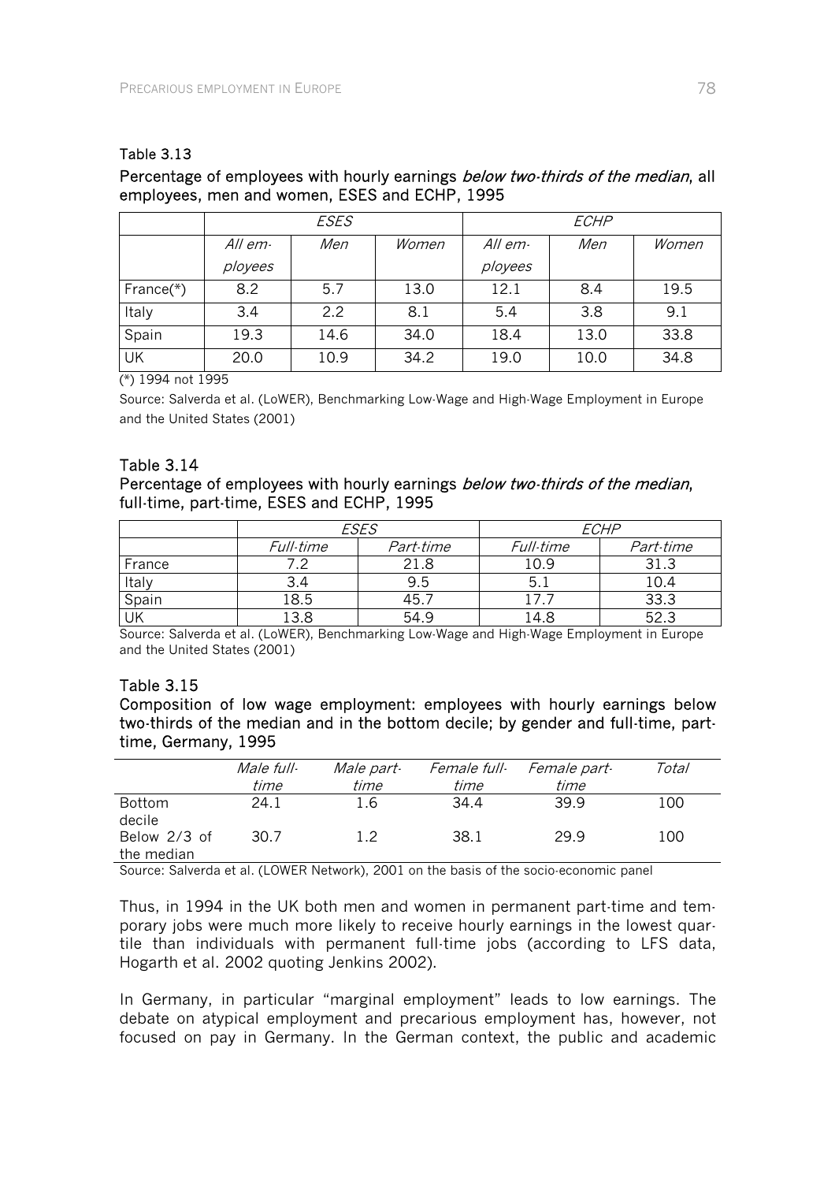Table 3.13

Percentage of employees with hourly earnings *below two-thirds of the median*, all employees, men and women, ESES and ECHP, 1995

| | *ESES* | | | *ECHP* | | |
|---|---|---|---|---|---|---|
| | *All employees* | *Men* | *Women* | *All employees* | *Men* | *Women* |
| France(*) | 8.2 | 5.7 | 13.0 | 12.1 | 8.4 | 19.5 |
| Italy | 3.4 | 2.2 | 8.1 | 5.4 | 3.8 | 9.1 |
| Spain | 19.3 | 14.6 | 34.0 | 18.4 | 13.0 | 33.8 |
| UK | 20.0 | 10.9 | 34.2 | 19.0 | 10.0 | 34.8 |

(*) 1994 not 1995

Source: Salverda et al. (LoWER), Benchmarking Low-Wage and High-Wage Employment in Europe and the United States (2001)

Table 3.14

Percentage of employees with hourly earnings *below two-thirds of the median*, full-time, part-time, ESES and ECHP, 1995

| | *ESES* | | *ECHP* | |
|---|---|---|---|---|
| | *Full-time* | *Part-time* | *Full-time* | *Part-time* |
| France | 7.2 | 21.8 | 10.9 | 31.3 |
| Italy | 3.4 | 9.5 | 5.1 | 10.4 |
| Spain | 18.5 | 45.7 | 17.7 | 33.3 |
| UK | 13.8 | 54.9 | 14.8 | 52.3 |

Source: Salverda et al. (LoWER), Benchmarking Low-Wage and High-Wage Employment in Europe and the United States (2001)

Table 3.15

Composition of low wage employment: employees with hourly earnings below two-thirds of the median and in the bottom decile; by gender and full-time, part-time, Germany, 1995

| | *Male full-time* | *Male part-time* | *Female full-time* | *Female part-time* | *Total* |
|---|---|---|---|---|---|
| Bottom decile | 24.1 | 1.6 | 34.4 | 39.9 | 100 |
| Below 2/3 of the median | 30.7 | 1.2 | 38.1 | 29.9 | 100 |

Source: Salverda et al. (LOWER Network), 2001 on the basis of the socio-economic panel

Thus, in 1994 in the UK both men and women in permanent part-time and temporary jobs were much more likely to receive hourly earnings in the lowest quartile than individuals with permanent full-time jobs (according to LFS data, Hogarth et al. 2002 quoting Jenkins 2002).

In Germany, in particular "marginal employment" leads to low earnings. The debate on atypical employment and precarious employment has, however, not focused on pay in Germany. In the German context, the public and academic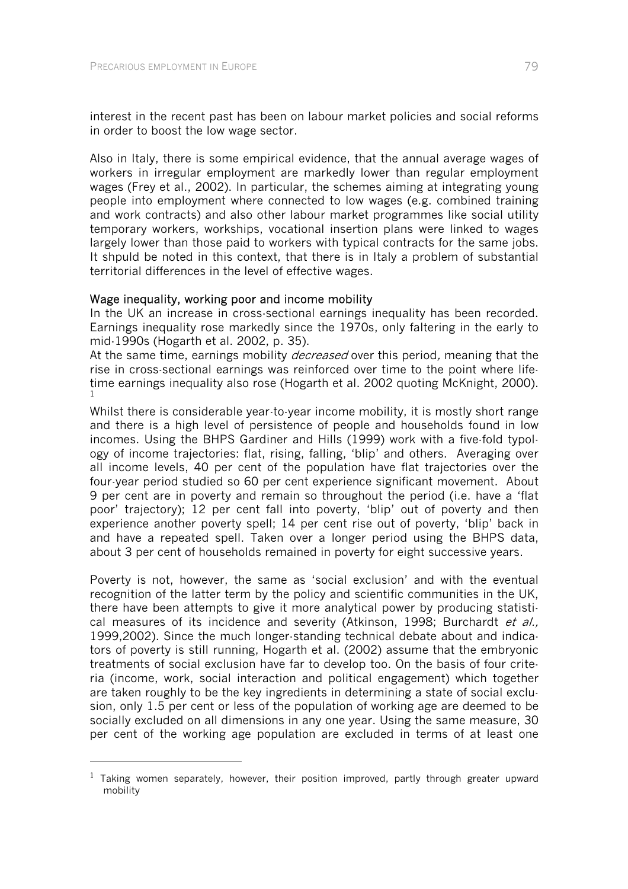interest in the recent past has been on labour market policies and social reforms in order to boost the low wage sector.

Also in Italy, there is some empirical evidence, that the annual average wages of workers in irregular employment are markedly lower than regular employment wages (Frey et al., 2002). In particular, the schemes aiming at integrating young people into employment where connected to low wages (e.g. combined training and work contracts) and also other labour market programmes like social utility temporary workers, workships, vocational insertion plans were linked to wages largely lower than those paid to workers with typical contracts for the same jobs. It shpuld be noted in this context, that there is in Italy a problem of substantial territorial differences in the level of effective wages.

### Wage inequality, working poor and income mobility

In the UK an increase in cross-sectional earnings inequality has been recorded. Earnings inequality rose markedly since the 1970s, only faltering in the early to mid-1990s (Hogarth et al. 2002, p. 35).

At the same time, earnings mobility *decreased* over this period, meaning that the rise in cross-sectional earnings was reinforced over time to the point where life-time earnings inequality also rose (Hogarth et al. 2002 quoting McKnight, 2000).[1]

Whilst there is considerable year-to-year income mobility, it is mostly short range and there is a high level of persistence of people and households found in low incomes. Using the BHPS Gardiner and Hills (1999) work with a five-fold typology of income trajectories: flat, rising, falling, 'blip' and others. Averaging over all income levels, 40 per cent of the population have flat trajectories over the four-year period studied so 60 per cent experience significant movement. About 9 per cent are in poverty and remain so throughout the period (i.e. have a 'flat poor' trajectory); 12 per cent fall into poverty, 'blip' out of poverty and then experience another poverty spell; 14 per cent rise out of poverty, 'blip' back in and have a repeated spell. Taken over a longer period using the BHPS data, about 3 per cent of households remained in poverty for eight successive years.

Poverty is not, however, the same as 'social exclusion' and with the eventual recognition of the latter term by the policy and scientific communities in the UK, there have been attempts to give it more analytical power by producing statistical measures of its incidence and severity (Atkinson, 1998; Burchardt *et al.,* 1999,2002). Since the much longer-standing technical debate about and indicators of poverty is still running, Hogarth et al. (2002) assume that the embryonic treatments of social exclusion have far to develop too. On the basis of four criteria (income, work, social interaction and political engagement) which together are taken roughly to be the key ingredients in determining a state of social exclusion, only 1.5 per cent or less of the population of working age are deemed to be socially excluded on all dimensions in any one year. Using the same measure, 30 per cent of the working age population are excluded in terms of at least one

---

[1] Taking women separately, however, their position improved, partly through greater upward mobility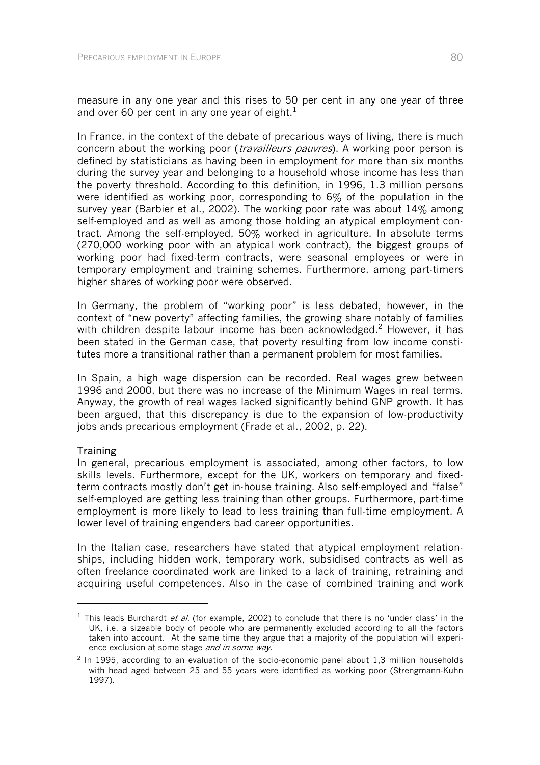measure in any one year and this rises to 50 per cent in any one year of three and over 60 per cent in any one year of eight.[1]

In France, in the context of the debate of precarious ways of living, there is much concern about the working poor (*travailleurs pauvres*). A working poor person is defined by statisticians as having been in employment for more than six months during the survey year and belonging to a household whose income has less than the poverty threshold. According to this definition, in 1996, 1.3 million persons were identified as working poor, corresponding to 6% of the population in the survey year (Barbier et al., 2002). The working poor rate was about 14% among self-employed and as well as among those holding an atypical employment contract. Among the self-employed, 50% worked in agriculture. In absolute terms (270,000 working poor with an atypical work contract), the biggest groups of working poor had fixed-term contracts, were seasonal employees or were in temporary employment and training schemes. Furthermore, among part-timers higher shares of working poor were observed.

In Germany, the problem of "working poor" is less debated, however, in the context of "new poverty" affecting families, the growing share notably of families with children despite labour income has been acknowledged.[2] However, it has been stated in the German case, that poverty resulting from low income constitutes more a transitional rather than a permanent problem for most families.

In Spain, a high wage dispersion can be recorded. Real wages grew between 1996 and 2000, but there was no increase of the Minimum Wages in real terms. Anyway, the growth of real wages lacked significantly behind GNP growth. It has been argued, that this discrepancy is due to the expansion of low-productivity jobs ands precarious employment (Frade et al., 2002, p. 22).

**Training**

In general, precarious employment is associated, among other factors, to low skills levels. Furthermore, except for the UK, workers on temporary and fixed-term contracts mostly don't get in-house training. Also self-employed and "false" self-employed are getting less training than other groups. Furthermore, part-time employment is more likely to lead to less training than full-time employment. A lower level of training engenders bad career opportunities.

In the Italian case, researchers have stated that atypical employment relationships, including hidden work, temporary work, subsidised contracts as well as often freelance coordinated work are linked to a lack of training, retraining and acquiring useful competences. Also in the case of combined training and work

---

[1] This leads Burchardt *et al.* (for example, 2002) to conclude that there is no 'under class' in the UK, i.e. a sizeable body of people who are permanently excluded according to all the factors taken into account. At the same time they argue that a majority of the population will experience exclusion at some stage *and in some way.*

[2] In 1995, according to an evaluation of the socio-economic panel about 1,3 million households with head aged between 25 and 55 years were identified as working poor (Strengmann-Kuhn 1997).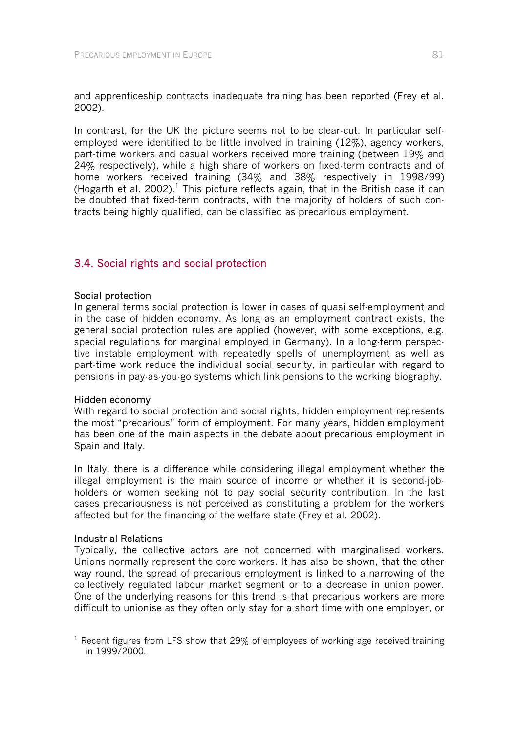and apprenticeship contracts inadequate training has been reported (Frey et al. 2002).

In contrast, for the UK the picture seems not to be clear-cut. In particular self-employed were identified to be little involved in training (12%), agency workers, part-time workers and casual workers received more training (between 19% and 24% respectively), while a high share of workers on fixed-term contracts and of home workers received training (34% and 38% respectively in 1998/99) (Hogarth et al. 2002).[1] This picture reflects again, that in the British case it can be doubted that fixed-term contracts, with the majority of holders of such contracts being highly qualified, can be classified as precarious employment.

## 3.4. Social rights and social protection

### Social protection

In general terms social protection is lower in cases of quasi self-employment and in the case of hidden economy. As long as an employment contract exists, the general social protection rules are applied (however, with some exceptions, e.g. special regulations for marginal employed in Germany). In a long-term perspective instable employment with repeatedly spells of unemployment as well as part-time work reduce the individual social security, in particular with regard to pensions in pay-as-you-go systems which link pensions to the working biography.

### Hidden economy

With regard to social protection and social rights, hidden employment represents the most "precarious" form of employment. For many years, hidden employment has been one of the main aspects in the debate about precarious employment in Spain and Italy.

In Italy, there is a difference while considering illegal employment whether the illegal employment is the main source of income or whether it is second-job-holders or women seeking not to pay social security contribution. In the last cases precariousness is not perceived as constituting a problem for the workers affected but for the financing of the welfare state (Frey et al. 2002).

### Industrial Relations

Typically, the collective actors are not concerned with marginalised workers. Unions normally represent the core workers. It has also be shown, that the other way round, the spread of precarious employment is linked to a narrowing of the collectively regulated labour market segment or to a decrease in union power. One of the underlying reasons for this trend is that precarious workers are more difficult to unionise as they often only stay for a short time with one employer, or

---

[1] Recent figures from LFS show that 29% of employees of working age received training in 1999/2000.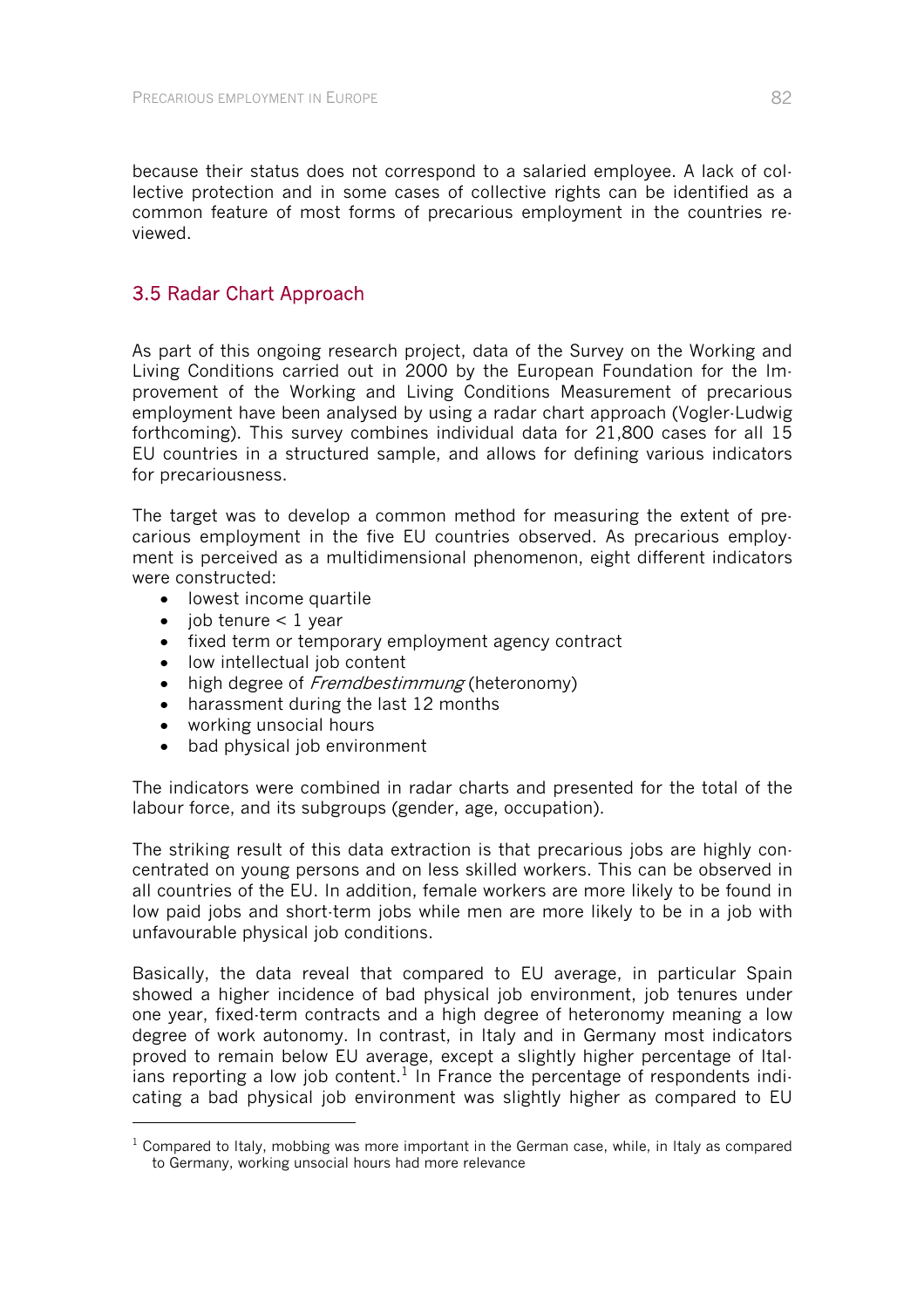because their status does not correspond to a salaried employee. A lack of collective protection and in some cases of collective rights can be identified as a common feature of most forms of precarious employment in the countries reviewed.

## 3.5 Radar Chart Approach

As part of this ongoing research project, data of the Survey on the Working and Living Conditions carried out in 2000 by the European Foundation for the Improvement of the Working and Living Conditions Measurement of precarious employment have been analysed by using a radar chart approach (Vogler-Ludwig forthcoming). This survey combines individual data for 21,800 cases for all 15 EU countries in a structured sample, and allows for defining various indicators for precariousness.

The target was to develop a common method for measuring the extent of precarious employment in the five EU countries observed. As precarious employment is perceived as a multidimensional phenomenon, eight different indicators were constructed:

- lowest income quartile
- job tenure < 1 year
- fixed term or temporary employment agency contract
- low intellectual job content
- high degree of *Fremdbestimmung* (heteronomy)
- harassment during the last 12 months
- working unsocial hours
- bad physical job environment

The indicators were combined in radar charts and presented for the total of the labour force, and its subgroups (gender, age, occupation).

The striking result of this data extraction is that precarious jobs are highly concentrated on young persons and on less skilled workers. This can be observed in all countries of the EU. In addition, female workers are more likely to be found in low paid jobs and short-term jobs while men are more likely to be in a job with unfavourable physical job conditions.

Basically, the data reveal that compared to EU average, in particular Spain showed a higher incidence of bad physical job environment, job tenures under one year, fixed-term contracts and a high degree of heteronomy meaning a low degree of work autonomy. In contrast, in Italy and in Germany most indicators proved to remain below EU average, except a slightly higher percentage of Italians reporting a low job content.[1] In France the percentage of respondents indicating a bad physical job environment was slightly higher as compared to EU

[1] Compared to Italy, mobbing was more important in the German case, while, in Italy as compared to Germany, working unsocial hours had more relevance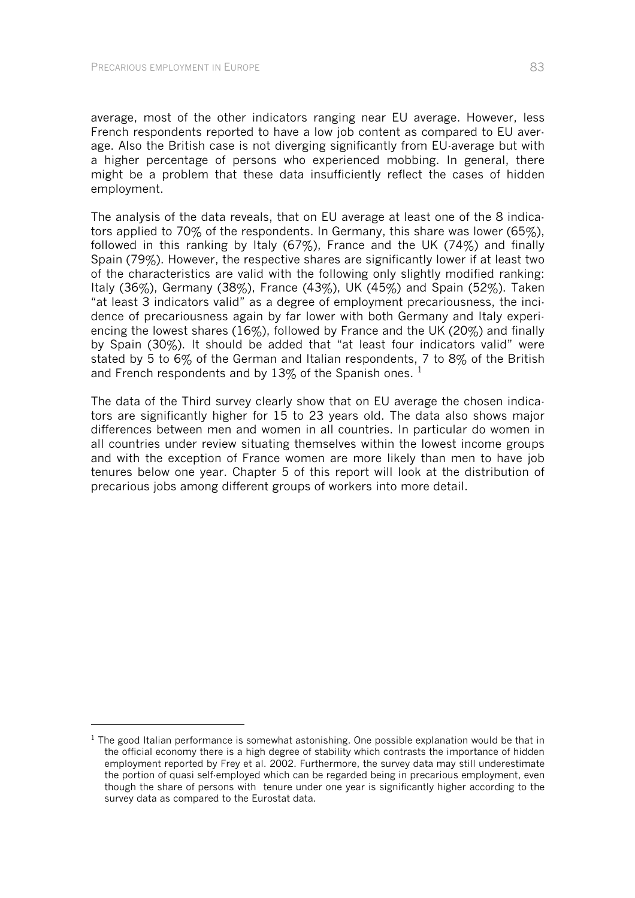average, most of the other indicators ranging near EU average. However, less French respondents reported to have a low job content as compared to EU average. Also the British case is not diverging significantly from EU-average but with a higher percentage of persons who experienced mobbing. In general, there might be a problem that these data insufficiently reflect the cases of hidden employment.

The analysis of the data reveals, that on EU average at least one of the 8 indicators applied to 70% of the respondents. In Germany, this share was lower (65%), followed in this ranking by Italy (67%), France and the UK (74%) and finally Spain (79%). However, the respective shares are significantly lower if at least two of the characteristics are valid with the following only slightly modified ranking: Italy (36%), Germany (38%), France (43%), UK (45%) and Spain (52%). Taken "at least 3 indicators valid" as a degree of employment precariousness, the incidence of precariousness again by far lower with both Germany and Italy experiencing the lowest shares (16%), followed by France and the UK (20%) and finally by Spain (30%). It should be added that "at least four indicators valid" were stated by 5 to 6% of the German and Italian respondents, 7 to 8% of the British and French respondents and by 13% of the Spanish ones. [1]

The data of the Third survey clearly show that on EU average the chosen indicators are significantly higher for 15 to 23 years old. The data also shows major differences between men and women in all countries. In particular do women in all countries under review situating themselves within the lowest income groups and with the exception of France women are more likely than men to have job tenures below one year. Chapter 5 of this report will look at the distribution of precarious jobs among different groups of workers into more detail.

---

[1] The good Italian performance is somewhat astonishing. One possible explanation would be that in the official economy there is a high degree of stability which contrasts the importance of hidden employment reported by Frey et al. 2002. Furthermore, the survey data may still underestimate the portion of quasi self-employed which can be regarded being in precarious employment, even though the share of persons with tenure under one year is significantly higher according to the survey data as compared to the Eurostat data.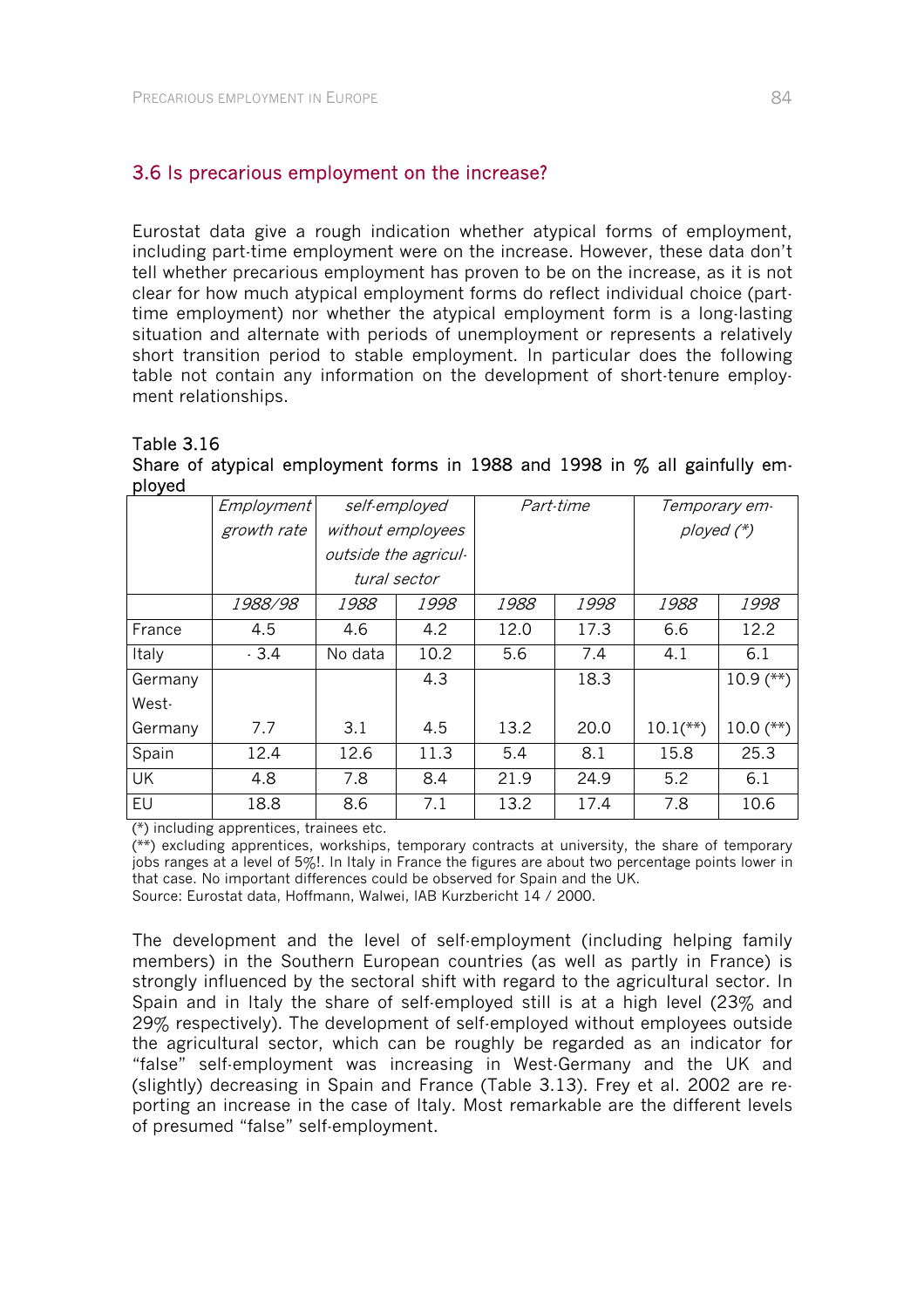## 3.6 Is precarious employment on the increase?

Eurostat data give a rough indication whether atypical forms of employment, including part-time employment were on the increase. However, these data don't tell whether precarious employment has proven to be on the increase, as it is not clear for how much atypical employment forms do reflect individual choice (part-time employment) nor whether the atypical employment form is a long-lasting situation and alternate with periods of unemployment or represents a relatively short transition period to stable employment. In particular does the following table not contain any information on the development of short-tenure employment relationships.

Table 3.16
Share of atypical employment forms in 1988 and 1998 in % all gainfully employed

| | *Employment growth rate* | *self-employed without employees outside the agricultural sector* | | *Part-time* | | *Temporary employed (\*)* | |
|---|---|---|---|---|---|---|---|
| | *1988/98* | *1988* | *1998* | *1988* | *1998* | *1988* | *1998* |
| France | 4.5 | 4.6 | 4.2 | 12.0 | 17.3 | 6.6 | 12.2 |
| Italy | - 3.4 | No data | 10.2 | 5.6 | 7.4 | 4.1 | 6.1 |
| Germany | | | 4.3 | | 18.3 | | 10.9 (**) |
| West-Germany | 7.7 | 3.1 | 4.5 | 13.2 | 20.0 | 10.1(**) | 10.0 (**) |
| Spain | 12.4 | 12.6 | 11.3 | 5.4 | 8.1 | 15.8 | 25.3 |
| UK | 4.8 | 7.8 | 8.4 | 21.9 | 24.9 | 5.2 | 6.1 |
| EU | 18.8 | 8.6 | 7.1 | 13.2 | 17.4 | 7.8 | 10.6 |

(*) including apprentices, trainees etc.
(**) excluding apprentices, workships, temporary contracts at university, the share of temporary jobs ranges at a level of 5%!. In Italy in France the figures are about two percentage points lower in that case. No important differences could be observed for Spain and the UK.
Source: Eurostat data, Hoffmann, Walwei, IAB Kurzbericht 14 / 2000.

The development and the level of self-employment (including helping family members) in the Southern European countries (as well as partly in France) is strongly influenced by the sectoral shift with regard to the agricultural sector. In Spain and in Italy the share of self-employed still is at a high level (23% and 29% respectively). The development of self-employed without employees outside the agricultural sector, which can be roughly be regarded as an indicator for "false" self-employment was increasing in West-Germany and the UK and (slightly) decreasing in Spain and France (Table 3.13). Frey et al. 2002 are reporting an increase in the case of Italy. Most remarkable are the different levels of presumed "false" self-employment.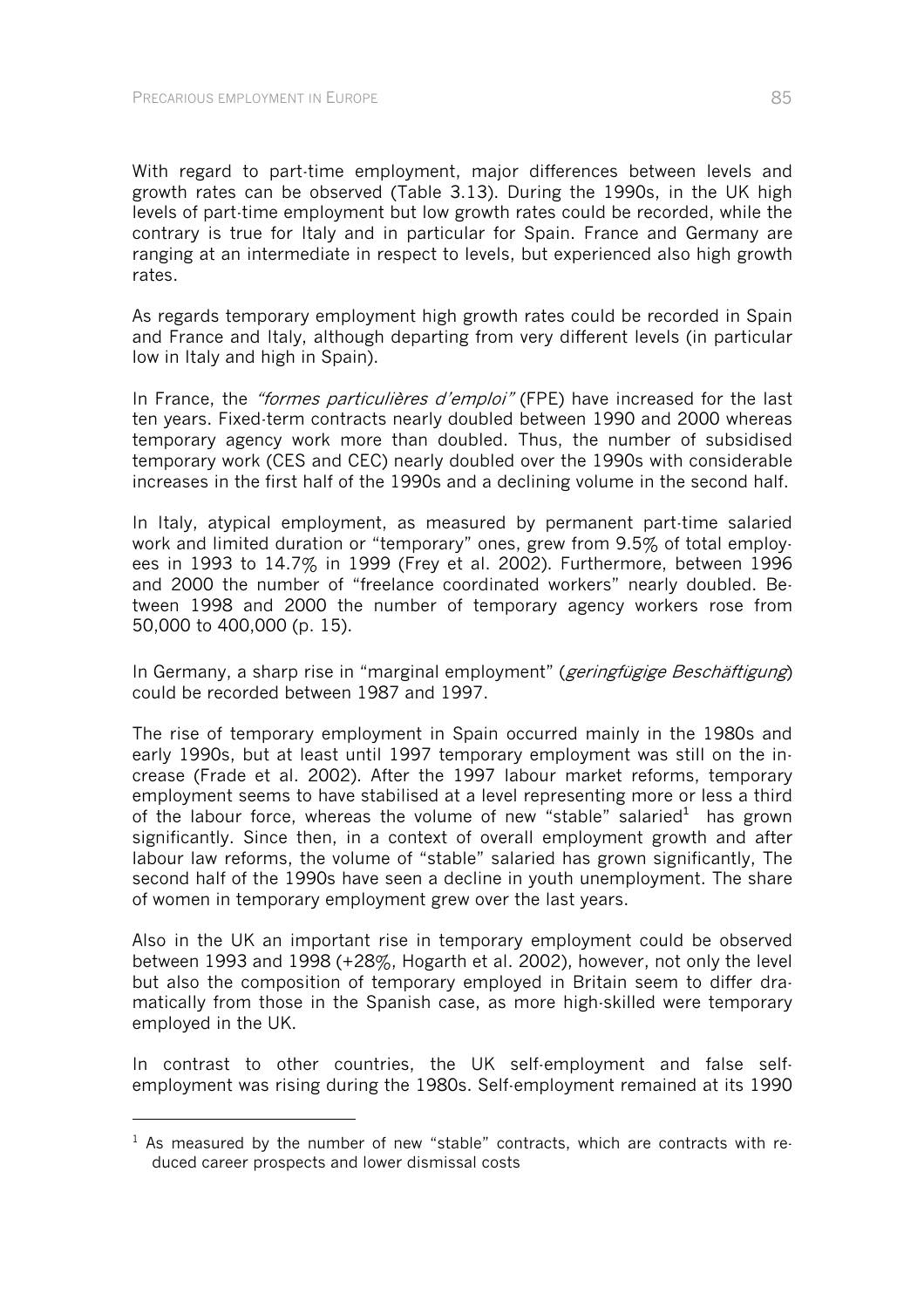With regard to part-time employment, major differences between levels and growth rates can be observed (Table 3.13). During the 1990s, in the UK high levels of part-time employment but low growth rates could be recorded, while the contrary is true for Italy and in particular for Spain. France and Germany are ranging at an intermediate in respect to levels, but experienced also high growth rates.

As regards temporary employment high growth rates could be recorded in Spain and France and Italy, although departing from very different levels (in particular low in Italy and high in Spain).

In France, the *"formes particulières d'emploi"* (FPE) have increased for the last ten years. Fixed-term contracts nearly doubled between 1990 and 2000 whereas temporary agency work more than doubled. Thus, the number of subsidised temporary work (CES and CEC) nearly doubled over the 1990s with considerable increases in the first half of the 1990s and a declining volume in the second half.

In Italy, atypical employment, as measured by permanent part-time salaried work and limited duration or "temporary" ones, grew from 9.5% of total employees in 1993 to 14.7% in 1999 (Frey et al. 2002). Furthermore, between 1996 and 2000 the number of "freelance coordinated workers" nearly doubled. Between 1998 and 2000 the number of temporary agency workers rose from 50,000 to 400,000 (p. 15).

In Germany, a sharp rise in "marginal employment" (*geringfügige Beschäftigung*) could be recorded between 1987 and 1997.

The rise of temporary employment in Spain occurred mainly in the 1980s and early 1990s, but at least until 1997 temporary employment was still on the increase (Frade et al. 2002). After the 1997 labour market reforms, temporary employment seems to have stabilised at a level representing more or less a third of the labour force, whereas the volume of new "stable" salaried[1] has grown significantly. Since then, in a context of overall employment growth and after labour law reforms, the volume of "stable" salaried has grown significantly, The second half of the 1990s have seen a decline in youth unemployment. The share of women in temporary employment grew over the last years.

Also in the UK an important rise in temporary employment could be observed between 1993 and 1998 (+28%, Hogarth et al. 2002), however, not only the level but also the composition of temporary employed in Britain seem to differ dramatically from those in the Spanish case, as more high-skilled were temporary employed in the UK.

In contrast to other countries, the UK self-employment and false self-employment was rising during the 1980s. Self-employment remained at its 1990

[1] As measured by the number of new "stable" contracts, which are contracts with reduced career prospects and lower dismissal costs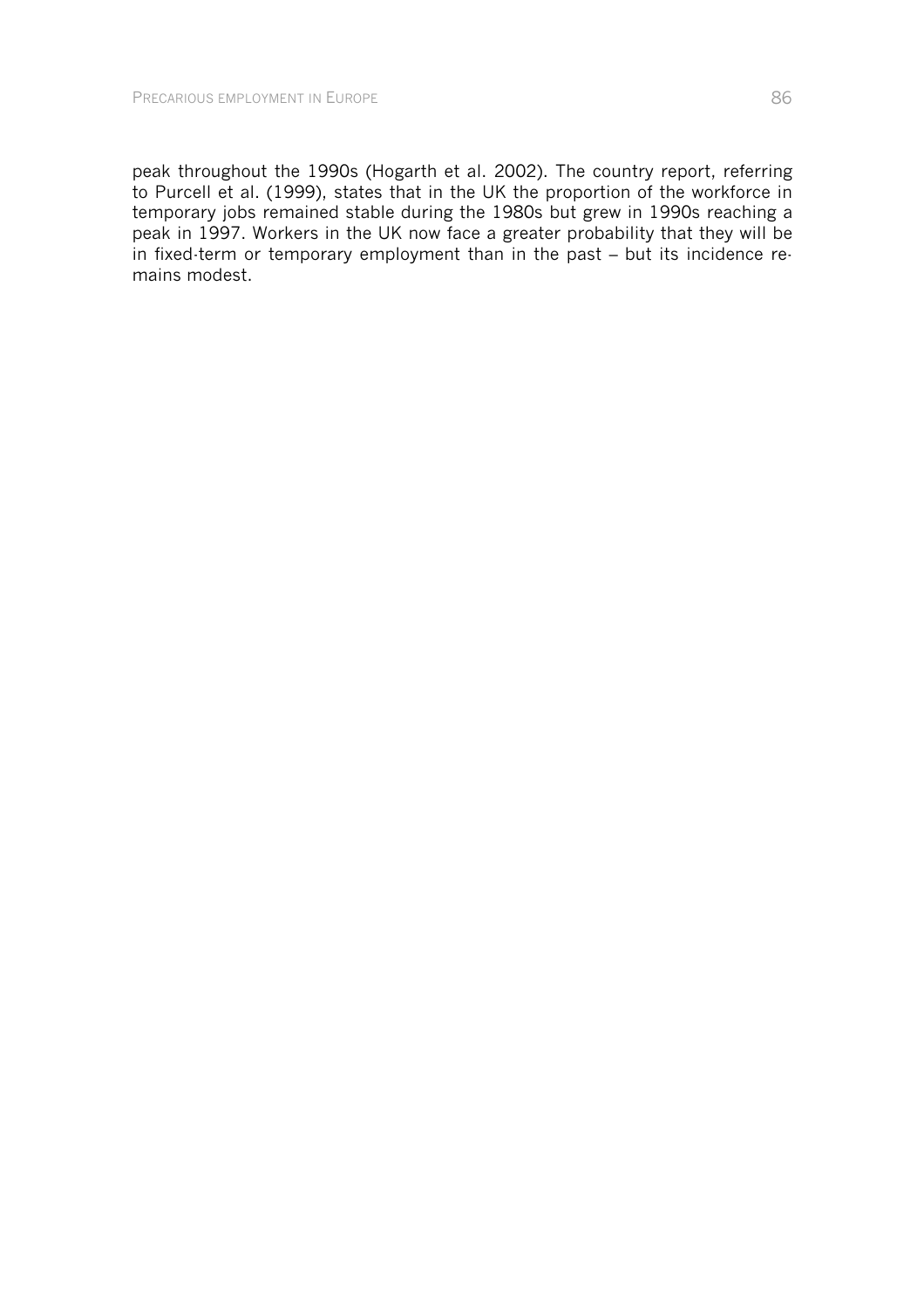peak throughout the 1990s (Hogarth et al. 2002). The country report, referring to Purcell et al. (1999), states that in the UK the proportion of the workforce in temporary jobs remained stable during the 1980s but grew in 1990s reaching a peak in 1997. Workers in the UK now face a greater probability that they will be in fixed-term or temporary employment than in the past – but its incidence remains modest.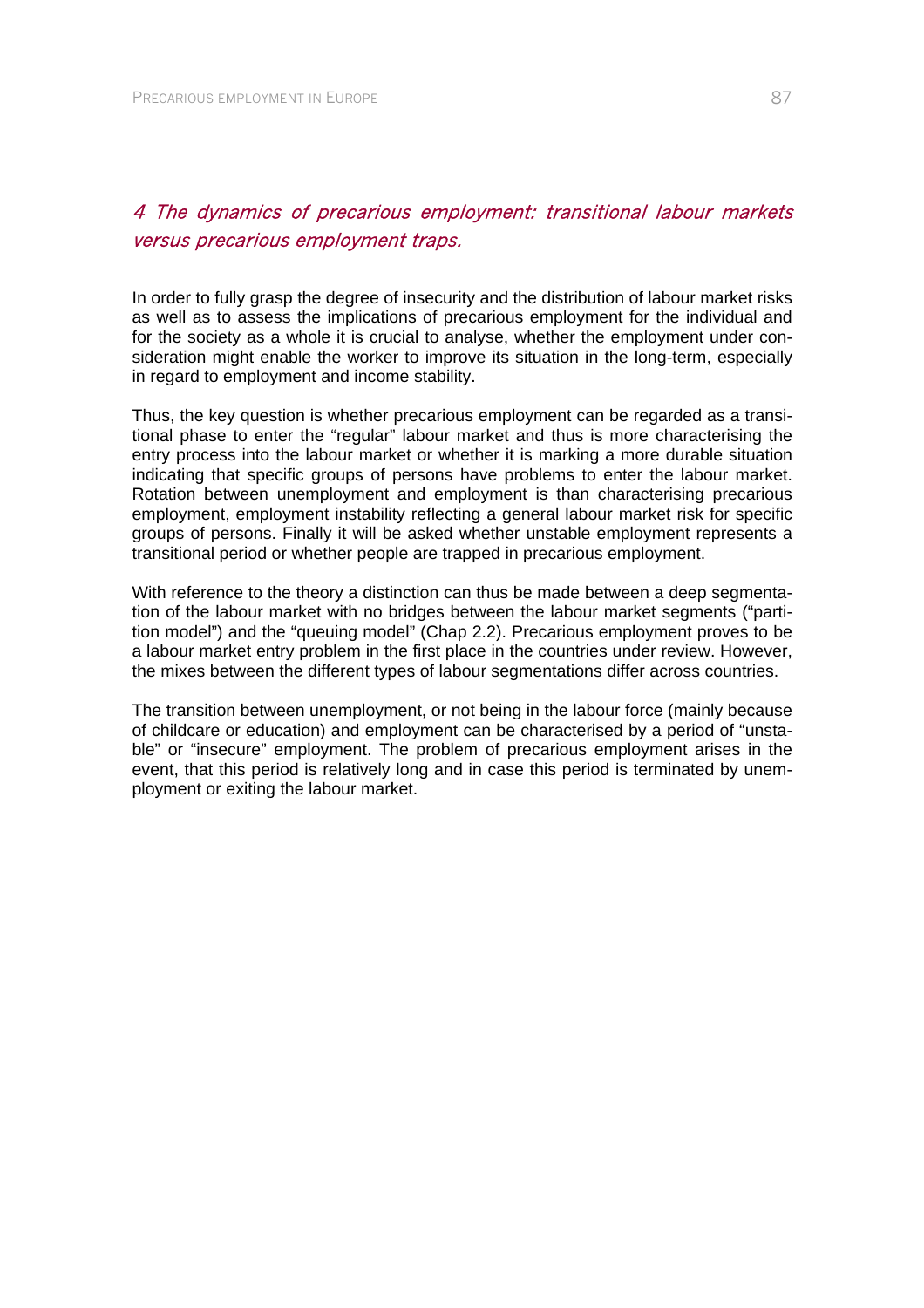## 4 The dynamics of precarious employment: transitional labour markets versus precarious employment traps.

In order to fully grasp the degree of insecurity and the distribution of labour market risks as well as to assess the implications of precarious employment for the individual and for the society as a whole it is crucial to analyse, whether the employment under consideration might enable the worker to improve its situation in the long-term, especially in regard to employment and income stability.

Thus, the key question is whether precarious employment can be regarded as a transitional phase to enter the "regular" labour market and thus is more characterising the entry process into the labour market or whether it is marking a more durable situation indicating that specific groups of persons have problems to enter the labour market. Rotation between unemployment and employment is than characterising precarious employment, employment instability reflecting a general labour market risk for specific groups of persons. Finally it will be asked whether unstable employment represents a transitional period or whether people are trapped in precarious employment.

With reference to the theory a distinction can thus be made between a deep segmentation of the labour market with no bridges between the labour market segments ("partition model") and the "queuing model" (Chap 2.2). Precarious employment proves to be a labour market entry problem in the first place in the countries under review. However, the mixes between the different types of labour segmentations differ across countries.

The transition between unemployment, or not being in the labour force (mainly because of childcare or education) and employment can be characterised by a period of "unstable" or "insecure" employment. The problem of precarious employment arises in the event, that this period is relatively long and in case this period is terminated by unemployment or exiting the labour market.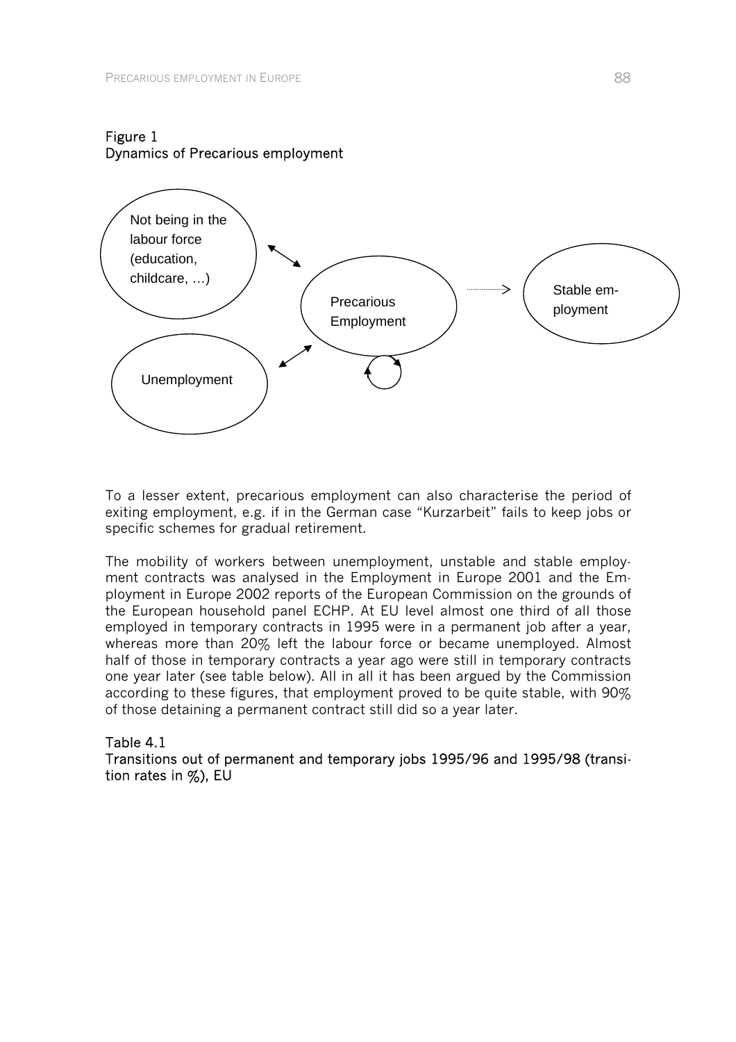Figure 1
Dynamics of Precarious employment

Not being in the labour force (education, childcare, …)

Precarious Employment

Stable employment

Unemployment

To a lesser extent, precarious employment can also characterise the period of exiting employment, e.g. if in the German case "Kurzarbeit" fails to keep jobs or specific schemes for gradual retirement.

The mobility of workers between unemployment, unstable and stable employment contracts was analysed in the Employment in Europe 2001 and the Employment in Europe 2002 reports of the European Commission on the grounds of the European household panel ECHP. At EU level almost one third of all those employed in temporary contracts in 1995 were in a permanent job after a year, whereas more than 20% left the labour force or became unemployed. Almost half of those in temporary contracts a year ago were still in temporary contracts one year later (see table below). All in all it has been argued by the Commission according to these figures, that employment proved to be quite stable, with 90% of those detaining a permanent contract still did so a year later.

Table 4.1
Transitions out of permanent and temporary jobs 1995/96 and 1995/98 (transition rates in %), EU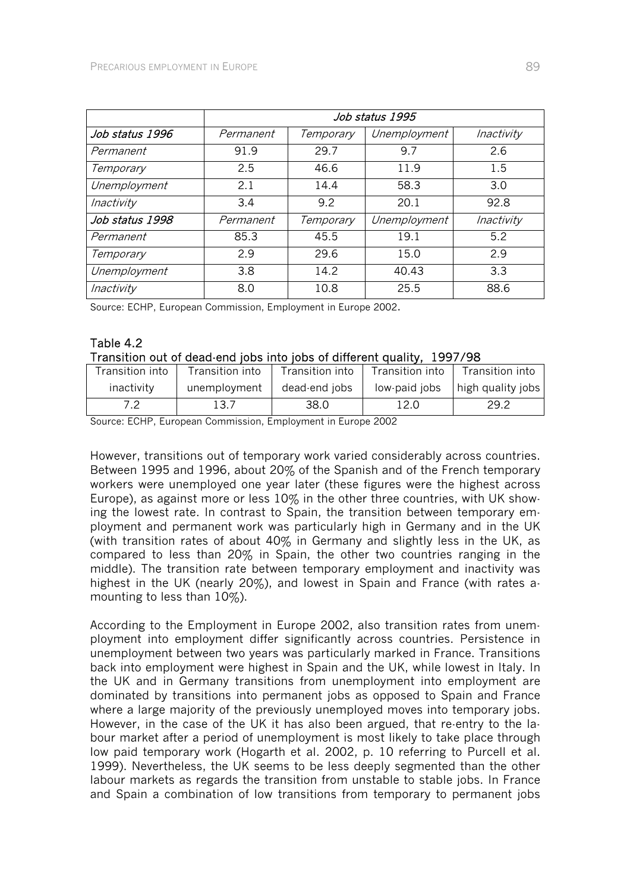| | Job status 1995 | | | |
|---|---|---|---|---|
| *Job status 1996* | *Permanent* | *Temporary* | *Unemployment* | *Inactivity* |
| *Permanent* | 91.9 | 29.7 | 9.7 | 2.6 |
| *Temporary* | 2.5 | 46.6 | 11.9 | 1.5 |
| *Unemployment* | 2.1 | 14.4 | 58.3 | 3.0 |
| *Inactivity* | 3.4 | 9.2 | 20.1 | 92.8 |
| *Job status 1998* | *Permanent* | *Temporary* | *Unemployment* | *Inactivity* |
| *Permanent* | 85.3 | 45.5 | 19.1 | 5.2 |
| *Temporary* | 2.9 | 29.6 | 15.0 | 2.9 |
| *Unemployment* | 3.8 | 14.2 | 40.43 | 3.3 |
| *Inactivity* | 8.0 | 10.8 | 25.5 | 88.6 |

Source: ECHP, European Commission, Employment in Europe 2002.

Table 4.2
Transition out of dead-end jobs into jobs of different quality, 1997/98

| Transition into inactivity | Transition into unemployment | Transition into dead-end jobs | Transition into low-paid jobs | Transition into high quality jobs |
|---|---|---|---|---|
| 7.2 | 13.7 | 38.0 | 12.0 | 29.2 |

Source: ECHP, European Commission, Employment in Europe 2002

However, transitions out of temporary work varied considerably across countries. Between 1995 and 1996, about 20% of the Spanish and of the French temporary workers were unemployed one year later (these figures were the highest across Europe), as against more or less 10% in the other three countries, with UK showing the lowest rate. In contrast to Spain, the transition between temporary employment and permanent work was particularly high in Germany and in the UK (with transition rates of about 40% in Germany and slightly less in the UK, as compared to less than 20% in Spain, the other two countries ranging in the middle). The transition rate between temporary employment and inactivity was highest in the UK (nearly 20%), and lowest in Spain and France (with rates amounting to less than 10%).

According to the Employment in Europe 2002, also transition rates from unemployment into employment differ significantly across countries. Persistence in unemployment between two years was particularly marked in France. Transitions back into employment were highest in Spain and the UK, while lowest in Italy. In the UK and in Germany transitions from unemployment into employment are dominated by transitions into permanent jobs as opposed to Spain and France where a large majority of the previously unemployed moves into temporary jobs. However, in the case of the UK it has also been argued, that re-entry to the labour market after a period of unemployment is most likely to take place through low paid temporary work (Hogarth et al. 2002, p. 10 referring to Purcell et al. 1999). Nevertheless, the UK seems to be less deeply segmented than the other labour markets as regards the transition from unstable to stable jobs. In France and Spain a combination of low transitions from temporary to permanent jobs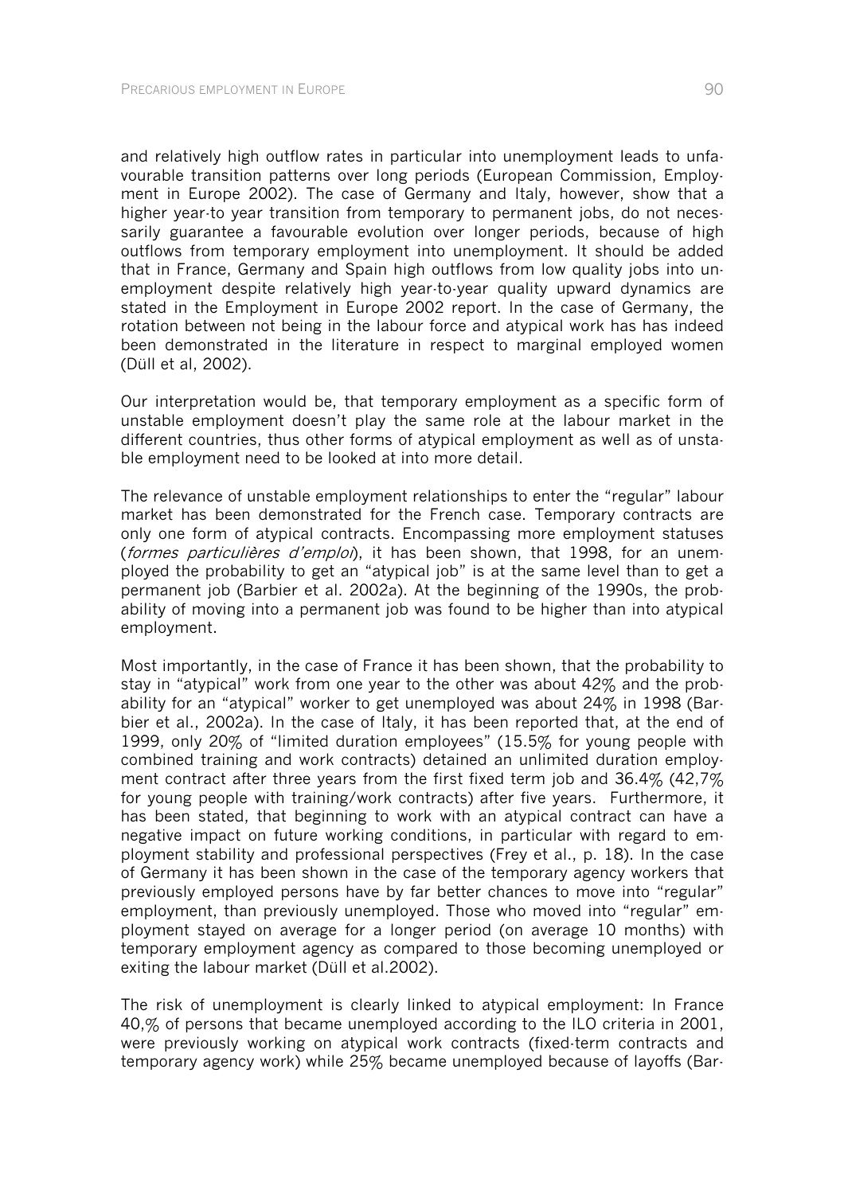and relatively high outflow rates in particular into unemployment leads to unfavourable transition patterns over long periods (European Commission, Employment in Europe 2002). The case of Germany and Italy, however, show that a higher year-to year transition from temporary to permanent jobs, do not necessarily guarantee a favourable evolution over longer periods, because of high outflows from temporary employment into unemployment. It should be added that in France, Germany and Spain high outflows from low quality jobs into unemployment despite relatively high year-to-year quality upward dynamics are stated in the Employment in Europe 2002 report. In the case of Germany, the rotation between not being in the labour force and atypical work has has indeed been demonstrated in the literature in respect to marginal employed women (Düll et al, 2002).

Our interpretation would be, that temporary employment as a specific form of unstable employment doesn't play the same role at the labour market in the different countries, thus other forms of atypical employment as well as of unstable employment need to be looked at into more detail.

The relevance of unstable employment relationships to enter the "regular" labour market has been demonstrated for the French case. Temporary contracts are only one form of atypical contracts. Encompassing more employment statuses (*formes particulières d'emploi*), it has been shown, that 1998, for an unemployed the probability to get an "atypical job" is at the same level than to get a permanent job (Barbier et al. 2002a). At the beginning of the 1990s, the probability of moving into a permanent job was found to be higher than into atypical employment.

Most importantly, in the case of France it has been shown, that the probability to stay in "atypical" work from one year to the other was about 42% and the probability for an "atypical" worker to get unemployed was about 24% in 1998 (Barbier et al., 2002a). In the case of Italy, it has been reported that, at the end of 1999, only 20% of "limited duration employees" (15.5% for young people with combined training and work contracts) detained an unlimited duration employment contract after three years from the first fixed term job and 36.4% (42,7% for young people with training/work contracts) after five years. Furthermore, it has been stated, that beginning to work with an atypical contract can have a negative impact on future working conditions, in particular with regard to employment stability and professional perspectives (Frey et al., p. 18). In the case of Germany it has been shown in the case of the temporary agency workers that previously employed persons have by far better chances to move into "regular" employment, than previously unemployed. Those who moved into "regular" employment stayed on average for a longer period (on average 10 months) with temporary employment agency as compared to those becoming unemployed or exiting the labour market (Düll et al.2002).

The risk of unemployment is clearly linked to atypical employment: In France 40,% of persons that became unemployed according to the ILO criteria in 2001, were previously working on atypical work contracts (fixed-term contracts and temporary agency work) while 25% became unemployed because of layoffs (Bar-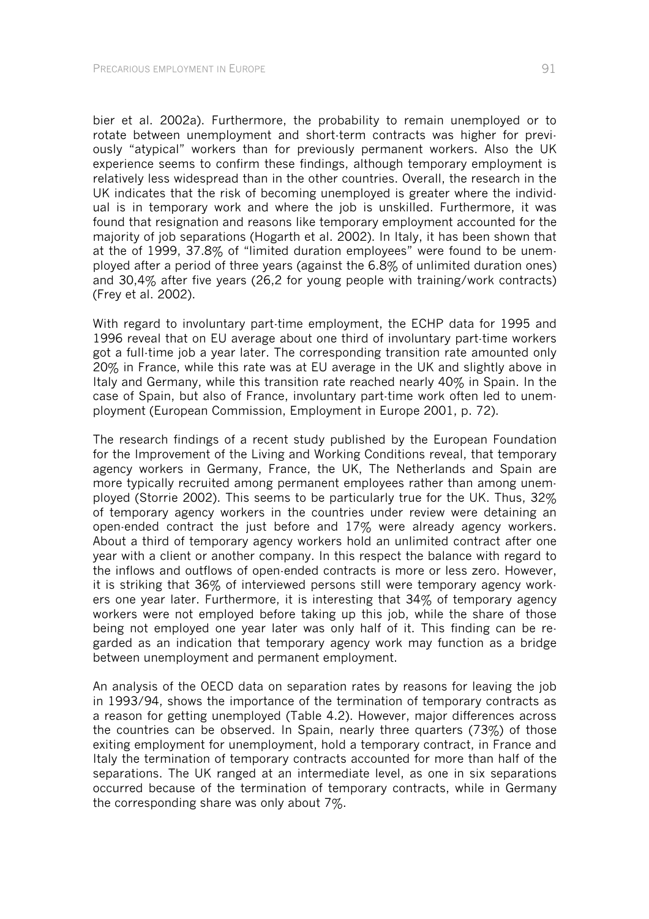bier et al. 2002a). Furthermore, the probability to remain unemployed or to rotate between unemployment and short-term contracts was higher for previously "atypical" workers than for previously permanent workers. Also the UK experience seems to confirm these findings, although temporary employment is relatively less widespread than in the other countries. Overall, the research in the UK indicates that the risk of becoming unemployed is greater where the individual is in temporary work and where the job is unskilled. Furthermore, it was found that resignation and reasons like temporary employment accounted for the majority of job separations (Hogarth et al. 2002). In Italy, it has been shown that at the of 1999, 37.8% of "limited duration employees" were found to be unemployed after a period of three years (against the 6.8% of unlimited duration ones) and 30,4% after five years (26,2 for young people with training/work contracts) (Frey et al. 2002).

With regard to involuntary part-time employment, the ECHP data for 1995 and 1996 reveal that on EU average about one third of involuntary part-time workers got a full-time job a year later. The corresponding transition rate amounted only 20% in France, while this rate was at EU average in the UK and slightly above in Italy and Germany, while this transition rate reached nearly 40% in Spain. In the case of Spain, but also of France, involuntary part-time work often led to unemployment (European Commission, Employment in Europe 2001, p. 72).

The research findings of a recent study published by the European Foundation for the Improvement of the Living and Working Conditions reveal, that temporary agency workers in Germany, France, the UK, The Netherlands and Spain are more typically recruited among permanent employees rather than among unemployed (Storrie 2002). This seems to be particularly true for the UK. Thus, 32% of temporary agency workers in the countries under review were detaining an open-ended contract the just before and 17% were already agency workers. About a third of temporary agency workers hold an unlimited contract after one year with a client or another company. In this respect the balance with regard to the inflows and outflows of open-ended contracts is more or less zero. However, it is striking that 36% of interviewed persons still were temporary agency workers one year later. Furthermore, it is interesting that 34% of temporary agency workers were not employed before taking up this job, while the share of those being not employed one year later was only half of it. This finding can be regarded as an indication that temporary agency work may function as a bridge between unemployment and permanent employment.

An analysis of the OECD data on separation rates by reasons for leaving the job in 1993/94, shows the importance of the termination of temporary contracts as a reason for getting unemployed (Table 4.2). However, major differences across the countries can be observed. In Spain, nearly three quarters (73%) of those exiting employment for unemployment, hold a temporary contract, in France and Italy the termination of temporary contracts accounted for more than half of the separations. The UK ranged at an intermediate level, as one in six separations occurred because of the termination of temporary contracts, while in Germany the corresponding share was only about 7%.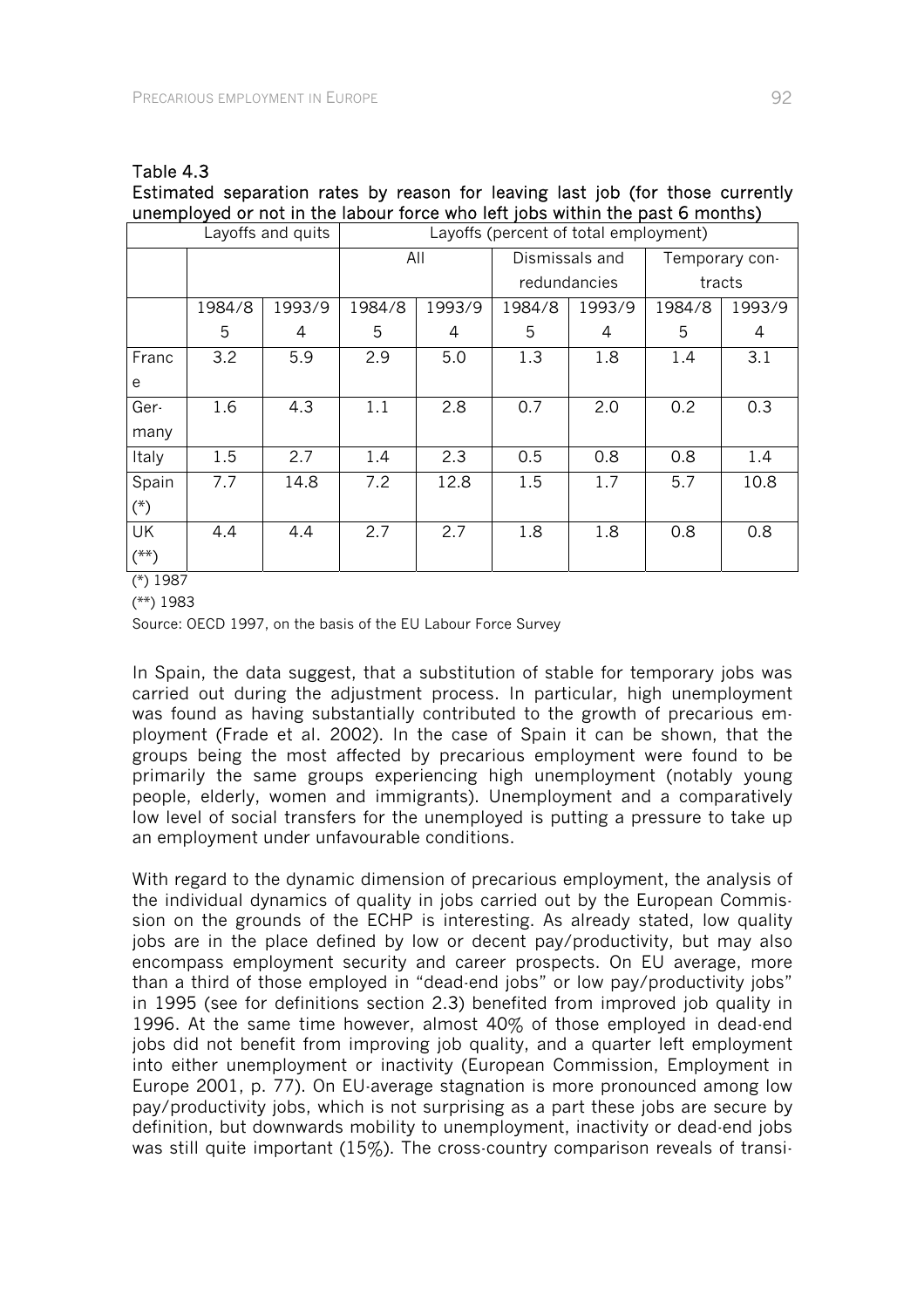Table 4.3
**Estimated separation rates by reason for leaving last job (for those currently unemployed or not in the labour force who left jobs within the past 6 months)**

| | Layoffs and quits | | Layoffs (percent of total employment) | | | | | |
|---|---|---|---|---|---|---|---|---|
| | | | All | | Dismissals and redundancies | | Temporary contracts | |
| | 1984/85 | 1993/94 | 1984/85 | 1993/94 | 1984/85 | 1993/94 | 1984/85 | 1993/94 |
| France | 3.2 | 5.9 | 2.9 | 5.0 | 1.3 | 1.8 | 1.4 | 3.1 |
| Germany | 1.6 | 4.3 | 1.1 | 2.8 | 0.7 | 2.0 | 0.2 | 0.3 |
| Italy | 1.5 | 2.7 | 1.4 | 2.3 | 0.5 | 0.8 | 0.8 | 1.4 |
| Spain (*) | 7.7 | 14.8 | 7.2 | 12.8 | 1.5 | 1.7 | 5.7 | 10.8 |
| UK (**) | 4.4 | 4.4 | 2.7 | 2.7 | 1.8 | 1.8 | 0.8 | 0.8 |

(*) 1987

(**) 1983

Source: OECD 1997, on the basis of the EU Labour Force Survey

In Spain, the data suggest, that a substitution of stable for temporary jobs was carried out during the adjustment process. In particular, high unemployment was found as having substantially contributed to the growth of precarious employment (Frade et al. 2002). In the case of Spain it can be shown, that the groups being the most affected by precarious employment were found to be primarily the same groups experiencing high unemployment (notably young people, elderly, women and immigrants). Unemployment and a comparatively low level of social transfers for the unemployed is putting a pressure to take up an employment under unfavourable conditions.

With regard to the dynamic dimension of precarious employment, the analysis of the individual dynamics of quality in jobs carried out by the European Commission on the grounds of the ECHP is interesting. As already stated, low quality jobs are in the place defined by low or decent pay/productivity, but may also encompass employment security and career prospects. On EU average, more than a third of those employed in "dead-end jobs" or low pay/productivity jobs" in 1995 (see for definitions section 2.3) benefited from improved job quality in 1996. At the same time however, almost 40% of those employed in dead-end jobs did not benefit from improving job quality, and a quarter left employment into either unemployment or inactivity (European Commission, Employment in Europe 2001, p. 77). On EU-average stagnation is more pronounced among low pay/productivity jobs, which is not surprising as a part these jobs are secure by definition, but downwards mobility to unemployment, inactivity or dead-end jobs was still quite important (15%). The cross-country comparison reveals of transi-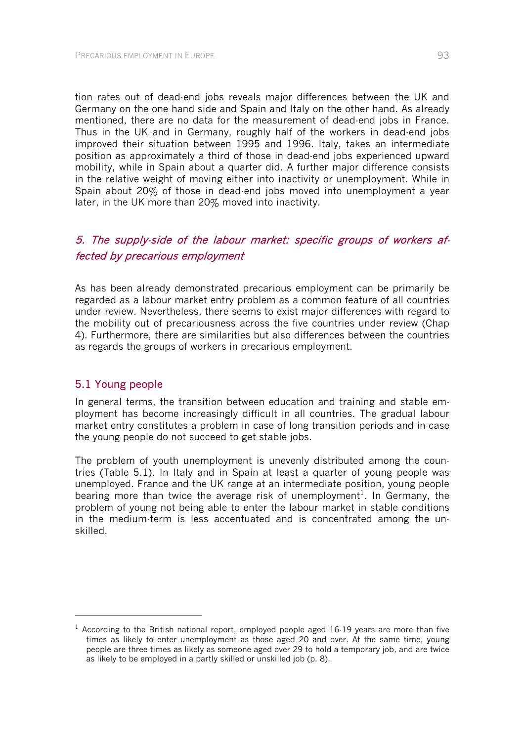tion rates out of dead-end jobs reveals major differences between the UK and Germany on the one hand side and Spain and Italy on the other hand. As already mentioned, there are no data for the measurement of dead-end jobs in France. Thus in the UK and in Germany, roughly half of the workers in dead-end jobs improved their situation between 1995 and 1996. Italy, takes an intermediate position as approximately a third of those in dead-end jobs experienced upward mobility, while in Spain about a quarter did. A further major difference consists in the relative weight of moving either into inactivity or unemployment. While in Spain about 20% of those in dead-end jobs moved into unemployment a year later, in the UK more than 20% moved into inactivity.

## *5. The supply-side of the labour market: specific groups of workers affected by precarious employment*

As has been already demonstrated precarious employment can be primarily be regarded as a labour market entry problem as a common feature of all countries under review. Nevertheless, there seems to exist major differences with regard to the mobility out of precariousness across the five countries under review (Chap 4). Furthermore, there are similarities but also differences between the countries as regards the groups of workers in precarious employment.

### 5.1 Young people

In general terms, the transition between education and training and stable employment has become increasingly difficult in all countries. The gradual labour market entry constitutes a problem in case of long transition periods and in case the young people do not succeed to get stable jobs.

The problem of youth unemployment is unevenly distributed among the countries (Table 5.1). In Italy and in Spain at least a quarter of young people was unemployed. France and the UK range at an intermediate position, young people bearing more than twice the average risk of unemployment[1]. In Germany, the problem of young not being able to enter the labour market in stable conditions in the medium-term is less accentuated and is concentrated among the unskilled.

[1] According to the British national report, employed people aged 16-19 years are more than five times as likely to enter unemployment as those aged 20 and over. At the same time, young people are three times as likely as someone aged over 29 to hold a temporary job, and are twice as likely to be employed in a partly skilled or unskilled job (p. 8).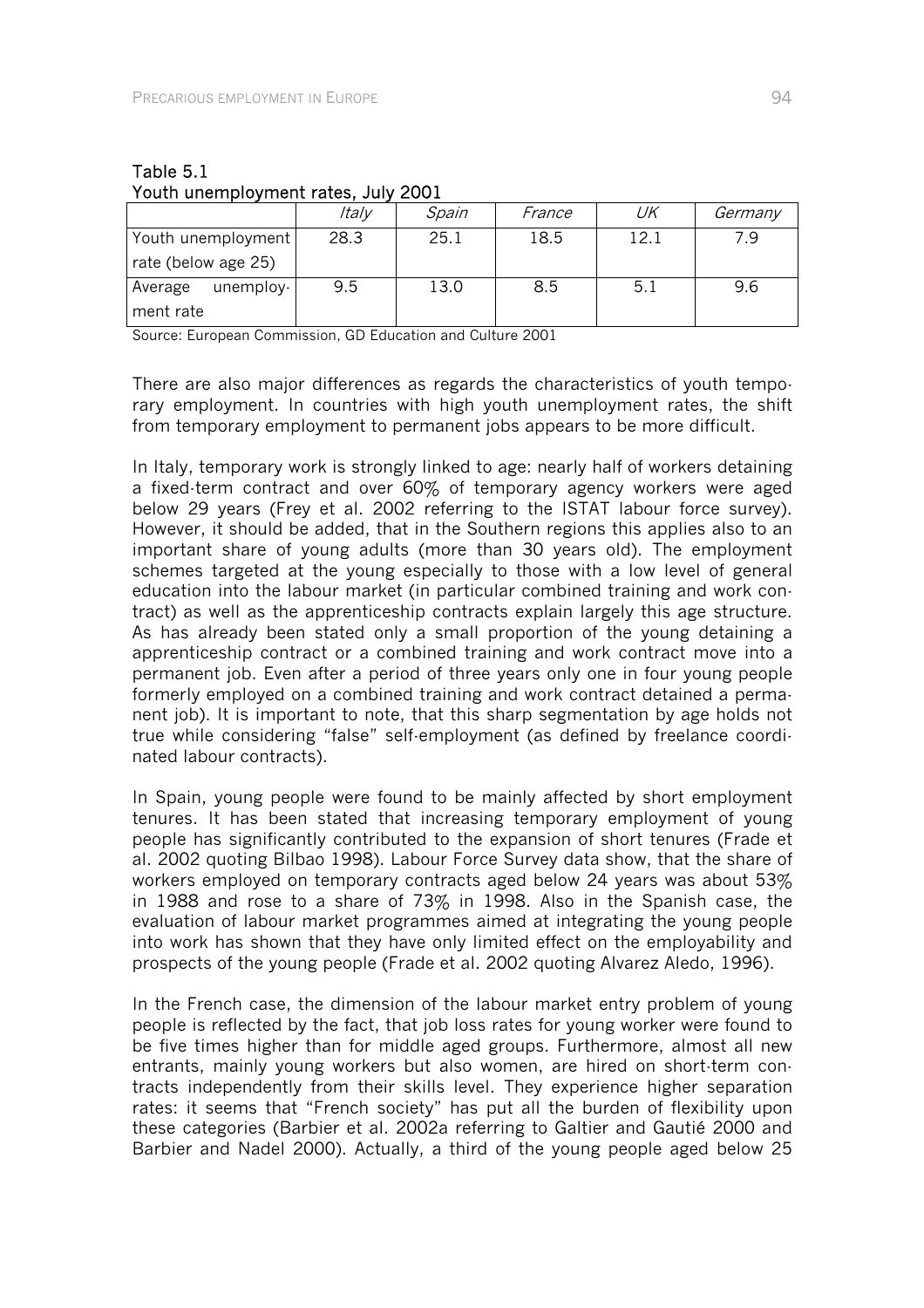Table 5.1
Youth unemployment rates, July 2001

| | *Italy* | *Spain* | *France* | *UK* | *Germany* |
|---|---|---|---|---|---|
| Youth unemployment rate (below age 25) | 28.3 | 25.1 | 18.5 | 12.1 | 7.9 |
| Average unemployment rate | 9.5 | 13.0 | 8.5 | 5.1 | 9.6 |

Source: European Commission, GD Education and Culture 2001

There are also major differences as regards the characteristics of youth temporary employment. In countries with high youth unemployment rates, the shift from temporary employment to permanent jobs appears to be more difficult.

In Italy, temporary work is strongly linked to age: nearly half of workers detaining a fixed-term contract and over 60% of temporary agency workers were aged below 29 years (Frey et al. 2002 referring to the ISTAT labour force survey). However, it should be added, that in the Southern regions this applies also to an important share of young adults (more than 30 years old). The employment schemes targeted at the young especially to those with a low level of general education into the labour market (in particular combined training and work contract) as well as the apprenticeship contracts explain largely this age structure. As has already been stated only a small proportion of the young detaining a apprenticeship contract or a combined training and work contract move into a permanent job. Even after a period of three years only one in four young people formerly employed on a combined training and work contract detained a permanent job). It is important to note, that this sharp segmentation by age holds not true while considering "false" self-employment (as defined by freelance coordinated labour contracts).

In Spain, young people were found to be mainly affected by short employment tenures. It has been stated that increasing temporary employment of young people has significantly contributed to the expansion of short tenures (Frade et al. 2002 quoting Bilbao 1998). Labour Force Survey data show, that the share of workers employed on temporary contracts aged below 24 years was about 53% in 1988 and rose to a share of 73% in 1998. Also in the Spanish case, the evaluation of labour market programmes aimed at integrating the young people into work has shown that they have only limited effect on the employability and prospects of the young people (Frade et al. 2002 quoting Alvarez Aledo, 1996).

In the French case, the dimension of the labour market entry problem of young people is reflected by the fact, that job loss rates for young worker were found to be five times higher than for middle aged groups. Furthermore, almost all new entrants, mainly young workers but also women, are hired on short-term contracts independently from their skills level. They experience higher separation rates: it seems that "French society" has put all the burden of flexibility upon these categories (Barbier et al. 2002a referring to Galtier and Gautié 2000 and Barbier and Nadel 2000). Actually, a third of the young people aged below 25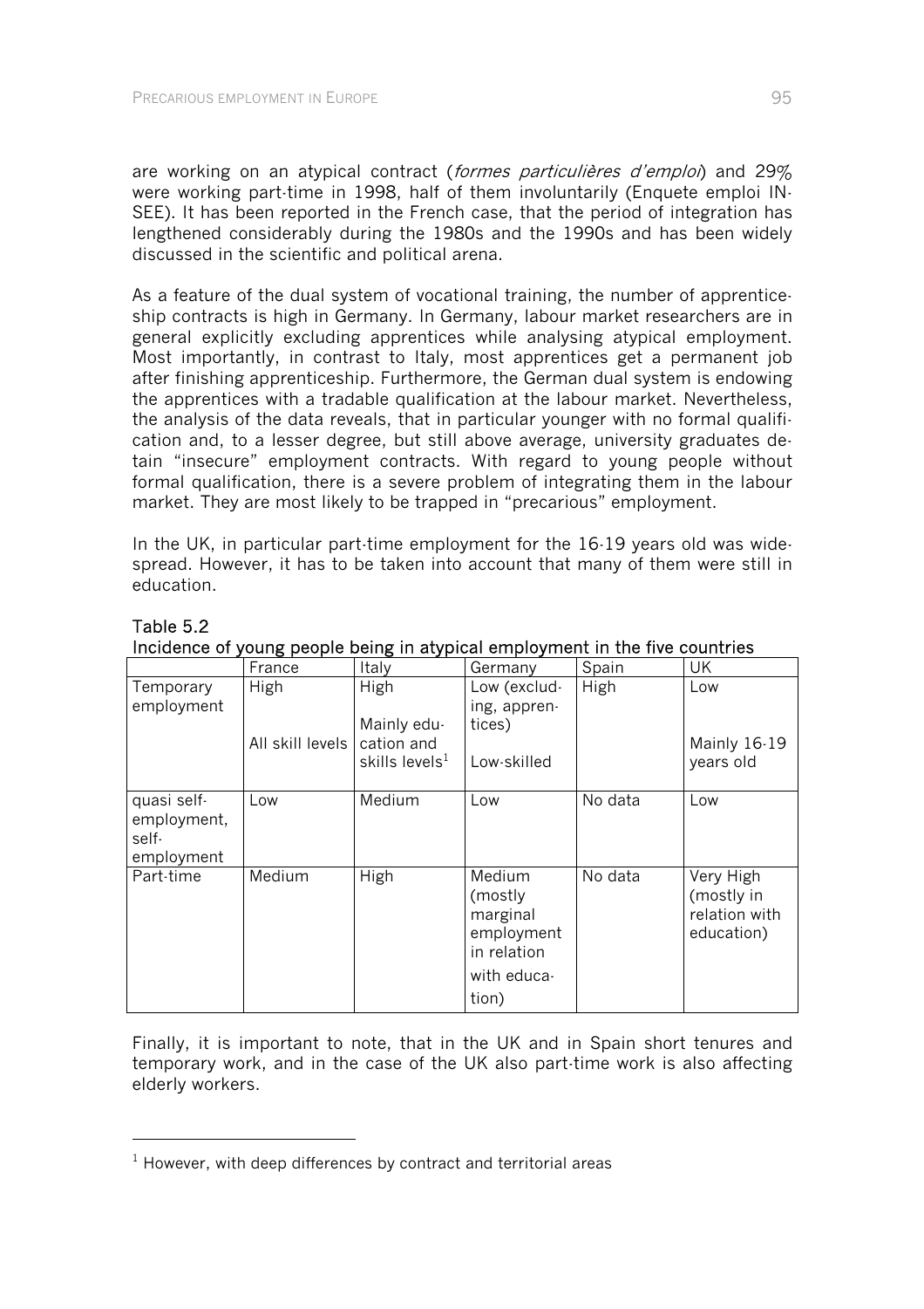are working on an atypical contract (*formes particulières d'emploi*) and 29% were working part-time in 1998, half of them involuntarily (Enquete emploi INSEE). It has been reported in the French case, that the period of integration has lengthened considerably during the 1980s and the 1990s and has been widely discussed in the scientific and political arena.

As a feature of the dual system of vocational training, the number of apprenticeship contracts is high in Germany. In Germany, labour market researchers are in general explicitly excluding apprentices while analysing atypical employment. Most importantly, in contrast to Italy, most apprentices get a permanent job after finishing apprenticeship. Furthermore, the German dual system is endowing the apprentices with a tradable qualification at the labour market. Nevertheless, the analysis of the data reveals, that in particular younger with no formal qualification and, to a lesser degree, but still above average, university graduates detain "insecure" employment contracts. With regard to young people without formal qualification, there is a severe problem of integrating them in the labour market. They are most likely to be trapped in "precarious" employment.

In the UK, in particular part-time employment for the 16-19 years old was widespread. However, it has to be taken into account that many of them were still in education.

**Table 5.2**
**Incidence of young people being in atypical employment in the five countries**

| | France | Italy | Germany | Spain | UK |
|---|---|---|---|---|---|
| Temporary employment | High<br><br>All skill levels | High<br><br>Mainly education and skills levels[1] | Low (excluding, apprentices)<br><br>Low-skilled | High | Low<br><br>Mainly 16-19 years old |
| quasi self-employment, self-employment | Low | Medium | Low | No data | Low |
| Part-time | Medium | High | Medium (mostly marginal employment in relation with education) | No data | Very High (mostly in relation with education) |

Finally, it is important to note, that in the UK and in Spain short tenures and temporary work, and in the case of the UK also part-time work is also affecting elderly workers.

[1] However, with deep differences by contract and territorial areas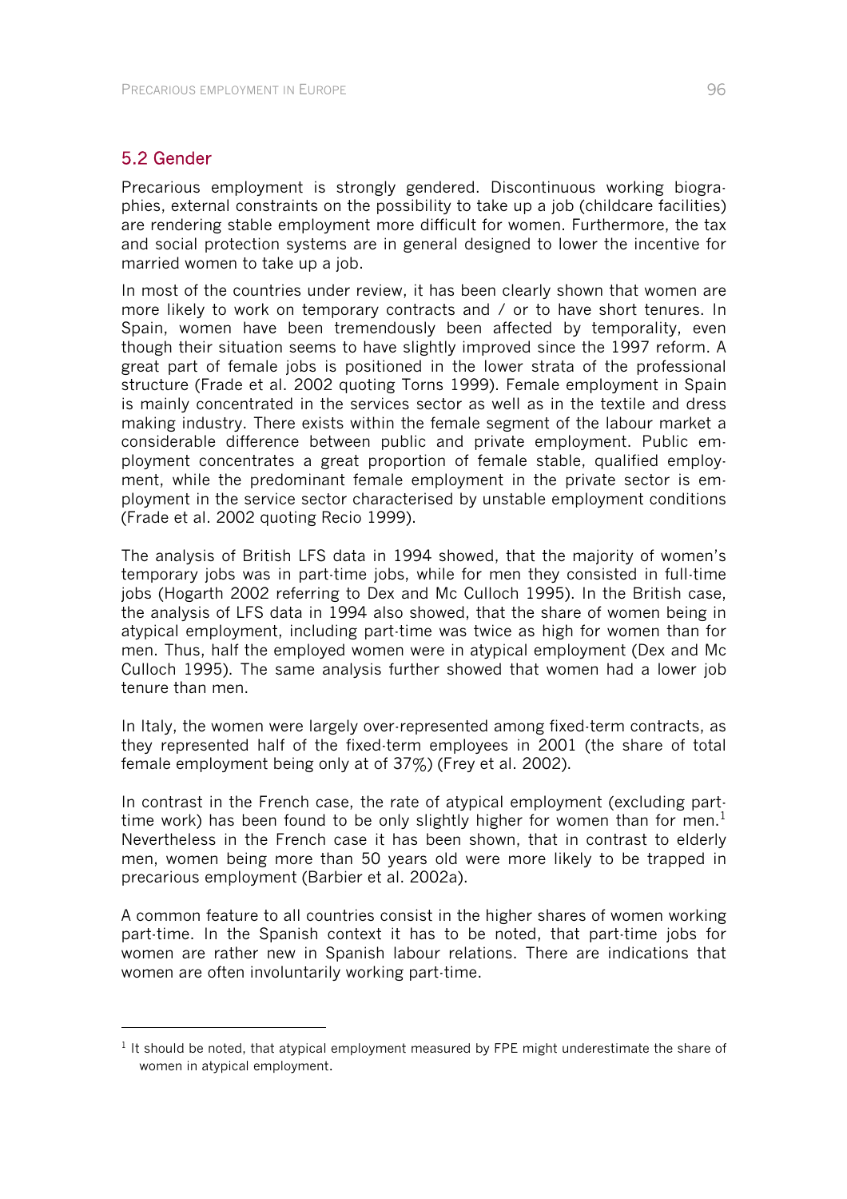## 5.2 Gender

Precarious employment is strongly gendered. Discontinuous working biographies, external constraints on the possibility to take up a job (childcare facilities) are rendering stable employment more difficult for women. Furthermore, the tax and social protection systems are in general designed to lower the incentive for married women to take up a job.

In most of the countries under review, it has been clearly shown that women are more likely to work on temporary contracts and / or to have short tenures. In Spain, women have been tremendously been affected by temporality, even though their situation seems to have slightly improved since the 1997 reform. A great part of female jobs is positioned in the lower strata of the professional structure (Frade et al. 2002 quoting Torns 1999). Female employment in Spain is mainly concentrated in the services sector as well as in the textile and dress making industry. There exists within the female segment of the labour market a considerable difference between public and private employment. Public employment concentrates a great proportion of female stable, qualified employment, while the predominant female employment in the private sector is employment in the service sector characterised by unstable employment conditions (Frade et al. 2002 quoting Recio 1999).

The analysis of British LFS data in 1994 showed, that the majority of women's temporary jobs was in part-time jobs, while for men they consisted in full-time jobs (Hogarth 2002 referring to Dex and Mc Culloch 1995). In the British case, the analysis of LFS data in 1994 also showed, that the share of women being in atypical employment, including part-time was twice as high for women than for men. Thus, half the employed women were in atypical employment (Dex and Mc Culloch 1995). The same analysis further showed that women had a lower job tenure than men.

In Italy, the women were largely over-represented among fixed-term contracts, as they represented half of the fixed-term employees in 2001 (the share of total female employment being only at of 37%) (Frey et al. 2002).

In contrast in the French case, the rate of atypical employment (excluding part-time work) has been found to be only slightly higher for women than for men.[1] Nevertheless in the French case it has been shown, that in contrast to elderly men, women being more than 50 years old were more likely to be trapped in precarious employment (Barbier et al. 2002a).

A common feature to all countries consist in the higher shares of women working part-time. In the Spanish context it has to be noted, that part-time jobs for women are rather new in Spanish labour relations. There are indications that women are often involuntarily working part-time.

[1] It should be noted, that atypical employment measured by FPE might underestimate the share of women in atypical employment.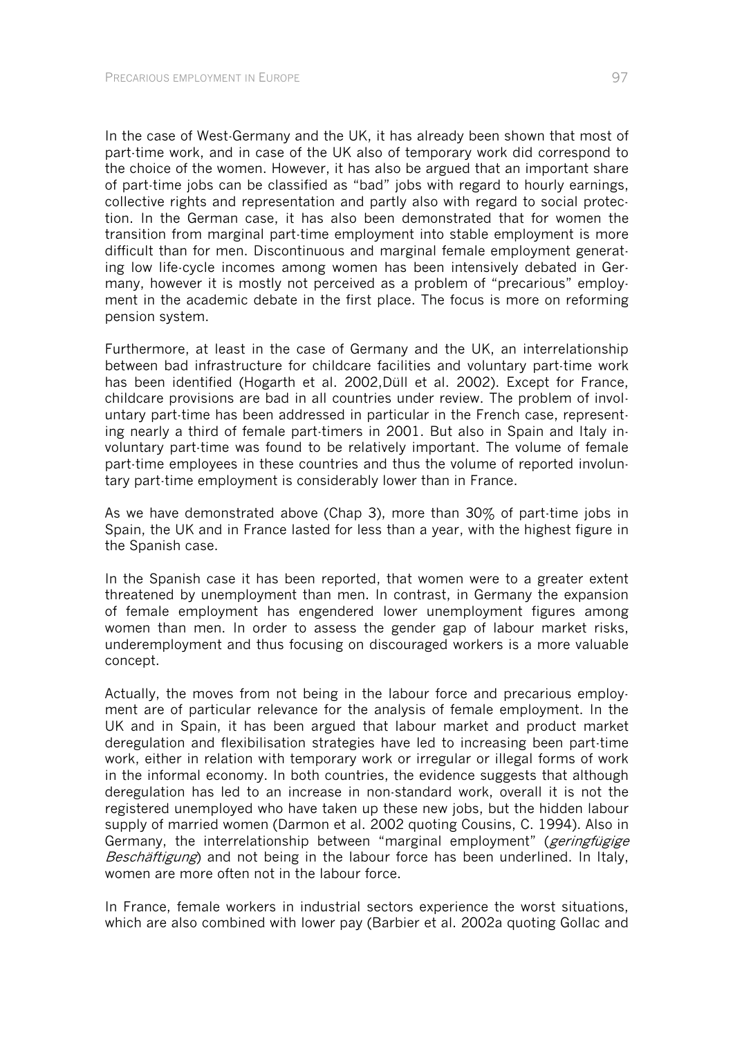In the case of West-Germany and the UK, it has already been shown that most of part-time work, and in case of the UK also of temporary work did correspond to the choice of the women. However, it has also be argued that an important share of part-time jobs can be classified as "bad" jobs with regard to hourly earnings, collective rights and representation and partly also with regard to social protection. In the German case, it has also been demonstrated that for women the transition from marginal part-time employment into stable employment is more difficult than for men. Discontinuous and marginal female employment generating low life-cycle incomes among women has been intensively debated in Germany, however it is mostly not perceived as a problem of "precarious" employment in the academic debate in the first place. The focus is more on reforming pension system.

Furthermore, at least in the case of Germany and the UK, an interrelationship between bad infrastructure for childcare facilities and voluntary part-time work has been identified (Hogarth et al. 2002,Düll et al. 2002). Except for France, childcare provisions are bad in all countries under review. The problem of involuntary part-time has been addressed in particular in the French case, representing nearly a third of female part-timers in 2001. But also in Spain and Italy involuntary part-time was found to be relatively important. The volume of female part-time employees in these countries and thus the volume of reported involuntary part-time employment is considerably lower than in France.

As we have demonstrated above (Chap 3), more than 30% of part-time jobs in Spain, the UK and in France lasted for less than a year, with the highest figure in the Spanish case.

In the Spanish case it has been reported, that women were to a greater extent threatened by unemployment than men. In contrast, in Germany the expansion of female employment has engendered lower unemployment figures among women than men. In order to assess the gender gap of labour market risks, underemployment and thus focusing on discouraged workers is a more valuable concept.

Actually, the moves from not being in the labour force and precarious employment are of particular relevance for the analysis of female employment. In the UK and in Spain, it has been argued that labour market and product market deregulation and flexibilisation strategies have led to increasing been part-time work, either in relation with temporary work or irregular or illegal forms of work in the informal economy. In both countries, the evidence suggests that although deregulation has led to an increase in non-standard work, overall it is not the registered unemployed who have taken up these new jobs, but the hidden labour supply of married women (Darmon et al. 2002 quoting Cousins, C. 1994). Also in Germany, the interrelationship between "marginal employment" (*geringfügige Beschäftigung*) and not being in the labour force has been underlined. In Italy, women are more often not in the labour force.

In France, female workers in industrial sectors experience the worst situations, which are also combined with lower pay (Barbier et al. 2002a quoting Gollac and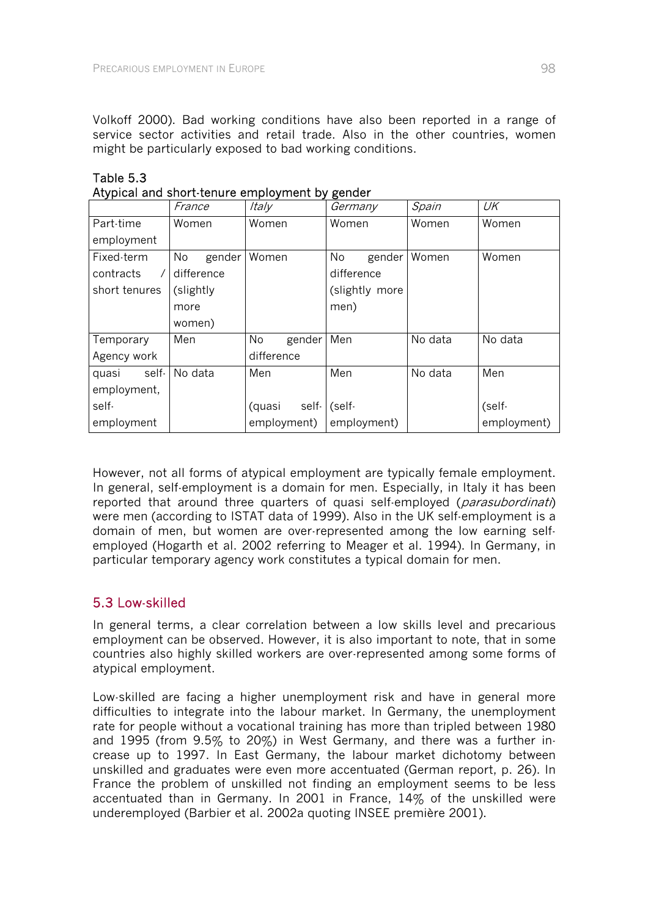Volkoff 2000). Bad working conditions have also been reported in a range of service sector activities and retail trade. Also in the other countries, women might be particularly exposed to bad working conditions.

Table 5.3
Atypical and short-tenure employment by gender

| | *France* | *Italy* | *Germany* | *Spain* | *UK* |
|---|---|---|---|---|---|
| Part-time employment | Women | Women | Women | Women | Women |
| Fixed-term contracts / short tenures | No gender difference (slightly more women) | Women | No gender difference (slightly more men) | Women | Women |
| Temporary Agency work | Men | No gender difference | Men | No data | No data |
| quasi self-employment, self-employment | No data | Men (quasi self-employment) | Men (self-employment) | No data | Men (self-employment) |

However, not all forms of atypical employment are typically female employment. In general, self-employment is a domain for men. Especially, in Italy it has been reported that around three quarters of quasi self-employed (*parasubordinati*) were men (according to ISTAT data of 1999). Also in the UK self-employment is a domain of men, but women are over-represented among the low earning self-employed (Hogarth et al. 2002 referring to Meager et al. 1994). In Germany, in particular temporary agency work constitutes a typical domain for men.

## 5.3 Low-skilled

In general terms, a clear correlation between a low skills level and precarious employment can be observed. However, it is also important to note, that in some countries also highly skilled workers are over-represented among some forms of atypical employment.

Low-skilled are facing a higher unemployment risk and have in general more difficulties to integrate into the labour market. In Germany, the unemployment rate for people without a vocational training has more than tripled between 1980 and 1995 (from 9.5% to 20%) in West Germany, and there was a further increase up to 1997. In East Germany, the labour market dichotomy between unskilled and graduates were even more accentuated (German report, p. 26). In France the problem of unskilled not finding an employment seems to be less accentuated than in Germany. In 2001 in France, 14% of the unskilled were underemployed (Barbier et al. 2002a quoting INSEE première 2001).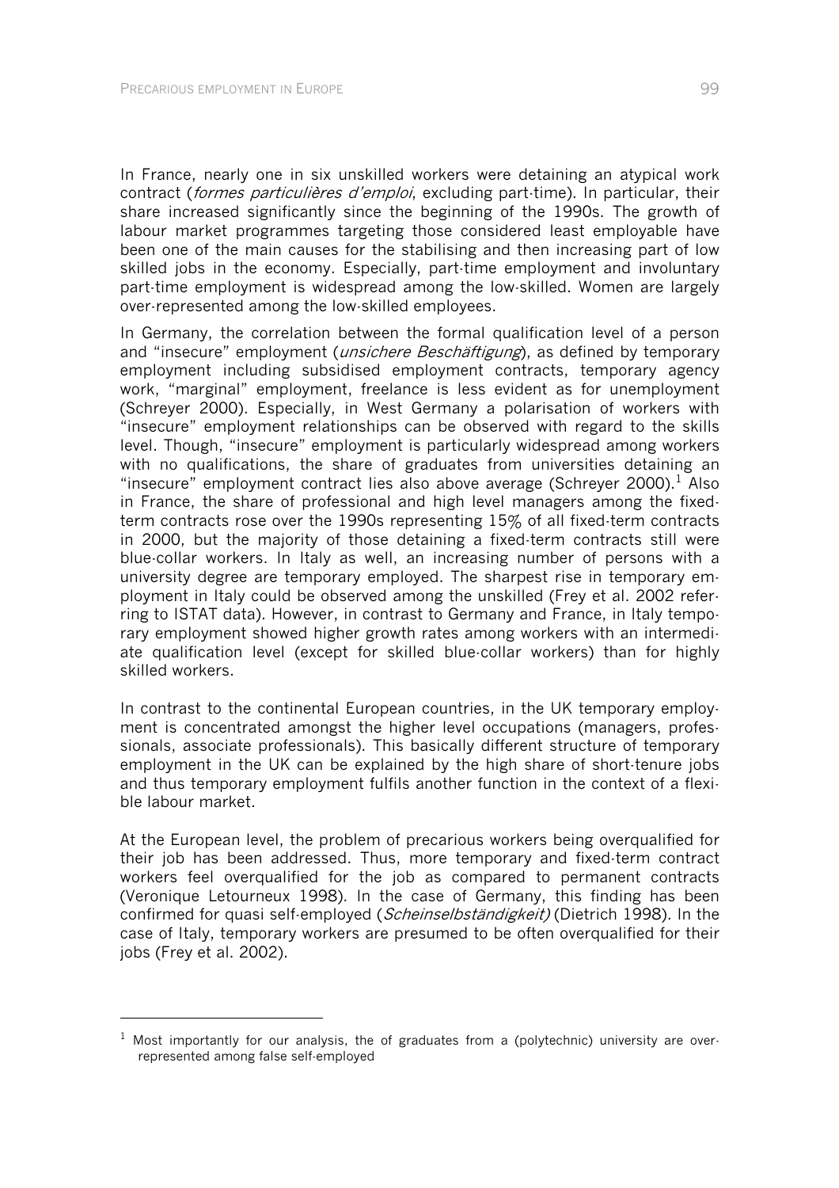In France, nearly one in six unskilled workers were detaining an atypical work contract (*formes particulières d'emploi*, excluding part-time). In particular, their share increased significantly since the beginning of the 1990s. The growth of labour market programmes targeting those considered least employable have been one of the main causes for the stabilising and then increasing part of low skilled jobs in the economy. Especially, part-time employment and involuntary part-time employment is widespread among the low-skilled. Women are largely over-represented among the low-skilled employees.

In Germany, the correlation between the formal qualification level of a person and "insecure" employment (*unsichere Beschäftigung*), as defined by temporary employment including subsidised employment contracts, temporary agency work, "marginal" employment, freelance is less evident as for unemployment (Schreyer 2000). Especially, in West Germany a polarisation of workers with "insecure" employment relationships can be observed with regard to the skills level. Though, "insecure" employment is particularly widespread among workers with no qualifications, the share of graduates from universities detaining an "insecure" employment contract lies also above average (Schreyer 2000).[1] Also in France, the share of professional and high level managers among the fixed-term contracts rose over the 1990s representing 15% of all fixed-term contracts in 2000, but the majority of those detaining a fixed-term contracts still were blue-collar workers. In Italy as well, an increasing number of persons with a university degree are temporary employed. The sharpest rise in temporary employment in Italy could be observed among the unskilled (Frey et al. 2002 referring to ISTAT data). However, in contrast to Germany and France, in Italy temporary employment showed higher growth rates among workers with an intermediate qualification level (except for skilled blue-collar workers) than for highly skilled workers.

In contrast to the continental European countries, in the UK temporary employment is concentrated amongst the higher level occupations (managers, professionals, associate professionals). This basically different structure of temporary employment in the UK can be explained by the high share of short-tenure jobs and thus temporary employment fulfils another function in the context of a flexible labour market.

At the European level, the problem of precarious workers being overqualified for their job has been addressed. Thus, more temporary and fixed-term contract workers feel overqualified for the job as compared to permanent contracts (Veronique Letourneux 1998). In the case of Germany, this finding has been confirmed for quasi self-employed (*Scheinselbständigkeit)* (Dietrich 1998). In the case of Italy, temporary workers are presumed to be often overqualified for their jobs (Frey et al. 2002).

---

[1] Most importantly for our analysis, the of graduates from a (polytechnic) university are over-represented among false self-employed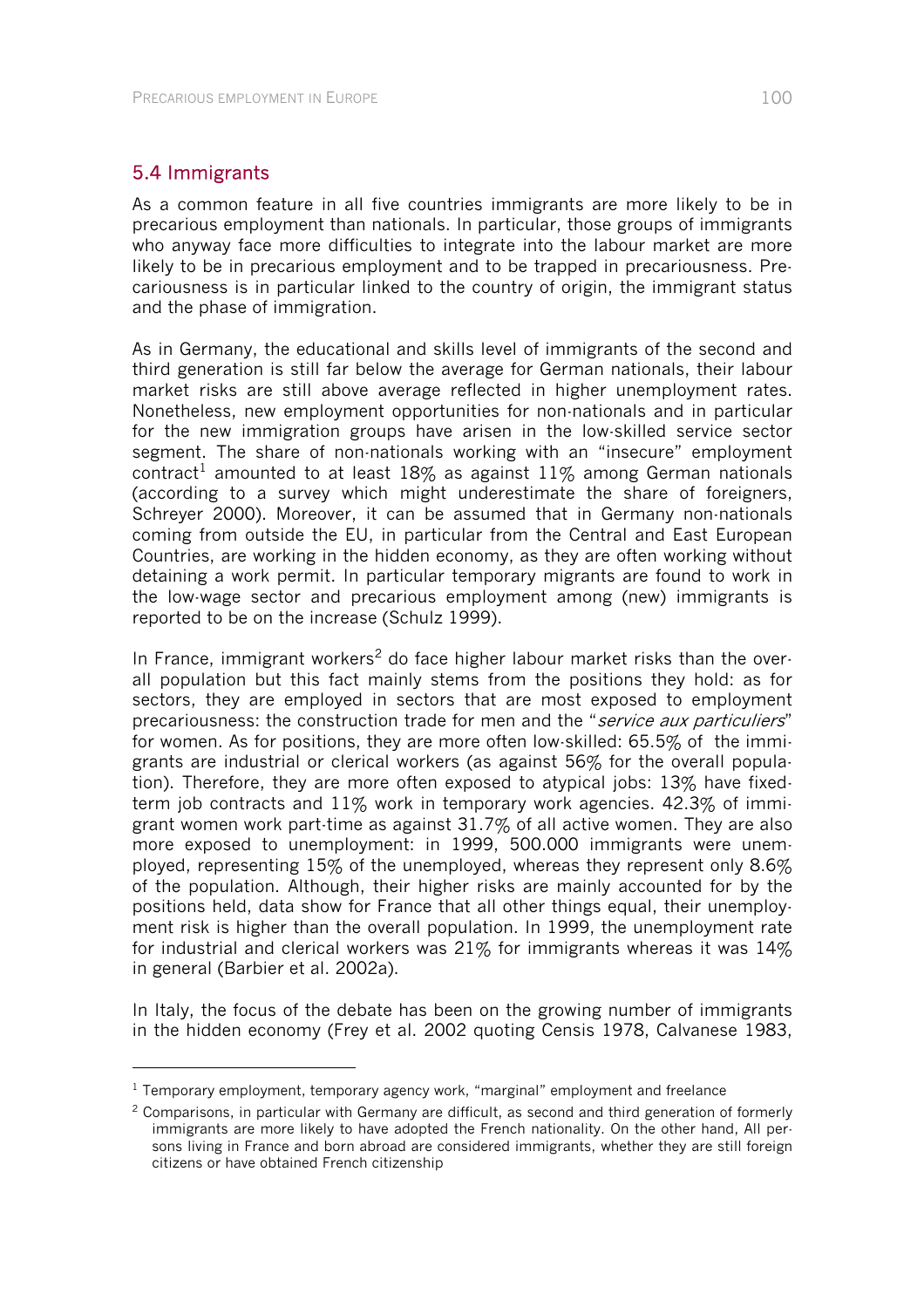## 5.4 Immigrants

As a common feature in all five countries immigrants are more likely to be in precarious employment than nationals. In particular, those groups of immigrants who anyway face more difficulties to integrate into the labour market are more likely to be in precarious employment and to be trapped in precariousness. Precariousness is in particular linked to the country of origin, the immigrant status and the phase of immigration.

As in Germany, the educational and skills level of immigrants of the second and third generation is still far below the average for German nationals, their labour market risks are still above average reflected in higher unemployment rates. Nonetheless, new employment opportunities for non-nationals and in particular for the new immigration groups have arisen in the low-skilled service sector segment. The share of non-nationals working with an "insecure" employment contract[1] amounted to at least 18% as against 11% among German nationals (according to a survey which might underestimate the share of foreigners, Schreyer 2000). Moreover, it can be assumed that in Germany non-nationals coming from outside the EU, in particular from the Central and East European Countries, are working in the hidden economy, as they are often working without detaining a work permit. In particular temporary migrants are found to work in the low-wage sector and precarious employment among (new) immigrants is reported to be on the increase (Schulz 1999).

In France, immigrant workers[2] do face higher labour market risks than the overall population but this fact mainly stems from the positions they hold: as for sectors, they are employed in sectors that are most exposed to employment precariousness: the construction trade for men and the "*service aux particuliers*" for women. As for positions, they are more often low-skilled: 65.5% of the immigrants are industrial or clerical workers (as against 56% for the overall population). Therefore, they are more often exposed to atypical jobs: 13% have fixed-term job contracts and 11% work in temporary work agencies. 42.3% of immigrant women work part-time as against 31.7% of all active women. They are also more exposed to unemployment: in 1999, 500.000 immigrants were unemployed, representing 15% of the unemployed, whereas they represent only 8.6% of the population. Although, their higher risks are mainly accounted for by the positions held, data show for France that all other things equal, their unemployment risk is higher than the overall population. In 1999, the unemployment rate for industrial and clerical workers was 21% for immigrants whereas it was 14% in general (Barbier et al. 2002a).

In Italy, the focus of the debate has been on the growing number of immigrants in the hidden economy (Frey et al. 2002 quoting Censis 1978, Calvanese 1983,

[1] Temporary employment, temporary agency work, "marginal" employment and freelance

[2] Comparisons, in particular with Germany are difficult, as second and third generation of formerly immigrants are more likely to have adopted the French nationality. On the other hand, All persons living in France and born abroad are considered immigrants, whether they are still foreign citizens or have obtained French citizenship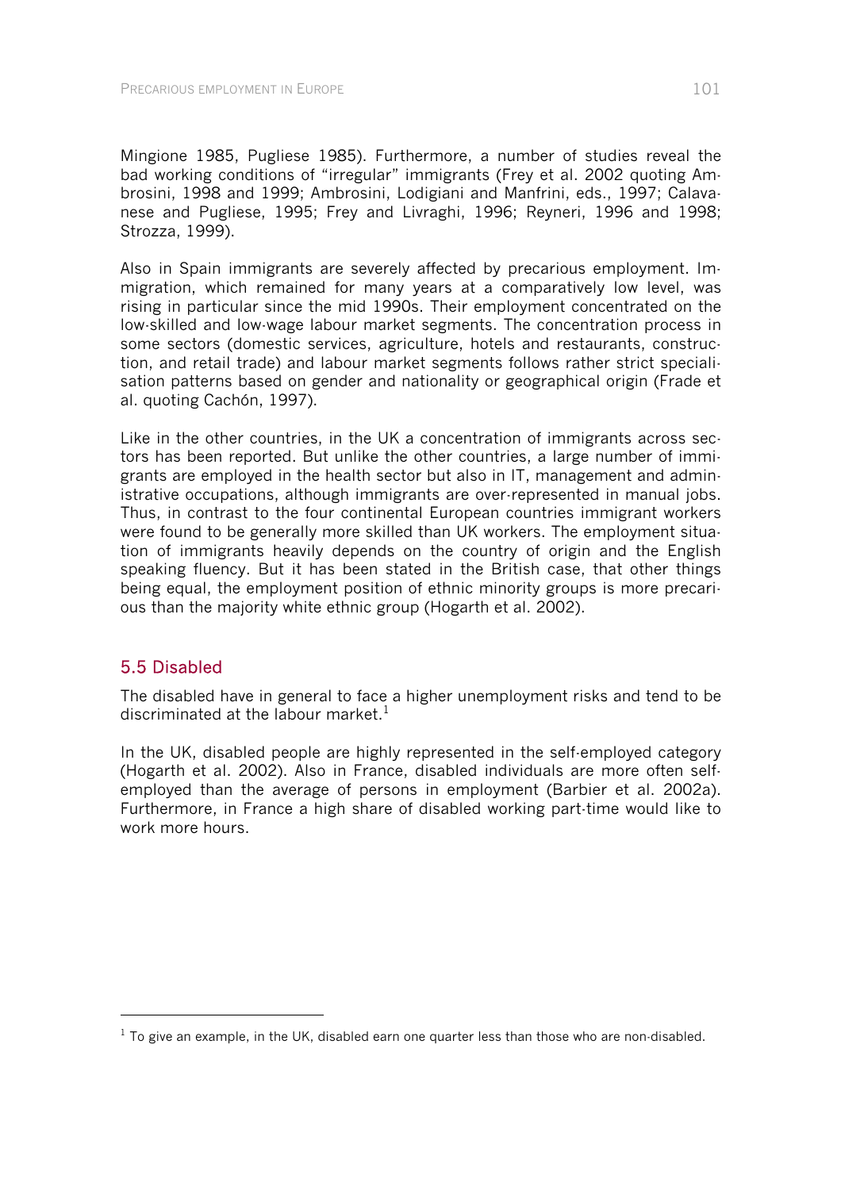Mingione 1985, Pugliese 1985). Furthermore, a number of studies reveal the bad working conditions of "irregular" immigrants (Frey et al. 2002 quoting Ambrosini, 1998 and 1999; Ambrosini, Lodigiani and Manfrini, eds., 1997; Calavanese and Pugliese, 1995; Frey and Livraghi, 1996; Reyneri, 1996 and 1998; Strozza, 1999).

Also in Spain immigrants are severely affected by precarious employment. Immigration, which remained for many years at a comparatively low level, was rising in particular since the mid 1990s. Their employment concentrated on the low-skilled and low-wage labour market segments. The concentration process in some sectors (domestic services, agriculture, hotels and restaurants, construction, and retail trade) and labour market segments follows rather strict specialisation patterns based on gender and nationality or geographical origin (Frade et al. quoting Cachón, 1997).

Like in the other countries, in the UK a concentration of immigrants across sectors has been reported. But unlike the other countries, a large number of immigrants are employed in the health sector but also in IT, management and administrative occupations, although immigrants are over-represented in manual jobs. Thus, in contrast to the four continental European countries immigrant workers were found to be generally more skilled than UK workers. The employment situation of immigrants heavily depends on the country of origin and the English speaking fluency. But it has been stated in the British case, that other things being equal, the employment position of ethnic minority groups is more precarious than the majority white ethnic group (Hogarth et al. 2002).

## 5.5 Disabled

The disabled have in general to face a higher unemployment risks and tend to be discriminated at the labour market.[1]

In the UK, disabled people are highly represented in the self-employed category (Hogarth et al. 2002). Also in France, disabled individuals are more often self-employed than the average of persons in employment (Barbier et al. 2002a). Furthermore, in France a high share of disabled working part-time would like to work more hours.

---

[1] To give an example, in the UK, disabled earn one quarter less than those who are non-disabled.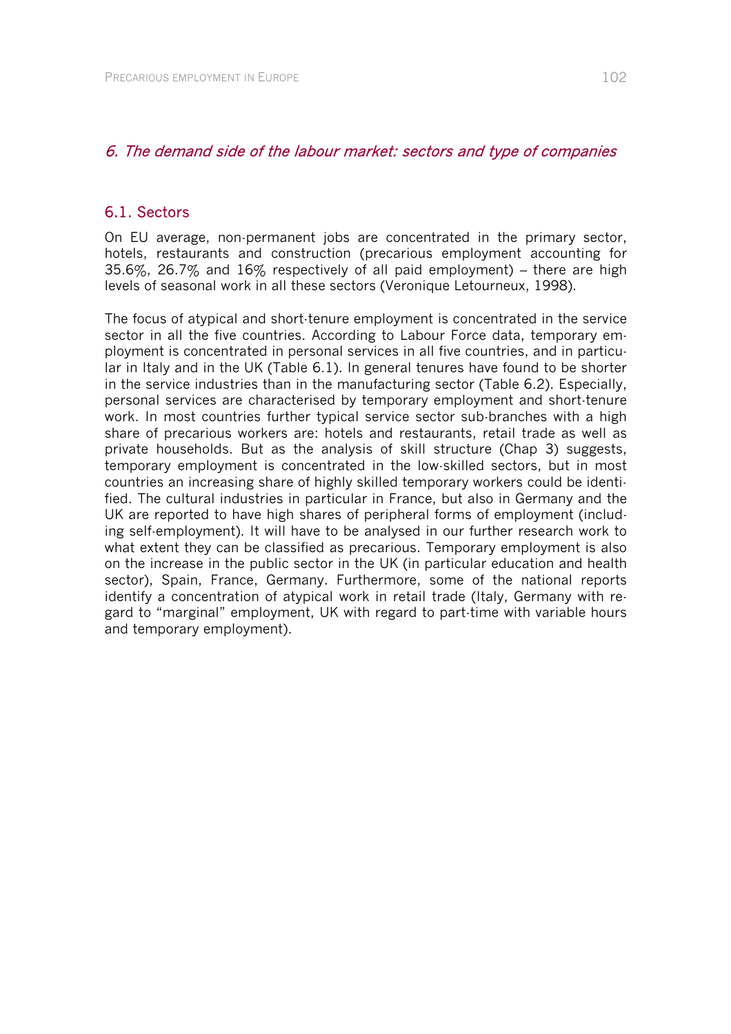## *6. The demand side of the labour market: sectors and type of companies*

### 6.1. Sectors

On EU average, non-permanent jobs are concentrated in the primary sector, hotels, restaurants and construction (precarious employment accounting for 35.6%, 26.7% and 16% respectively of all paid employment) – there are high levels of seasonal work in all these sectors (Veronique Letourneux, 1998).

The focus of atypical and short-tenure employment is concentrated in the service sector in all the five countries. According to Labour Force data, temporary employment is concentrated in personal services in all five countries, and in particular in Italy and in the UK (Table 6.1). In general tenures have found to be shorter in the service industries than in the manufacturing sector (Table 6.2). Especially, personal services are characterised by temporary employment and short-tenure work. In most countries further typical service sector sub-branches with a high share of precarious workers are: hotels and restaurants, retail trade as well as private households. But as the analysis of skill structure (Chap 3) suggests, temporary employment is concentrated in the low-skilled sectors, but in most countries an increasing share of highly skilled temporary workers could be identified. The cultural industries in particular in France, but also in Germany and the UK are reported to have high shares of peripheral forms of employment (including self-employment). It will have to be analysed in our further research work to what extent they can be classified as precarious. Temporary employment is also on the increase in the public sector in the UK (in particular education and health sector), Spain, France, Germany. Furthermore, some of the national reports identify a concentration of atypical work in retail trade (Italy, Germany with regard to "marginal" employment, UK with regard to part-time with variable hours and temporary employment).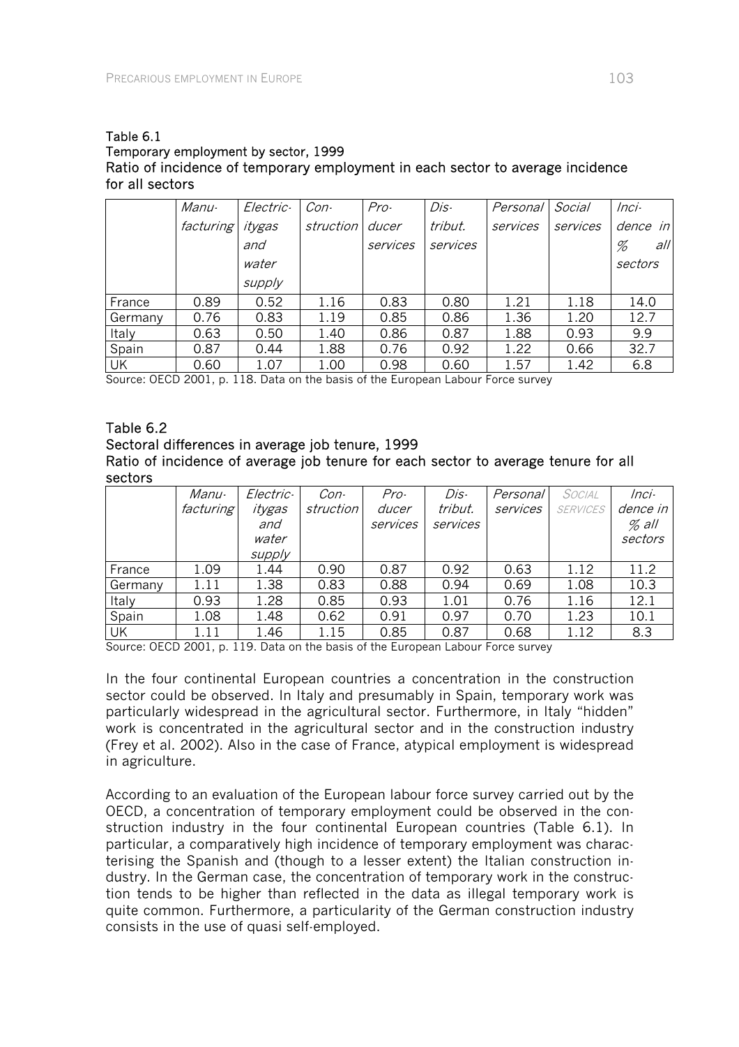Table 6.1
Temporary employment by sector, 1999
Ratio of incidence of temporary employment in each sector to average incidence for all sectors

| | *Manu-facturing* | *Electric-itygas and water supply* | *Con-struction* | *Pro-ducer services* | *Dis-tribut. services* | *Personal services* | *Social services* | *Inci-dence in % all sectors* |
|---|---|---|---|---|---|---|---|---|
| France | 0.89 | 0.52 | 1.16 | 0.83 | 0.80 | 1.21 | 1.18 | 14.0 |
| Germany | 0.76 | 0.83 | 1.19 | 0.85 | 0.86 | 1.36 | 1.20 | 12.7 |
| Italy | 0.63 | 0.50 | 1.40 | 0.86 | 0.87 | 1.88 | 0.93 | 9.9 |
| Spain | 0.87 | 0.44 | 1.88 | 0.76 | 0.92 | 1.22 | 0.66 | 32.7 |
| UK | 0.60 | 1.07 | 1.00 | 0.98 | 0.60 | 1.57 | 1.42 | 6.8 |

Source: OECD 2001, p. 118. Data on the basis of the European Labour Force survey

Table 6.2
Sectoral differences in average job tenure, 1999
Ratio of incidence of average job tenure for each sector to average tenure for all sectors

| | *Manu-facturing* | *Electric-itygas and water supply* | *Con-struction* | *Pro-ducer services* | *Dis-tribut. services* | *Personal services* | *Social services* | *Inci-dence in % all sectors* |
|---|---|---|---|---|---|---|---|---|
| France | 1.09 | 1.44 | 0.90 | 0.87 | 0.92 | 0.63 | 1.12 | 11.2 |
| Germany | 1.11 | 1.38 | 0.83 | 0.88 | 0.94 | 0.69 | 1.08 | 10.3 |
| Italy | 0.93 | 1.28 | 0.85 | 0.93 | 1.01 | 0.76 | 1.16 | 12.1 |
| Spain | 1.08 | 1.48 | 0.62 | 0.91 | 0.97 | 0.70 | 1.23 | 10.1 |
| UK | 1.11 | 1.46 | 1.15 | 0.85 | 0.87 | 0.68 | 1.12 | 8.3 |

Source: OECD 2001, p. 119. Data on the basis of the European Labour Force survey

In the four continental European countries a concentration in the construction sector could be observed. In Italy and presumably in Spain, temporary work was particularly widespread in the agricultural sector. Furthermore, in Italy "hidden" work is concentrated in the agricultural sector and in the construction industry (Frey et al. 2002). Also in the case of France, atypical employment is widespread in agriculture.

According to an evaluation of the European labour force survey carried out by the OECD, a concentration of temporary employment could be observed in the construction industry in the four continental European countries (Table 6.1). In particular, a comparatively high incidence of temporary employment was characterising the Spanish and (though to a lesser extent) the Italian construction industry. In the German case, the concentration of temporary work in the construction tends to be higher than reflected in the data as illegal temporary work is quite common. Furthermore, a particularity of the German construction industry consists in the use of quasi self-employed.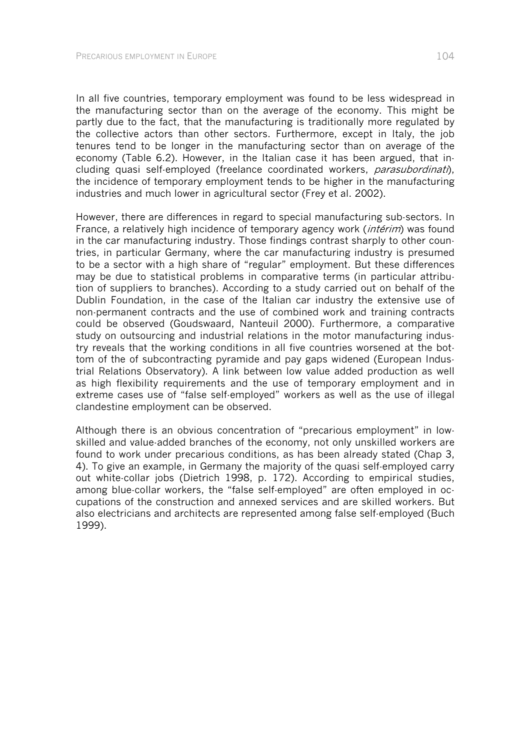In all five countries, temporary employment was found to be less widespread in the manufacturing sector than on the average of the economy. This might be partly due to the fact, that the manufacturing is traditionally more regulated by the collective actors than other sectors. Furthermore, except in Italy, the job tenures tend to be longer in the manufacturing sector than on average of the economy (Table 6.2). However, in the Italian case it has been argued, that including quasi self-employed (freelance coordinated workers, *parasubordinati*), the incidence of temporary employment tends to be higher in the manufacturing industries and much lower in agricultural sector (Frey et al. 2002).

However, there are differences in regard to special manufacturing sub-sectors. In France, a relatively high incidence of temporary agency work (*intérim*) was found in the car manufacturing industry. Those findings contrast sharply to other countries, in particular Germany, where the car manufacturing industry is presumed to be a sector with a high share of "regular" employment. But these differences may be due to statistical problems in comparative terms (in particular attribution of suppliers to branches). According to a study carried out on behalf of the Dublin Foundation, in the case of the Italian car industry the extensive use of non-permanent contracts and the use of combined work and training contracts could be observed (Goudswaard, Nanteuil 2000). Furthermore, a comparative study on outsourcing and industrial relations in the motor manufacturing industry reveals that the working conditions in all five countries worsened at the bottom of the of subcontracting pyramide and pay gaps widened (European Industrial Relations Observatory). A link between low value added production as well as high flexibility requirements and the use of temporary employment and in extreme cases use of "false self-employed" workers as well as the use of illegal clandestine employment can be observed.

Although there is an obvious concentration of "precarious employment" in low-skilled and value-added branches of the economy, not only unskilled workers are found to work under precarious conditions, as has been already stated (Chap 3, 4). To give an example, in Germany the majority of the quasi self-employed carry out white-collar jobs (Dietrich 1998, p. 172). According to empirical studies, among blue-collar workers, the "false self-employed" are often employed in occupations of the construction and annexed services and are skilled workers. But also electricians and architects are represented among false self-employed (Buch 1999).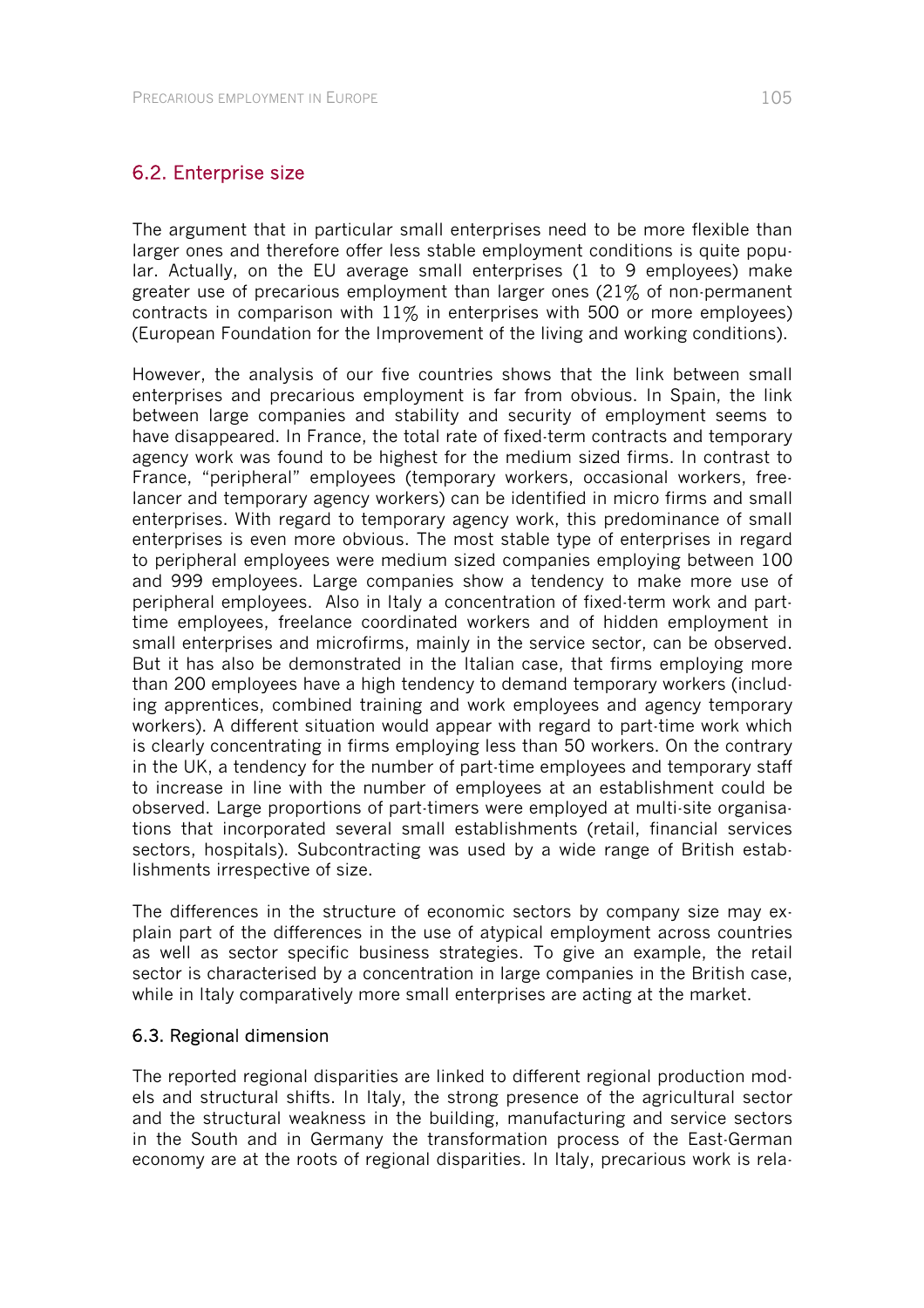## 6.2. Enterprise size

The argument that in particular small enterprises need to be more flexible than larger ones and therefore offer less stable employment conditions is quite popular. Actually, on the EU average small enterprises (1 to 9 employees) make greater use of precarious employment than larger ones (21% of non-permanent contracts in comparison with 11% in enterprises with 500 or more employees) (European Foundation for the Improvement of the living and working conditions).

However, the analysis of our five countries shows that the link between small enterprises and precarious employment is far from obvious. In Spain, the link between large companies and stability and security of employment seems to have disappeared. In France, the total rate of fixed-term contracts and temporary agency work was found to be highest for the medium sized firms. In contrast to France, "peripheral" employees (temporary workers, occasional workers, free-lancer and temporary agency workers) can be identified in micro firms and small enterprises. With regard to temporary agency work, this predominance of small enterprises is even more obvious. The most stable type of enterprises in regard to peripheral employees were medium sized companies employing between 100 and 999 employees. Large companies show a tendency to make more use of peripheral employees. Also in Italy a concentration of fixed-term work and part-time employees, freelance coordinated workers and of hidden employment in small enterprises and microfirms, mainly in the service sector, can be observed. But it has also be demonstrated in the Italian case, that firms employing more than 200 employees have a high tendency to demand temporary workers (including apprentices, combined training and work employees and agency temporary workers). A different situation would appear with regard to part-time work which is clearly concentrating in firms employing less than 50 workers. On the contrary in the UK, a tendency for the number of part-time employees and temporary staff to increase in line with the number of employees at an establishment could be observed. Large proportions of part-timers were employed at multi-site organisations that incorporated several small establishments (retail, financial services sectors, hospitals). Subcontracting was used by a wide range of British establishments irrespective of size.

The differences in the structure of economic sectors by company size may explain part of the differences in the use of atypical employment across countries as well as sector specific business strategies. To give an example, the retail sector is characterised by a concentration in large companies in the British case, while in Italy comparatively more small enterprises are acting at the market.

## 6.3. Regional dimension

The reported regional disparities are linked to different regional production models and structural shifts. In Italy, the strong presence of the agricultural sector and the structural weakness in the building, manufacturing and service sectors in the South and in Germany the transformation process of the East-German economy are at the roots of regional disparities. In Italy, precarious work is rela-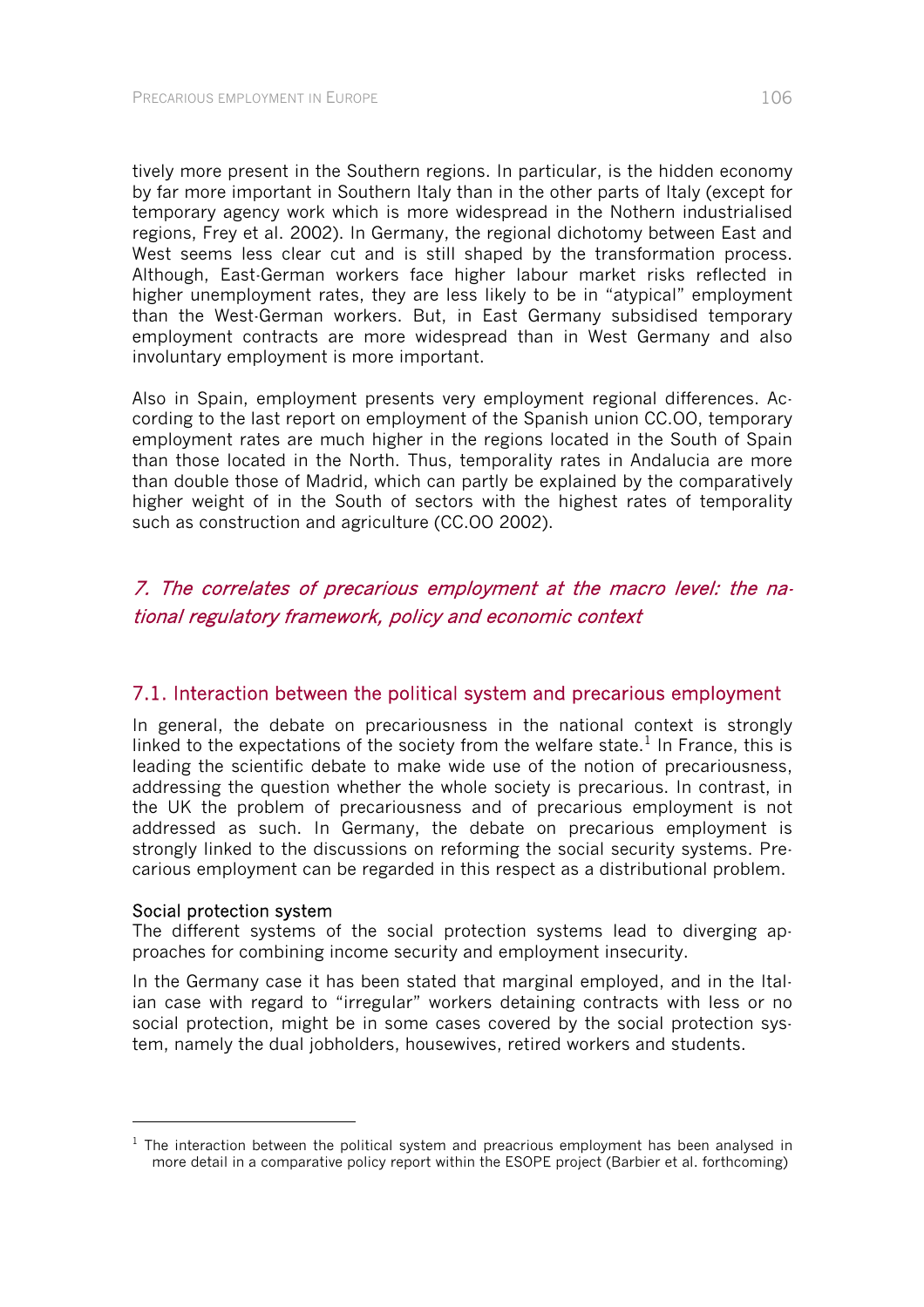tively more present in the Southern regions. In particular, is the hidden economy by far more important in Southern Italy than in the other parts of Italy (except for temporary agency work which is more widespread in the Nothern industrialised regions, Frey et al. 2002). In Germany, the regional dichotomy between East and West seems less clear cut and is still shaped by the transformation process. Although, East-German workers face higher labour market risks reflected in higher unemployment rates, they are less likely to be in "atypical" employment than the West-German workers. But, in East Germany subsidised temporary employment contracts are more widespread than in West Germany and also involuntary employment is more important.

Also in Spain, employment presents very employment regional differences. According to the last report on employment of the Spanish union CC.OO, temporary employment rates are much higher in the regions located in the South of Spain than those located in the North. Thus, temporality rates in Andalucia are more than double those of Madrid, which can partly be explained by the comparatively higher weight of in the South of sectors with the highest rates of temporality such as construction and agriculture (CC.OO 2002).

## *7. The correlates of precarious employment at the macro level: the national regulatory framework, policy and economic context*

### 7.1. Interaction between the political system and precarious employment

In general, the debate on precariousness in the national context is strongly linked to the expectations of the society from the welfare state.[1] In France, this is leading the scientific debate to make wide use of the notion of precariousness, addressing the question whether the whole society is precarious. In contrast, in the UK the problem of precariousness and of precarious employment is not addressed as such. In Germany, the debate on precarious employment is strongly linked to the discussions on reforming the social security systems. Precarious employment can be regarded in this respect as a distributional problem.

#### Social protection system

The different systems of the social protection systems lead to diverging approaches for combining income security and employment insecurity.

In the Germany case it has been stated that marginal employed, and in the Italian case with regard to "irregular" workers detaining contracts with less or no social protection, might be in some cases covered by the social protection system, namely the dual jobholders, housewives, retired workers and students.

---

[1] The interaction between the political system and preacrious employment has been analysed in more detail in a comparative policy report within the ESOPE project (Barbier et al. forthcoming)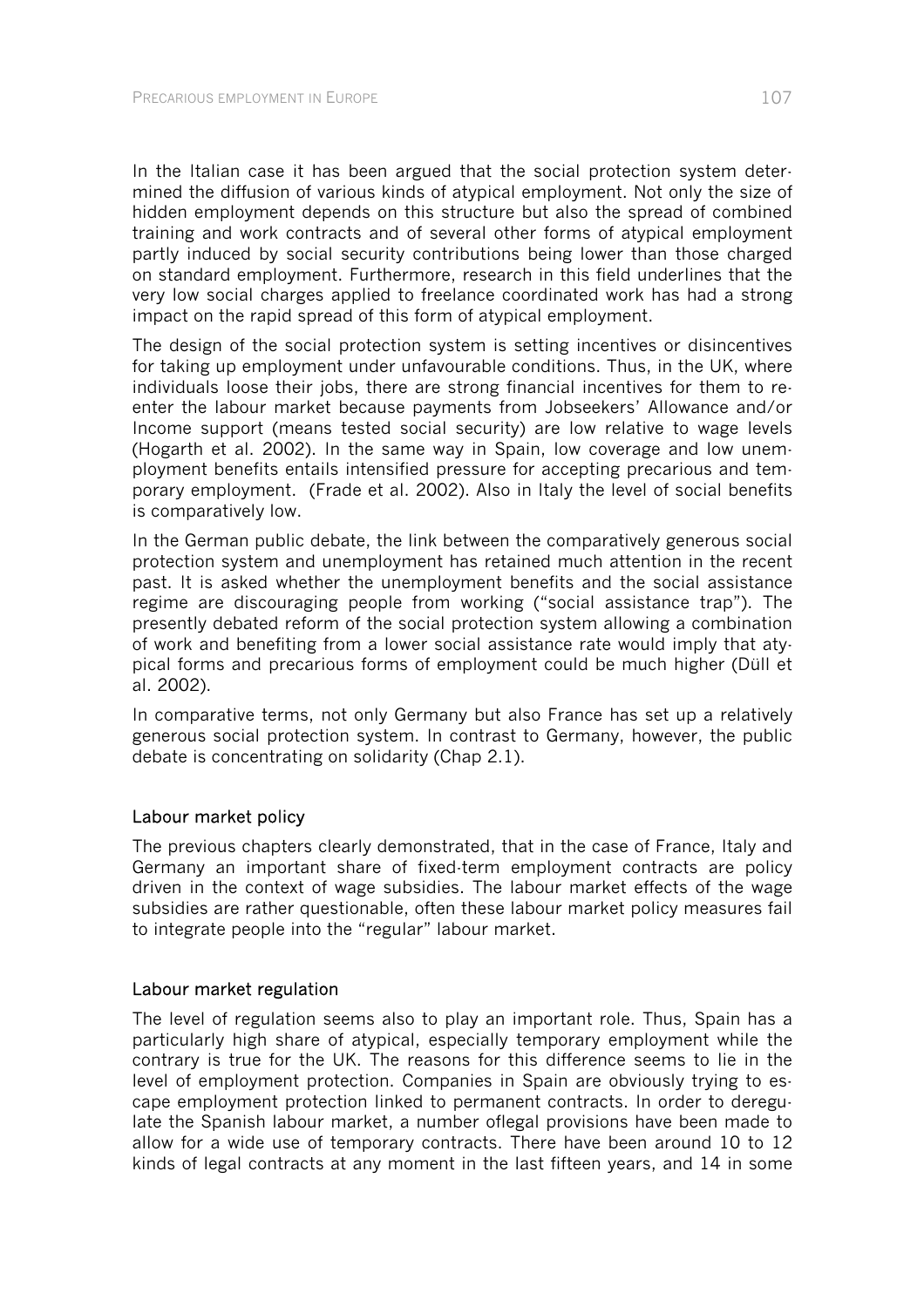In the Italian case it has been argued that the social protection system determined the diffusion of various kinds of atypical employment. Not only the size of hidden employment depends on this structure but also the spread of combined training and work contracts and of several other forms of atypical employment partly induced by social security contributions being lower than those charged on standard employment. Furthermore, research in this field underlines that the very low social charges applied to freelance coordinated work has had a strong impact on the rapid spread of this form of atypical employment.

The design of the social protection system is setting incentives or disincentives for taking up employment under unfavourable conditions. Thus, in the UK, where individuals loose their jobs, there are strong financial incentives for them to re-enter the labour market because payments from Jobseekers' Allowance and/or Income support (means tested social security) are low relative to wage levels (Hogarth et al. 2002). In the same way in Spain, low coverage and low unemployment benefits entails intensified pressure for accepting precarious and temporary employment. (Frade et al. 2002). Also in Italy the level of social benefits is comparatively low.

In the German public debate, the link between the comparatively generous social protection system and unemployment has retained much attention in the recent past. It is asked whether the unemployment benefits and the social assistance regime are discouraging people from working ("social assistance trap"). The presently debated reform of the social protection system allowing a combination of work and benefiting from a lower social assistance rate would imply that atypical forms and precarious forms of employment could be much higher (Düll et al. 2002).

In comparative terms, not only Germany but also France has set up a relatively generous social protection system. In contrast to Germany, however, the public debate is concentrating on solidarity (Chap 2.1).

### Labour market policy

The previous chapters clearly demonstrated, that in the case of France, Italy and Germany an important share of fixed-term employment contracts are policy driven in the context of wage subsidies. The labour market effects of the wage subsidies are rather questionable, often these labour market policy measures fail to integrate people into the "regular" labour market.

### Labour market regulation

The level of regulation seems also to play an important role. Thus, Spain has a particularly high share of atypical, especially temporary employment while the contrary is true for the UK. The reasons for this difference seems to lie in the level of employment protection. Companies in Spain are obviously trying to escape employment protection linked to permanent contracts. In order to deregulate the Spanish labour market, a number oflegal provisions have been made to allow for a wide use of temporary contracts. There have been around 10 to 12 kinds of legal contracts at any moment in the last fifteen years, and 14 in some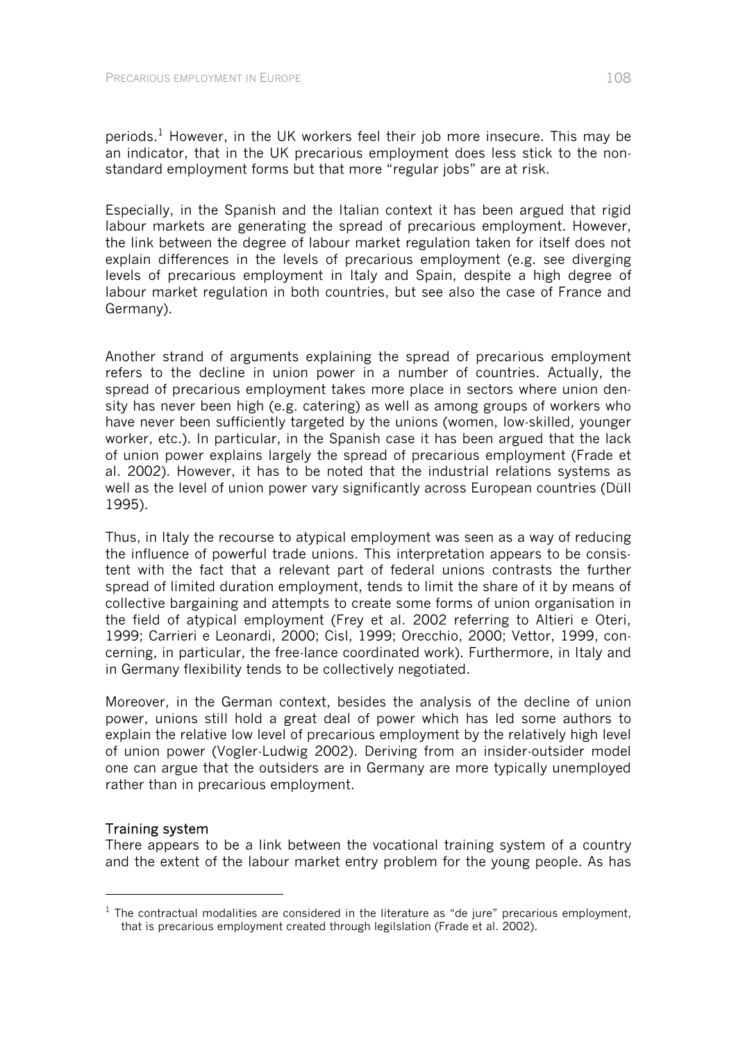periods.[1] However, in the UK workers feel their job more insecure. This may be an indicator, that in the UK precarious employment does less stick to the non-standard employment forms but that more "regular jobs" are at risk.

Especially, in the Spanish and the Italian context it has been argued that rigid labour markets are generating the spread of precarious employment. However, the link between the degree of labour market regulation taken for itself does not explain differences in the levels of precarious employment (e.g. see diverging levels of precarious employment in Italy and Spain, despite a high degree of labour market regulation in both countries, but see also the case of France and Germany).

Another strand of arguments explaining the spread of precarious employment refers to the decline in union power in a number of countries. Actually, the spread of precarious employment takes more place in sectors where union density has never been high (e.g. catering) as well as among groups of workers who have never been sufficiently targeted by the unions (women, low-skilled, younger worker, etc.). In particular, in the Spanish case it has been argued that the lack of union power explains largely the spread of precarious employment (Frade et al. 2002). However, it has to be noted that the industrial relations systems as well as the level of union power vary significantly across European countries (Düll 1995).

Thus, in Italy the recourse to atypical employment was seen as a way of reducing the influence of powerful trade unions. This interpretation appears to be consistent with the fact that a relevant part of federal unions contrasts the further spread of limited duration employment, tends to limit the share of it by means of collective bargaining and attempts to create some forms of union organisation in the field of atypical employment (Frey et al. 2002 referring to Altieri e Oteri, 1999; Carrieri e Leonardi, 2000; Cisl, 1999; Orecchio, 2000; Vettor, 1999, concerning, in particular, the free-lance coordinated work). Furthermore, in Italy and in Germany flexibility tends to be collectively negotiated.

Moreover, in the German context, besides the analysis of the decline of union power, unions still hold a great deal of power which has led some authors to explain the relative low level of precarious employment by the relatively high level of union power (Vogler-Ludwig 2002). Deriving from an insider-outsider model one can argue that the outsiders are in Germany are more typically unemployed rather than in precarious employment.

#### Training system

There appears to be a link between the vocational training system of a country and the extent of the labour market entry problem for the young people. As has

---

[1] The contractual modalities are considered in the literature as "de jure" precarious employment, that is precarious employment created through legilslation (Frade et al. 2002).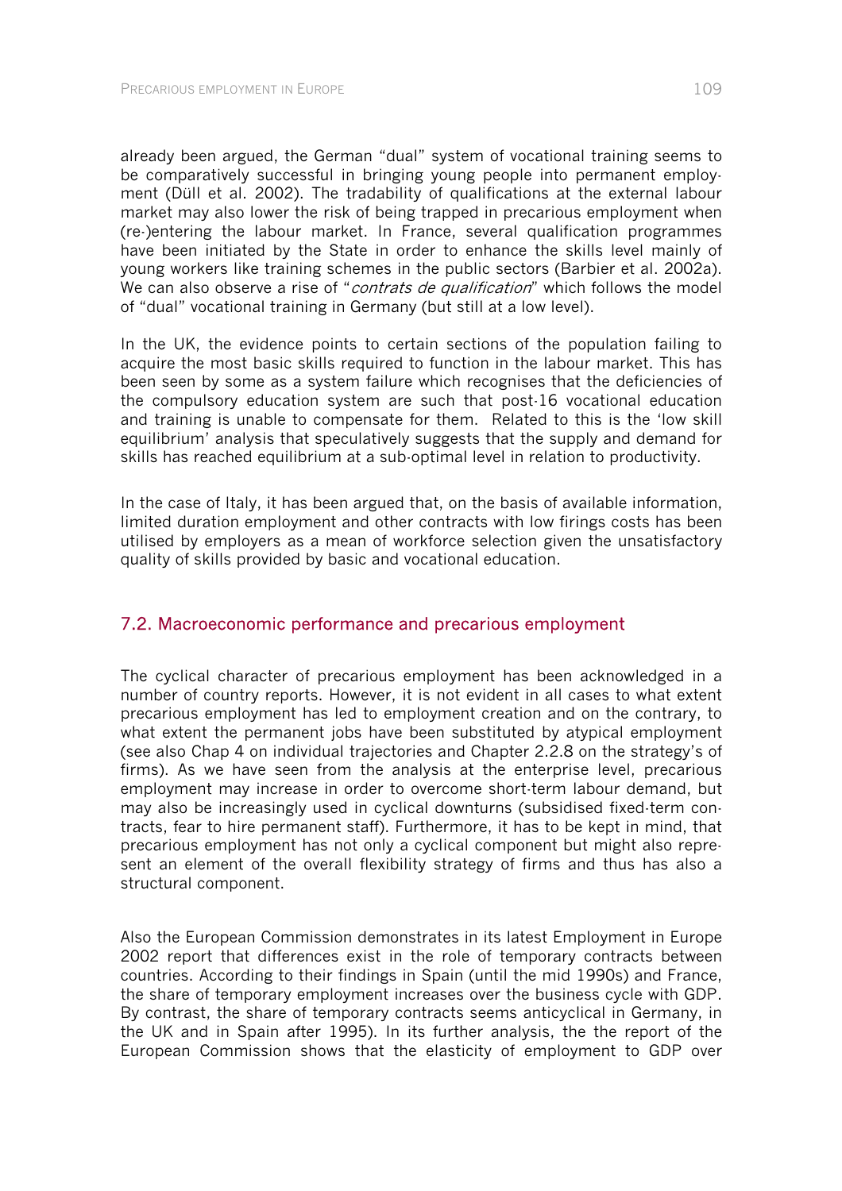already been argued, the German "dual" system of vocational training seems to be comparatively successful in bringing young people into permanent employment (Düll et al. 2002). The tradability of qualifications at the external labour market may also lower the risk of being trapped in precarious employment when (re-)entering the labour market. In France, several qualification programmes have been initiated by the State in order to enhance the skills level mainly of young workers like training schemes in the public sectors (Barbier et al. 2002a). We can also observe a rise of "*contrats de qualification*" which follows the model of "dual" vocational training in Germany (but still at a low level).

In the UK, the evidence points to certain sections of the population failing to acquire the most basic skills required to function in the labour market. This has been seen by some as a system failure which recognises that the deficiencies of the compulsory education system are such that post-16 vocational education and training is unable to compensate for them. Related to this is the 'low skill equilibrium' analysis that speculatively suggests that the supply and demand for skills has reached equilibrium at a sub-optimal level in relation to productivity.

In the case of Italy, it has been argued that, on the basis of available information, limited duration employment and other contracts with low firings costs has been utilised by employers as a mean of workforce selection given the unsatisfactory quality of skills provided by basic and vocational education.

## 7.2. Macroeconomic performance and precarious employment

The cyclical character of precarious employment has been acknowledged in a number of country reports. However, it is not evident in all cases to what extent precarious employment has led to employment creation and on the contrary, to what extent the permanent jobs have been substituted by atypical employment (see also Chap 4 on individual trajectories and Chapter 2.2.8 on the strategy's of firms). As we have seen from the analysis at the enterprise level, precarious employment may increase in order to overcome short-term labour demand, but may also be increasingly used in cyclical downturns (subsidised fixed-term contracts, fear to hire permanent staff). Furthermore, it has to be kept in mind, that precarious employment has not only a cyclical component but might also represent an element of the overall flexibility strategy of firms and thus has also a structural component.

Also the European Commission demonstrates in its latest Employment in Europe 2002 report that differences exist in the role of temporary contracts between countries. According to their findings in Spain (until the mid 1990s) and France, the share of temporary employment increases over the business cycle with GDP. By contrast, the share of temporary contracts seems anticyclical in Germany, in the UK and in Spain after 1995). In its further analysis, the the report of the European Commission shows that the elasticity of employment to GDP over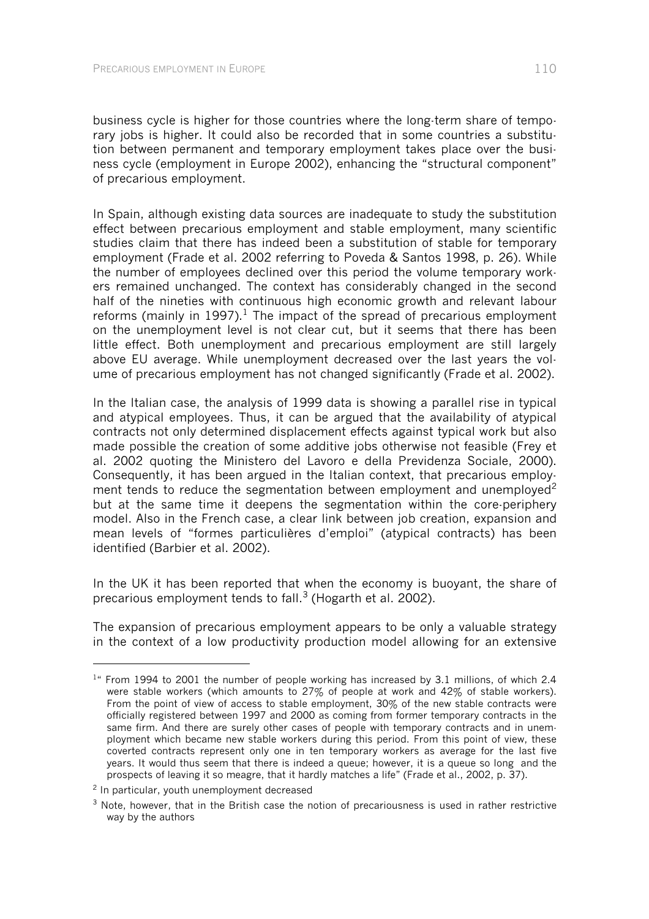business cycle is higher for those countries where the long-term share of temporary jobs is higher. It could also be recorded that in some countries a substitution between permanent and temporary employment takes place over the business cycle (employment in Europe 2002), enhancing the "structural component" of precarious employment.

In Spain, although existing data sources are inadequate to study the substitution effect between precarious employment and stable employment, many scientific studies claim that there has indeed been a substitution of stable for temporary employment (Frade et al. 2002 referring to Poveda & Santos 1998, p. 26). While the number of employees declined over this period the volume temporary workers remained unchanged. The context has considerably changed in the second half of the nineties with continuous high economic growth and relevant labour reforms (mainly in 1997).[1] The impact of the spread of precarious employment on the unemployment level is not clear cut, but it seems that there has been little effect. Both unemployment and precarious employment are still largely above EU average. While unemployment decreased over the last years the volume of precarious employment has not changed significantly (Frade et al. 2002).

In the Italian case, the analysis of 1999 data is showing a parallel rise in typical and atypical employees. Thus, it can be argued that the availability of atypical contracts not only determined displacement effects against typical work but also made possible the creation of some additive jobs otherwise not feasible (Frey et al. 2002 quoting the Ministero del Lavoro e della Previdenza Sociale, 2000). Consequently, it has been argued in the Italian context, that precarious employment tends to reduce the segmentation between employment and unemployed[2] but at the same time it deepens the segmentation within the core-periphery model. Also in the French case, a clear link between job creation, expansion and mean levels of "formes particulières d'emploi" (atypical contracts) has been identified (Barbier et al. 2002).

In the UK it has been reported that when the economy is buoyant, the share of precarious employment tends to fall.[3] (Hogarth et al. 2002).

The expansion of precarious employment appears to be only a valuable strategy in the context of a low productivity production model allowing for an extensive

[1] " From 1994 to 2001 the number of people working has increased by 3.1 millions, of which 2.4 were stable workers (which amounts to 27% of people at work and 42% of stable workers). From the point of view of access to stable employment, 30% of the new stable contracts were officially registered between 1997 and 2000 as coming from former temporary contracts in the same firm. And there are surely other cases of people with temporary contracts and in unemployment which became new stable workers during this period. From this point of view, these coverted contracts represent only one in ten temporary workers as average for the last five years. It would thus seem that there is indeed a queue; however, it is a queue so long and the prospects of leaving it so meagre, that it hardly matches a life" (Frade et al., 2002, p. 37).

[2] In particular, youth unemployment decreased

[3] Note, however, that in the British case the notion of precariousness is used in rather restrictive way by the authors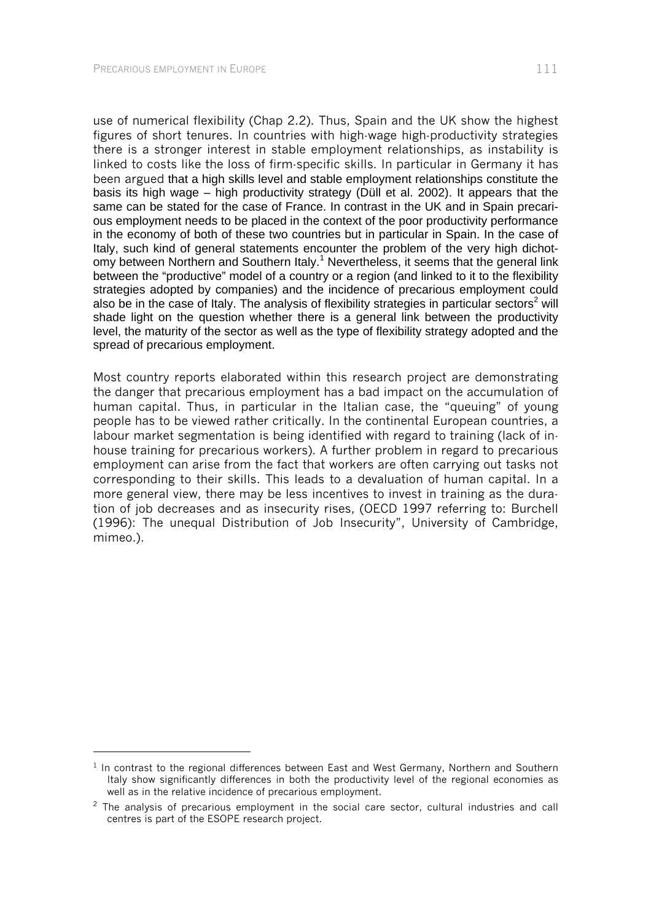use of numerical flexibility (Chap 2.2). Thus, Spain and the UK show the highest figures of short tenures. In countries with high-wage high-productivity strategies there is a stronger interest in stable employment relationships, as instability is linked to costs like the loss of firm-specific skills. In particular in Germany it has been argued that a high skills level and stable employment relationships constitute the basis its high wage – high productivity strategy (Düll et al. 2002). It appears that the same can be stated for the case of France. In contrast in the UK and in Spain precarious employment needs to be placed in the context of the poor productivity performance in the economy of both of these two countries but in particular in Spain. In the case of Italy, such kind of general statements encounter the problem of the very high dichotomy between Northern and Southern Italy.[1] Nevertheless, it seems that the general link between the "productive" model of a country or a region (and linked to it to the flexibility strategies adopted by companies) and the incidence of precarious employment could also be in the case of Italy. The analysis of flexibility strategies in particular sectors[2] will shade light on the question whether there is a general link between the productivity level, the maturity of the sector as well as the type of flexibility strategy adopted and the spread of precarious employment.

Most country reports elaborated within this research project are demonstrating the danger that precarious employment has a bad impact on the accumulation of human capital. Thus, in particular in the Italian case, the "queuing" of young people has to be viewed rather critically. In the continental European countries, a labour market segmentation is being identified with regard to training (lack of in-house training for precarious workers). A further problem in regard to precarious employment can arise from the fact that workers are often carrying out tasks not corresponding to their skills. This leads to a devaluation of human capital. In a more general view, there may be less incentives to invest in training as the duration of job decreases and as insecurity rises, (OECD 1997 referring to: Burchell (1996): The unequal Distribution of Job Insecurity", University of Cambridge, mimeo.).

---

[1] In contrast to the regional differences between East and West Germany, Northern and Southern Italy show significantly differences in both the productivity level of the regional economies as well as in the relative incidence of precarious employment.

[2] The analysis of precarious employment in the social care sector, cultural industries and call centres is part of the ESOPE research project.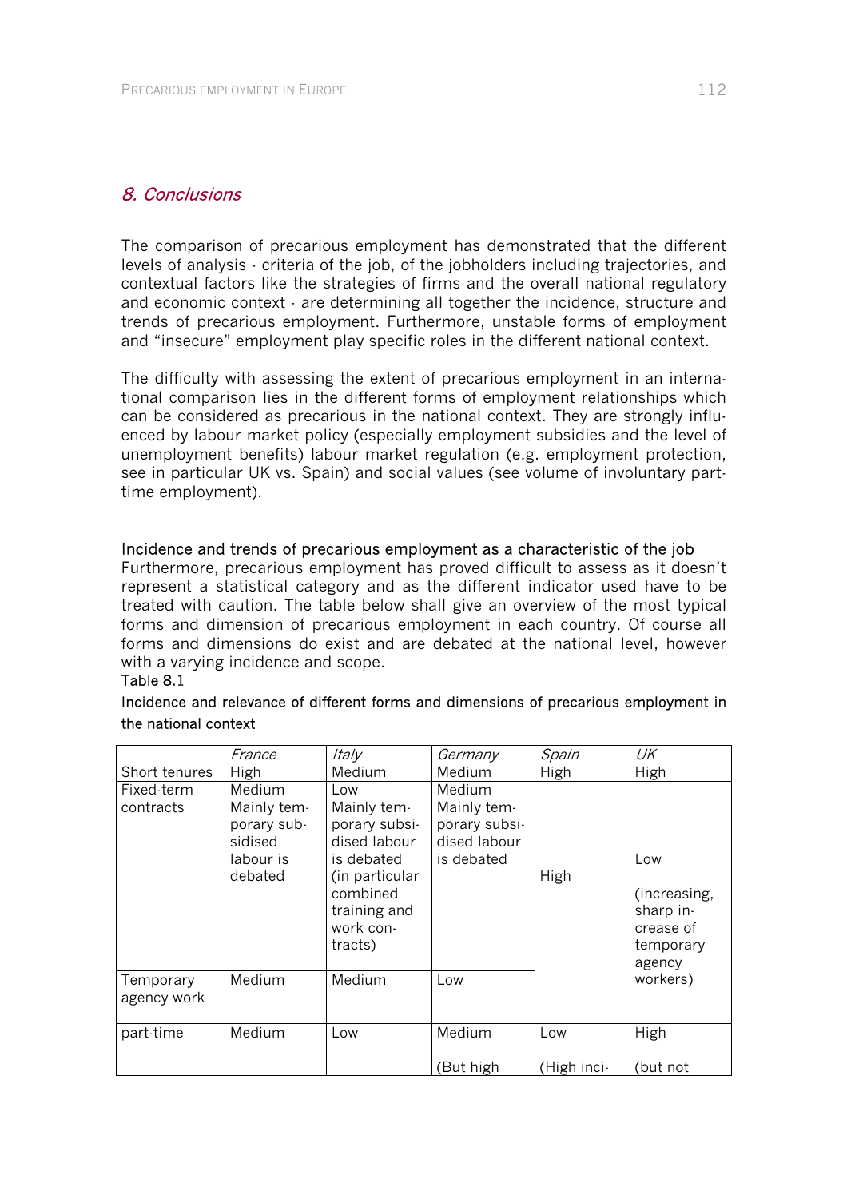## *8. Conclusions*

The comparison of precarious employment has demonstrated that the different levels of analysis - criteria of the job, of the jobholders including trajectories, and contextual factors like the strategies of firms and the overall national regulatory and economic context - are determining all together the incidence, structure and trends of precarious employment. Furthermore, unstable forms of employment and "insecure" employment play specific roles in the different national context.

The difficulty with assessing the extent of precarious employment in an international comparison lies in the different forms of employment relationships which can be considered as precarious in the national context. They are strongly influenced by labour market policy (especially employment subsidies and the level of unemployment benefits) labour market regulation (e.g. employment protection, see in particular UK vs. Spain) and social values (see volume of involuntary part-time employment).

### Incidence and trends of precarious employment as a characteristic of the job

Furthermore, precarious employment has proved difficult to assess as it doesn't represent a statistical category and as the different indicator used have to be treated with caution. The table below shall give an overview of the most typical forms and dimension of precarious employment in each country. Of course all forms and dimensions do exist and are debated at the national level, however with a varying incidence and scope.

Table 8.1

Incidence and relevance of different forms and dimensions of precarious employment in the national context

| | *France* | *Italy* | *Germany* | *Spain* | *UK* |
|---|---|---|---|---|---|
| Short tenures | High | Medium | Medium | High | High |
| Fixed-term contracts | Medium Mainly temporary subsidised labour is debated | Low Mainly temporary subsidised labour is debated (in particular combined training and work contracts) | Medium Mainly temporary subsidised labour is debated | High | Low (increasing, sharp increase of temporary agency workers) |
| Temporary agency work | Medium | Medium | Low | | |
| part-time | Medium | Low | Medium (But high | Low (High inci- | High (but not |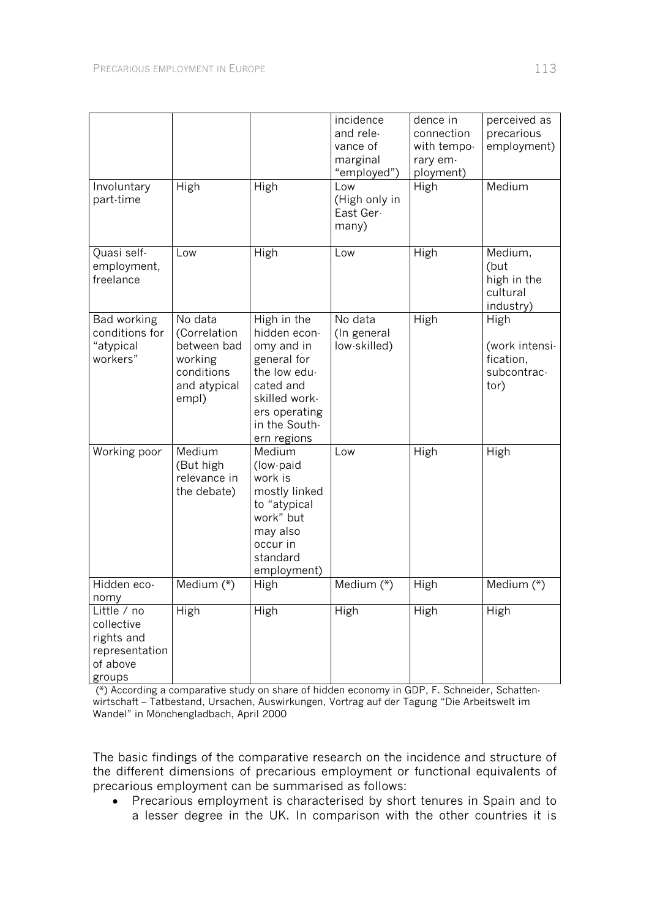| | | | incidence and relevance of marginal "employed") | dence in connection with temporary employment) | perceived as precarious employment) |
|---|---|---|---|---|---|
| Involuntary part-time | High | High | Low (High only in East Germany) | High | Medium |
| Quasi self-employment, freelance | Low | High | Low | High | Medium, (but high in the cultural industry) |
| Bad working conditions for "atypical workers" | No data (Correlation between bad working conditions and atypical empl) | High in the hidden economy and in general for the low educated and skilled workers operating in the Southern regions | No data (In general low-skilled) | High | High (work intensification, subcontractor) |
| Working poor | Medium (But high relevance in the debate) | Medium (low-paid work is mostly linked to "atypical work" but may also occur in standard employment) | Low | High | High |
| Hidden economy | Medium (*) | High | Medium (*) | High | Medium (*) |
| Little / no collective rights and representation of above groups | High | High | High | High | High |

(*) According a comparative study on share of hidden economy in GDP, F. Schneider, Schattenwirtschaft – Tatbestand, Ursachen, Auswirkungen, Vortrag auf der Tagung "Die Arbeitswelt im Wandel" in Mönchengladbach, April 2000

The basic findings of the comparative research on the incidence and structure of the different dimensions of precarious employment or functional equivalents of precarious employment can be summarised as follows:

- Precarious employment is characterised by short tenures in Spain and to a lesser degree in the UK. In comparison with the other countries it is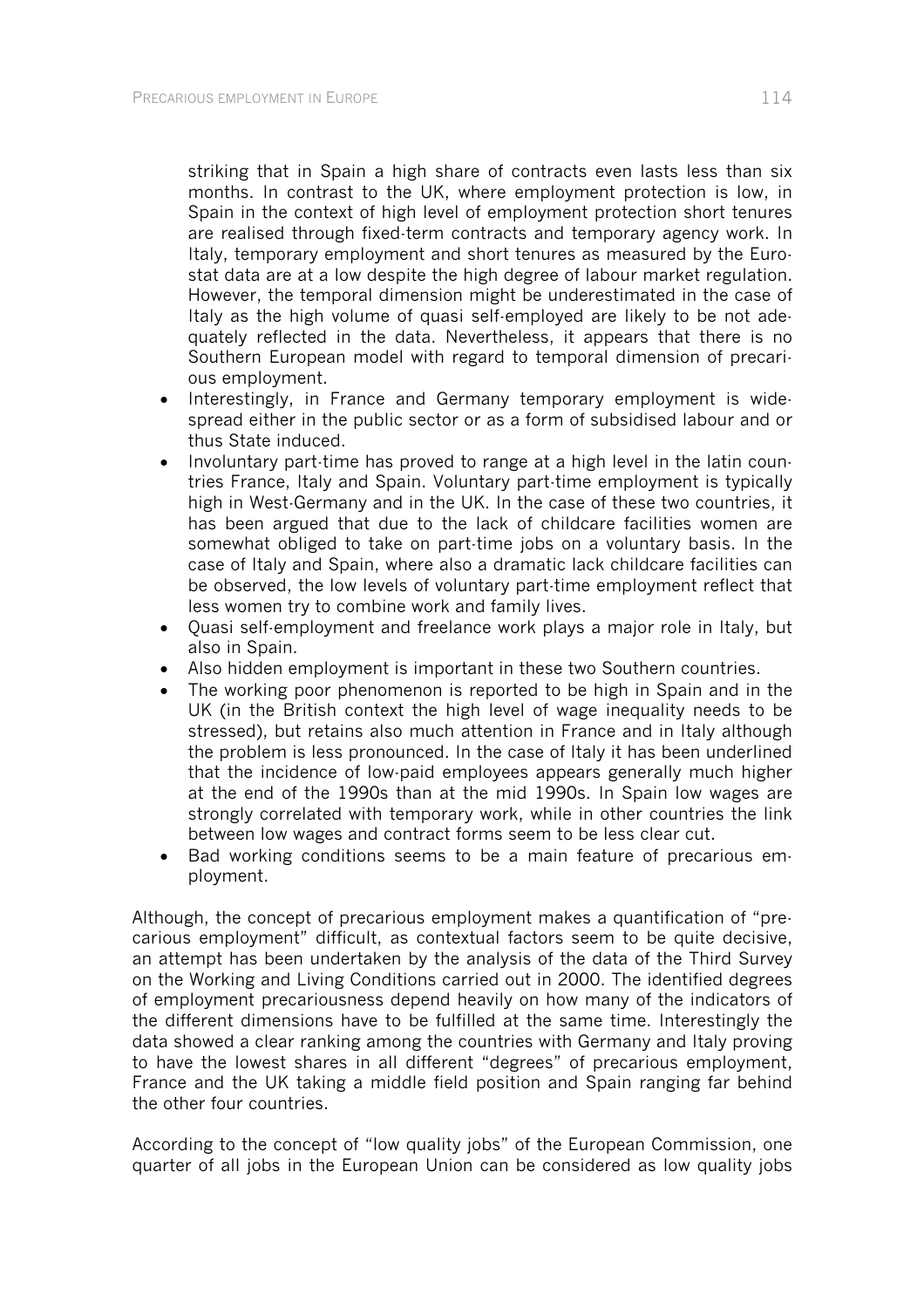striking that in Spain a high share of contracts even lasts less than six months. In contrast to the UK, where employment protection is low, in Spain in the context of high level of employment protection short tenures are realised through fixed-term contracts and temporary agency work. In Italy, temporary employment and short tenures as measured by the Eurostat data are at a low despite the high degree of labour market regulation. However, the temporal dimension might be underestimated in the case of Italy as the high volume of quasi self-employed are likely to be not adequately reflected in the data. Nevertheless, it appears that there is no Southern European model with regard to temporal dimension of precarious employment.

- Interestingly, in France and Germany temporary employment is widespread either in the public sector or as a form of subsidised labour and or thus State induced.
- Involuntary part-time has proved to range at a high level in the latin countries France, Italy and Spain. Voluntary part-time employment is typically high in West-Germany and in the UK. In the case of these two countries, it has been argued that due to the lack of childcare facilities women are somewhat obliged to take on part-time jobs on a voluntary basis. In the case of Italy and Spain, where also a dramatic lack childcare facilities can be observed, the low levels of voluntary part-time employment reflect that less women try to combine work and family lives.
- Quasi self-employment and freelance work plays a major role in Italy, but also in Spain.
- Also hidden employment is important in these two Southern countries.
- The working poor phenomenon is reported to be high in Spain and in the UK (in the British context the high level of wage inequality needs to be stressed), but retains also much attention in France and in Italy although the problem is less pronounced. In the case of Italy it has been underlined that the incidence of low-paid employees appears generally much higher at the end of the 1990s than at the mid 1990s. In Spain low wages are strongly correlated with temporary work, while in other countries the link between low wages and contract forms seem to be less clear cut.
- Bad working conditions seems to be a main feature of precarious employment.

Although, the concept of precarious employment makes a quantification of "precarious employment" difficult, as contextual factors seem to be quite decisive, an attempt has been undertaken by the analysis of the data of the Third Survey on the Working and Living Conditions carried out in 2000. The identified degrees of employment precariousness depend heavily on how many of the indicators of the different dimensions have to be fulfilled at the same time. Interestingly the data showed a clear ranking among the countries with Germany and Italy proving to have the lowest shares in all different "degrees" of precarious employment, France and the UK taking a middle field position and Spain ranging far behind the other four countries.

According to the concept of "low quality jobs" of the European Commission, one quarter of all jobs in the European Union can be considered as low quality jobs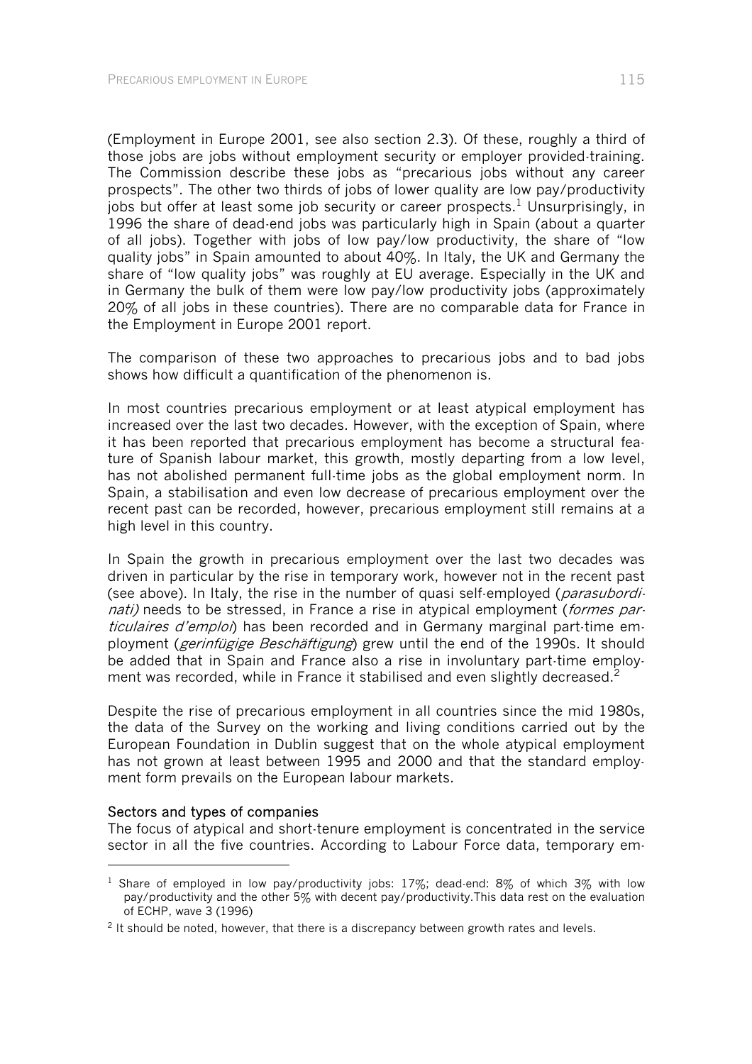(Employment in Europe 2001, see also section 2.3). Of these, roughly a third of those jobs are jobs without employment security or employer provided-training. The Commission describe these jobs as "precarious jobs without any career prospects". The other two thirds of jobs of lower quality are low pay/productivity jobs but offer at least some job security or career prospects.[1] Unsurprisingly, in 1996 the share of dead-end jobs was particularly high in Spain (about a quarter of all jobs). Together with jobs of low pay/low productivity, the share of "low quality jobs" in Spain amounted to about 40%. In Italy, the UK and Germany the share of "low quality jobs" was roughly at EU average. Especially in the UK and in Germany the bulk of them were low pay/low productivity jobs (approximately 20% of all jobs in these countries). There are no comparable data for France in the Employment in Europe 2001 report.

The comparison of these two approaches to precarious jobs and to bad jobs shows how difficult a quantification of the phenomenon is.

In most countries precarious employment or at least atypical employment has increased over the last two decades. However, with the exception of Spain, where it has been reported that precarious employment has become a structural feature of Spanish labour market, this growth, mostly departing from a low level, has not abolished permanent full-time jobs as the global employment norm. In Spain, a stabilisation and even low decrease of precarious employment over the recent past can be recorded, however, precarious employment still remains at a high level in this country.

In Spain the growth in precarious employment over the last two decades was driven in particular by the rise in temporary work, however not in the recent past (see above). In Italy, the rise in the number of quasi self-employed (*parasubordinati)* needs to be stressed, in France a rise in atypical employment (*formes particulaires d'emploi*) has been recorded and in Germany marginal part-time employment (*geringfügige Beschäftigung*) grew until the end of the 1990s. It should be added that in Spain and France also a rise in involuntary part-time employment was recorded, while in France it stabilised and even slightly decreased.[2]

Despite the rise of precarious employment in all countries since the mid 1980s, the data of the Survey on the working and living conditions carried out by the European Foundation in Dublin suggest that on the whole atypical employment has not grown at least between 1995 and 2000 and that the standard employment form prevails on the European labour markets.

### Sectors and types of companies

The focus of atypical and short-tenure employment is concentrated in the service sector in all the five countries. According to Labour Force data, temporary em-

---

[1] Share of employed in low pay/productivity jobs: 17%; dead-end: 8% of which 3% with low pay/productivity and the other 5% with decent pay/productivity.This data rest on the evaluation of ECHP, wave 3 (1996)

[2] It should be noted, however, that there is a discrepancy between growth rates and levels.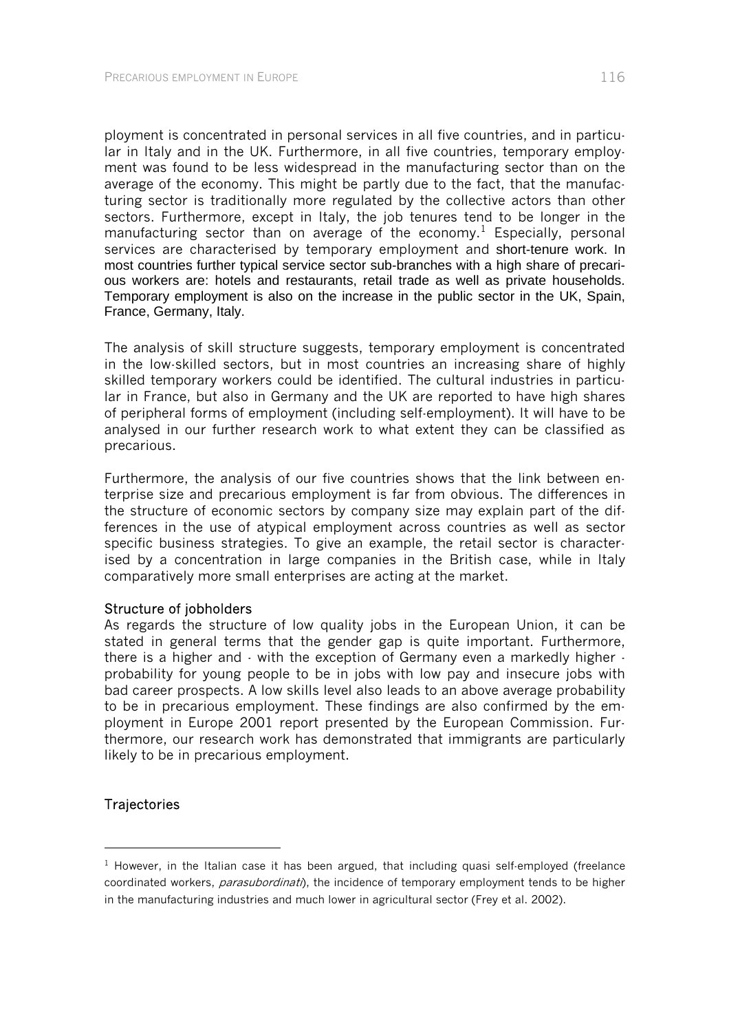ployment is concentrated in personal services in all five countries, and in particular in Italy and in the UK. Furthermore, in all five countries, temporary employment was found to be less widespread in the manufacturing sector than on the average of the economy. This might be partly due to the fact, that the manufacturing sector is traditionally more regulated by the collective actors than other sectors. Furthermore, except in Italy, the job tenures tend to be longer in the manufacturing sector than on average of the economy.[1] Especially, personal services are characterised by temporary employment and short-tenure work. In most countries further typical service sector sub-branches with a high share of precarious workers are: hotels and restaurants, retail trade as well as private households. Temporary employment is also on the increase in the public sector in the UK, Spain, France, Germany, Italy.

The analysis of skill structure suggests, temporary employment is concentrated in the low-skilled sectors, but in most countries an increasing share of highly skilled temporary workers could be identified. The cultural industries in particular in France, but also in Germany and the UK are reported to have high shares of peripheral forms of employment (including self-employment). It will have to be analysed in our further research work to what extent they can be classified as precarious.

Furthermore, the analysis of our five countries shows that the link between enterprise size and precarious employment is far from obvious. The differences in the structure of economic sectors by company size may explain part of the differences in the use of atypical employment across countries as well as sector specific business strategies. To give an example, the retail sector is characterised by a concentration in large companies in the British case, while in Italy comparatively more small enterprises are acting at the market.

### Structure of jobholders

As regards the structure of low quality jobs in the European Union, it can be stated in general terms that the gender gap is quite important. Furthermore, there is a higher and - with the exception of Germany even a markedly higher - probability for young people to be in jobs with low pay and insecure jobs with bad career prospects. A low skills level also leads to an above average probability to be in precarious employment. These findings are also confirmed by the employment in Europe 2001 report presented by the European Commission. Furthermore, our research work has demonstrated that immigrants are particularly likely to be in precarious employment.

### Trajectories

[1] However, in the Italian case it has been argued, that including quasi self-employed (freelance coordinated workers, *parasubordinati*), the incidence of temporary employment tends to be higher in the manufacturing industries and much lower in agricultural sector (Frey et al. 2002).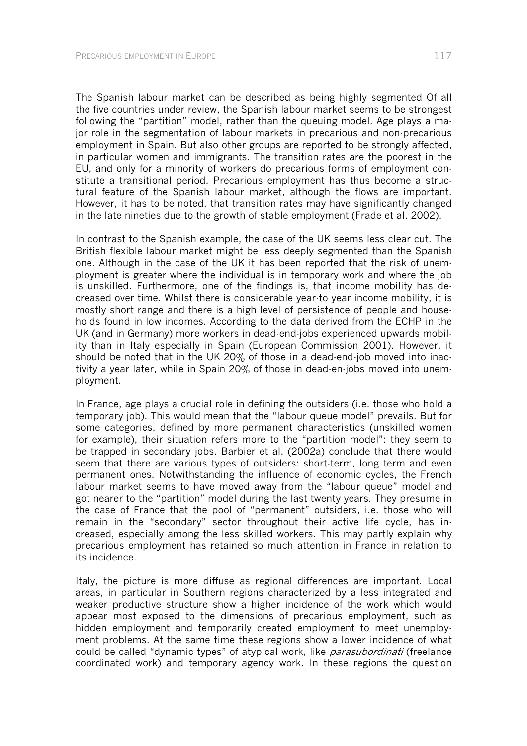The Spanish labour market can be described as being highly segmented Of all the five countries under review, the Spanish labour market seems to be strongest following the "partition" model, rather than the queuing model. Age plays a major role in the segmentation of labour markets in precarious and non-precarious employment in Spain. But also other groups are reported to be strongly affected, in particular women and immigrants. The transition rates are the poorest in the EU, and only for a minority of workers do precarious forms of employment constitute a transitional period. Precarious employment has thus become a structural feature of the Spanish labour market, although the flows are important. However, it has to be noted, that transition rates may have significantly changed in the late nineties due to the growth of stable employment (Frade et al. 2002).

In contrast to the Spanish example, the case of the UK seems less clear cut. The British flexible labour market might be less deeply segmented than the Spanish one. Although in the case of the UK it has been reported that the risk of unemployment is greater where the individual is in temporary work and where the job is unskilled. Furthermore, one of the findings is, that income mobility has decreased over time. Whilst there is considerable year-to year income mobility, it is mostly short range and there is a high level of persistence of people and households found in low incomes. According to the data derived from the ECHP in the UK (and in Germany) more workers in dead-end-jobs experienced upwards mobility than in Italy especially in Spain (European Commission 2001). However, it should be noted that in the UK 20% of those in a dead-end-job moved into inactivity a year later, while in Spain 20% of those in dead-en-jobs moved into unemployment.

In France, age plays a crucial role in defining the outsiders (i.e. those who hold a temporary job). This would mean that the "labour queue model" prevails. But for some categories, defined by more permanent characteristics (unskilled women for example), their situation refers more to the "partition model": they seem to be trapped in secondary jobs. Barbier et al. (2002a) conclude that there would seem that there are various types of outsiders: short-term, long term and even permanent ones. Notwithstanding the influence of economic cycles, the French labour market seems to have moved away from the "labour queue" model and got nearer to the "partition" model during the last twenty years. They presume in the case of France that the pool of "permanent" outsiders, i.e. those who will remain in the "secondary" sector throughout their active life cycle, has increased, especially among the less skilled workers. This may partly explain why precarious employment has retained so much attention in France in relation to its incidence.

Italy, the picture is more diffuse as regional differences are important. Local areas, in particular in Southern regions characterized by a less integrated and weaker productive structure show a higher incidence of the work which would appear most exposed to the dimensions of precarious employment, such as hidden employment and temporarily created employment to meet unemployment problems. At the same time these regions show a lower incidence of what could be called "dynamic types" of atypical work, like *parasubordinati* (freelance coordinated work) and temporary agency work. In these regions the question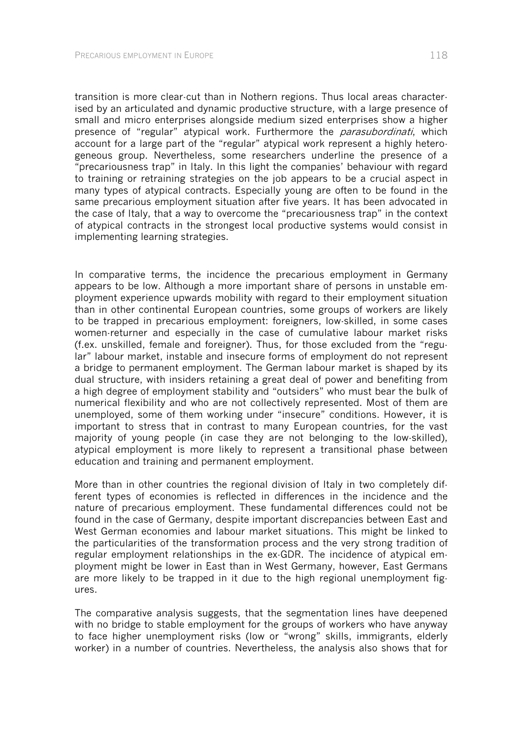transition is more clear-cut than in Nothern regions. Thus local areas characterised by an articulated and dynamic productive structure, with a large presence of small and micro enterprises alongside medium sized enterprises show a higher presence of "regular" atypical work. Furthermore the *parasubordinati*, which account for a large part of the "regular" atypical work represent a highly heterogeneous group. Nevertheless, some researchers underline the presence of a "precariousness trap" in Italy. In this light the companies' behaviour with regard to training or retraining strategies on the job appears to be a crucial aspect in many types of atypical contracts. Especially young are often to be found in the same precarious employment situation after five years. It has been advocated in the case of Italy, that a way to overcome the "precariousness trap" in the context of atypical contracts in the strongest local productive systems would consist in implementing learning strategies.

In comparative terms, the incidence the precarious employment in Germany appears to be low. Although a more important share of persons in unstable employment experience upwards mobility with regard to their employment situation than in other continental European countries, some groups of workers are likely to be trapped in precarious employment: foreigners, low-skilled, in some cases women-returner and especially in the case of cumulative labour market risks (f.ex. unskilled, female and foreigner). Thus, for those excluded from the "regular" labour market, instable and insecure forms of employment do not represent a bridge to permanent employment. The German labour market is shaped by its dual structure, with insiders retaining a great deal of power and benefiting from a high degree of employment stability and "outsiders" who must bear the bulk of numerical flexibility and who are not collectively represented. Most of them are unemployed, some of them working under "insecure" conditions. However, it is important to stress that in contrast to many European countries, for the vast majority of young people (in case they are not belonging to the low-skilled), atypical employment is more likely to represent a transitional phase between education and training and permanent employment.

More than in other countries the regional division of Italy in two completely different types of economies is reflected in differences in the incidence and the nature of precarious employment. These fundamental differences could not be found in the case of Germany, despite important discrepancies between East and West German economies and labour market situations. This might be linked to the particularities of the transformation process and the very strong tradition of regular employment relationships in the ex-GDR. The incidence of atypical employment might be lower in East than in West Germany, however, East Germans are more likely to be trapped in it due to the high regional unemployment figures.

The comparative analysis suggests, that the segmentation lines have deepened with no bridge to stable employment for the groups of workers who have anyway to face higher unemployment risks (low or "wrong" skills, immigrants, elderly worker) in a number of countries. Nevertheless, the analysis also shows that for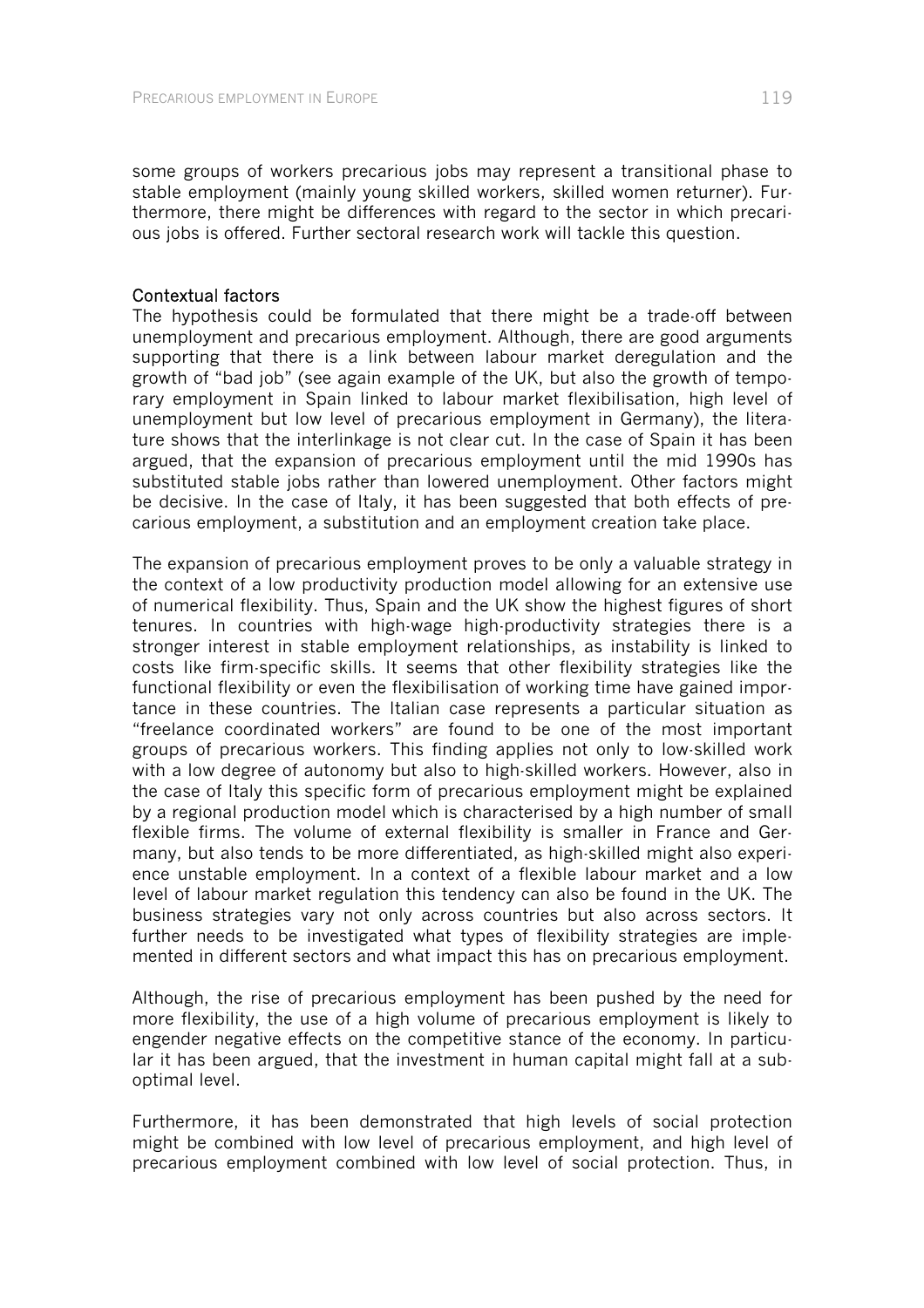some groups of workers precarious jobs may represent a transitional phase to stable employment (mainly young skilled workers, skilled women returner). Furthermore, there might be differences with regard to the sector in which precarious jobs is offered. Further sectoral research work will tackle this question.

### Contextual factors

The hypothesis could be formulated that there might be a trade-off between unemployment and precarious employment. Although, there are good arguments supporting that there is a link between labour market deregulation and the growth of "bad job" (see again example of the UK, but also the growth of temporary employment in Spain linked to labour market flexibilisation, high level of unemployment but low level of precarious employment in Germany), the literature shows that the interlinkage is not clear cut. In the case of Spain it has been argued, that the expansion of precarious employment until the mid 1990s has substituted stable jobs rather than lowered unemployment. Other factors might be decisive. In the case of Italy, it has been suggested that both effects of precarious employment, a substitution and an employment creation take place.

The expansion of precarious employment proves to be only a valuable strategy in the context of a low productivity production model allowing for an extensive use of numerical flexibility. Thus, Spain and the UK show the highest figures of short tenures. In countries with high-wage high-productivity strategies there is a stronger interest in stable employment relationships, as instability is linked to costs like firm-specific skills. It seems that other flexibility strategies like the functional flexibility or even the flexibilisation of working time have gained importance in these countries. The Italian case represents a particular situation as "freelance coordinated workers" are found to be one of the most important groups of precarious workers. This finding applies not only to low-skilled work with a low degree of autonomy but also to high-skilled workers. However, also in the case of Italy this specific form of precarious employment might be explained by a regional production model which is characterised by a high number of small flexible firms. The volume of external flexibility is smaller in France and Germany, but also tends to be more differentiated, as high-skilled might also experience unstable employment. In a context of a flexible labour market and a low level of labour market regulation this tendency can also be found in the UK. The business strategies vary not only across countries but also across sectors. It further needs to be investigated what types of flexibility strategies are implemented in different sectors and what impact this has on precarious employment.

Although, the rise of precarious employment has been pushed by the need for more flexibility, the use of a high volume of precarious employment is likely to engender negative effects on the competitive stance of the economy. In particular it has been argued, that the investment in human capital might fall at a sub-optimal level.

Furthermore, it has been demonstrated that high levels of social protection might be combined with low level of precarious employment, and high level of precarious employment combined with low level of social protection. Thus, in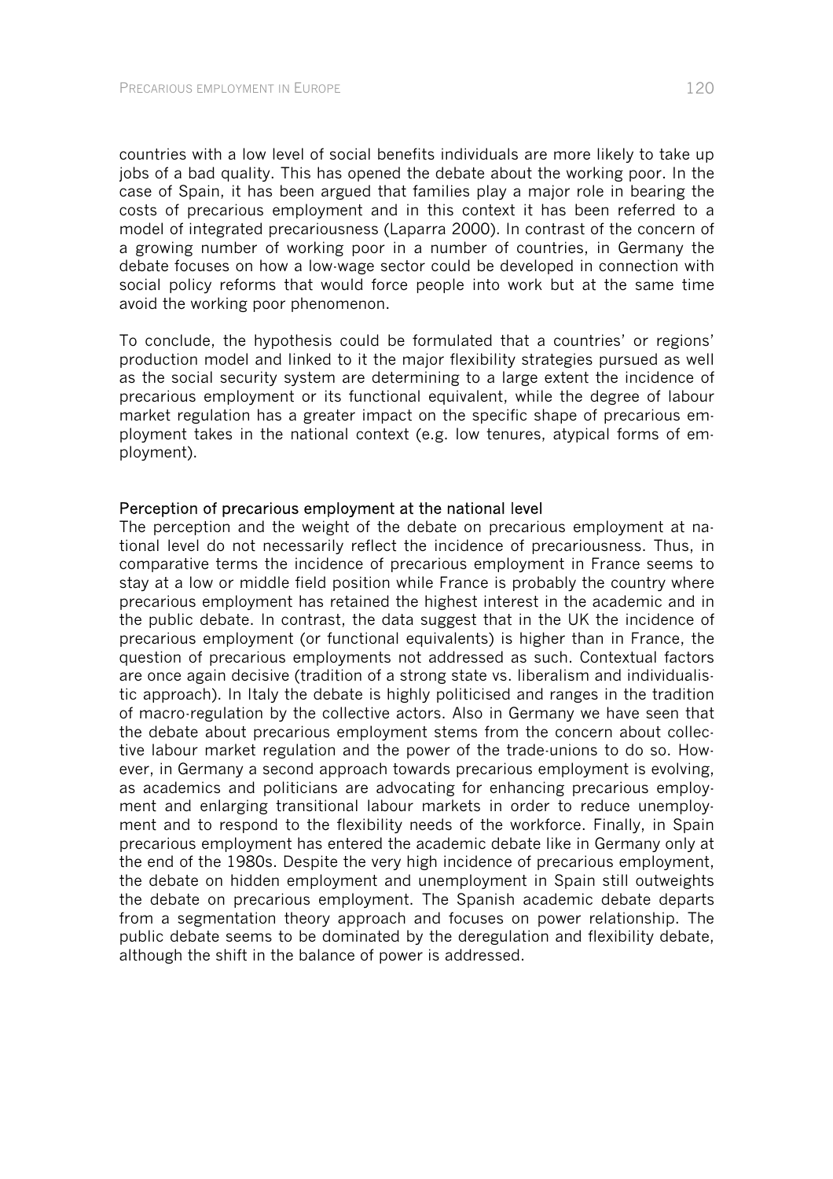countries with a low level of social benefits individuals are more likely to take up jobs of a bad quality. This has opened the debate about the working poor. In the case of Spain, it has been argued that families play a major role in bearing the costs of precarious employment and in this context it has been referred to a model of integrated precariousness (Laparra 2000). In contrast of the concern of a growing number of working poor in a number of countries, in Germany the debate focuses on how a low-wage sector could be developed in connection with social policy reforms that would force people into work but at the same time avoid the working poor phenomenon.

To conclude, the hypothesis could be formulated that a countries' or regions' production model and linked to it the major flexibility strategies pursued as well as the social security system are determining to a large extent the incidence of precarious employment or its functional equivalent, while the degree of labour market regulation has a greater impact on the specific shape of precarious employment takes in the national context (e.g. low tenures, atypical forms of employment).

#### Perception of precarious employment at the national level

The perception and the weight of the debate on precarious employment at national level do not necessarily reflect the incidence of precariousness. Thus, in comparative terms the incidence of precarious employment in France seems to stay at a low or middle field position while France is probably the country where precarious employment has retained the highest interest in the academic and in the public debate. In contrast, the data suggest that in the UK the incidence of precarious employment (or functional equivalents) is higher than in France, the question of precarious employments not addressed as such. Contextual factors are once again decisive (tradition of a strong state vs. liberalism and individualistic approach). In Italy the debate is highly politicised and ranges in the tradition of macro-regulation by the collective actors. Also in Germany we have seen that the debate about precarious employment stems from the concern about collective labour market regulation and the power of the trade-unions to do so. However, in Germany a second approach towards precarious employment is evolving, as academics and politicians are advocating for enhancing precarious employment and enlarging transitional labour markets in order to reduce unemployment and to respond to the flexibility needs of the workforce. Finally, in Spain precarious employment has entered the academic debate like in Germany only at the end of the 1980s. Despite the very high incidence of precarious employment, the debate on hidden employment and unemployment in Spain still outweights the debate on precarious employment. The Spanish academic debate departs from a segmentation theory approach and focuses on power relationship. The public debate seems to be dominated by the deregulation and flexibility debate, although the shift in the balance of power is addressed.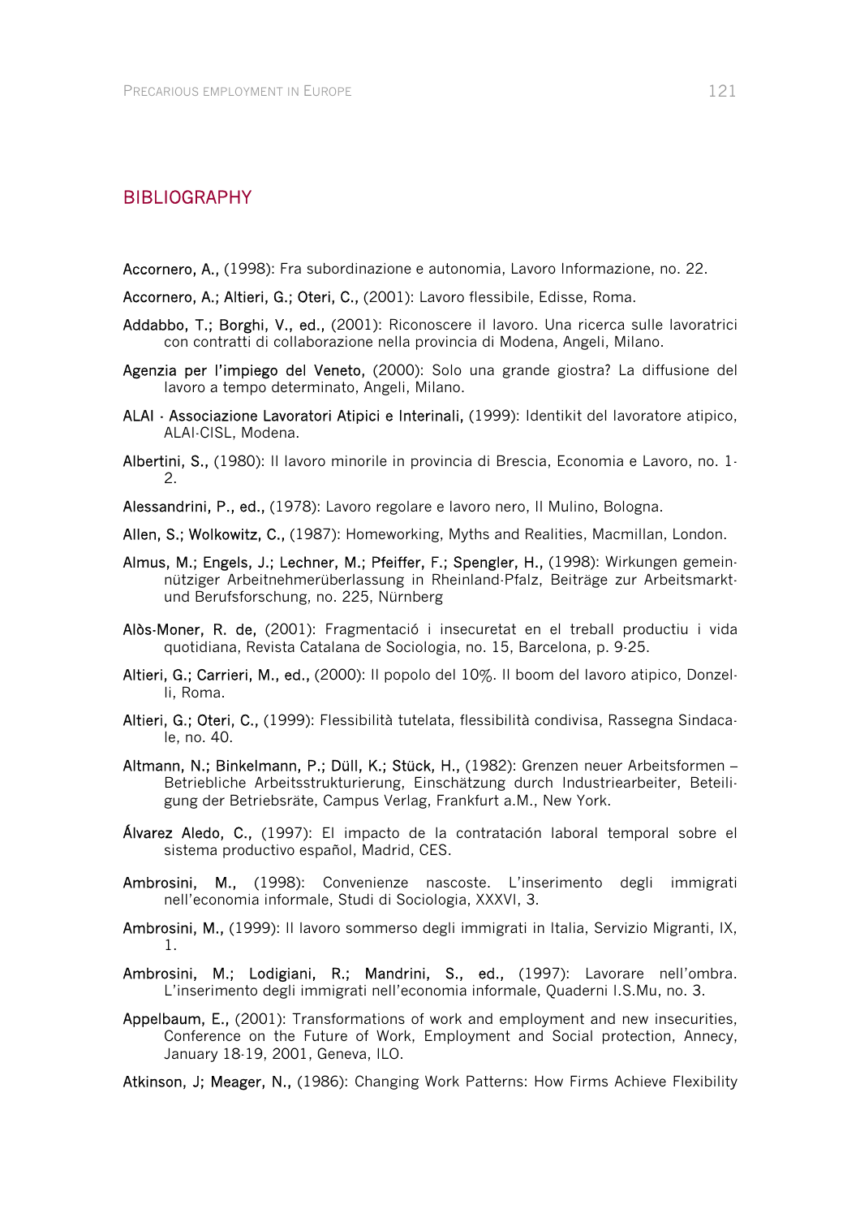# BIBLIOGRAPHY

**Accornero, A.,** (1998): Fra subordinazione e autonomia, Lavoro Informazione, no. 22.

**Accornero, A.; Altieri, G.; Oteri, C.,** (2001): Lavoro flessibile, Edisse, Roma.

**Addabbo, T.; Borghi, V., ed.,** (2001): Riconoscere il lavoro. Una ricerca sulle lavoratrici con contratti di collaborazione nella provincia di Modena, Angeli, Milano.

**Agenzia per l'impiego del Veneto,** (2000): Solo una grande giostra? La diffusione del lavoro a tempo determinato, Angeli, Milano.

**ALAI - Associazione Lavoratori Atipici e Interinali,** (1999): Identikit del lavoratore atipico, ALAI-CISL, Modena.

**Albertini, S.,** (1980): Il lavoro minorile in provincia di Brescia, Economia e Lavoro, no. 1-2.

**Alessandrini, P., ed.,** (1978): Lavoro regolare e lavoro nero, Il Mulino, Bologna.

**Allen, S.; Wolkowitz, C.,** (1987): Homeworking, Myths and Realities, Macmillan, London.

**Almus, M.; Engels, J.; Lechner, M.; Pfeiffer, F.; Spengler, H.,** (1998): Wirkungen gemeinnütziger Arbeitnehmerüberlassung in Rheinland-Pfalz, Beiträge zur Arbeitsmarkt- und Berufsforschung, no. 225, Nürnberg

**Alòs-Moner, R. de,** (2001): Fragmentació i insecuretat en el treball productiu i vida quotidiana, Revista Catalana de Sociologia, no. 15, Barcelona, p. 9-25.

**Altieri, G.; Carrieri, M., ed.,** (2000): Il popolo del 10%. Il boom del lavoro atipico, Donzelli, Roma.

**Altieri, G.; Oteri, C.,** (1999): Flessibilità tutelata, flessibilità condivisa, Rassegna Sindacale, no. 40.

**Altmann, N.; Binkelmann, P.; Düll, K.; Stück, H.,** (1982): Grenzen neuer Arbeitsformen – Betriebliche Arbeitsstrukturierung, Einschätzung durch Industriearbeiter, Beteiligung der Betriebsräte, Campus Verlag, Frankfurt a.M., New York.

**Álvarez Aledo, C.,** (1997): El impacto de la contratación laboral temporal sobre el sistema productivo español, Madrid, CES.

**Ambrosini, M.,** (1998): Convenienze nascoste. L'inserimento degli immigrati nell'economia informale, Studi di Sociologia, XXXVI, 3.

**Ambrosini, M.,** (1999): Il lavoro sommerso degli immigrati in Italia, Servizio Migranti, IX, 1.

**Ambrosini, M.; Lodigiani, R.; Mandrini, S., ed.,** (1997): Lavorare nell'ombra. L'inserimento degli immigrati nell'economia informale, Quaderni I.S.Mu, no. 3.

**Appelbaum, E.,** (2001): Transformations of work and employment and new insecurities, Conference on the Future of Work, Employment and Social protection, Annecy, January 18-19, 2001, Geneva, ILO.

**Atkinson, J; Meager, N.,** (1986): Changing Work Patterns: How Firms Achieve Flexibility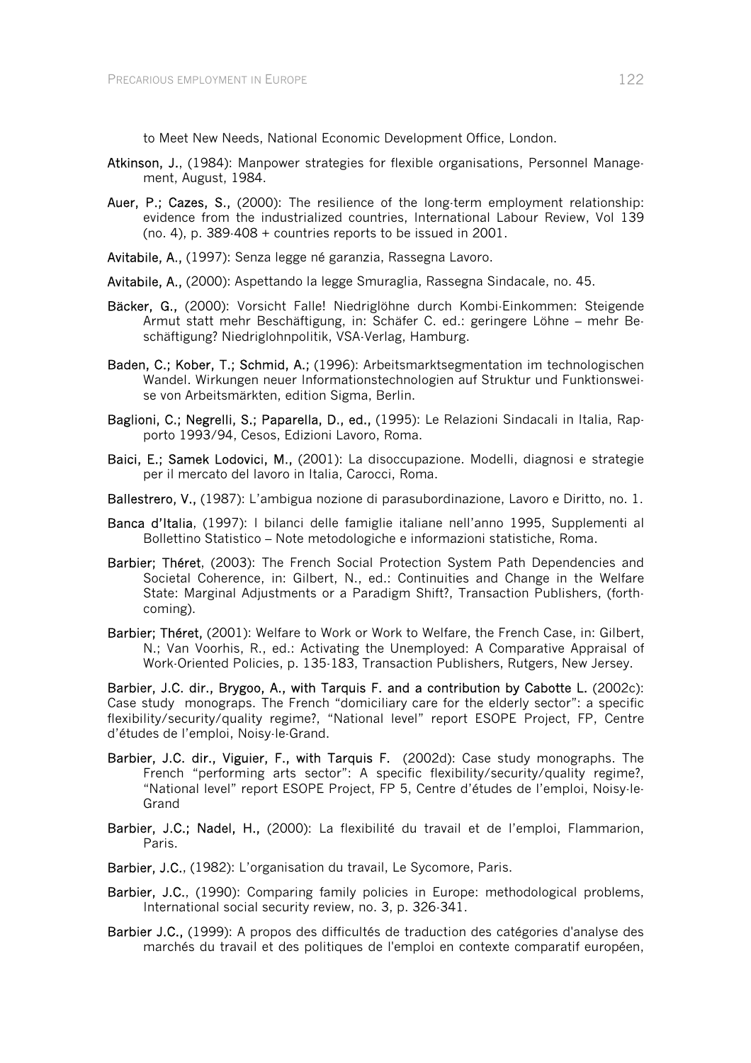to Meet New Needs, National Economic Development Office, London.

**Atkinson, J.**, (1984): Manpower strategies for flexible organisations, Personnel Management, August, 1984.

**Auer, P.; Cazes, S.,** (2000): The resilience of the long-term employment relationship: evidence from the industrialized countries, International Labour Review, Vol 139 (no. 4), p. 389-408 + countries reports to be issued in 2001.

**Avitabile, A.,** (1997): Senza legge né garanzia, Rassegna Lavoro.

**Avitabile, A.,** (2000): Aspettando la legge Smuraglia, Rassegna Sindacale, no. 45.

**Bäcker, G.,** (2000): Vorsicht Falle! Niedriglöhne durch Kombi-Einkommen: Steigende Armut statt mehr Beschäftigung, in: Schäfer C. ed.: geringere Löhne – mehr Beschäftigung? Niedriglohnpolitik, VSA-Verlag, Hamburg.

**Baden, C.; Kober, T.; Schmid, A.;** (1996): Arbeitsmarktsegmentation im technologischen Wandel. Wirkungen neuer Informationstechnologien auf Struktur und Funktionsweise von Arbeitsmärkten, edition Sigma, Berlin.

**Baglioni, C.; Negrelli, S.; Paparella, D., ed.,** (1995): Le Relazioni Sindacali in Italia, Rapporto 1993/94, Cesos, Edizioni Lavoro, Roma.

**Baici, E.; Samek Lodovici, M.,** (2001): La disoccupazione. Modelli, diagnosi e strategie per il mercato del lavoro in Italia, Carocci, Roma.

**Ballestrero, V.,** (1987): L'ambigua nozione di parasubordinazione, Lavoro e Diritto, no. 1.

**Banca d'Italia**, (1997): I bilanci delle famiglie italiane nell'anno 1995, Supplementi al Bollettino Statistico – Note metodologiche e informazioni statistiche, Roma.

**Barbier; Théret**, (2003): The French Social Protection System Path Dependencies and Societal Coherence, in: Gilbert, N., ed.: Continuities and Change in the Welfare State: Marginal Adjustments or a Paradigm Shift?, Transaction Publishers, (forthcoming).

**Barbier; Théret,** (2001): Welfare to Work or Work to Welfare, the French Case, in: Gilbert, N.; Van Voorhis, R., ed.: Activating the Unemployed: A Comparative Appraisal of Work-Oriented Policies, p. 135-183, Transaction Publishers, Rutgers, New Jersey.

**Barbier, J.C. dir., Brygoo, A., with Tarquis F. and a contribution by Cabotte L.** (2002c): Case study monograps. The French "domiciliary care for the elderly sector": a specific flexibility/security/quality regime?, "National level" report ESOPE Project, FP, Centre d'études de l'emploi, Noisy-le-Grand.

**Barbier, J.C. dir., Viguier, F., with Tarquis F.** (2002d): Case study monographs. The French "performing arts sector": A specific flexibility/security/quality regime?, "National level" report ESOPE Project, FP 5, Centre d'études de l'emploi, Noisy-le-Grand

**Barbier, J.C.; Nadel, H.,** (2000): La flexibilité du travail et de l'emploi, Flammarion, Paris.

**Barbier, J.C.**, (1982): L'organisation du travail, Le Sycomore, Paris.

**Barbier, J.C.**, (1990): Comparing family policies in Europe: methodological problems, International social security review, no. 3, p. 326-341.

**Barbier J.C.,** (1999): A propos des difficultés de traduction des catégories d'analyse des marchés du travail et des politiques de l'emploi en contexte comparatif européen,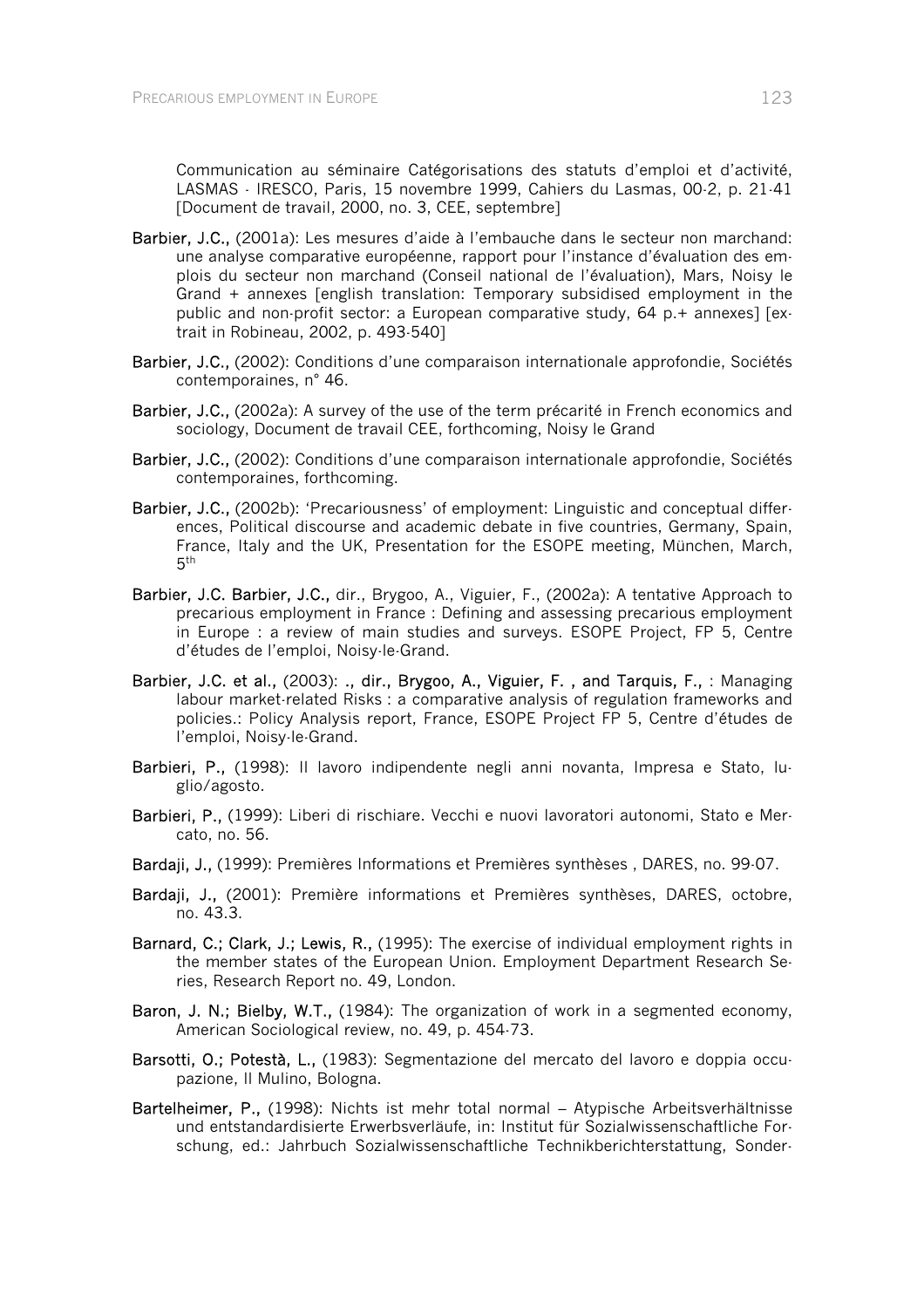Communication au séminaire Catégorisations des statuts d'emploi et d'activité, LASMAS - IRESCO, Paris, 15 novembre 1999, Cahiers du Lasmas, 00-2, p. 21-41 [Document de travail, 2000, no. 3, CEE, septembre]

**Barbier, J.C.,** (2001a): Les mesures d'aide à l'embauche dans le secteur non marchand: une analyse comparative européenne, rapport pour l'instance d'évaluation des emplois du secteur non marchand (Conseil national de l'évaluation), Mars, Noisy le Grand + annexes [english translation: Temporary subsidised employment in the public and non-profit sector: a European comparative study, 64 p.+ annexes] [extrait in Robineau, 2002, p. 493-540]

**Barbier, J.C.,** (2002): Conditions d'une comparaison internationale approfondie, Sociétés contemporaines, n° 46.

**Barbier, J.C.,** (2002a): A survey of the use of the term précarité in French economics and sociology, Document de travail CEE, forthcoming, Noisy le Grand

**Barbier, J.C.,** (2002): Conditions d'une comparaison internationale approfondie, Sociétés contemporaines, forthcoming.

**Barbier, J.C.,** (2002b): 'Precariousness' of employment: Linguistic and conceptual differences, Political discourse and academic debate in five countries, Germany, Spain, France, Italy and the UK, Presentation for the ESOPE meeting, München, March, 5th

**Barbier, J.C. Barbier, J.C.,** dir., Brygoo, A., Viguier, F., (2002a): A tentative Approach to precarious employment in France : Defining and assessing precarious employment in Europe : a review of main studies and surveys. ESOPE Project, FP 5, Centre d'études de l'emploi, Noisy-le-Grand.

**Barbier, J.C. et al.,** (2003): **., dir., Brygoo, A., Viguier, F. , and Tarquis, F.,** : Managing labour market-related Risks : a comparative analysis of regulation frameworks and policies.: Policy Analysis report, France, ESOPE Project FP 5, Centre d'études de l'emploi, Noisy-le-Grand.

**Barbieri, P.,** (1998): Il lavoro indipendente negli anni novanta, Impresa e Stato, luglio/agosto.

**Barbieri, P.,** (1999): Liberi di rischiare. Vecchi e nuovi lavoratori autonomi, Stato e Mercato, no. 56.

**Bardaji, J.,** (1999): Premières Informations et Premières synthèses , DARES, no. 99-07.

**Bardaji, J.,** (2001): Première informations et Premières synthèses, DARES, octobre, no. 43.3.

**Barnard, C.; Clark, J.; Lewis, R.,** (1995): The exercise of individual employment rights in the member states of the European Union. Employment Department Research Series, Research Report no. 49, London.

**Baron, J. N.; Bielby, W.T.,** (1984): The organization of work in a segmented economy, American Sociological review, no. 49, p. 454-73.

**Barsotti, O.; Potestà, L.,** (1983): Segmentazione del mercato del lavoro e doppia occupazione, Il Mulino, Bologna.

**Bartelheimer, P.,** (1998): Nichts ist mehr total normal – Atypische Arbeitsverhältnisse und entstandardisierte Erwerbsverläufe, in: Institut für Sozialwissenschaftliche Forschung, ed.: Jahrbuch Sozialwissenschaftliche Technikberichterstattung, Sonder-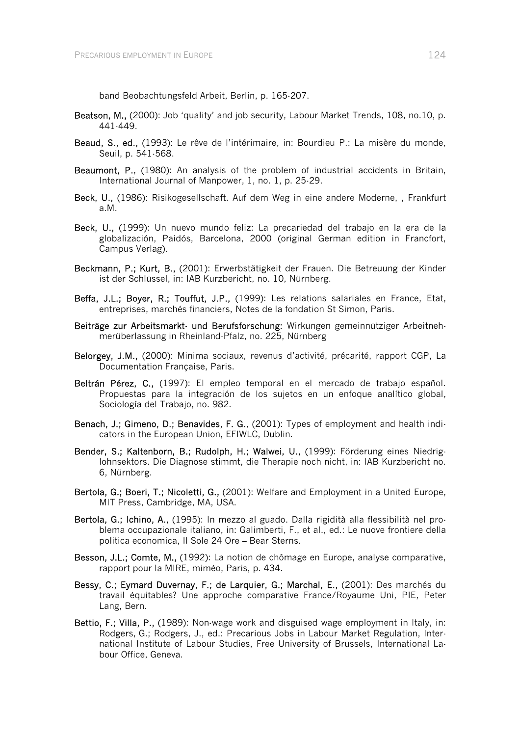band Beobachtungsfeld Arbeit, Berlin, p. 165-207.

**Beatson, M.,** (2000): Job 'quality' and job security, Labour Market Trends, 108, no.10, p. 441-449.

**Beaud, S., ed.,** (1993): Le rêve de l'intérimaire, in: Bourdieu P.: La misère du monde, Seuil, p. 541-568.

**Beaumont, P.**, (1980): An analysis of the problem of industrial accidents in Britain, International Journal of Manpower, 1, no. 1, p. 25-29.

**Beck, U.,** (1986): Risikogesellschaft. Auf dem Weg in eine andere Moderne, , Frankfurt a.M.

**Beck, U.,** (1999): Un nuevo mundo feliz: La precariedad del trabajo en la era de la globalización, Paidós, Barcelona, 2000 (original German edition in Francfort, Campus Verlag).

**Beckmann, P.; Kurt, B.,** (2001): Erwerbstätigkeit der Frauen. Die Betreuung der Kinder ist der Schlüssel, in: IAB Kurzbericht, no. 10, Nürnberg.

**Beffa, J.L.; Boyer, R.; Touffut, J.P.,** (1999): Les relations salariales en France, Etat, entreprises, marchés financiers, Notes de la fondation St Simon, Paris.

**Beiträge zur Arbeitsmarkt- und Berufsforschung:** Wirkungen gemeinnütziger Arbeitnehmerüberlassung in Rheinland-Pfalz, no. 225, Nürnberg

**Belorgey, J.M.,** (2000): Minima sociaux, revenus d'activité, précarité, rapport CGP, La Documentation Française, Paris.

**Beltrán Pérez, C.,** (1997): El empleo temporal en el mercado de trabajo español. Propuestas para la integración de los sujetos en un enfoque analítico global, Sociología del Trabajo, no. 982.

**Benach, J.; Gimeno, D.; Benavides, F. G.**, (2001): Types of employment and health indicators in the European Union, EFIWLC, Dublin.

**Bender, S.; Kaltenborn, B.; Rudolph, H.; Walwei, U.,** (1999): Förderung eines Niedriglohnsektors. Die Diagnose stimmt, die Therapie noch nicht, in: IAB Kurzbericht no. 6, Nürnberg.

**Bertola, G.; Boeri, T.; Nicoletti, G.,** (2001): Welfare and Employment in a United Europe, MIT Press, Cambridge, MA, USA.

**Bertola, G.; Ichino, A.,** (1995): In mezzo al guado. Dalla rigidità alla flessibilità nel problema occupazionale italiano, in: Galimberti, F., et al., ed.: Le nuove frontiere della politica economica, Il Sole 24 Ore – Bear Sterns.

**Besson, J.L.; Comte, M.,** (1992): La notion de chômage en Europe, analyse comparative, rapport pour la MIRE, miméo, Paris, p. 434.

**Bessy, C.; Eymard Duvernay, F.; de Larquier, G.; Marchal, E.,** (2001): Des marchés du travail équitables? Une approche comparative France/Royaume Uni, PIE, Peter Lang, Bern.

**Bettio, F.; Villa, P.,** (1989): Non-wage work and disguised wage employment in Italy, in: Rodgers, G.; Rodgers, J., ed.: Precarious Jobs in Labour Market Regulation, International Institute of Labour Studies, Free University of Brussels, International Labour Office, Geneva.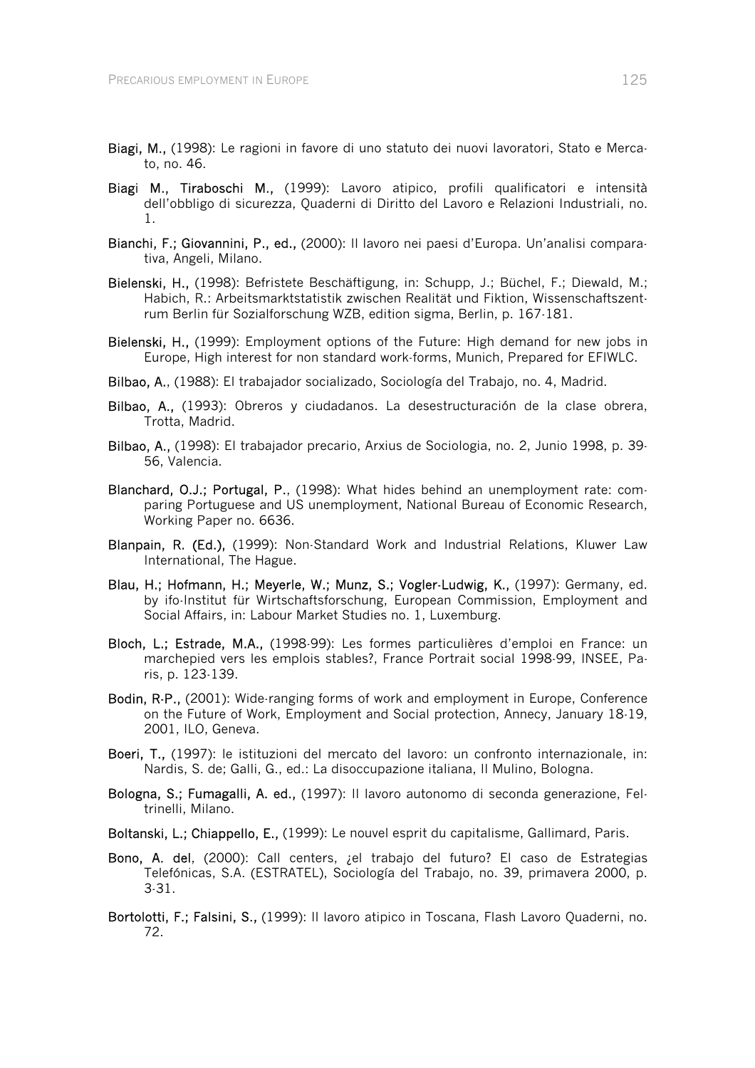**Biagi, M.,** (1998): Le ragioni in favore di uno statuto dei nuovi lavoratori, Stato e Mercato, no. 46.

**Biagi M., Tiraboschi M.,** (1999): Lavoro atipico, profili qualificatori e intensità dell'obbligo di sicurezza, Quaderni di Diritto del Lavoro e Relazioni Industriali, no. 1.

**Bianchi, F.; Giovannini, P., ed.,** (2000): Il lavoro nei paesi d'Europa. Un'analisi comparativa, Angeli, Milano.

**Bielenski, H.,** (1998): Befristete Beschäftigung, in: Schupp, J.; Büchel, F.; Diewald, M.; Habich, R.: Arbeitsmarktstatistik zwischen Realität und Fiktion, Wissenschaftszentrum Berlin für Sozialforschung WZB, edition sigma, Berlin, p. 167-181.

**Bielenski, H.,** (1999): Employment options of the Future: High demand for new jobs in Europe, High interest for non standard work-forms, Munich, Prepared for EFIWLC.

**Bilbao, A.**, (1988): El trabajador socializado, Sociología del Trabajo, no. 4, Madrid.

**Bilbao, A.,** (1993): Obreros y ciudadanos. La desestructuración de la clase obrera, Trotta, Madrid.

**Bilbao, A.,** (1998): El trabajador precario, Arxius de Sociologia, no. 2, Junio 1998, p. 39-56, Valencia.

**Blanchard, O.J.; Portugal, P.**, (1998): What hides behind an unemployment rate: comparing Portuguese and US unemployment, National Bureau of Economic Research, Working Paper no. 6636.

**Blanpain, R. (Ed.),** (1999): Non-Standard Work and Industrial Relations, Kluwer Law International, The Hague.

**Blau, H.; Hofmann, H.; Meyerle, W.; Munz, S.; Vogler-Ludwig, K.,** (1997): Germany, ed. by ifo-Institut für Wirtschaftsforschung, European Commission, Employment and Social Affairs, in: Labour Market Studies no. 1, Luxemburg.

**Bloch, L.; Estrade, M.A.,** (1998-99): Les formes particulières d'emploi en France: un marchepied vers les emplois stables?, France Portrait social 1998-99, INSEE, Paris, p. 123-139.

**Bodin, R-P.,** (2001): Wide-ranging forms of work and employment in Europe, Conference on the Future of Work, Employment and Social protection, Annecy, January 18-19, 2001, ILO, Geneva.

**Boeri, T.,** (1997): le istituzioni del mercato del lavoro: un confronto internazionale, in: Nardis, S. de; Galli, G., ed.: La disoccupazione italiana, Il Mulino, Bologna.

**Bologna, S.; Fumagalli, A. ed.,** (1997): Il lavoro autonomo di seconda generazione, Feltrinelli, Milano.

**Boltanski, L.; Chiappello, E.,** (1999): Le nouvel esprit du capitalisme, Gallimard, Paris.

**Bono, A. del**, (2000): Call centers, ¿el trabajo del futuro? El caso de Estrategias Telefónicas, S.A. (ESTRATEL), Sociología del Trabajo, no. 39, primavera 2000, p. 3-31.

**Bortolotti, F.; Falsini, S.,** (1999): Il lavoro atipico in Toscana, Flash Lavoro Quaderni, no. 72.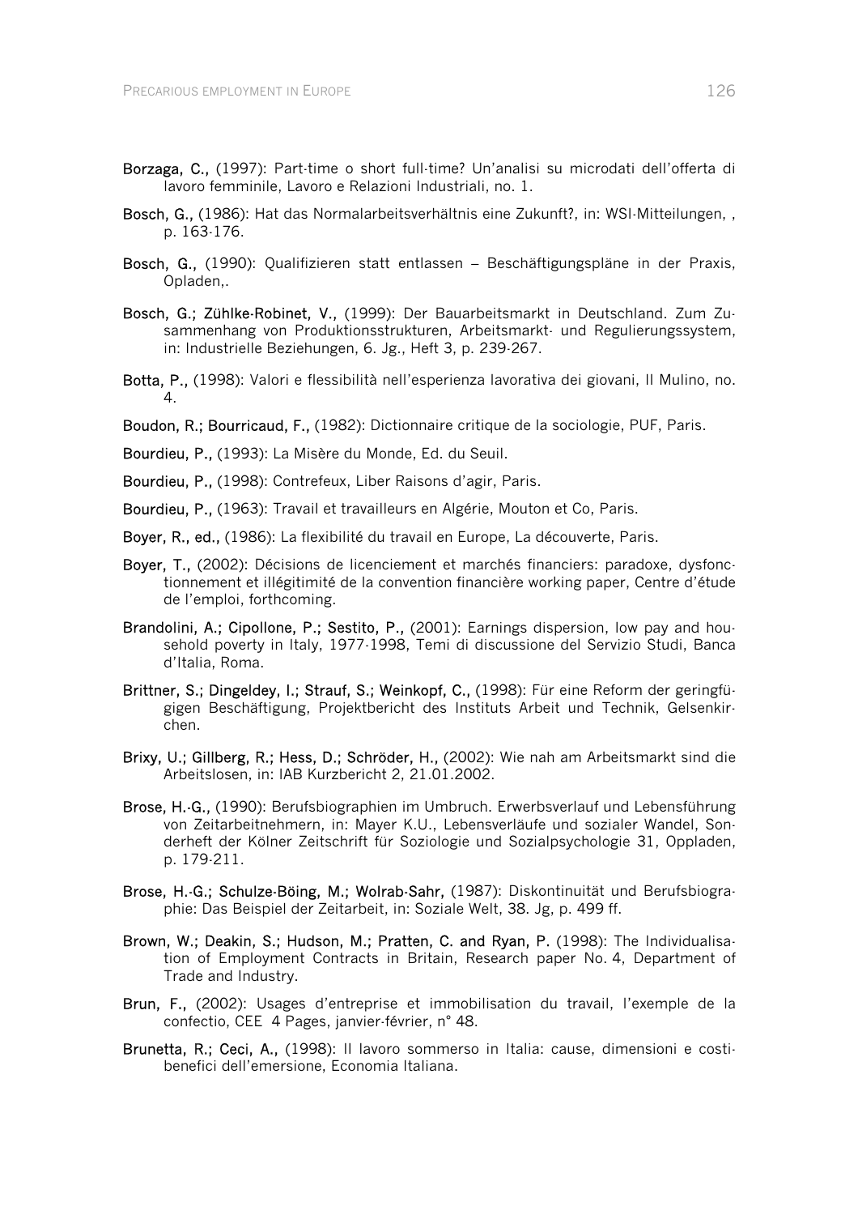**Borzaga, C.,** (1997): Part-time o short full-time? Un'analisi su microdati dell'offerta di lavoro femminile, Lavoro e Relazioni Industriali, no. 1.

**Bosch, G.,** (1986): Hat das Normalarbeitsverhältnis eine Zukunft?, in: WSI-Mitteilungen, , p. 163-176.

**Bosch, G.,** (1990): Qualifizieren statt entlassen – Beschäftigungspläne in der Praxis, Opladen,.

**Bosch, G.; Zühlke-Robinet, V.,** (1999): Der Bauarbeitsmarkt in Deutschland. Zum Zusammenhang von Produktionsstrukturen, Arbeitsmarkt- und Regulierungssystem, in: Industrielle Beziehungen, 6. Jg., Heft 3, p. 239-267.

**Botta, P.,** (1998): Valori e flessibilità nell'esperienza lavorativa dei giovani, Il Mulino, no. 4.

**Boudon, R.; Bourricaud, F.,** (1982): Dictionnaire critique de la sociologie, PUF, Paris.

**Bourdieu, P.,** (1993): La Misère du Monde, Ed. du Seuil.

**Bourdieu, P.,** (1998): Contrefeux, Liber Raisons d'agir, Paris.

**Bourdieu, P.,** (1963): Travail et travailleurs en Algérie, Mouton et Co, Paris.

**Boyer, R., ed.,** (1986): La flexibilité du travail en Europe, La découverte, Paris.

**Boyer, T.,** (2002): Décisions de licenciement et marchés financiers: paradoxe, dysfonctionnement et illégitimité de la convention financière working paper, Centre d'étude de l'emploi, forthcoming.

**Brandolini, A.; Cipollone, P.; Sestito, P.,** (2001): Earnings dispersion, low pay and household poverty in Italy, 1977-1998, Temi di discussione del Servizio Studi, Banca d'Italia, Roma.

**Brittner, S.; Dingeldey, I.; Strauf, S.; Weinkopf, C.,** (1998): Für eine Reform der geringfügigen Beschäftigung, Projektbericht des Instituts Arbeit und Technik, Gelsenkirchen.

**Brixy, U.; Gillberg, R.; Hess, D.; Schröder, H.,** (2002): Wie nah am Arbeitsmarkt sind die Arbeitslosen, in: IAB Kurzbericht 2, 21.01.2002.

**Brose, H.-G.,** (1990): Berufsbiographien im Umbruch. Erwerbsverlauf und Lebensführung von Zeitarbeitnehmern, in: Mayer K.U., Lebensverläufe und sozialer Wandel, Sonderheft der Kölner Zeitschrift für Soziologie und Sozialpsychologie 31, Oppladen, p. 179-211.

**Brose, H.-G.; Schulze-Böing, M.; Wolrab-Sahr,** (1987): Diskontinuität und Berufsbiographie: Das Beispiel der Zeitarbeit, in: Soziale Welt, 38. Jg, p. 499 ff.

**Brown, W.; Deakin, S.; Hudson, M.; Pratten, C. and Ryan, P.** (1998): The Individualisation of Employment Contracts in Britain, Research paper No. 4, Department of Trade and Industry.

**Brun, F.,** (2002): Usages d'entreprise et immobilisation du travail, l'exemple de la confectio, CEE 4 Pages, janvier-février, n° 48.

**Brunetta, R.; Ceci, A.,** (1998): Il lavoro sommerso in Italia: cause, dimensioni e costi-benefici dell'emersione, Economia Italiana.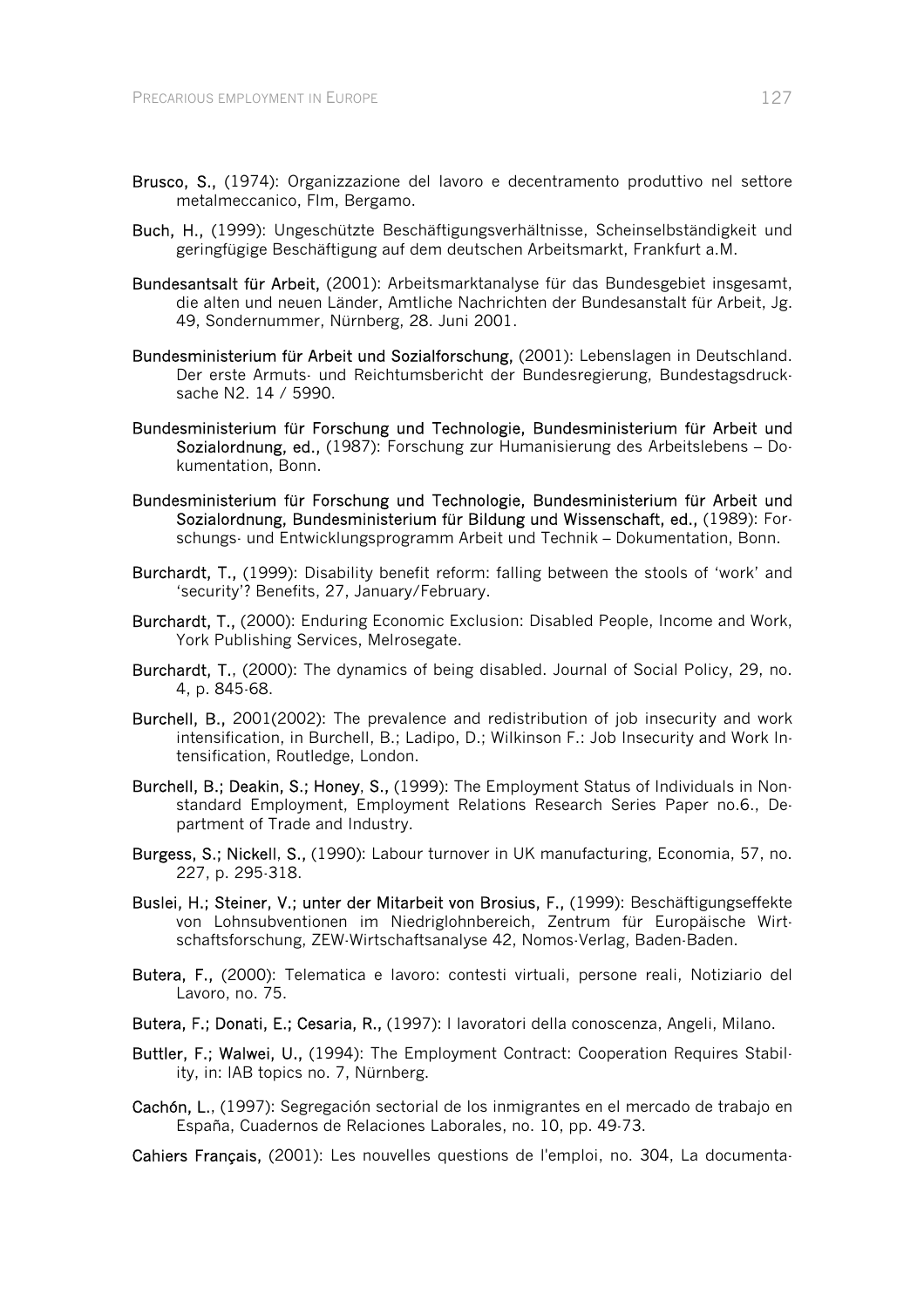**Brusco, S.,** (1974): Organizzazione del lavoro e decentramento produttivo nel settore metalmeccanico, Flm, Bergamo.

**Buch, H.,** (1999): Ungeschützte Beschäftigungsverhältnisse, Scheinselbständigkeit und geringfügige Beschäftigung auf dem deutschen Arbeitsmarkt, Frankfurt a.M.

**Bundesantsalt für Arbeit,** (2001): Arbeitsmarktanalyse für das Bundesgebiet insgesamt, die alten und neuen Länder, Amtliche Nachrichten der Bundesanstalt für Arbeit, Jg. 49, Sondernummer, Nürnberg, 28. Juni 2001.

**Bundesministerium für Arbeit und Sozialforschung,** (2001): Lebenslagen in Deutschland. Der erste Armuts- und Reichtumsbericht der Bundesregierung, Bundestagsdrucksache N2. 14 / 5990.

**Bundesministerium für Forschung und Technologie, Bundesministerium für Arbeit und Sozialordnung, ed.,** (1987): Forschung zur Humanisierung des Arbeitslebens – Dokumentation, Bonn.

**Bundesministerium für Forschung und Technologie, Bundesministerium für Arbeit und Sozialordnung, Bundesministerium für Bildung und Wissenschaft, ed.,** (1989): Forschungs- und Entwicklungsprogramm Arbeit und Technik – Dokumentation, Bonn.

**Burchardt, T.,** (1999): Disability benefit reform: falling between the stools of 'work' and 'security'? Benefits, 27, January/February.

**Burchardt, T.,** (2000): Enduring Economic Exclusion: Disabled People, Income and Work, York Publishing Services, Melrosegate.

**Burchardt, T.,** (2000): The dynamics of being disabled. Journal of Social Policy, 29, no. 4, p. 845-68.

**Burchell, B.,** 2001(2002): The prevalence and redistribution of job insecurity and work intensification, in Burchell, B.; Ladipo, D.; Wilkinson F.: Job Insecurity and Work Intensification, Routledge, London.

**Burchell, B.; Deakin, S.; Honey, S.,** (1999): The Employment Status of Individuals in Non-standard Employment, Employment Relations Research Series Paper no.6., Department of Trade and Industry.

**Burgess, S.; Nickell, S.,** (1990): Labour turnover in UK manufacturing, Economia, 57, no. 227, p. 295-318.

**Buslei, H.; Steiner, V.; unter der Mitarbeit von Brosius, F.,** (1999): Beschäftigungseffekte von Lohnsubventionen im Niedriglohnbereich, Zentrum für Europäische Wirtschaftsforschung, ZEW-Wirtschaftsanalyse 42, Nomos-Verlag, Baden-Baden.

**Butera, F.,** (2000): Telematica e lavoro: contesti virtuali, persone reali, Notiziario del Lavoro, no. 75.

**Butera, F.; Donati, E.; Cesaria, R.,** (1997): I lavoratori della conoscenza, Angeli, Milano.

**Buttler, F.; Walwei, U.,** (1994): The Employment Contract: Cooperation Requires Stability, in: IAB topics no. 7, Nürnberg.

**Cachón, L.,** (1997): Segregación sectorial de los inmigrantes en el mercado de trabajo en España, Cuadernos de Relaciones Laborales, no. 10, pp. 49-73.

**Cahiers Français,** (2001): Les nouvelles questions de l'emploi, no. 304, La documenta-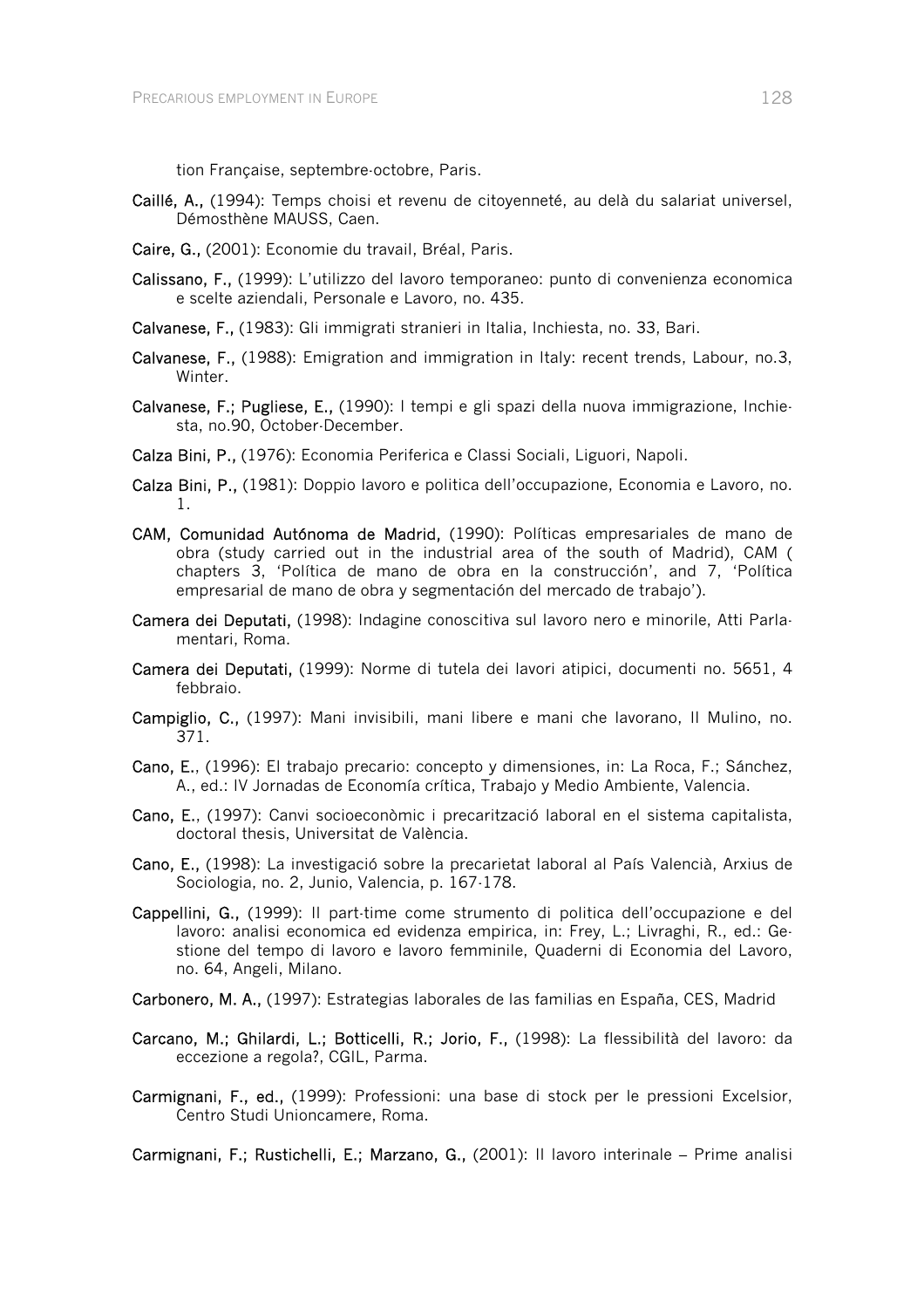tion Française, septembre-octobre, Paris.

**Caillé, A.,** (1994): Temps choisi et revenu de citoyenneté, au delà du salariat universel, Démosthène MAUSS, Caen.

**Caire, G.,** (2001): Economie du travail, Bréal, Paris.

**Calissano, F.,** (1999): L'utilizzo del lavoro temporaneo: punto di convenienza economica e scelte aziendali, Personale e Lavoro, no. 435.

**Calvanese, F.,** (1983): Gli immigrati stranieri in Italia, Inchiesta, no. 33, Bari.

**Calvanese, F.,** (1988): Emigration and immigration in Italy: recent trends, Labour, no.3, Winter.

**Calvanese, F.; Pugliese, E.,** (1990): I tempi e gli spazi della nuova immigrazione, Inchiesta, no.90, October-December.

**Calza Bini, P.,** (1976): Economia Periferica e Classi Sociali, Liguori, Napoli.

**Calza Bini, P.,** (1981): Doppio lavoro e politica dell'occupazione, Economia e Lavoro, no. 1.

**CAM, Comunidad Autónoma de Madrid,** (1990): Políticas empresariales de mano de obra (study carried out in the industrial area of the south of Madrid), CAM ( chapters 3, 'Política de mano de obra en la construcción', and 7, 'Política empresarial de mano de obra y segmentación del mercado de trabajo').

**Camera dei Deputati,** (1998): Indagine conoscitiva sul lavoro nero e minorile, Atti Parlamentari, Roma.

**Camera dei Deputati,** (1999): Norme di tutela dei lavori atipici, documenti no. 5651, 4 febbraio.

**Campiglio, C.,** (1997): Mani invisibili, mani libere e mani che lavorano, Il Mulino, no. 371.

**Cano, E.**, (1996): El trabajo precario: concepto y dimensiones, in: La Roca, F.; Sánchez, A., ed.: IV Jornadas de Economía crítica, Trabajo y Medio Ambiente, Valencia.

**Cano, E.**, (1997): Canvi socioeconòmic i precarització laboral en el sistema capitalista, doctoral thesis, Universitat de València.

**Cano, E.,** (1998): La investigació sobre la precarietat laboral al País Valencià, Arxius de Sociologia, no. 2, Junio, Valencia, p. 167-178.

**Cappellini, G.,** (1999): Il part-time come strumento di politica dell'occupazione e del lavoro: analisi economica ed evidenza empirica, in: Frey, L.; Livraghi, R., ed.: Gestione del tempo di lavoro e lavoro femminile, Quaderni di Economia del Lavoro, no. 64, Angeli, Milano.

**Carbonero, M. A.,** (1997): Estrategias laborales de las familias en España, CES, Madrid

**Carcano, M.; Ghilardi, L.; Botticelli, R.; Jorio, F.,** (1998): La flessibilità del lavoro: da eccezione a regola?, CGIL, Parma.

**Carmignani, F., ed.,** (1999): Professioni: una base di stock per le pressioni Excelsior, Centro Studi Unioncamere, Roma.

**Carmignani, F.; Rustichelli, E.; Marzano, G.,** (2001): Il lavoro interinale – Prime analisi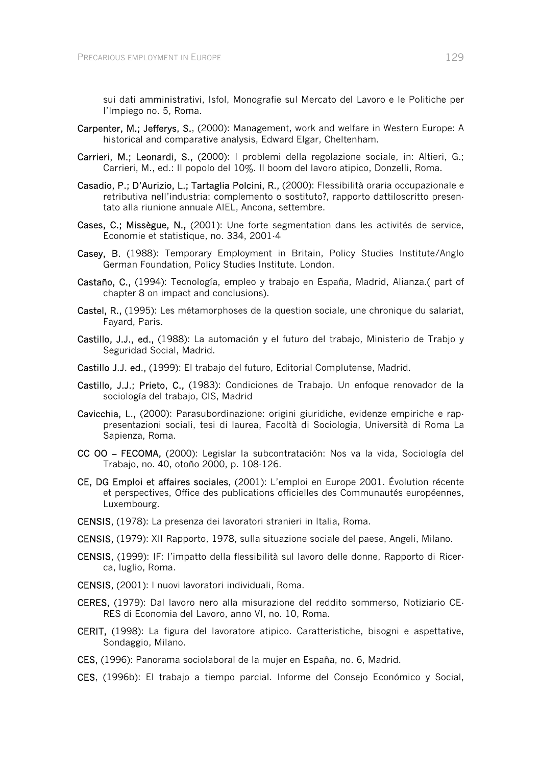sui dati amministrativi, Isfol, Monografie sul Mercato del Lavoro e le Politiche per l'Impiego no. 5, Roma.

**Carpenter, M.; Jefferys, S.**, (2000): Management, work and welfare in Western Europe: A historical and comparative analysis, Edward Elgar, Cheltenham.

**Carrieri, M.; Leonardi, S.**, (2000): I problemi della regolazione sociale, in: Altieri, G.; Carrieri, M., ed.: Il popolo del 10%. Il boom del lavoro atipico, Donzelli, Roma.

**Casadio, P.; D'Aurizio, L.; Tartaglia Polcini, R.**, (2000): Flessibilità oraria occupazionale e retributiva nell'industria: complemento o sostituto?, rapporto dattiloscritto presentato alla riunione annuale AIEL, Ancona, settembre.

**Cases, C.; Missègue, N.**, (2001): Une forte segmentation dans les activités de service, Economie et statistique, no. 334, 2001-4

**Casey, B.** (1988): Temporary Employment in Britain, Policy Studies Institute/Anglo German Foundation, Policy Studies Institute. London.

**Castaño, C.**, (1994): Tecnología, empleo y trabajo en España, Madrid, Alianza.( part of chapter 8 on impact and conclusions).

**Castel, R.**, (1995): Les métamorphoses de la question sociale, une chronique du salariat, Fayard, Paris.

**Castillo, J.J., ed.**, (1988): La automación y el futuro del trabajo, Ministerio de Trabjo y Seguridad Social, Madrid.

**Castillo J.J. ed.**, (1999): El trabajo del futuro, Editorial Complutense, Madrid.

**Castillo, J.J.; Prieto, C.**, (1983): Condiciones de Trabajo. Un enfoque renovador de la sociología del trabajo, CIS, Madrid

**Cavicchia, L.**, (2000): Parasubordinazione: origini giuridiche, evidenze empiriche e rappresentazioni sociali, tesi di laurea, Facoltà di Sociologia, Università di Roma La Sapienza, Roma.

**CC OO – FECOMA**, (2000): Legislar la subcontratación: Nos va la vida, Sociología del Trabajo, no. 40, otoño 2000, p. 108-126.

**CE, DG Emploi et affaires sociales**, (2001): L'emploi en Europe 2001. Évolution récente et perspectives, Office des publications officielles des Communautés européennes, Luxembourg.

**CENSIS**, (1978): La presenza dei lavoratori stranieri in Italia, Roma.

**CENSIS**, (1979): XII Rapporto, 1978, sulla situazione sociale del paese, Angeli, Milano.

**CENSIS**, (1999): IF: l'impatto della flessibilità sul lavoro delle donne, Rapporto di Ricerca, luglio, Roma.

**CENSIS**, (2001): I nuovi lavoratori individuali, Roma.

**CERES**, (1979): Dal lavoro nero alla misurazione del reddito sommerso, Notiziario CERES di Economia del Lavoro, anno VI, no. 10, Roma.

**CERIT**, (1998): La figura del lavoratore atipico. Caratteristiche, bisogni e aspettative, Sondaggio, Milano.

**CES**, (1996): Panorama sociolaboral de la mujer en España, no. 6, Madrid.

**CES**, (1996b): El trabajo a tiempo parcial. Informe del Consejo Económico y Social,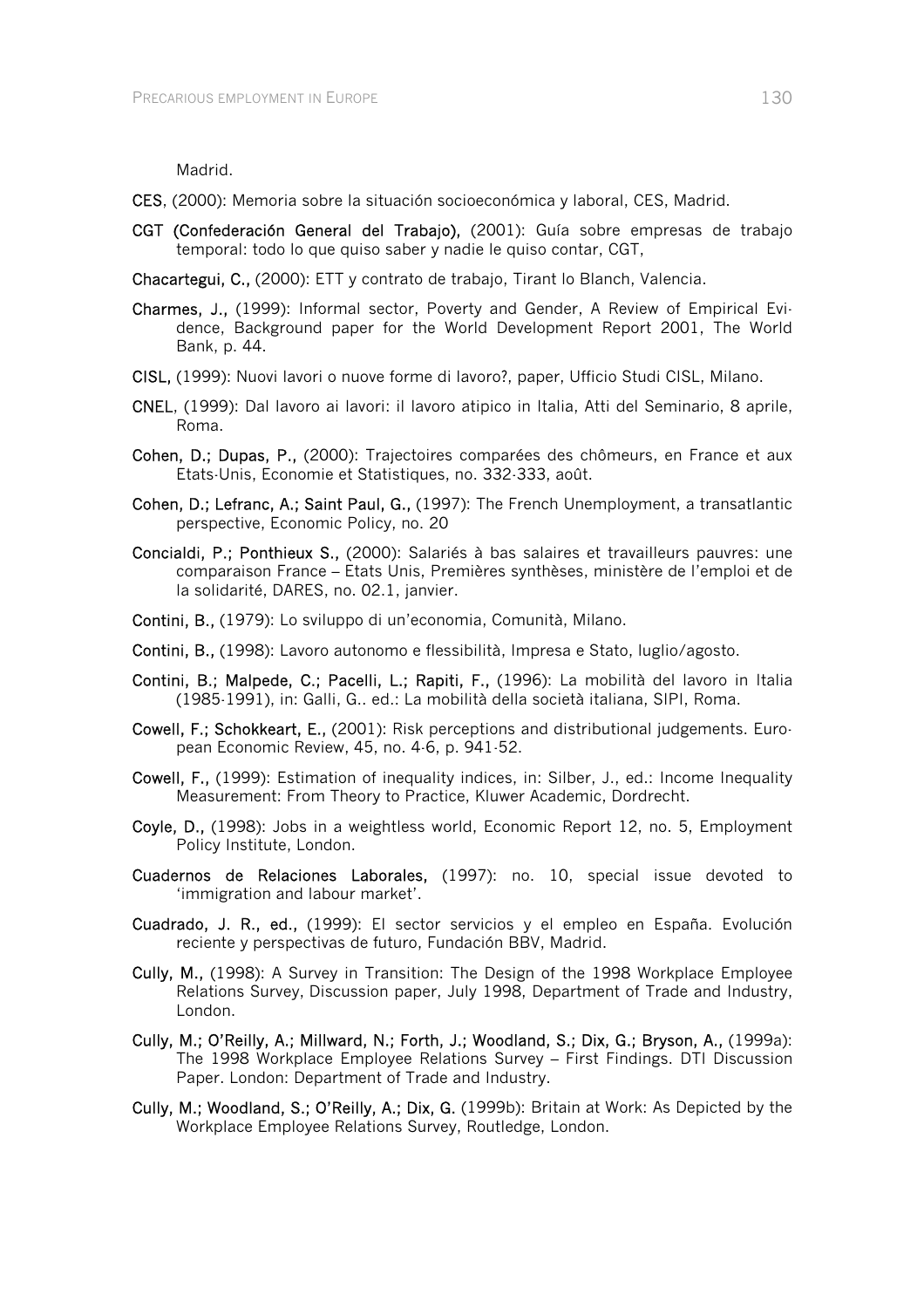Madrid.

**CES**, (2000): Memoria sobre la situación socioeconómica y laboral, CES, Madrid.

**CGT (Confederación General del Trabajo),** (2001): Guía sobre empresas de trabajo temporal: todo lo que quiso saber y nadie le quiso contar, CGT,

**Chacartegui, C.,** (2000): ETT y contrato de trabajo, Tirant lo Blanch, Valencia.

**Charmes, J.,** (1999): Informal sector, Poverty and Gender, A Review of Empirical Evidence, Background paper for the World Development Report 2001, The World Bank, p. 44.

**CISL,** (1999): Nuovi lavori o nuove forme di lavoro?, paper, Ufficio Studi CISL, Milano.

**CNEL**, (1999): Dal lavoro ai lavori: il lavoro atipico in Italia, Atti del Seminario, 8 aprile, Roma.

**Cohen, D.; Dupas, P.,** (2000): Trajectoires comparées des chômeurs, en France et aux Etats-Unis, Economie et Statistiques, no. 332-333, août.

**Cohen, D.; Lefranc, A.; Saint Paul, G.,** (1997): The French Unemployment, a transatlantic perspective, Economic Policy, no. 20

**Concialdi, P.; Ponthieux S.,** (2000): Salariés à bas salaires et travailleurs pauvres: une comparaison France – Etats Unis, Premières synthèses, ministère de l'emploi et de la solidarité, DARES, no. 02.1, janvier.

**Contini, B.,** (1979): Lo sviluppo di un'economia, Comunità, Milano.

**Contini, B.,** (1998): Lavoro autonomo e flessibilità, Impresa e Stato, luglio/agosto.

**Contini, B.; Malpede, C.; Pacelli, L.; Rapiti, F.,** (1996): La mobilità del lavoro in Italia (1985-1991), in: Galli, G.. ed.: La mobilità della società italiana, SIPI, Roma.

**Cowell, F.; Schokkeart, E.,** (2001): Risk perceptions and distributional judgements. European Economic Review, 45, no. 4-6, p. 941-52.

**Cowell, F.,** (1999): Estimation of inequality indices, in: Silber, J., ed.: Income Inequality Measurement: From Theory to Practice, Kluwer Academic, Dordrecht.

**Coyle, D.,** (1998): Jobs in a weightless world, Economic Report 12, no. 5, Employment Policy Institute, London.

**Cuadernos de Relaciones Laborales,** (1997): no. 10, special issue devoted to 'immigration and labour market'.

**Cuadrado, J. R., ed.,** (1999): El sector servicios y el empleo en España. Evolución reciente y perspectivas de futuro, Fundación BBV, Madrid.

**Cully, M.,** (1998): A Survey in Transition: The Design of the 1998 Workplace Employee Relations Survey, Discussion paper, July 1998, Department of Trade and Industry, London.

**Cully, M.; O'Reilly, A.; Millward, N.; Forth, J.; Woodland, S.; Dix, G.; Bryson, A.,** (1999a): The 1998 Workplace Employee Relations Survey – First Findings. DTI Discussion Paper. London: Department of Trade and Industry.

**Cully, M.; Woodland, S.; O'Reilly, A.; Dix, G.** (1999b): Britain at Work: As Depicted by the Workplace Employee Relations Survey, Routledge, London.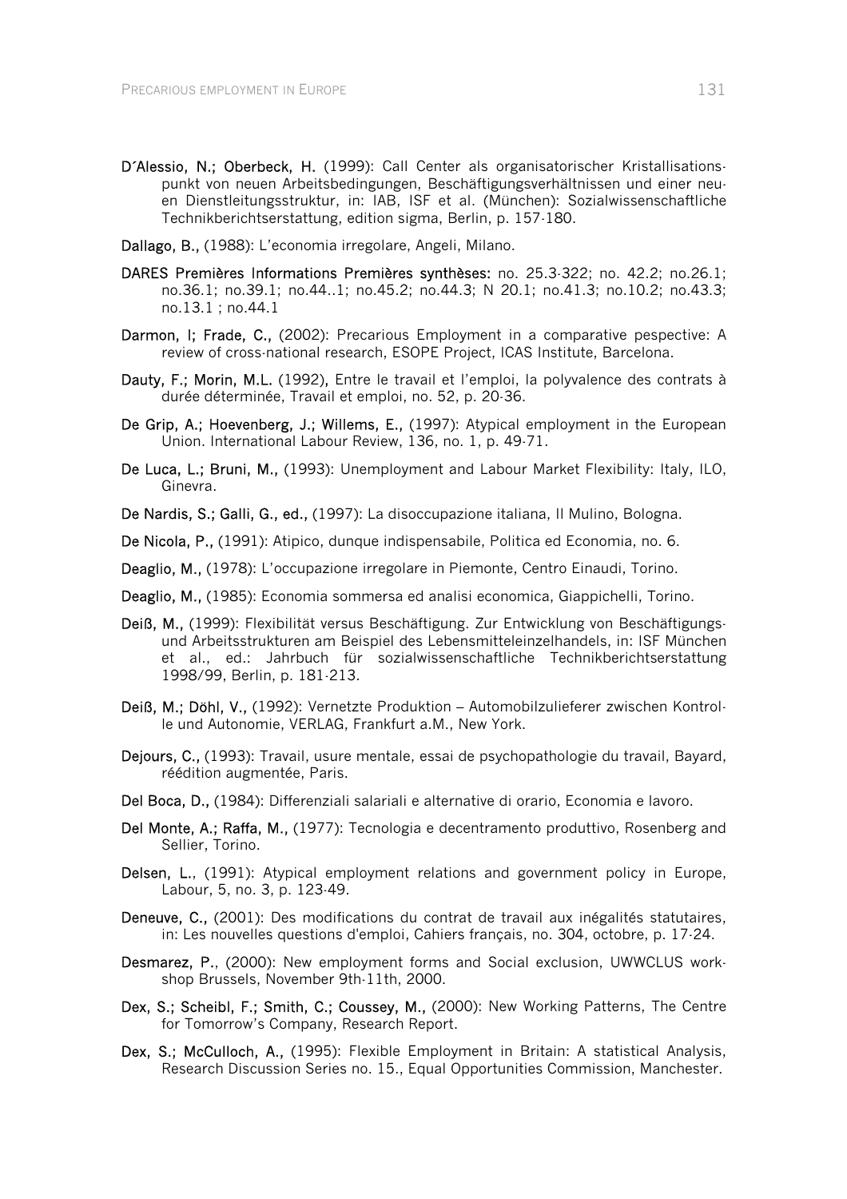**D´Alessio, N.; Oberbeck, H.** (1999): Call Center als organisatorischer Kristallisationspunkt von neuen Arbeitsbedingungen, Beschäftigungsverhältnissen und einer neuen Dienstleitungsstruktur, in: IAB, ISF et al. (München): Sozialwissenschaftliche Technikberichtserstattung, edition sigma, Berlin, p. 157-180.

**Dallago, B.,** (1988): L'economia irregolare, Angeli, Milano.

**DARES Premières Informations Premières synthèses:** no. 25.3-322; no. 42.2; no.26.1; no.36.1; no.39.1; no.44..1; no.45.2; no.44.3; N 20.1; no.41.3; no.10.2; no.43.3; no.13.1 ; no.44.1

**Darmon, I; Frade, C.,** (2002): Precarious Employment in a comparative pespective: A review of cross-national research, ESOPE Project, ICAS Institute, Barcelona.

**Dauty, F.; Morin, M.L.** (1992), Entre le travail et l'emploi, la polyvalence des contrats à durée déterminée, Travail et emploi, no. 52, p. 20-36.

**De Grip, A.; Hoevenberg, J.; Willems, E.,** (1997): Atypical employment in the European Union. International Labour Review, 136, no. 1, p. 49-71.

**De Luca, L.; Bruni, M.,** (1993): Unemployment and Labour Market Flexibility: Italy, ILO, Ginevra.

**De Nardis, S.; Galli, G., ed.,** (1997): La disoccupazione italiana, Il Mulino, Bologna.

**De Nicola, P.,** (1991): Atipico, dunque indispensabile, Politica ed Economia, no. 6.

**Deaglio, M.,** (1978): L'occupazione irregolare in Piemonte, Centro Einaudi, Torino.

**Deaglio, M.,** (1985): Economia sommersa ed analisi economica, Giappichelli, Torino.

**Deiß, M.,** (1999): Flexibilität versus Beschäftigung. Zur Entwicklung von Beschäftigungs- und Arbeitsstrukturen am Beispiel des Lebensmitteleinzelhandels, in: ISF München et al., ed.: Jahrbuch für sozialwissenschaftliche Technikberichtserstattung 1998/99, Berlin, p. 181-213.

**Deiß, M.; Döhl, V.,** (1992): Vernetzte Produktion – Automobilzulieferer zwischen Kontrolle und Autonomie, VERLAG, Frankfurt a.M., New York.

**Dejours, C.,** (1993): Travail, usure mentale, essai de psychopathologie du travail, Bayard, réédition augmentée, Paris.

**Del Boca, D.,** (1984): Differenziali salariali e alternative di orario, Economia e lavoro.

**Del Monte, A.; Raffa, M.,** (1977): Tecnologia e decentramento produttivo, Rosenberg and Sellier, Torino.

**Delsen, L.**, (1991): Atypical employment relations and government policy in Europe, Labour, 5, no. 3, p. 123-49.

**Deneuve, C.,** (2001): Des modifications du contrat de travail aux inégalités statutaires, in: Les nouvelles questions d'emploi, Cahiers français, no. 304, octobre, p. 17-24.

**Desmarez, P.**, (2000): New employment forms and Social exclusion, UWWCLUS workshop Brussels, November 9th-11th, 2000.

**Dex, S.; Scheibl, F.; Smith, C.; Coussey, M.,** (2000): New Working Patterns, The Centre for Tomorrow's Company, Research Report.

**Dex, S.; McCulloch, A.,** (1995): Flexible Employment in Britain: A statistical Analysis, Research Discussion Series no. 15., Equal Opportunities Commission, Manchester.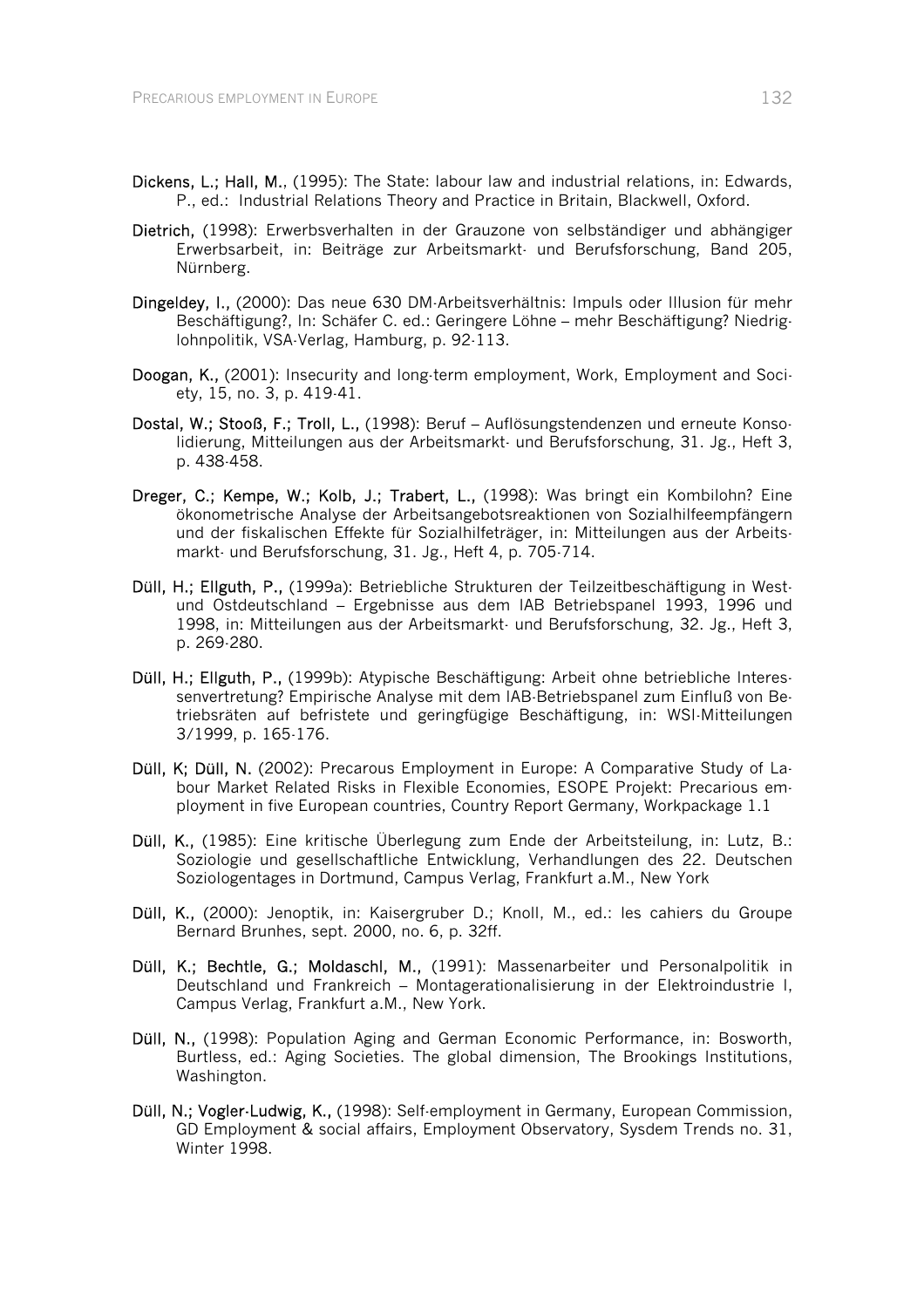**Dickens, L.; Hall, M.**, (1995): The State: labour law and industrial relations, in: Edwards, P., ed.: Industrial Relations Theory and Practice in Britain, Blackwell, Oxford.

**Dietrich**, (1998): Erwerbsverhalten in der Grauzone von selbständiger und abhängiger Erwerbsarbeit, in: Beiträge zur Arbeitsmarkt- und Berufsforschung, Band 205, Nürnberg.

**Dingeldey, I.**, (2000): Das neue 630 DM-Arbeitsverhältnis: Impuls oder Illusion für mehr Beschäftigung?, In: Schäfer C. ed.: Geringere Löhne – mehr Beschäftigung? Niedriglohnpolitik, VSA-Verlag, Hamburg, p. 92-113.

**Doogan, K.**, (2001): Insecurity and long-term employment, Work, Employment and Society, 15, no. 3, p. 419-41.

**Dostal, W.; Stooß, F.; Troll, L.**, (1998): Beruf – Auflösungstendenzen und erneute Konsolidierung, Mitteilungen aus der Arbeitsmarkt- und Berufsforschung, 31. Jg., Heft 3, p. 438-458.

**Dreger, C.; Kempe, W.; Kolb, J.; Trabert, L.**, (1998): Was bringt ein Kombilohn? Eine ökonometrische Analyse der Arbeitsangebotsreaktionen von Sozialhilfeempfängern und der fiskalischen Effekte für Sozialhilfeträger, in: Mitteilungen aus der Arbeitsmarkt- und Berufsforschung, 31. Jg., Heft 4, p. 705-714.

**Düll, H.; Ellguth, P.**, (1999a): Betriebliche Strukturen der Teilzeitbeschäftigung in West- und Ostdeutschland – Ergebnisse aus dem IAB Betriebspanel 1993, 1996 und 1998, in: Mitteilungen aus der Arbeitsmarkt- und Berufsforschung, 32. Jg., Heft 3, p. 269-280.

**Düll, H.; Ellguth, P.**, (1999b): Atypische Beschäftigung: Arbeit ohne betriebliche Interessenvertretung? Empirische Analyse mit dem IAB-Betriebspanel zum Einfluß von Betriebsräten auf befristete und geringfügige Beschäftigung, in: WSI-Mitteilungen 3/1999, p. 165-176.

**Düll, K; Düll, N.** (2002): Precarous Employment in Europe: A Comparative Study of Labour Market Related Risks in Flexible Economies, ESOPE Projekt: Precarious employment in five European countries, Country Report Germany, Workpackage 1.1

**Düll, K.**, (1985): Eine kritische Überlegung zum Ende der Arbeitsteilung, in: Lutz, B.: Soziologie und gesellschaftliche Entwicklung, Verhandlungen des 22. Deutschen Soziologentages in Dortmund, Campus Verlag, Frankfurt a.M., New York

**Düll, K.**, (2000): Jenoptik, in: Kaisergruber D.; Knoll, M., ed.: les cahiers du Groupe Bernard Brunhes, sept. 2000, no. 6, p. 32ff.

**Düll, K.; Bechtle, G.; Moldaschl, M.**, (1991): Massenarbeiter und Personalpolitik in Deutschland und Frankreich – Montagerationalisierung in der Elektroindustrie I, Campus Verlag, Frankfurt a.M., New York.

**Düll, N.**, (1998): Population Aging and German Economic Performance, in: Bosworth, Burtless, ed.: Aging Societies. The global dimension, The Brookings Institutions, Washington.

**Düll, N.; Vogler-Ludwig, K.**, (1998): Self-employment in Germany, European Commission, GD Employment & social affairs, Employment Observatory, Sysdem Trends no. 31, Winter 1998.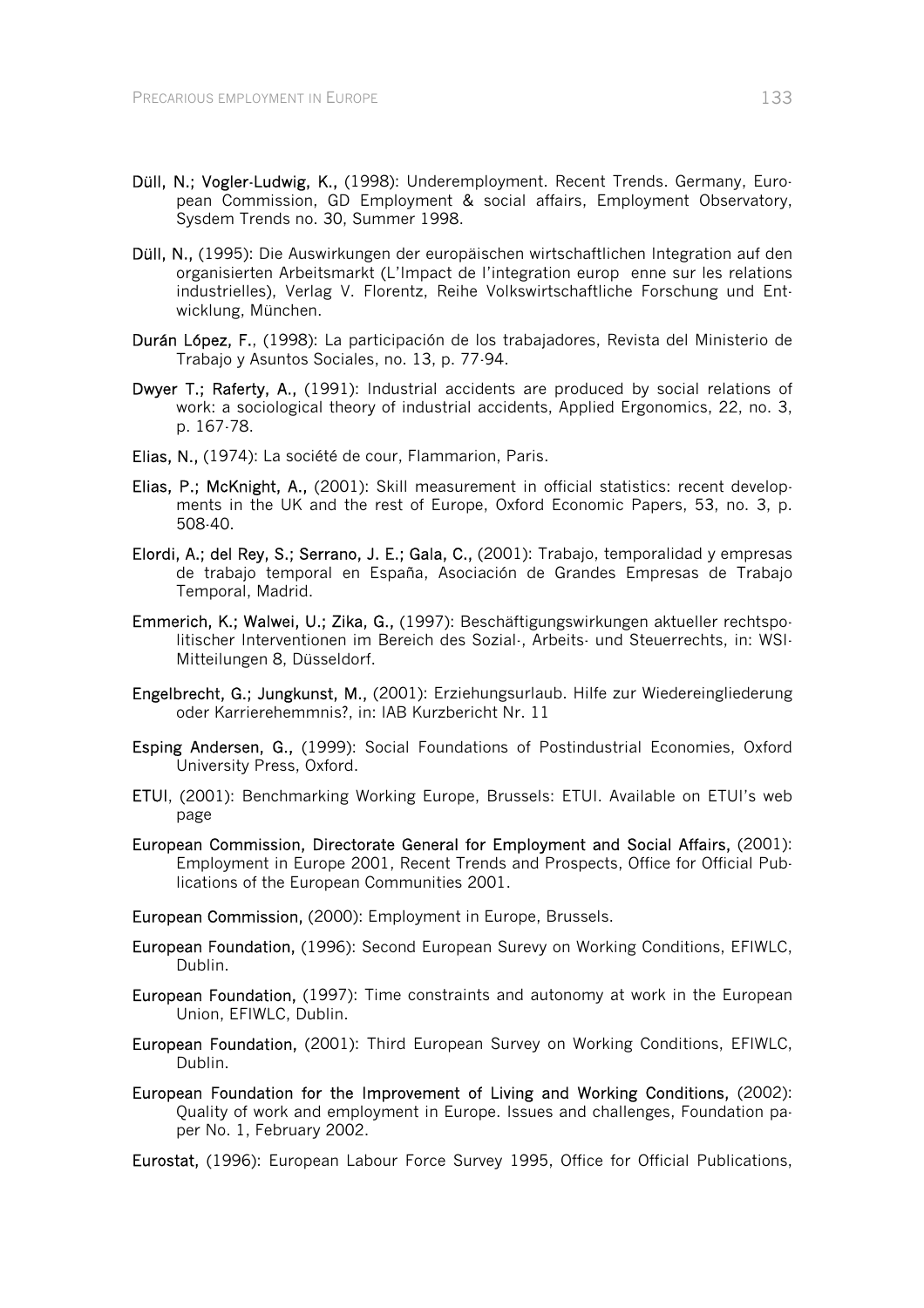**Düll, N.; Vogler-Ludwig, K.,** (1998): Underemployment. Recent Trends. Germany, European Commission, GD Employment & social affairs, Employment Observatory, Sysdem Trends no. 30, Summer 1998.

**Düll, N.,** (1995): Die Auswirkungen der europäischen wirtschaftlichen Integration auf den organisierten Arbeitsmarkt (L'Impact de l'integration europ enne sur les relations industrielles), Verlag V. Florentz, Reihe Volkswirtschaftliche Forschung und Entwicklung, München.

**Durán López, F.**, (1998): La participación de los trabajadores, Revista del Ministerio de Trabajo y Asuntos Sociales, no. 13, p. 77-94.

**Dwyer T.; Raferty, A.,** (1991): Industrial accidents are produced by social relations of work: a sociological theory of industrial accidents, Applied Ergonomics, 22, no. 3, p. 167-78.

**Elias, N.,** (1974): La société de cour, Flammarion, Paris.

**Elias, P.; McKnight, A.,** (2001): Skill measurement in official statistics: recent developments in the UK and the rest of Europe, Oxford Economic Papers, 53, no. 3, p. 508-40.

**Elordi, A.; del Rey, S.; Serrano, J. E.; Gala, C.,** (2001): Trabajo, temporalidad y empresas de trabajo temporal en España, Asociación de Grandes Empresas de Trabajo Temporal, Madrid.

**Emmerich, K.; Walwei, U.; Zika, G.,** (1997): Beschäftigungswirkungen aktueller rechtspolitischer Interventionen im Bereich des Sozial-, Arbeits- und Steuerrechts, in: WSI-Mitteilungen 8, Düsseldorf.

**Engelbrecht, G.; Jungkunst, M.,** (2001): Erziehungsurlaub. Hilfe zur Wiedereingliederung oder Karrierehemmnis?, in: IAB Kurzbericht Nr. 11

**Esping Andersen, G.,** (1999): Social Foundations of Postindustrial Economies, Oxford University Press, Oxford.

**ETUI**, (2001): Benchmarking Working Europe, Brussels: ETUI. Available on ETUI's web page

**European Commission, Directorate General for Employment and Social Affairs,** (2001): Employment in Europe 2001, Recent Trends and Prospects, Office for Official Publications of the European Communities 2001.

**European Commission,** (2000): Employment in Europe, Brussels.

**European Foundation,** (1996): Second European Surevy on Working Conditions, EFIWLC, Dublin.

**European Foundation,** (1997): Time constraints and autonomy at work in the European Union, EFIWLC, Dublin.

**European Foundation,** (2001): Third European Survey on Working Conditions, EFIWLC, Dublin.

**European Foundation for the Improvement of Living and Working Conditions,** (2002): Quality of work and employment in Europe. Issues and challenges, Foundation paper No. 1, February 2002.

**Eurostat,** (1996): European Labour Force Survey 1995, Office for Official Publications,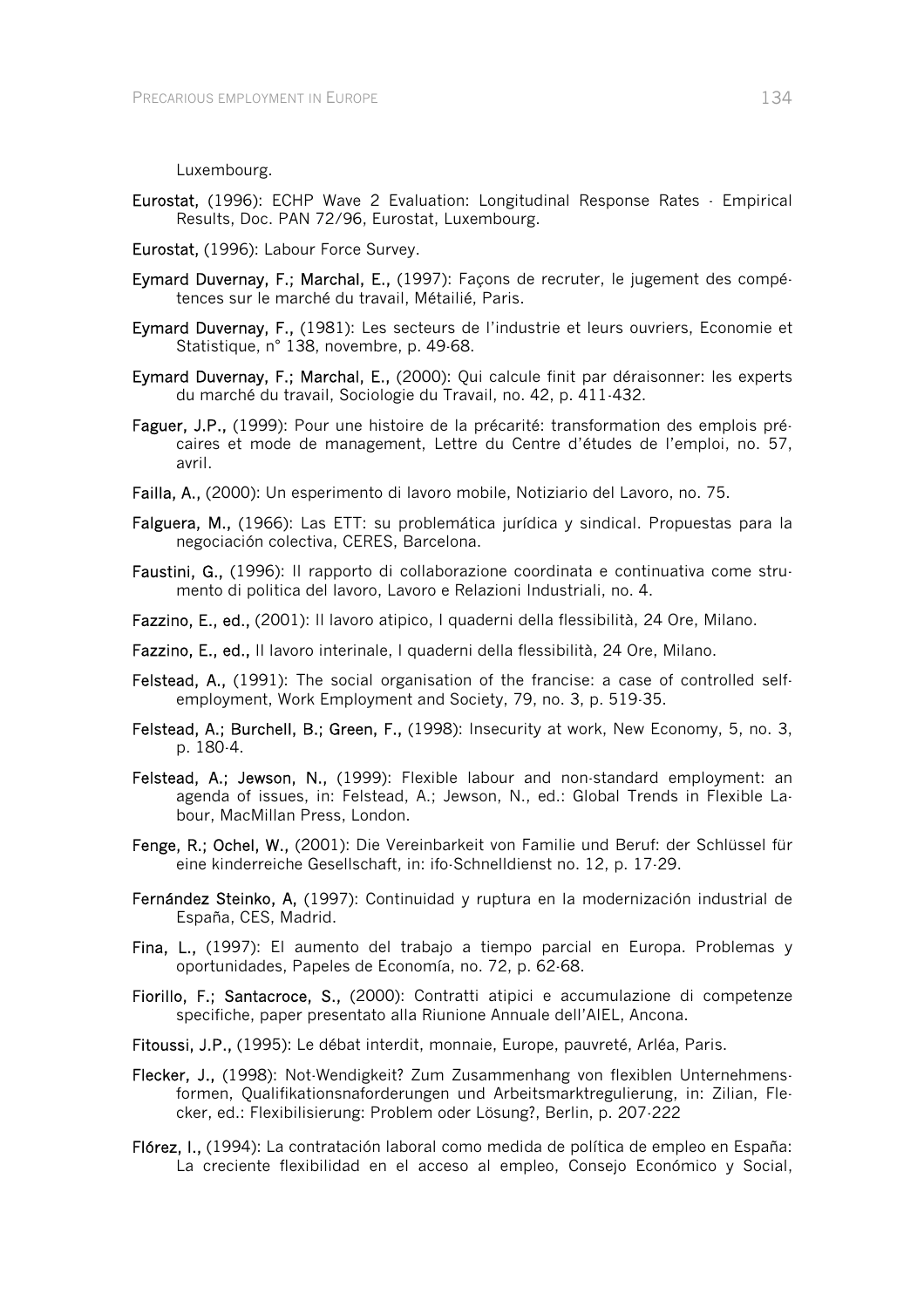Luxembourg.

**Eurostat,** (1996): ECHP Wave 2 Evaluation: Longitudinal Response Rates - Empirical Results, Doc. PAN 72/96, Eurostat, Luxembourg.

**Eurostat,** (1996): Labour Force Survey.

**Eymard Duvernay, F.; Marchal, E.,** (1997): Façons de recruter, le jugement des compétences sur le marché du travail, Métailié, Paris.

**Eymard Duvernay, F.,** (1981): Les secteurs de l'industrie et leurs ouvriers, Economie et Statistique, n° 138, novembre, p. 49-68.

**Eymard Duvernay, F.; Marchal, E.,** (2000): Qui calcule finit par déraisonner: les experts du marché du travail, Sociologie du Travail, no. 42, p. 411-432.

**Faguer, J.P.,** (1999): Pour une histoire de la précarité: transformation des emplois précaires et mode de management, Lettre du Centre d'études de l'emploi, no. 57, avril.

**Failla, A.,** (2000): Un esperimento di lavoro mobile, Notiziario del Lavoro, no. 75.

**Falguera, M.,** (1966): Las ETT: su problemática jurídica y sindical. Propuestas para la negociación colectiva, CERES, Barcelona.

**Faustini, G.,** (1996): Il rapporto di collaborazione coordinata e continuativa come strumento di politica del lavoro, Lavoro e Relazioni Industriali, no. 4.

**Fazzino, E., ed.,** (2001): Il lavoro atipico, I quaderni della flessibilità, 24 Ore, Milano.

**Fazzino, E., ed.,** Il lavoro interinale, I quaderni della flessibilità, 24 Ore, Milano.

**Felstead, A.,** (1991): The social organisation of the francise: a case of controlled self-employment, Work Employment and Society, 79, no. 3, p. 519-35.

**Felstead, A.; Burchell, B.; Green, F.,** (1998): Insecurity at work, New Economy, 5, no. 3, p. 180-4.

**Felstead, A.; Jewson, N.,** (1999): Flexible labour and non-standard employment: an agenda of issues, in: Felstead, A.; Jewson, N., ed.: Global Trends in Flexible Labour, MacMillan Press, London.

**Fenge, R.; Ochel, W.,** (2001): Die Vereinbarkeit von Familie und Beruf: der Schlüssel für eine kinderreiche Gesellschaft, in: ifo-Schnelldienst no. 12, p. 17-29.

**Fernández Steinko, A,** (1997): Continuidad y ruptura en la modernización industrial de España, CES, Madrid.

**Fina, L.,** (1997): El aumento del trabajo a tiempo parcial en Europa. Problemas y oportunidades, Papeles de Economía, no. 72, p. 62-68.

**Fiorillo, F.; Santacroce, S.,** (2000): Contratti atipici e accumulazione di competenze specifiche, paper presentato alla Riunione Annuale dell'AIEL, Ancona.

**Fitoussi, J.P.,** (1995): Le débat interdit, monnaie, Europe, pauvreté, Arléa, Paris.

**Flecker, J.,** (1998): Not-Wendigkeit? Zum Zusammenhang von flexiblen Unternehmensformen, Qualifikationsnaforderungen und Arbeitsmarktregulierung, in: Zilian, Flecker, ed.: Flexibilisierung: Problem oder Lösung?, Berlin, p. 207-222

**Flórez, I.,** (1994): La contratación laboral como medida de política de empleo en España: La creciente flexibilidad en el acceso al empleo, Consejo Económico y Social,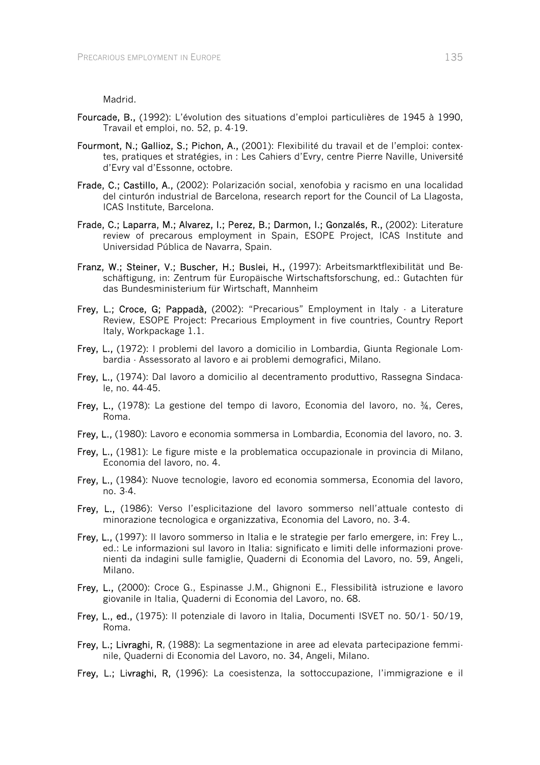Madrid.

**Fourcade, B.,** (1992): L'évolution des situations d'emploi particulières de 1945 à 1990, Travail et emploi, no. 52, p. 4-19.

**Fourmont, N.; Gallioz, S.; Pichon, A.,** (2001): Flexibilité du travail et de l'emploi: contextes, pratiques et stratégies, in : Les Cahiers d'Evry, centre Pierre Naville, Université d'Evry val d'Essonne, octobre.

**Frade, C.; Castillo, A.,** (2002): Polarización social, xenofobia y racismo en una localidad del cinturón industrial de Barcelona, research report for the Council of La Llagosta, ICAS Institute, Barcelona.

**Frade, C.; Laparra, M.; Alvarez, I.; Perez, B.; Darmon, I.; Gonzalés, R.,** (2002): Literature review of precarous employment in Spain, ESOPE Project, ICAS Institute and Universidad Pública de Navarra, Spain.

**Franz, W.; Steiner, V.; Buscher, H.; Buslei, H.,** (1997): Arbeitsmarktflexibilität und Beschäftigung, in: Zentrum für Europäische Wirtschaftsforschung, ed.: Gutachten für das Bundesministerium für Wirtschaft, Mannheim

**Frey, L.; Croce, G; Pappadà,** (2002): "Precarious" Employment in Italy - a Literature Review, ESOPE Project: Precarious Employment in five countries, Country Report Italy, Workpackage 1.1.

**Frey, L.,** (1972): I problemi del lavoro a domicilio in Lombardia, Giunta Regionale Lombardia - Assessorato al lavoro e ai problemi demografici, Milano.

**Frey, L.,** (1974): Dal lavoro a domicilio al decentramento produttivo, Rassegna Sindacale, no. 44-45.

**Frey, L.,** (1978): La gestione del tempo di lavoro, Economia del lavoro, no. ¾, Ceres, Roma.

**Frey, L.,** (1980): Lavoro e economia sommersa in Lombardia, Economia del lavoro, no. 3.

**Frey, L.,** (1981): Le figure miste e la problematica occupazionale in provincia di Milano, Economia del lavoro, no. 4.

**Frey, L.,** (1984): Nuove tecnologie, lavoro ed economia sommersa, Economia del lavoro, no. 3-4.

**Frey, L.,** (1986): Verso l'esplicitazione del lavoro sommerso nell'attuale contesto di minorazione tecnologica e organizzativa, Economia del Lavoro, no. 3-4.

**Frey, L.,** (1997): Il lavoro sommerso in Italia e le strategie per farlo emergere, in: Frey L., ed.: Le informazioni sul lavoro in Italia: significato e limiti delle informazioni provenienti da indagini sulle famiglie, Quaderni di Economia del Lavoro, no. 59, Angeli, Milano.

**Frey, L.,** (2000): Croce G., Espinasse J.M., Ghignoni E., Flessibilità istruzione e lavoro giovanile in Italia, Quaderni di Economia del Lavoro, no. 68.

**Frey, L., ed.,** (1975): Il potenziale di lavoro in Italia, Documenti ISVET no. 50/1- 50/19, Roma.

**Frey, L.; Livraghi, R,** (1988): La segmentazione in aree ad elevata partecipazione femminile, Quaderni di Economia del Lavoro, no. 34, Angeli, Milano.

**Frey, L.; Livraghi, R,** (1996): La coesistenza, la sottoccupazione, l'immigrazione e il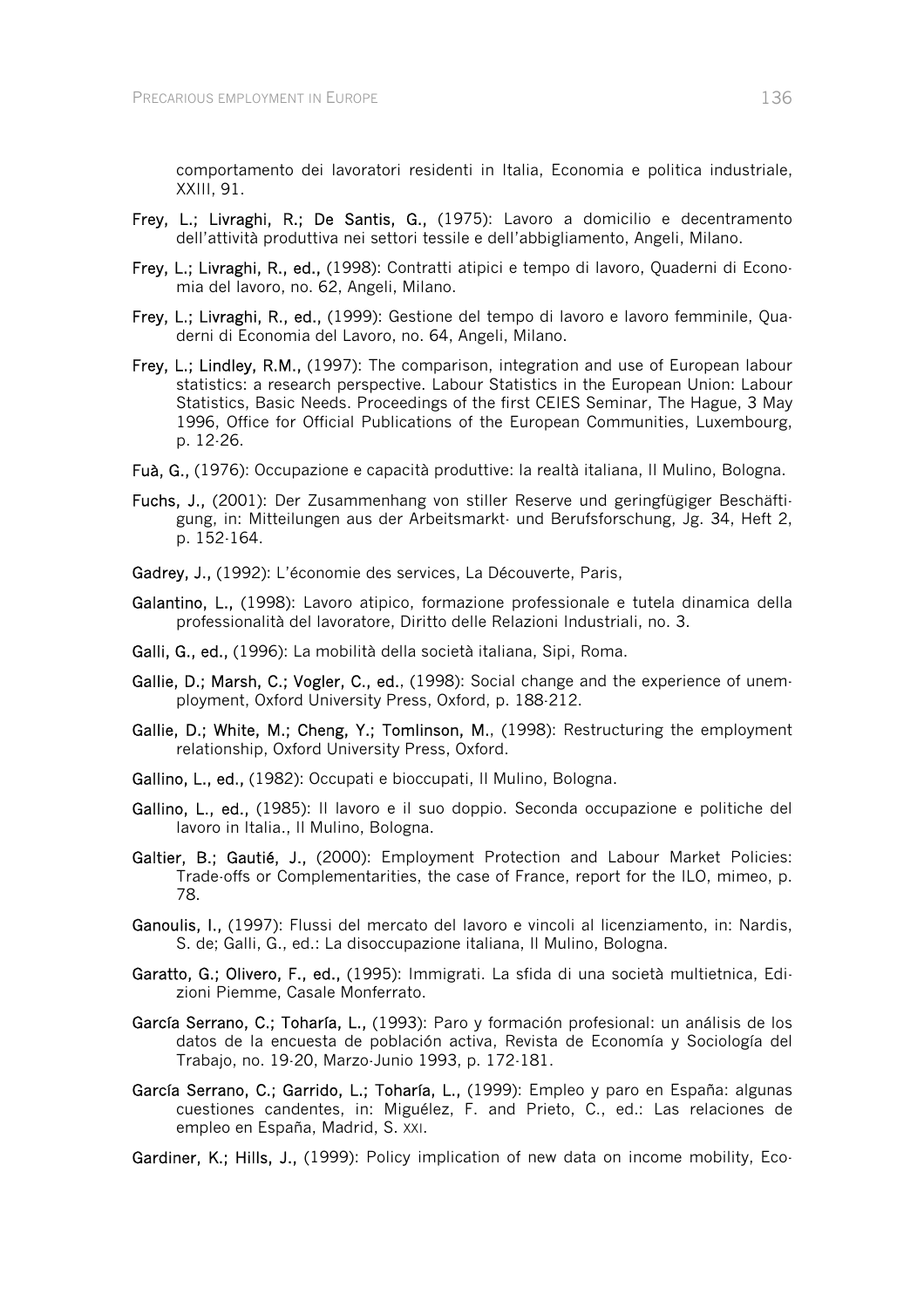comportamento dei lavoratori residenti in Italia, Economia e politica industriale, XXIII, 91.

**Frey, L.; Livraghi, R.; De Santis, G.,** (1975): Lavoro a domicilio e decentramento dell'attività produttiva nei settori tessile e dell'abbigliamento, Angeli, Milano.

**Frey, L.; Livraghi, R., ed.,** (1998): Contratti atipici e tempo di lavoro, Quaderni di Economia del lavoro, no. 62, Angeli, Milano.

**Frey, L.; Livraghi, R., ed.,** (1999): Gestione del tempo di lavoro e lavoro femminile, Quaderni di Economia del Lavoro, no. 64, Angeli, Milano.

**Frey, L.; Lindley, R.M.,** (1997): The comparison, integration and use of European labour statistics: a research perspective. Labour Statistics in the European Union: Labour Statistics, Basic Needs. Proceedings of the first CEIES Seminar, The Hague, 3 May 1996, Office for Official Publications of the European Communities, Luxembourg, p. 12-26.

**Fuà, G.,** (1976): Occupazione e capacità produttive: la realtà italiana, Il Mulino, Bologna.

**Fuchs, J.,** (2001): Der Zusammenhang von stiller Reserve und geringfügiger Beschäftigung, in: Mitteilungen aus der Arbeitsmarkt- und Berufsforschung, Jg. 34, Heft 2, p. 152-164.

**Gadrey, J.,** (1992): L'économie des services, La Découverte, Paris,

**Galantino, L.,** (1998): Lavoro atipico, formazione professionale e tutela dinamica della professionalità del lavoratore, Diritto delle Relazioni Industriali, no. 3.

**Galli, G., ed.,** (1996): La mobilità della società italiana, Sipi, Roma.

**Gallie, D.; Marsh, C.; Vogler, C., ed.,** (1998): Social change and the experience of unemployment, Oxford University Press, Oxford, p. 188-212.

**Gallie, D.; White, M.; Cheng, Y.; Tomlinson, M.,** (1998): Restructuring the employment relationship, Oxford University Press, Oxford.

**Gallino, L., ed.,** (1982): Occupati e bioccupati, Il Mulino, Bologna.

**Gallino, L., ed.,** (1985): Il lavoro e il suo doppio. Seconda occupazione e politiche del lavoro in Italia., Il Mulino, Bologna.

**Galtier, B.; Gautié, J.,** (2000): Employment Protection and Labour Market Policies: Trade-offs or Complementarities, the case of France, report for the ILO, mimeo, p. 78.

**Ganoulis, I.,** (1997): Flussi del mercato del lavoro e vincoli al licenziamento, in: Nardis, S. de; Galli, G., ed.: La disoccupazione italiana, Il Mulino, Bologna.

**Garatto, G.; Olivero, F., ed.,** (1995): Immigrati. La sfida di una società multietnica, Edizioni Piemme, Casale Monferrato.

**García Serrano, C.; Toharía, L.,** (1993): Paro y formación profesional: un análisis de los datos de la encuesta de población activa, Revista de Economía y Sociología del Trabajo, no. 19-20, Marzo-Junio 1993, p. 172-181.

**García Serrano, C.; Garrido, L.; Toharía, L.,** (1999): Empleo y paro en España: algunas cuestiones candentes, in: Miguélez, F. and Prieto, C., ed.: Las relaciones de empleo en España, Madrid, S. XXI.

**Gardiner, K.; Hills, J.,** (1999): Policy implication of new data on income mobility, Eco-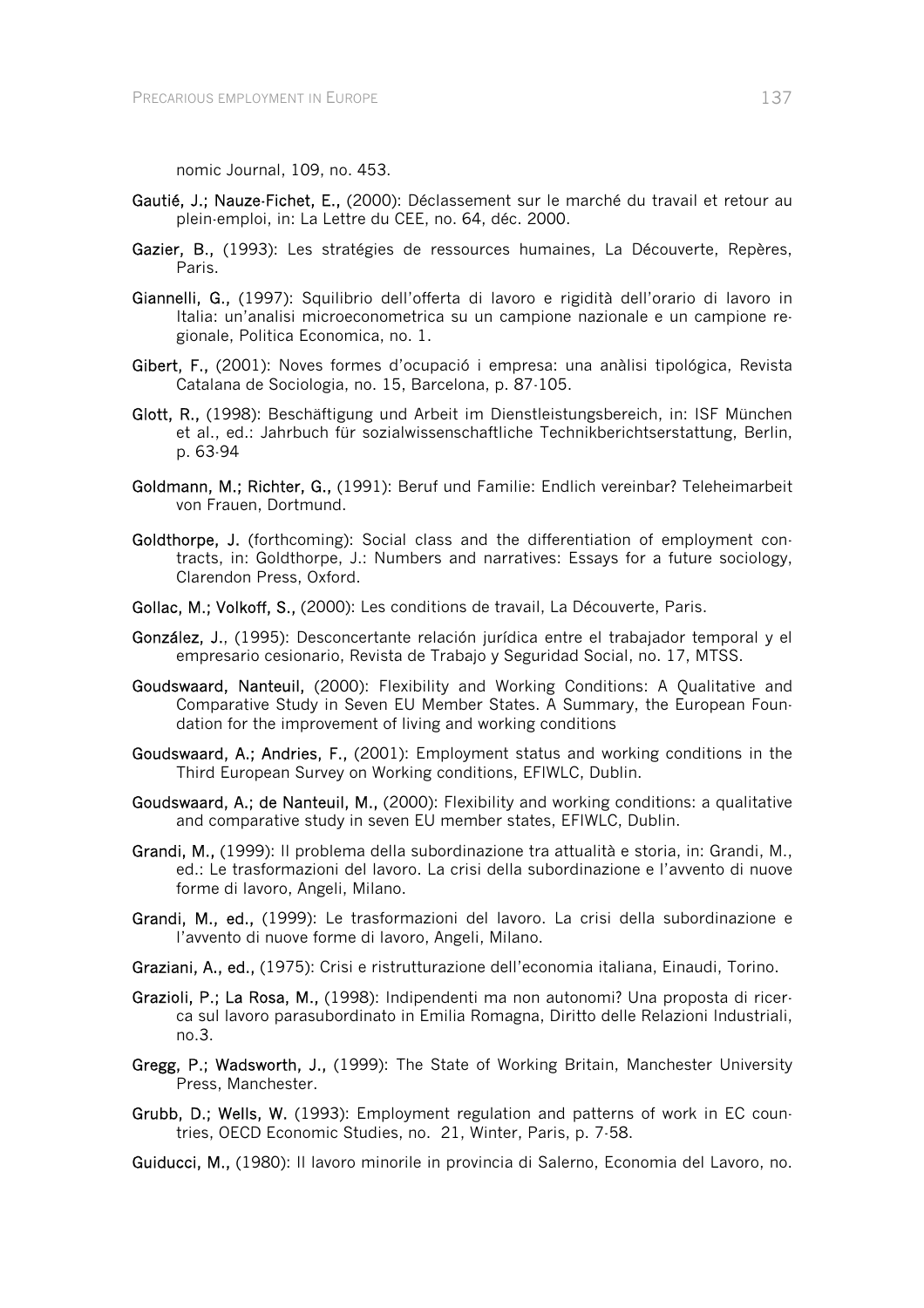nomic Journal, 109, no. 453.

**Gautié, J.; Nauze-Fichet, E.,** (2000): Déclassement sur le marché du travail et retour au plein-emploi, in: La Lettre du CEE, no. 64, déc. 2000.

**Gazier, B.,** (1993): Les stratégies de ressources humaines, La Découverte, Repères, Paris.

**Giannelli, G.,** (1997): Squilibrio dell'offerta di lavoro e rigidità dell'orario di lavoro in Italia: un'analisi microeconometrica su un campione nazionale e un campione regionale, Politica Economica, no. 1.

**Gibert, F.,** (2001): Noves formes d'ocupació i empresa: una anàlisi tipológica, Revista Catalana de Sociologia, no. 15, Barcelona, p. 87-105.

**Glott, R.,** (1998): Beschäftigung und Arbeit im Dienstleistungsbereich, in: ISF München et al., ed.: Jahrbuch für sozialwissenschaftliche Technikberichtserstattung, Berlin, p. 63-94

**Goldmann, M.; Richter, G.,** (1991): Beruf und Familie: Endlich vereinbar? Teleheimarbeit von Frauen, Dortmund.

**Goldthorpe, J.** (forthcoming): Social class and the differentiation of employment contracts, in: Goldthorpe, J.: Numbers and narratives: Essays for a future sociology, Clarendon Press, Oxford.

**Gollac, M.; Volkoff, S.,** (2000): Les conditions de travail, La Découverte, Paris.

**González, J.**, (1995): Desconcertante relación jurídica entre el trabajador temporal y el empresario cesionario, Revista de Trabajo y Seguridad Social, no. 17, MTSS.

**Goudswaard, Nanteuil,** (2000): Flexibility and Working Conditions: A Qualitative and Comparative Study in Seven EU Member States. A Summary, the European Foundation for the improvement of living and working conditions

**Goudswaard, A.; Andries, F.,** (2001): Employment status and working conditions in the Third European Survey on Working conditions, EFIWLC, Dublin.

**Goudswaard, A.; de Nanteuil, M.,** (2000): Flexibility and working conditions: a qualitative and comparative study in seven EU member states, EFIWLC, Dublin.

**Grandi, M.,** (1999): Il problema della subordinazione tra attualità e storia, in: Grandi, M., ed.: Le trasformazioni del lavoro. La crisi della subordinazione e l'avvento di nuove forme di lavoro, Angeli, Milano.

**Grandi, M., ed.,** (1999): Le trasformazioni del lavoro. La crisi della subordinazione e l'avvento di nuove forme di lavoro, Angeli, Milano.

**Graziani, A., ed.,** (1975): Crisi e ristrutturazione dell'economia italiana, Einaudi, Torino.

**Grazioli, P.; La Rosa, M.,** (1998): Indipendenti ma non autonomi? Una proposta di ricerca sul lavoro parasubordinato in Emilia Romagna, Diritto delle Relazioni Industriali, no.3.

**Gregg, P.; Wadsworth, J.,** (1999): The State of Working Britain, Manchester University Press, Manchester.

**Grubb, D.; Wells, W.** (1993): Employment regulation and patterns of work in EC countries, OECD Economic Studies, no. 21, Winter, Paris, p. 7-58.

**Guiducci, M.,** (1980): Il lavoro minorile in provincia di Salerno, Economia del Lavoro, no.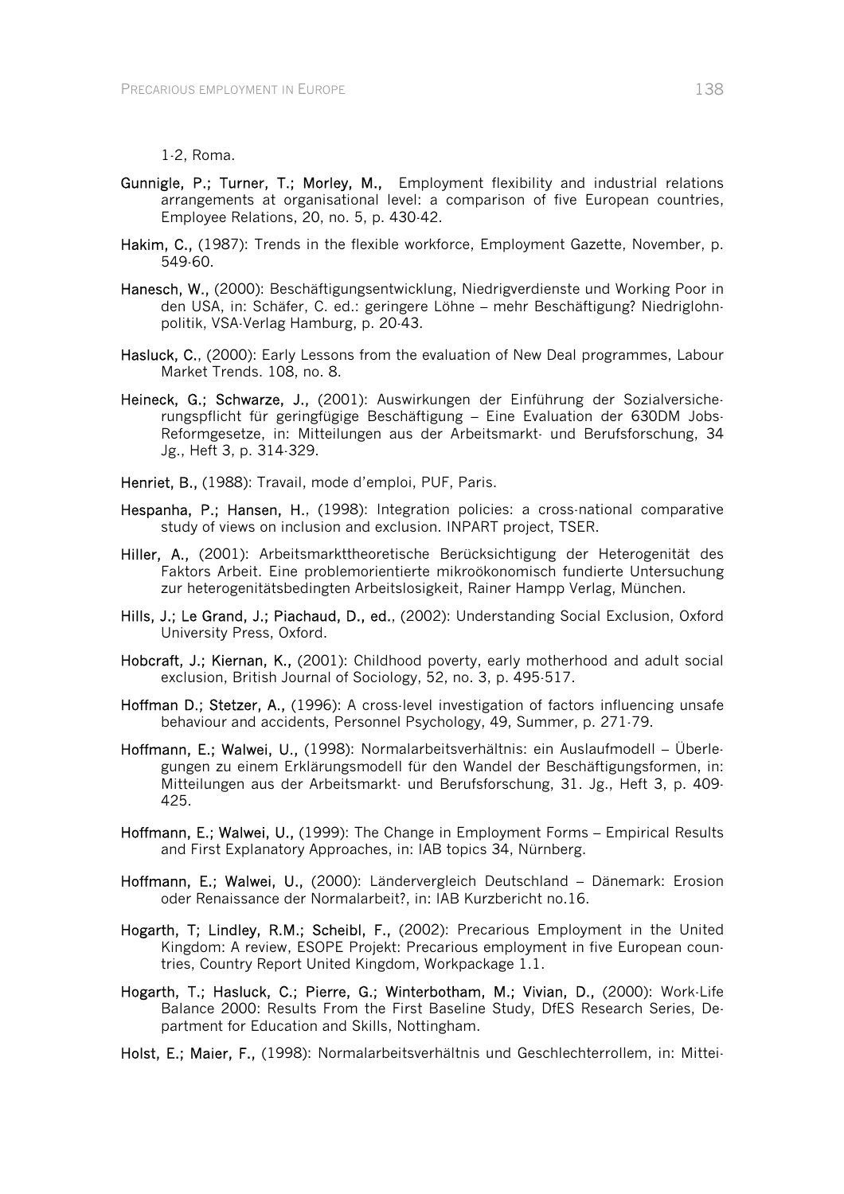1-2, Roma.

**Gunnigle, P.; Turner, T.; Morley, M.,** Employment flexibility and industrial relations arrangements at organisational level: a comparison of five European countries, Employee Relations, 20, no. 5, p. 430-42.

**Hakim, C.,** (1987): Trends in the flexible workforce, Employment Gazette, November, p. 549-60.

**Hanesch, W.,** (2000): Beschäftigungsentwicklung, Niedrigverdienste und Working Poor in den USA, in: Schäfer, C. ed.: geringere Löhne – mehr Beschäftigung? Niedriglohnpolitik, VSA-Verlag Hamburg, p. 20-43.

**Hasluck, C.**, (2000): Early Lessons from the evaluation of New Deal programmes, Labour Market Trends. 108, no. 8.

**Heineck, G.; Schwarze, J.,** (2001): Auswirkungen der Einführung der Sozialversicherungspflicht für geringfügige Beschäftigung – Eine Evaluation der 630DM Jobs-Reformgesetze, in: Mitteilungen aus der Arbeitsmarkt- und Berufsforschung, 34 Jg., Heft 3, p. 314-329.

**Henriet, B.,** (1988): Travail, mode d'emploi, PUF, Paris.

**Hespanha, P.; Hansen, H.**, (1998): Integration policies: a cross-national comparative study of views on inclusion and exclusion. INPART project, TSER.

**Hiller, A.,** (2001): Arbeitsmarkttheoretische Berücksichtigung der Heterogenität des Faktors Arbeit. Eine problemorientierte mikroökonomisch fundierte Untersuchung zur heterogenitätsbedingten Arbeitslosigkeit, Rainer Hampp Verlag, München.

**Hills, J.; Le Grand, J.; Piachaud, D., ed.**, (2002): Understanding Social Exclusion, Oxford University Press, Oxford.

**Hobcraft, J.; Kiernan, K.,** (2001): Childhood poverty, early motherhood and adult social exclusion, British Journal of Sociology, 52, no. 3, p. 495-517.

**Hoffman D.; Stetzer, A.,** (1996): A cross-level investigation of factors influencing unsafe behaviour and accidents, Personnel Psychology, 49, Summer, p. 271-79.

**Hoffmann, E.; Walwei, U.,** (1998): Normalarbeitsverhältnis: ein Auslaufmodell – Überlegungen zu einem Erklärungsmodell für den Wandel der Beschäftigungsformen, in: Mitteilungen aus der Arbeitsmarkt- und Berufsforschung, 31. Jg., Heft 3, p. 409-425.

**Hoffmann, E.; Walwei, U.,** (1999): The Change in Employment Forms – Empirical Results and First Explanatory Approaches, in: IAB topics 34, Nürnberg.

**Hoffmann, E.; Walwei, U.,** (2000): Ländervergleich Deutschland – Dänemark: Erosion oder Renaissance der Normalarbeit?, in: IAB Kurzbericht no.16.

**Hogarth, T; Lindley, R.M.; Scheibl, F.,** (2002): Precarious Employment in the United Kingdom: A review, ESOPE Projekt: Precarious employment in five European countries, Country Report United Kingdom, Workpackage 1.1.

**Hogarth, T.; Hasluck, C.; Pierre, G.; Winterbotham, M.; Vivian, D.,** (2000): Work-Life Balance 2000: Results From the First Baseline Study, DfES Research Series, Department for Education and Skills, Nottingham.

**Holst, E.; Maier, F.,** (1998): Normalarbeitsverhältnis und Geschlechterrollem, in: Mittei-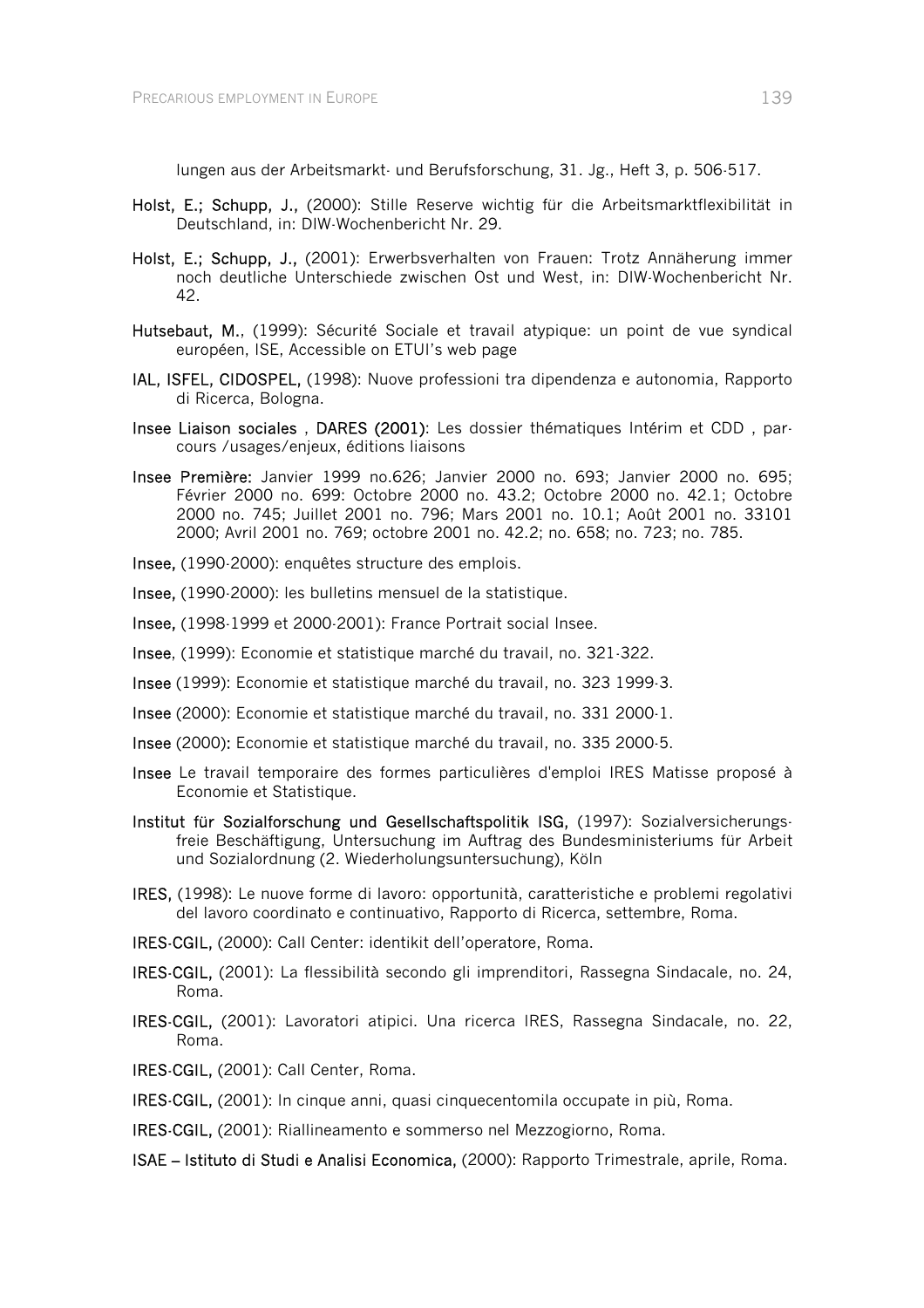lungen aus der Arbeitsmarkt- und Berufsforschung, 31. Jg., Heft 3, p. 506-517.

**Holst, E.; Schupp, J.,** (2000): Stille Reserve wichtig für die Arbeitsmarktflexibilität in Deutschland, in: DIW-Wochenbericht Nr. 29.

**Holst, E.; Schupp, J.,** (2001): Erwerbsverhalten von Frauen: Trotz Annäherung immer noch deutliche Unterschiede zwischen Ost und West, in: DIW-Wochenbericht Nr. 42.

**Hutsebaut, M.**, (1999): Sécurité Sociale et travail atypique: un point de vue syndical européen, ISE, Accessible on ETUI's web page

**IAL, ISFEL, CIDOSPEL,** (1998): Nuove professioni tra dipendenza e autonomia, Rapporto di Ricerca, Bologna.

**Insee Liaison sociales , DARES (2001)**: Les dossier thématiques Intérim et CDD , parcours /usages/enjeux, éditions liaisons

**Insee Première:** Janvier 1999 no.626; Janvier 2000 no. 693; Janvier 2000 no. 695; Février 2000 no. 699: Octobre 2000 no. 43.2; Octobre 2000 no. 42.1; Octobre 2000 no. 745; Juillet 2001 no. 796; Mars 2001 no. 10.1; Août 2001 no. 33101 2000; Avril 2001 no. 769; octobre 2001 no. 42.2; no. 658; no. 723; no. 785.

**Insee,** (1990-2000): enquêtes structure des emplois.

**Insee,** (1990-2000): les bulletins mensuel de la statistique.

**Insee,** (1998-1999 et 2000-2001): France Portrait social Insee.

**Insee**, (1999): Economie et statistique marché du travail, no. 321-322.

**Insee** (1999): Economie et statistique marché du travail, no. 323 1999-3.

**Insee** (2000): Economie et statistique marché du travail, no. 331 2000-1.

**Insee** (2000): Economie et statistique marché du travail, no. 335 2000-5.

**Insee** Le travail temporaire des formes particulières d'emploi IRES Matisse proposé à Economie et Statistique.

**Institut für Sozialforschung und Gesellschaftspolitik ISG,** (1997): Sozialversicherungsfreie Beschäftigung, Untersuchung im Auftrag des Bundesministeriums für Arbeit und Sozialordnung (2. Wiederholungsuntersuchung), Köln

**IRES,** (1998): Le nuove forme di lavoro: opportunità, caratteristiche e problemi regolativi del lavoro coordinato e continuativo, Rapporto di Ricerca, settembre, Roma.

**IRES-CGIL,** (2000): Call Center: identikit dell'operatore, Roma.

**IRES-CGIL,** (2001): La flessibilità secondo gli imprenditori, Rassegna Sindacale, no. 24, Roma.

**IRES-CGIL,** (2001): Lavoratori atipici. Una ricerca IRES, Rassegna Sindacale, no. 22, Roma.

**IRES-CGIL,** (2001): Call Center, Roma.

**IRES-CGIL,** (2001): In cinque anni, quasi cinquecentomila occupate in più, Roma.

**IRES-CGIL,** (2001): Riallineamento e sommerso nel Mezzogiorno, Roma.

**ISAE – Istituto di Studi e Analisi Economica,** (2000): Rapporto Trimestrale, aprile, Roma.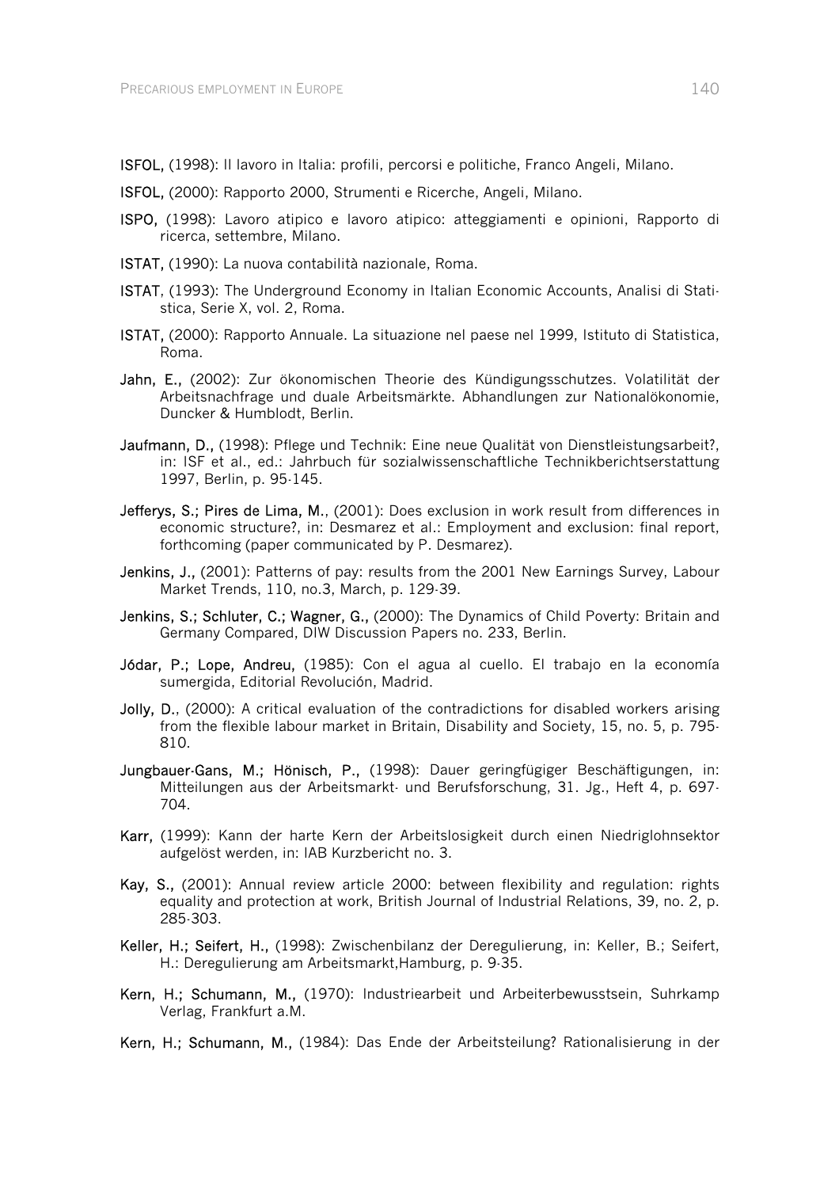**ISFOL,** (1998): Il lavoro in Italia: profili, percorsi e politiche, Franco Angeli, Milano.

**ISFOL,** (2000): Rapporto 2000, Strumenti e Ricerche, Angeli, Milano.

**ISPO,** (1998): Lavoro atipico e lavoro atipico: atteggiamenti e opinioni, Rapporto di ricerca, settembre, Milano.

**ISTAT,** (1990): La nuova contabilità nazionale, Roma.

**ISTAT**, (1993): The Underground Economy in Italian Economic Accounts, Analisi di Statistica, Serie X, vol. 2, Roma.

**ISTAT,** (2000): Rapporto Annuale. La situazione nel paese nel 1999, Istituto di Statistica, Roma.

**Jahn, E.,** (2002): Zur ökonomischen Theorie des Kündigungsschutzes. Volatilität der Arbeitsnachfrage und duale Arbeitsmärkte. Abhandlungen zur Nationalökonomie, Duncker & Humblodt, Berlin.

**Jaufmann, D.,** (1998): Pflege und Technik: Eine neue Qualität von Dienstleistungsarbeit?, in: ISF et al., ed.: Jahrbuch für sozialwissenschaftliche Technikberichtserstattung 1997, Berlin, p. 95-145.

**Jefferys, S.; Pires de Lima, M.**, (2001): Does exclusion in work result from differences in economic structure?, in: Desmarez et al.: Employment and exclusion: final report, forthcoming (paper communicated by P. Desmarez).

**Jenkins, J.,** (2001): Patterns of pay: results from the 2001 New Earnings Survey, Labour Market Trends, 110, no.3, March, p. 129-39.

**Jenkins, S.; Schluter, C.; Wagner, G.,** (2000): The Dynamics of Child Poverty: Britain and Germany Compared, DIW Discussion Papers no. 233, Berlin.

**Jódar, P.; Lope, Andreu,** (1985): Con el agua al cuello. El trabajo en la economía sumergida, Editorial Revolución, Madrid.

**Jolly, D.**, (2000): A critical evaluation of the contradictions for disabled workers arising from the flexible labour market in Britain, Disability and Society, 15, no. 5, p. 795-810.

**Jungbauer-Gans, M.; Hönisch, P.,** (1998): Dauer geringfügiger Beschäftigungen, in: Mitteilungen aus der Arbeitsmarkt- und Berufsforschung, 31. Jg., Heft 4, p. 697-704.

**Karr,** (1999): Kann der harte Kern der Arbeitslosigkeit durch einen Niedriglohnsektor aufgelöst werden, in: IAB Kurzbericht no. 3.

**Kay, S.,** (2001): Annual review article 2000: between flexibility and regulation: rights equality and protection at work, British Journal of Industrial Relations, 39, no. 2, p. 285-303.

**Keller, H.; Seifert, H.,** (1998): Zwischenbilanz der Deregulierung, in: Keller, B.; Seifert, H.: Deregulierung am Arbeitsmarkt,Hamburg, p. 9-35.

**Kern, H.; Schumann, M.,** (1970): Industriearbeit und Arbeiterbewusstsein, Suhrkamp Verlag, Frankfurt a.M.

**Kern, H.; Schumann, M.,** (1984): Das Ende der Arbeitsteilung? Rationalisierung in der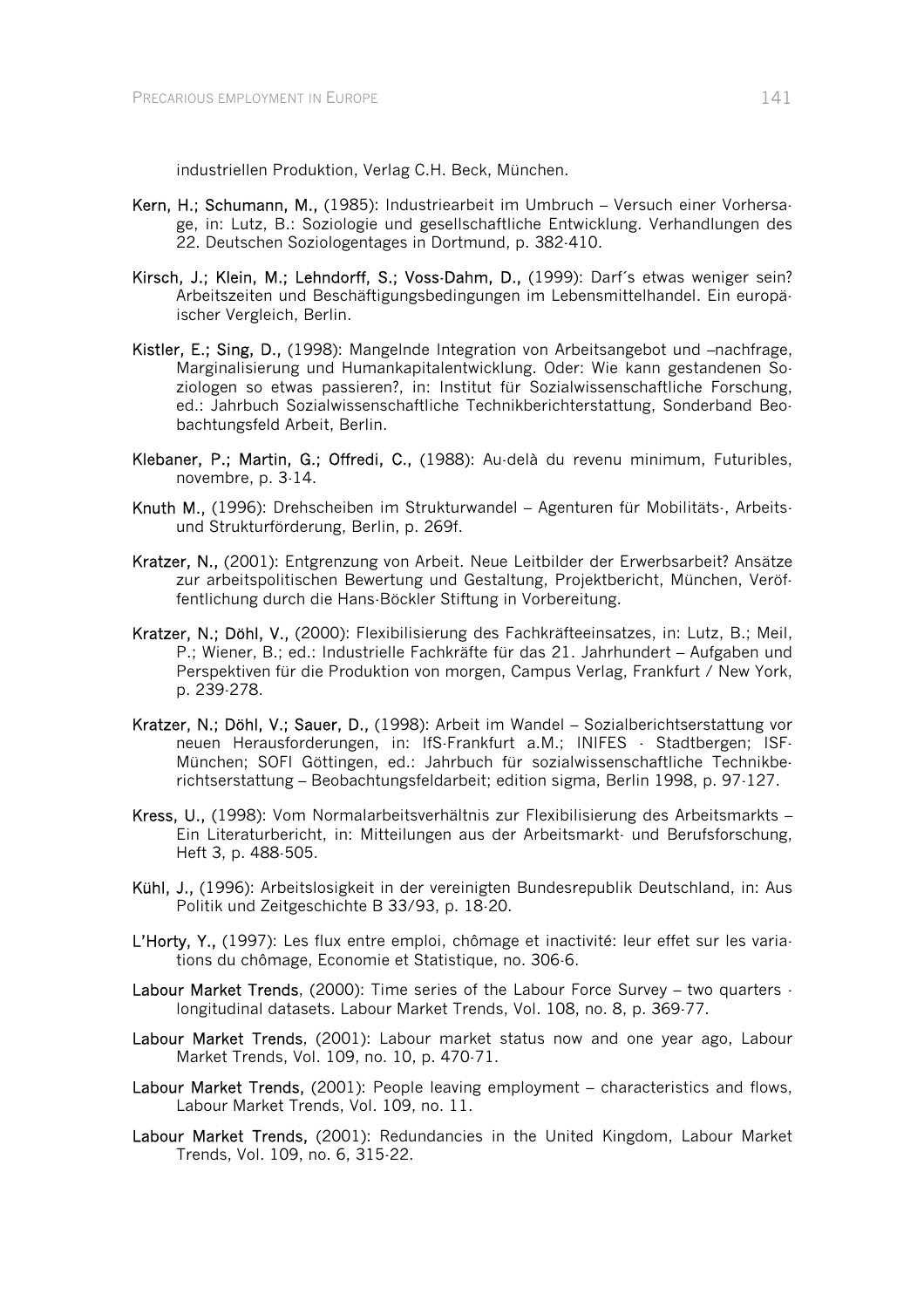industriellen Produktion, Verlag C.H. Beck, München.

**Kern, H.; Schumann, M.,** (1985): Industriearbeit im Umbruch – Versuch einer Vorhersage, in: Lutz, B.: Soziologie und gesellschaftliche Entwicklung. Verhandlungen des 22. Deutschen Soziologentages in Dortmund, p. 382-410.

**Kirsch, J.; Klein, M.; Lehndorff, S.; Voss-Dahm, D.,** (1999): Darf´s etwas weniger sein? Arbeitszeiten und Beschäftigungsbedingungen im Lebensmittelhandel. Ein europäischer Vergleich, Berlin.

**Kistler, E.; Sing, D.,** (1998): Mangelnde Integration von Arbeitsangebot und –nachfrage, Marginalisierung und Humankapitalentwicklung. Oder: Wie kann gestandenen Soziologen so etwas passieren?, in: Institut für Sozialwissenschaftliche Forschung, ed.: Jahrbuch Sozialwissenschaftliche Technikberichterstattung, Sonderband Beobachtungsfeld Arbeit, Berlin.

**Klebaner, P.; Martin, G.; Offredi, C.,** (1988): Au-delà du revenu minimum, Futuribles, novembre, p. 3-14.

**Knuth M.,** (1996): Drehscheiben im Strukturwandel – Agenturen für Mobilitäts-, Arbeits- und Strukturförderung, Berlin, p. 269f.

**Kratzer, N.,** (2001): Entgrenzung von Arbeit. Neue Leitbilder der Erwerbsarbeit? Ansätze zur arbeitspolitischen Bewertung und Gestaltung, Projektbericht, München, Veröffentlichung durch die Hans-Böckler Stiftung in Vorbereitung.

**Kratzer, N.; Döhl, V.,** (2000): Flexibilisierung des Fachkräfteeinsatzes, in: Lutz, B.; Meil, P.; Wiener, B.; ed.: Industrielle Fachkräfte für das 21. Jahrhundert – Aufgaben und Perspektiven für die Produktion von morgen, Campus Verlag, Frankfurt / New York, p. 239-278.

**Kratzer, N.; Döhl, V.; Sauer, D.,** (1998): Arbeit im Wandel – Sozialberichtserstattung vor neuen Herausforderungen, in: IfS-Frankfurt a.M.; INIFES - Stadtbergen; ISF-München; SOFI Göttingen, ed.: Jahrbuch für sozialwissenschaftliche Technikberichtserstattung – Beobachtungsfeldarbeit; edition sigma, Berlin 1998, p. 97-127.

**Kress, U.,** (1998): Vom Normalarbeitsverhältnis zur Flexibilisierung des Arbeitsmarkts – Ein Literaturbericht, in: Mitteilungen aus der Arbeitsmarkt- und Berufsforschung, Heft 3, p. 488-505.

**Kühl, J.,** (1996): Arbeitslosigkeit in der vereinigten Bundesrepublik Deutschland, in: Aus Politik und Zeitgeschichte B 33/93, p. 18-20.

**L'Horty, Y.,** (1997): Les flux entre emploi, chômage et inactivité: leur effet sur les variations du chômage, Economie et Statistique, no. 306-6.

**Labour Market Trends**, (2000): Time series of the Labour Force Survey – two quarters - longitudinal datasets. Labour Market Trends, Vol. 108, no. 8, p. 369-77.

**Labour Market Trends**, (2001): Labour market status now and one year ago, Labour Market Trends, Vol. 109, no. 10, p. 470-71.

**Labour Market Trends,** (2001): People leaving employment – characteristics and flows, Labour Market Trends, Vol. 109, no. 11.

**Labour Market Trends,** (2001): Redundancies in the United Kingdom, Labour Market Trends, Vol. 109, no. 6, 315-22.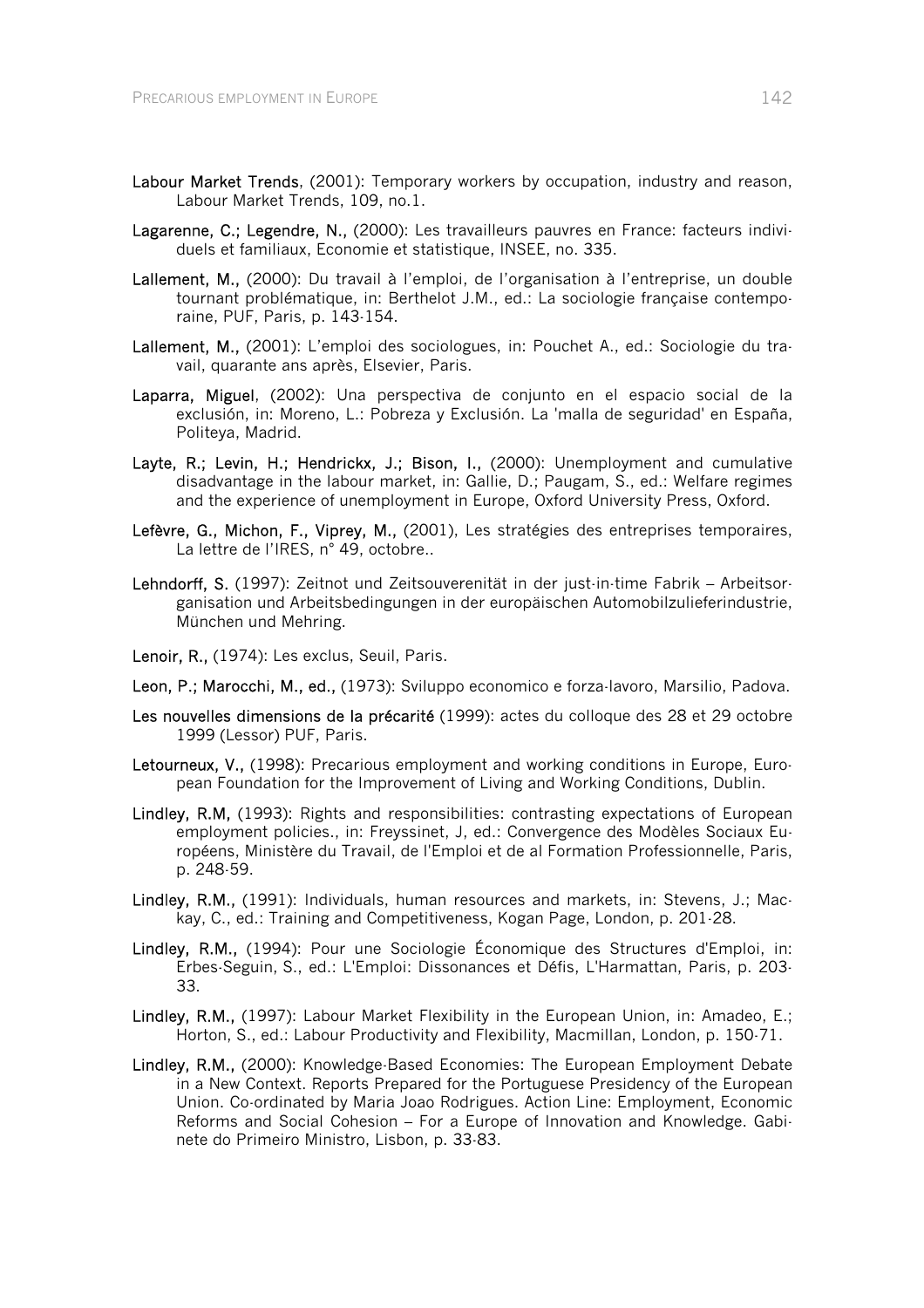**Labour Market Trends**, (2001): Temporary workers by occupation, industry and reason, Labour Market Trends, 109, no.1.

**Lagarenne, C.; Legendre, N.,** (2000): Les travailleurs pauvres en France: facteurs individuels et familiaux, Economie et statistique, INSEE, no. 335.

**Lallement, M.,** (2000): Du travail à l'emploi, de l'organisation à l'entreprise, un double tournant problématique, in: Berthelot J.M., ed.: La sociologie française contemporaine, PUF, Paris, p. 143-154.

**Lallement, M.,** (2001): L'emploi des sociologues, in: Pouchet A., ed.: Sociologie du travail, quarante ans après, Elsevier, Paris.

**Laparra, Miguel**, (2002): Una perspectiva de conjunto en el espacio social de la exclusión, in: Moreno, L.: Pobreza y Exclusión. La 'malla de seguridad' en España, Politeya, Madrid.

**Layte, R.; Levin, H.; Hendrickx, J.; Bison, I.,** (2000): Unemployment and cumulative disadvantage in the labour market, in: Gallie, D.; Paugam, S., ed.: Welfare regimes and the experience of unemployment in Europe, Oxford University Press, Oxford.

**Lefèvre, G., Michon, F., Viprey, M.,** (2001), Les stratégies des entreprises temporaires, La lettre de l'IRES, n° 49, octobre..

**Lehndorff, S.** (1997): Zeitnot und Zeitsouverenität in der just-in-time Fabrik – Arbeitsorganisation und Arbeitsbedingungen in der europäischen Automobilzulieferindustrie, München und Mehring.

**Lenoir, R.,** (1974): Les exclus, Seuil, Paris.

**Leon, P.; Marocchi, M., ed.,** (1973): Sviluppo economico e forza-lavoro, Marsilio, Padova.

**Les nouvelles dimensions de la précarité** (1999): actes du colloque des 28 et 29 octobre 1999 (Lessor) PUF, Paris.

**Letourneux, V.,** (1998): Precarious employment and working conditions in Europe, European Foundation for the Improvement of Living and Working Conditions, Dublin.

**Lindley, R.M,** (1993): Rights and responsibilities: contrasting expectations of European employment policies., in: Freyssinet, J, ed.: Convergence des Modèles Sociaux Européens, Ministère du Travail, de l'Emploi et de al Formation Professionnelle, Paris, p. 248-59.

**Lindley, R.M.,** (1991): Individuals, human resources and markets, in: Stevens, J.; Mackay, C., ed.: Training and Competitiveness, Kogan Page, London, p. 201-28.

**Lindley, R.M.,** (1994): Pour une Sociologie Économique des Structures d'Emploi, in: Erbes-Seguin, S., ed.: L'Emploi: Dissonances et Défis, L'Harmattan, Paris, p. 203-33.

**Lindley, R.M.,** (1997): Labour Market Flexibility in the European Union, in: Amadeo, E.; Horton, S., ed.: Labour Productivity and Flexibility, Macmillan, London, p. 150-71.

**Lindley, R.M.,** (2000): Knowledge-Based Economies: The European Employment Debate in a New Context. Reports Prepared for the Portuguese Presidency of the European Union. Co-ordinated by Maria Joao Rodrigues. Action Line: Employment, Economic Reforms and Social Cohesion – For a Europe of Innovation and Knowledge. Gabinete do Primeiro Ministro, Lisbon, p. 33-83.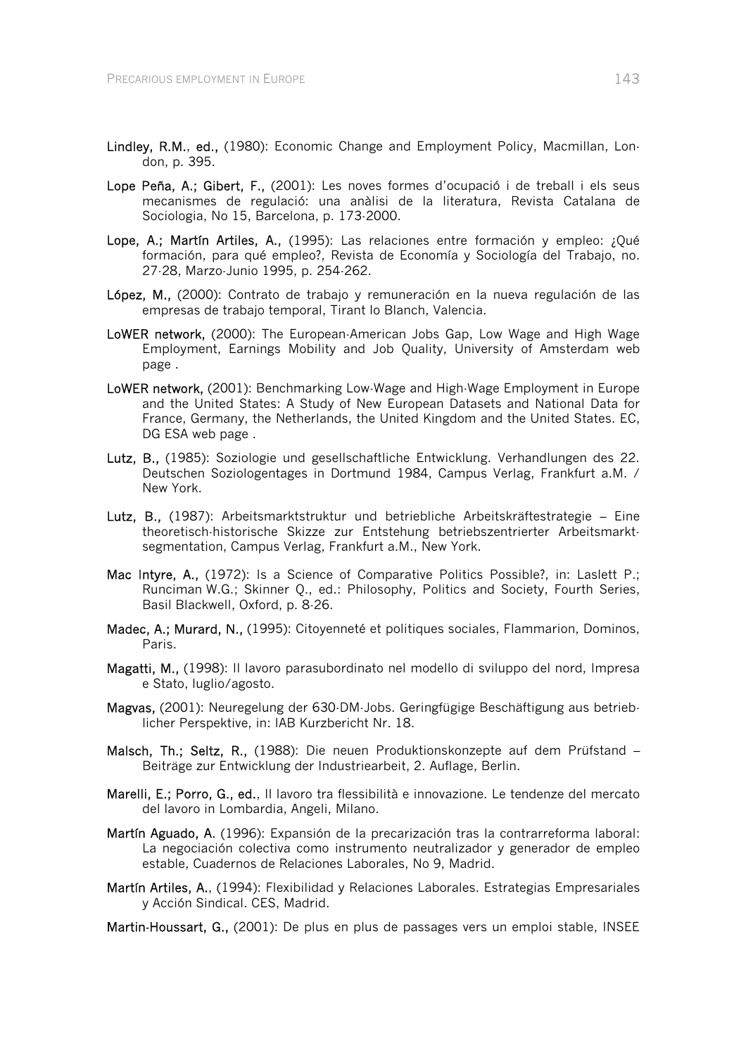**Lindley, R.M., ed.,** (1980): Economic Change and Employment Policy, Macmillan, London, p. 395.

**Lope Peña, A.; Gibert, F.,** (2001): Les noves formes d'ocupació i de treball i els seus mecanismes de regulació: una anàlisi de la literatura, Revista Catalana de Sociologia, No 15, Barcelona, p. 173-2000.

**Lope, A.; Martín Artiles, A.,** (1995): Las relaciones entre formación y empleo: ¿Qué formación, para qué empleo?, Revista de Economía y Sociología del Trabajo, no. 27-28, Marzo-Junio 1995, p. 254-262.

**López, M.,** (2000): Contrato de trabajo y remuneración en la nueva regulación de las empresas de trabajo temporal, Tirant lo Blanch, Valencia.

**LoWER network,** (2000): The European-American Jobs Gap, Low Wage and High Wage Employment, Earnings Mobility and Job Quality, University of Amsterdam web page .

**LoWER network,** (2001): Benchmarking Low-Wage and High-Wage Employment in Europe and the United States: A Study of New European Datasets and National Data for France, Germany, the Netherlands, the United Kingdom and the United States. EC, DG ESA web page .

**Lutz, B.,** (1985): Soziologie und gesellschaftliche Entwicklung. Verhandlungen des 22. Deutschen Soziologentages in Dortmund 1984, Campus Verlag, Frankfurt a.M. / New York.

**Lutz, B.,** (1987): Arbeitsmarktstruktur und betriebliche Arbeitskräftestrategie – Eine theoretisch-historische Skizze zur Entstehung betriebszentrierter Arbeitsmarktsegmentation, Campus Verlag, Frankfurt a.M., New York.

**Mac Intyre, A.,** (1972): Is a Science of Comparative Politics Possible?, in: Laslett P.; Runciman W.G.; Skinner Q., ed.: Philosophy, Politics and Society, Fourth Series, Basil Blackwell, Oxford, p. 8-26.

**Madec, A.; Murard, N.,** (1995): Citoyenneté et politiques sociales, Flammarion, Dominos, Paris.

**Magatti, M.,** (1998): Il lavoro parasubordinato nel modello di sviluppo del nord, Impresa e Stato, luglio/agosto.

**Magvas,** (2001): Neuregelung der 630-DM-Jobs. Geringfügige Beschäftigung aus betrieblicher Perspektive, in: IAB Kurzbericht Nr. 18.

**Malsch, Th.; Seltz, R.,** (1988): Die neuen Produktionskonzepte auf dem Prüfstand – Beiträge zur Entwicklung der Industriearbeit, 2. Auflage, Berlin.

**Marelli, E.; Porro, G., ed.**, Il lavoro tra flessibilità e innovazione. Le tendenze del mercato del lavoro in Lombardia, Angeli, Milano.

**Martín Aguado, A.** (1996): Expansión de la precarización tras la contrarreforma laboral: La negociación colectiva como instrumento neutralizador y generador de empleo estable, Cuadernos de Relaciones Laborales, No 9, Madrid.

**Martín Artiles, A.**, (1994): Flexibilidad y Relaciones Laborales. Estrategias Empresariales y Acción Sindical. CES, Madrid.

**Martin-Houssart, G.,** (2001): De plus en plus de passages vers un emploi stable, INSEE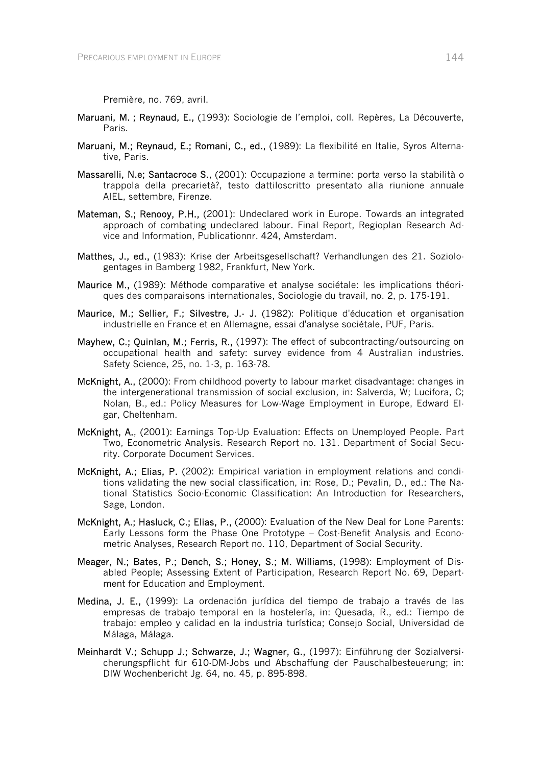Première, no. 769, avril.

**Maruani, M. ; Reynaud, E.,** (1993): Sociologie de l'emploi, coll. Repères, La Découverte, Paris.

**Maruani, M.; Reynaud, E.; Romani, C., ed.,** (1989): La flexibilité en Italie, Syros Alternative, Paris.

**Massarelli, N.e; Santacroce S.,** (2001): Occupazione a termine: porta verso la stabilità o trappola della precarietà?, testo dattiloscritto presentato alla riunione annuale AIEL, settembre, Firenze.

**Mateman, S.; Renooy, P.H.,** (2001): Undeclared work in Europe. Towards an integrated approach of combating undeclared labour. Final Report, Regioplan Research Advice and Information, Publicationnr. 424, Amsterdam.

**Matthes, J., ed.,** (1983): Krise der Arbeitsgesellschaft? Verhandlungen des 21. Soziologentages in Bamberg 1982, Frankfurt, New York.

**Maurice M.,** (1989): Méthode comparative et analyse sociétale: les implications théoriques des comparaisons internationales, Sociologie du travail, no. 2, p. 175-191.

**Maurice, M.; Sellier, F.; Silvestre, J.- J.** (1982): Politique d'éducation et organisation industrielle en France et en Allemagne, essai d'analyse sociétale, PUF, Paris.

**Mayhew, C.; Quinlan, M.; Ferris, R.,** (1997): The effect of subcontracting/outsourcing on occupational health and safety: survey evidence from 4 Australian industries. Safety Science, 25, no. 1-3, p. 163-78.

**McKnight, A.,** (2000): From childhood poverty to labour market disadvantage: changes in the intergenerational transmission of social exclusion, in: Salverda, W; Lucifora, C; Nolan, B., ed.: Policy Measures for Low-Wage Employment in Europe, Edward Elgar, Cheltenham.

**McKnight, A.**, (2001): Earnings Top-Up Evaluation: Effects on Unemployed People. Part Two, Econometric Analysis. Research Report no. 131. Department of Social Security. Corporate Document Services.

**McKnight, A.; Elias, P.** (2002): Empirical variation in employment relations and conditions validating the new social classification, in: Rose, D.; Pevalin, D., ed.: The National Statistics Socio-Economic Classification: An Introduction for Researchers, Sage, London.

**McKnight, A.; Hasluck, C.; Elias, P.,** (2000): Evaluation of the New Deal for Lone Parents: Early Lessons form the Phase One Prototype – Cost-Benefit Analysis and Econometric Analyses, Research Report no. 110, Department of Social Security.

**Meager, N.; Bates, P.; Dench, S.; Honey, S.; M. Williams,** (1998): Employment of Disabled People; Assessing Extent of Participation, Research Report No. 69, Department for Education and Employment.

**Medina, J. E.,** (1999): La ordenación jurídica del tiempo de trabajo a través de las empresas de trabajo temporal en la hostelería, in: Quesada, R., ed.: Tiempo de trabajo: empleo y calidad en la industria turística; Consejo Social, Universidad de Málaga, Málaga.

**Meinhardt V.; Schupp J.; Schwarze, J.; Wagner, G.,** (1997): Einführung der Sozialversicherungspflicht für 610-DM-Jobs und Abschaffung der Pauschalbesteuerung; in: DIW Wochenbericht Jg. 64, no. 45, p. 895-898.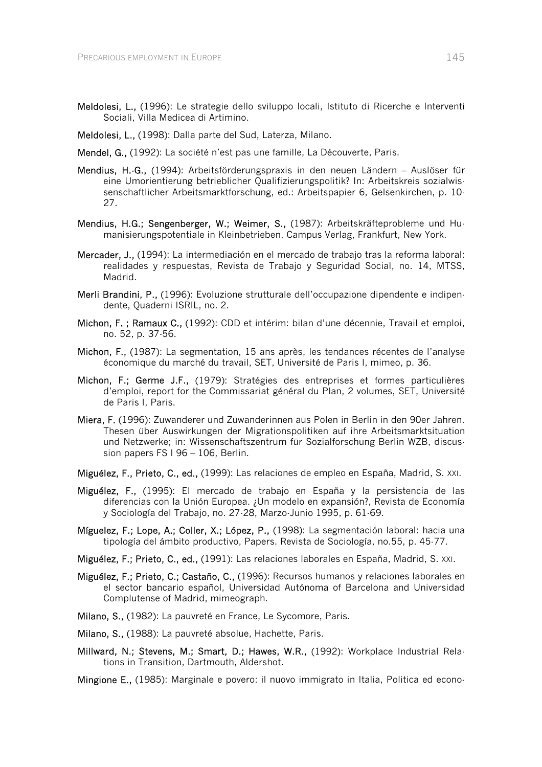**Meldolesi, L.,** (1996): Le strategie dello sviluppo locali, Istituto di Ricerche e Interventi Sociali, Villa Medicea di Artimino.

**Meldolesi, L.,** (1998): Dalla parte del Sud, Laterza, Milano.

**Mendel, G.,** (1992): La société n'est pas une famille, La Découverte, Paris.

**Mendius, H.-G.,** (1994): Arbeitsförderungspraxis in den neuen Ländern – Auslöser für eine Umorientierung betrieblicher Qualifizierungspolitik? In: Arbeitskreis sozialwissenschaftlicher Arbeitsmarktforschung, ed.: Arbeitspapier 6, Gelsenkirchen, p. 10-27.

**Mendius, H.G.; Sengenberger, W.; Weimer, S.,** (1987): Arbeitskräfteprobleme und Humanisierungspotentiale in Kleinbetrieben, Campus Verlag, Frankfurt, New York.

**Mercader, J.,** (1994): La intermediación en el mercado de trabajo tras la reforma laboral: realidades y respuestas, Revista de Trabajo y Seguridad Social, no. 14, MTSS, Madrid.

**Merli Brandini, P.,** (1996): Evoluzione strutturale dell'occupazione dipendente e indipendente, Quaderni ISRIL, no. 2.

**Michon, F. ; Ramaux C.,** (1992): CDD et intérim: bilan d'une décennie, Travail et emploi, no. 52, p. 37-56.

**Michon, F.,** (1987): La segmentation, 15 ans après, les tendances récentes de l'analyse économique du marché du travail, SET, Université de Paris I, mimeo, p. 36.

**Michon, F.; Germe J.F.,** (1979): Stratégies des entreprises et formes particulières d'emploi, report for the Commissariat général du Plan, 2 volumes, SET, Université de Paris I, Paris.

**Miera, F.** (1996): Zuwanderer und Zuwanderinnen aus Polen in Berlin in den 90er Jahren. Thesen über Auswirkungen der Migrationspolitiken auf ihre Arbeitsmarktsituation und Netzwerke; in: Wissenschaftszentrum für Sozialforschung Berlin WZB, discussion papers FS I 96 – 106, Berlin.

**Miguélez, F., Prieto, C., ed.,** (1999): Las relaciones de empleo en España, Madrid, S. XXI.

**Miguélez, F.,** (1995): El mercado de trabajo en España y la persistencia de las diferencias con la Unión Europea. ¿Un modelo en expansión?, Revista de Economía y Sociología del Trabajo, no. 27-28, Marzo-Junio 1995, p. 61-69.

**Míguelez, F.; Lope, A.; Coller, X.; López, P.,** (1998): La segmentación laboral: hacia una tipología del ámbito productivo, Papers. Revista de Sociología, no.55, p. 45-77.

**Miguélez, F.; Prieto, C., ed.,** (1991): Las relaciones laborales en España, Madrid, S. XXI.

**Miguélez, F.; Prieto, C.; Castaño, C.,** (1996): Recursos humanos y relaciones laborales en el sector bancario español, Universidad Autónoma of Barcelona and Universidad Complutense of Madrid, mimeograph.

**Milano, S.,** (1982): La pauvreté en France, Le Sycomore, Paris.

**Milano, S.,** (1988): La pauvreté absolue, Hachette, Paris.

**Millward, N.; Stevens, M.; Smart, D.; Hawes, W.R.,** (1992): Workplace Industrial Relations in Transition, Dartmouth, Aldershot.

**Mingione E.,** (1985): Marginale e povero: il nuovo immigrato in Italia, Politica ed econo-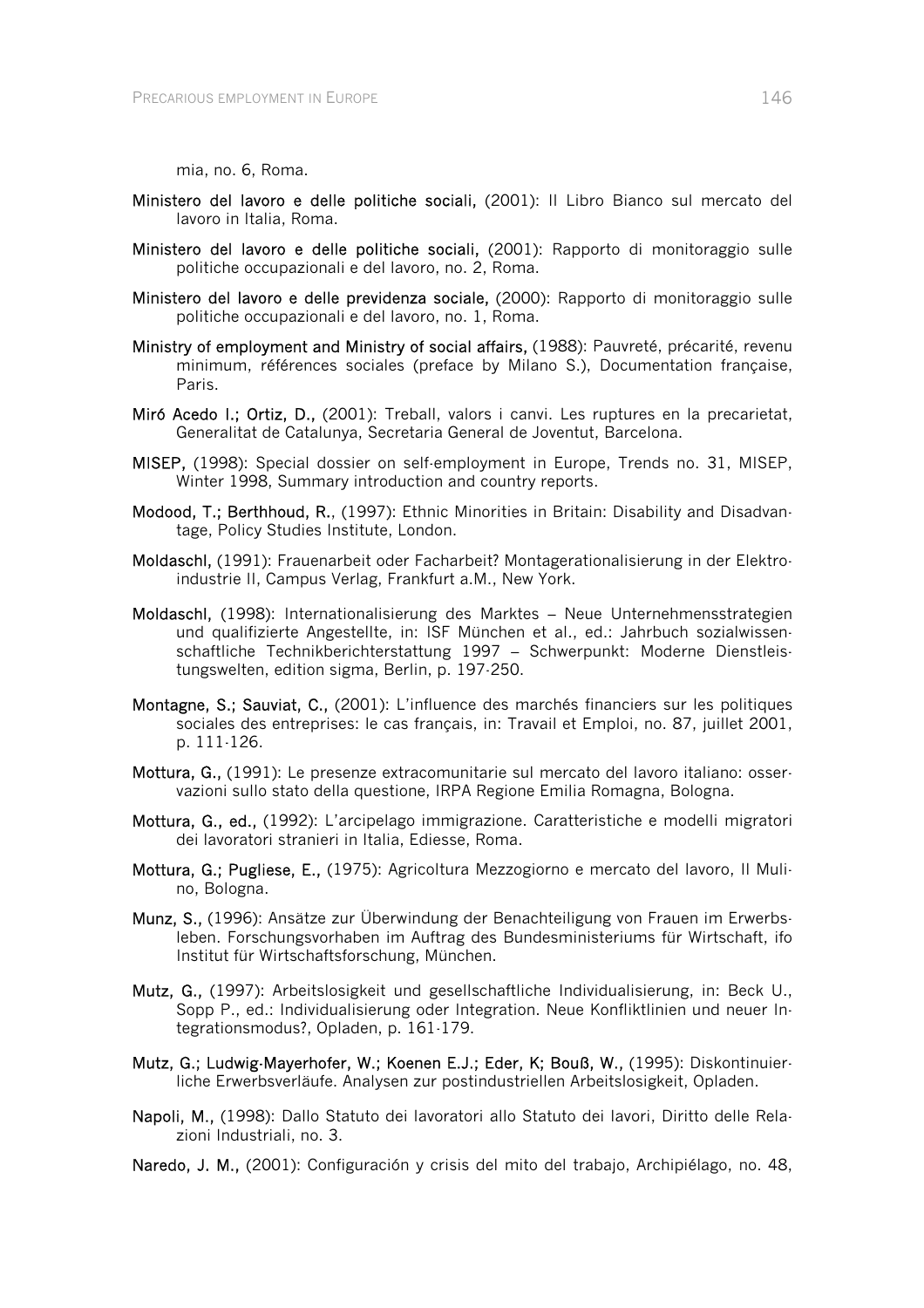mia, no. 6, Roma.

**Ministero del lavoro e delle politiche sociali,** (2001): Il Libro Bianco sul mercato del lavoro in Italia, Roma.

**Ministero del lavoro e delle politiche sociali,** (2001): Rapporto di monitoraggio sulle politiche occupazionali e del lavoro, no. 2, Roma.

**Ministero del lavoro e delle previdenza sociale,** (2000): Rapporto di monitoraggio sulle politiche occupazionali e del lavoro, no. 1, Roma.

**Ministry of employment and Ministry of social affairs,** (1988): Pauvreté, précarité, revenu minimum, références sociales (preface by Milano S.), Documentation française, Paris.

**Miró Acedo I.; Ortiz, D.,** (2001): Treball, valors i canvi. Les ruptures en la precarietat, Generalitat de Catalunya, Secretaria General de Joventut, Barcelona.

**MISEP,** (1998): Special dossier on self-employment in Europe, Trends no. 31, MISEP, Winter 1998, Summary introduction and country reports.

**Modood, T.; Berthhoud, R.,** (1997): Ethnic Minorities in Britain: Disability and Disadvantage, Policy Studies Institute, London.

**Moldaschl,** (1991): Frauenarbeit oder Facharbeit? Montagerationalisierung in der Elektroindustrie II, Campus Verlag, Frankfurt a.M., New York.

**Moldaschl,** (1998): Internationalisierung des Marktes – Neue Unternehmensstrategien und qualifizierte Angestellte, in: ISF München et al., ed.: Jahrbuch sozialwissenschaftliche Technikberichterstattung 1997 – Schwerpunkt: Moderne Dienstleistungswelten, edition sigma, Berlin, p. 197-250.

**Montagne, S.; Sauviat, C.,** (2001): L'influence des marchés financiers sur les politiques sociales des entreprises: le cas français, in: Travail et Emploi, no. 87, juillet 2001, p. 111-126.

**Mottura, G.,** (1991): Le presenze extracomunitarie sul mercato del lavoro italiano: osservazioni sullo stato della questione, IRPA Regione Emilia Romagna, Bologna.

**Mottura, G., ed.,** (1992): L'arcipelago immigrazione. Caratteristiche e modelli migratori dei lavoratori stranieri in Italia, Ediesse, Roma.

**Mottura, G.; Pugliese, E.,** (1975): Agricoltura Mezzogiorno e mercato del lavoro, Il Mulino, Bologna.

**Munz, S.,** (1996): Ansätze zur Überwindung der Benachteiligung von Frauen im Erwerbsleben. Forschungsvorhaben im Auftrag des Bundesministeriums für Wirtschaft, ifo Institut für Wirtschaftsforschung, München.

**Mutz, G.,** (1997): Arbeitslosigkeit und gesellschaftliche Individualisierung, in: Beck U., Sopp P., ed.: Individualisierung oder Integration. Neue Konfliktlinien und neuer Integrationsmodus?, Opladen, p. 161-179.

**Mutz, G.; Ludwig-Mayerhofer, W.; Koenen E.J.; Eder, K; Bouß, W.,** (1995): Diskontinuierliche Erwerbsverläufe. Analysen zur postindustriellen Arbeitslosigkeit, Opladen.

**Napoli, M.,** (1998): Dallo Statuto dei lavoratori allo Statuto dei lavori, Diritto delle Relazioni Industriali, no. 3.

**Naredo, J. M.,** (2001): Configuración y crisis del mito del trabajo, Archipiélago, no. 48,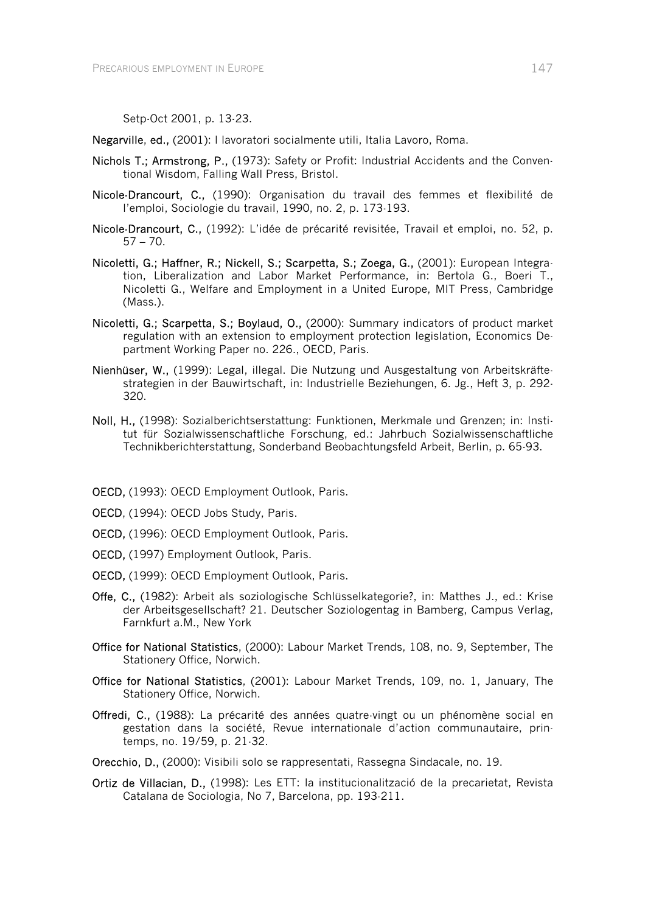Setp-Oct 2001, p. 13-23.

**Negarville, ed.,** (2001): I lavoratori socialmente utili, Italia Lavoro, Roma.

**Nichols T.; Armstrong, P.,** (1973): Safety or Profit: Industrial Accidents and the Conventional Wisdom, Falling Wall Press, Bristol.

**Nicole-Drancourt, C.,** (1990): Organisation du travail des femmes et flexibilité de l'emploi, Sociologie du travail, 1990, no. 2, p. 173-193.

**Nicole-Drancourt, C.,** (1992): L'idée de précarité revisitée, Travail et emploi, no. 52, p. 57 – 70.

**Nicoletti, G.; Haffner, R.; Nickell, S.; Scarpetta, S.; Zoega, G.,** (2001): European Integration, Liberalization and Labor Market Performance, in: Bertola G., Boeri T., Nicoletti G., Welfare and Employment in a United Europe, MIT Press, Cambridge (Mass.).

**Nicoletti, G.; Scarpetta, S.; Boylaud, O.,** (2000): Summary indicators of product market regulation with an extension to employment protection legislation, Economics Department Working Paper no. 226., OECD, Paris.

**Nienhüser, W.,** (1999): Legal, illegal. Die Nutzung und Ausgestaltung von Arbeitskräftestrategien in der Bauwirtschaft, in: Industrielle Beziehungen, 6. Jg., Heft 3, p. 292-320.

**Noll, H.,** (1998): Sozialberichtserstattung: Funktionen, Merkmale und Grenzen; in: Institut für Sozialwissenschaftliche Forschung, ed.: Jahrbuch Sozialwissenschaftliche Technikberichterstattung, Sonderband Beobachtungsfeld Arbeit, Berlin, p. 65-93.

**OECD,** (1993): OECD Employment Outlook, Paris.

**OECD**, (1994): OECD Jobs Study, Paris.

**OECD,** (1996): OECD Employment Outlook, Paris.

**OECD,** (1997) Employment Outlook, Paris.

**OECD,** (1999): OECD Employment Outlook, Paris.

**Offe, C.,** (1982): Arbeit als soziologische Schlüsselkategorie?, in: Matthes J., ed.: Krise der Arbeitsgesellschaft? 21. Deutscher Soziologentag in Bamberg, Campus Verlag, Farnkfurt a.M., New York

**Office for National Statistics**, (2000): Labour Market Trends, 108, no. 9, September, The Stationery Office, Norwich.

**Office for National Statistics**, (2001): Labour Market Trends, 109, no. 1, January, The Stationery Office, Norwich.

**Offredi, C.,** (1988): La précarité des années quatre-vingt ou un phénomène social en gestation dans la société, Revue internationale d'action communautaire, printemps, no. 19/59, p. 21-32.

**Orecchio, D.,** (2000): Visibili solo se rappresentati, Rassegna Sindacale, no. 19.

**Ortiz de Villacian, D.,** (1998): Les ETT: la institucionalització de la precarietat, Revista Catalana de Sociologia, No 7, Barcelona, pp. 193-211.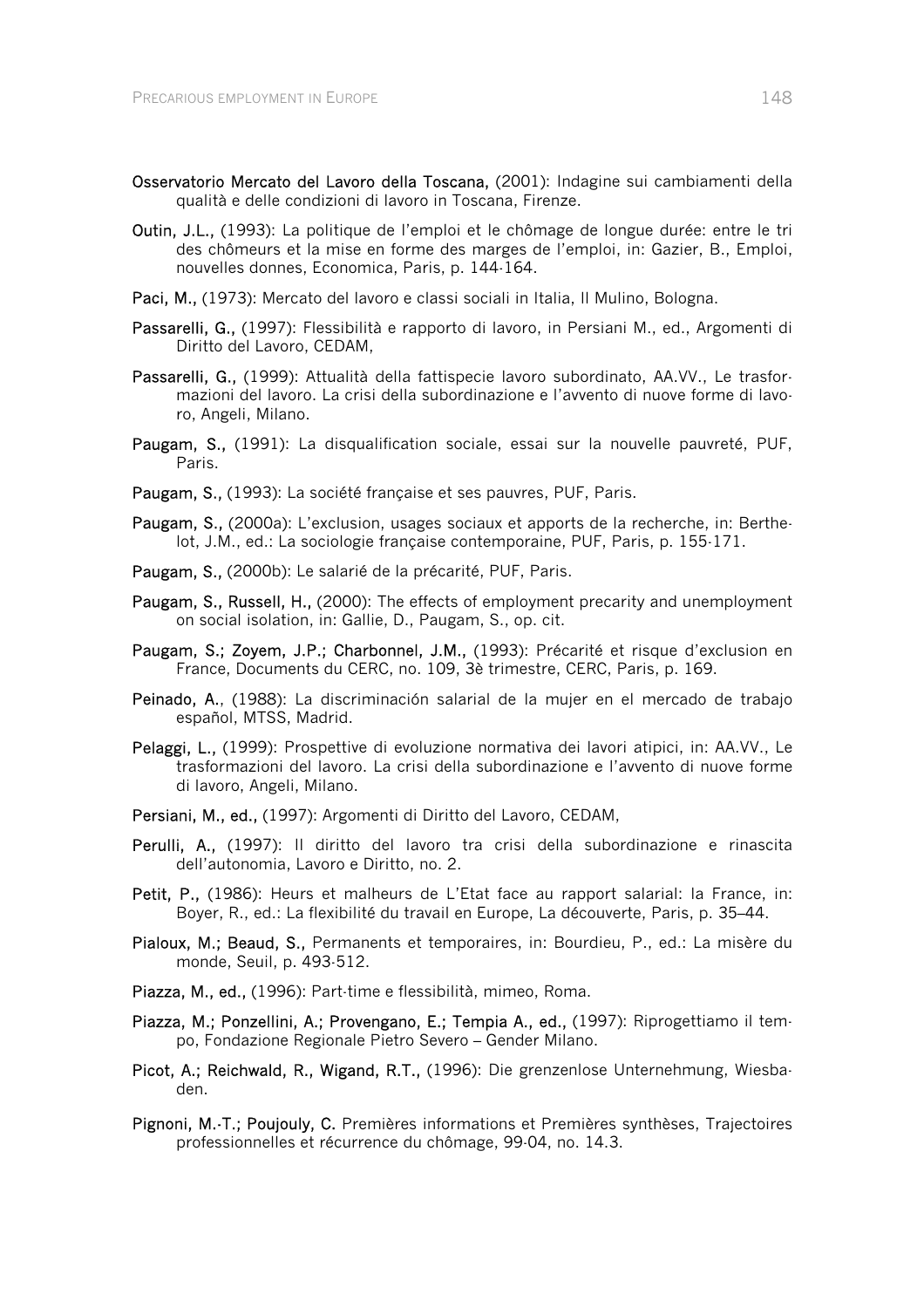**Osservatorio Mercato del Lavoro della Toscana,** (2001): Indagine sui cambiamenti della qualità e delle condizioni di lavoro in Toscana, Firenze.

**Outin, J.L.,** (1993): La politique de l'emploi et le chômage de longue durée: entre le tri des chômeurs et la mise en forme des marges de l'emploi, in: Gazier, B., Emploi, nouvelles donnes, Economica, Paris, p. 144-164.

**Paci, M.,** (1973): Mercato del lavoro e classi sociali in Italia, Il Mulino, Bologna.

**Passarelli, G.,** (1997): Flessibilità e rapporto di lavoro, in Persiani M., ed., Argomenti di Diritto del Lavoro, CEDAM,

**Passarelli, G.,** (1999): Attualità della fattispecie lavoro subordinato, AA.VV., Le trasformazioni del lavoro. La crisi della subordinazione e l'avvento di nuove forme di lavoro, Angeli, Milano.

**Paugam, S.,** (1991): La disqualification sociale, essai sur la nouvelle pauvreté, PUF, Paris.

**Paugam, S.,** (1993): La société française et ses pauvres, PUF, Paris.

**Paugam, S.,** (2000a): L'exclusion, usages sociaux et apports de la recherche, in: Berthelot, J.M., ed.: La sociologie française contemporaine, PUF, Paris, p. 155-171.

**Paugam, S.,** (2000b): Le salarié de la précarité, PUF, Paris.

**Paugam, S., Russell, H.,** (2000): The effects of employment precarity and unemployment on social isolation, in: Gallie, D., Paugam, S., op. cit.

**Paugam, S.; Zoyem, J.P.; Charbonnel, J.M.,** (1993): Précarité et risque d'exclusion en France, Documents du CERC, no. 109, 3è trimestre, CERC, Paris, p. 169.

**Peinado, A.**, (1988): La discriminación salarial de la mujer en el mercado de trabajo español, MTSS, Madrid.

**Pelaggi, L.,** (1999): Prospettive di evoluzione normativa dei lavori atipici, in: AA.VV., Le trasformazioni del lavoro. La crisi della subordinazione e l'avvento di nuove forme di lavoro, Angeli, Milano.

**Persiani, M., ed.,** (1997): Argomenti di Diritto del Lavoro, CEDAM,

**Perulli, A.,** (1997): Il diritto del lavoro tra crisi della subordinazione e rinascita dell'autonomia, Lavoro e Diritto, no. 2.

**Petit, P.,** (1986): Heurs et malheurs de L'Etat face au rapport salarial: la France, in: Boyer, R., ed.: La flexibilité du travail en Europe, La découverte, Paris, p. 35–44.

**Pialoux, M.; Beaud, S.,** Permanents et temporaires, in: Bourdieu, P., ed.: La misère du monde, Seuil, p. 493-512.

**Piazza, M., ed.,** (1996): Part-time e flessibilità, mimeo, Roma.

**Piazza, M.; Ponzellini, A.; Provengano, E.; Tempia A., ed.,** (1997): Riprogettiamo il tempo, Fondazione Regionale Pietro Severo – Gender Milano.

**Picot, A.; Reichwald, R., Wigand, R.T.,** (1996): Die grenzenlose Unternehmung, Wiesbaden.

**Pignoni, M.-T.; Poujouly, C.** Premières informations et Premières synthèses, Trajectoires professionnelles et récurrence du chômage, 99-04, no. 14.3.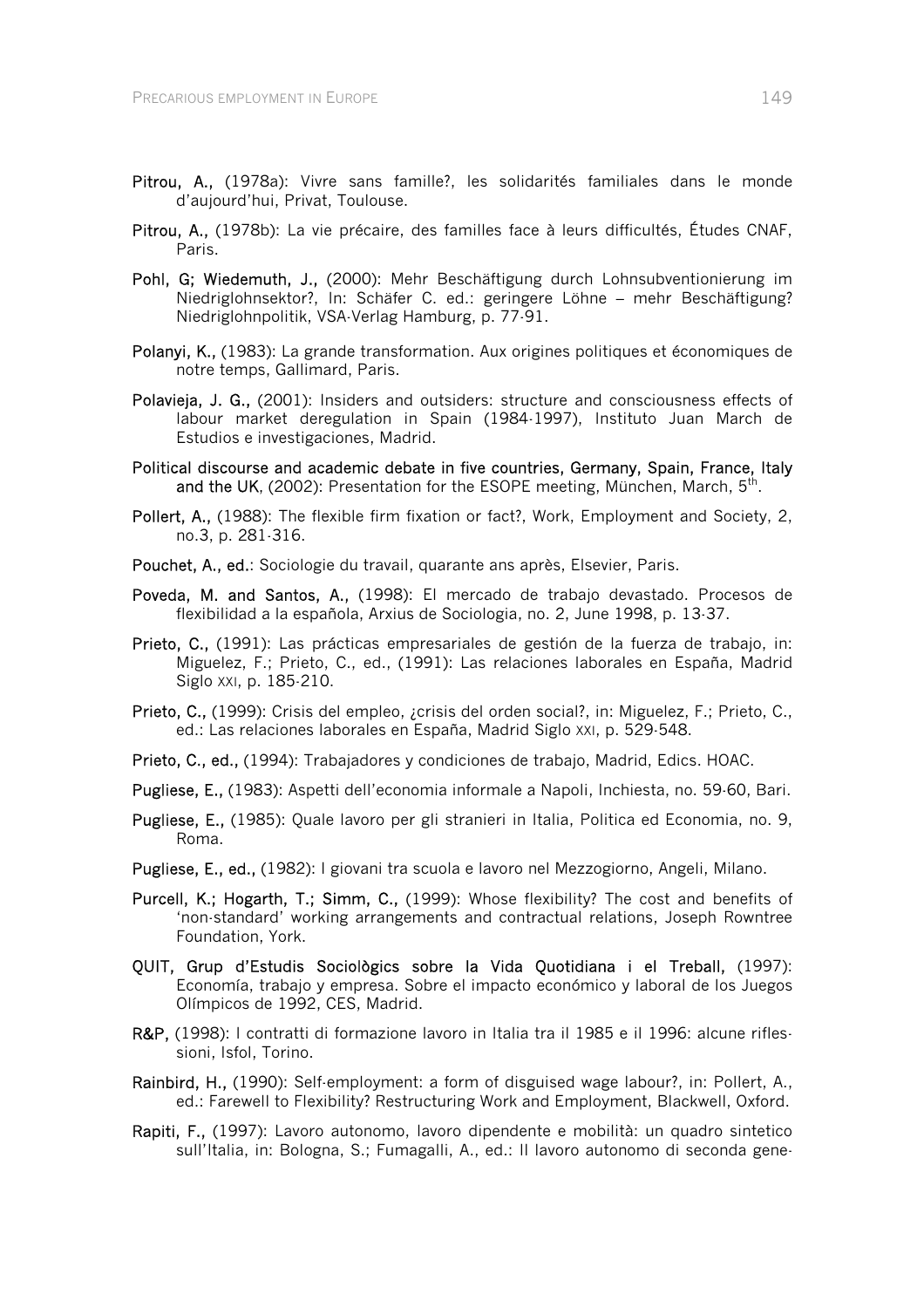**Pitrou, A.,** (1978a): Vivre sans famille?, les solidarités familiales dans le monde d'aujourd'hui, Privat, Toulouse.

**Pitrou, A.,** (1978b): La vie précaire, des familles face à leurs difficultés, Études CNAF, Paris.

**Pohl, G; Wiedemuth, J.,** (2000): Mehr Beschäftigung durch Lohnsubventionierung im Niedriglohnsektor?, In: Schäfer C. ed.: geringere Löhne – mehr Beschäftigung? Niedriglohnpolitik, VSA-Verlag Hamburg, p. 77-91.

**Polanyi, K.,** (1983): La grande transformation. Aux origines politiques et économiques de notre temps, Gallimard, Paris.

**Polavieja, J. G.,** (2001): Insiders and outsiders: structure and consciousness effects of labour market deregulation in Spain (1984-1997), Instituto Juan March de Estudios e investigaciones, Madrid.

**Political discourse and academic debate in five countries, Germany, Spain, France, Italy and the UK**, (2002): Presentation for the ESOPE meeting, München, March, 5th.

**Pollert, A.,** (1988): The flexible firm fixation or fact?, Work, Employment and Society, 2, no.3, p. 281-316.

**Pouchet, A., ed.**: Sociologie du travail, quarante ans après, Elsevier, Paris.

**Poveda, M. and Santos, A.,** (1998): El mercado de trabajo devastado. Procesos de flexibilidad a la española, Arxius de Sociologia, no. 2, June 1998, p. 13-37.

**Prieto, C.,** (1991): Las prácticas empresariales de gestión de la fuerza de trabajo, in: Miguelez, F.; Prieto, C., ed., (1991): Las relaciones laborales en España, Madrid Siglo XXI, p. 185-210.

**Prieto, C.,** (1999): Crisis del empleo, ¿crisis del orden social?, in: Miguelez, F.; Prieto, C., ed.: Las relaciones laborales en España, Madrid Siglo XXI, p. 529-548.

**Prieto, C., ed.,** (1994): Trabajadores y condiciones de trabajo, Madrid, Edics. HOAC.

**Pugliese, E.,** (1983): Aspetti dell'economia informale a Napoli, Inchiesta, no. 59-60, Bari.

**Pugliese, E.,** (1985): Quale lavoro per gli stranieri in Italia, Politica ed Economia, no. 9, Roma.

**Pugliese, E., ed.,** (1982): I giovani tra scuola e lavoro nel Mezzogiorno, Angeli, Milano.

**Purcell, K.; Hogarth, T.; Simm, C.,** (1999): Whose flexibility? The cost and benefits of 'non-standard' working arrangements and contractual relations, Joseph Rowntree Foundation, York.

**QUIT, Grup d'Estudis Sociològics sobre la Vida Quotidiana i el Treball,** (1997): Economía, trabajo y empresa. Sobre el impacto económico y laboral de los Juegos Olímpicos de 1992, CES, Madrid.

**R&P,** (1998): I contratti di formazione lavoro in Italia tra il 1985 e il 1996: alcune riflessioni, Isfol, Torino.

**Rainbird, H.,** (1990): Self-employment: a form of disguised wage labour?, in: Pollert, A., ed.: Farewell to Flexibility? Restructuring Work and Employment, Blackwell, Oxford.

**Rapiti, F.,** (1997): Lavoro autonomo, lavoro dipendente e mobilità: un quadro sintetico sull'Italia, in: Bologna, S.; Fumagalli, A., ed.: Il lavoro autonomo di seconda gene-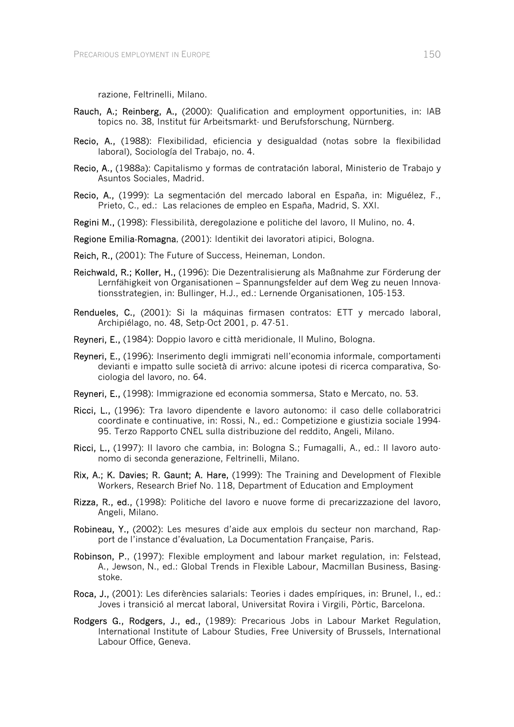razione, Feltrinelli, Milano.

**Rauch, A.; Reinberg, A.,** (2000): Qualification and employment opportunities, in: IAB topics no. 38, Institut für Arbeitsmarkt- und Berufsforschung, Nürnberg.

**Recio, A.,** (1988): Flexibilidad, eficiencia y desigualdad (notas sobre la flexibilidad laboral), Sociología del Trabajo, no. 4.

**Recio, A.,** (1988a): Capitalismo y formas de contratación laboral, Ministerio de Trabajo y Asuntos Sociales, Madrid.

**Recio, A.,** (1999): La segmentación del mercado laboral en España, in: Miguélez, F., Prieto, C., ed.: Las relaciones de empleo en España, Madrid, S. XXI.

**Regini M.,** (1998): Flessibilità, deregolazione e politiche del lavoro, Il Mulino, no. 4.

**Regione Emilia-Romagna**, (2001): Identikit dei lavoratori atipici, Bologna.

**Reich, R.,** (2001): The Future of Success, Heineman, London.

**Reichwald, R.; Koller, H.,** (1996): Die Dezentralisierung als Maßnahme zur Förderung der Lernfähigkeit von Organisationen – Spannungsfelder auf dem Weg zu neuen Innovationsstrategien, in: Bullinger, H.J., ed.: Lernende Organisationen, 105-153.

**Rendueles, C.,** (2001): Si la máquinas firmasen contratos: ETT y mercado laboral, Archipiélago, no. 48, Setp-Oct 2001, p. 47-51.

**Reyneri, E.,** (1984): Doppio lavoro e città meridionale, Il Mulino, Bologna.

**Reyneri, E.,** (1996): Inserimento degli immigrati nell'economia informale, comportamenti devianti e impatto sulle società di arrivo: alcune ipotesi di ricerca comparativa, Sociologia del lavoro, no. 64.

**Reyneri, E.,** (1998): Immigrazione ed economia sommersa, Stato e Mercato, no. 53.

**Ricci, L.,** (1996): Tra lavoro dipendente e lavoro autonomo: il caso delle collaboratrici coordinate e continuative, in: Rossi, N., ed.: Competizione e giustizia sociale 1994-95. Terzo Rapporto CNEL sulla distribuzione del reddito, Angeli, Milano.

**Ricci, L.,** (1997): Il lavoro che cambia, in: Bologna S.; Fumagalli, A., ed.: Il lavoro autonomo di seconda generazione, Feltrinelli, Milano.

**Rix, A.; K. Davies; R. Gaunt; A. Hare,** (1999): The Training and Development of Flexible Workers, Research Brief No. 118, Department of Education and Employment

**Rizza, R., ed.,** (1998): Politiche del lavoro e nuove forme di precarizzazione del lavoro, Angeli, Milano.

**Robineau, Y.,** (2002): Les mesures d'aide aux emplois du secteur non marchand, Rapport de l'instance d'évaluation, La Documentation Française, Paris.

**Robinson, P.**, (1997): Flexible employment and labour market regulation, in: Felstead, A., Jewson, N., ed.: Global Trends in Flexible Labour, Macmillan Business, Basingstoke.

**Roca, J.,** (2001): Les diferències salarials: Teories i dades empíriques, in: Brunel, I., ed.: Joves i transició al mercat laboral, Universitat Rovira i Virgili, Pòrtic, Barcelona.

**Rodgers G., Rodgers, J., ed.,** (1989): Precarious Jobs in Labour Market Regulation, International Institute of Labour Studies, Free University of Brussels, International Labour Office, Geneva.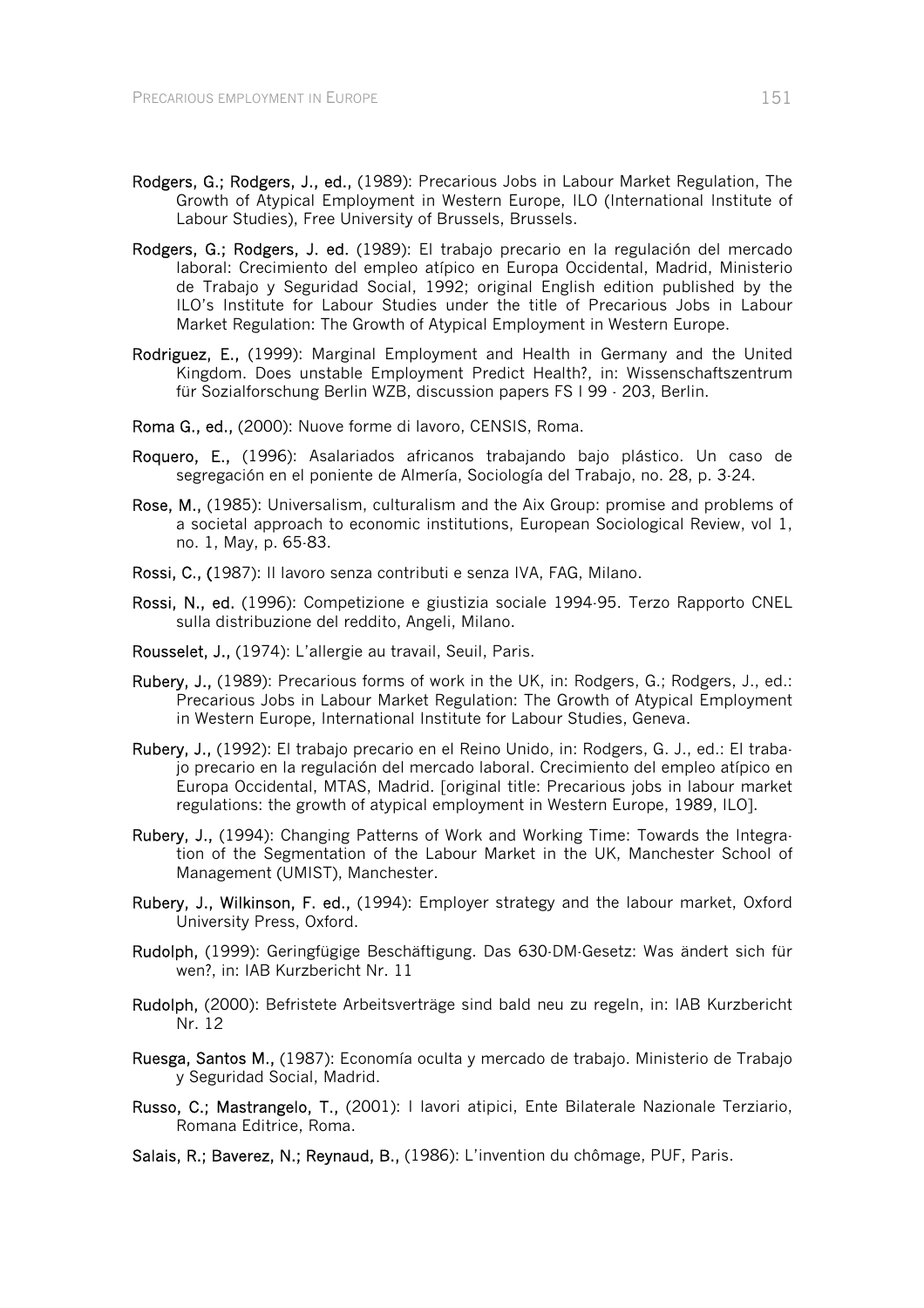**Rodgers, G.; Rodgers, J., ed.,** (1989): Precarious Jobs in Labour Market Regulation, The Growth of Atypical Employment in Western Europe, ILO (International Institute of Labour Studies), Free University of Brussels, Brussels.

**Rodgers, G.; Rodgers, J. ed.** (1989): El trabajo precario en la regulación del mercado laboral: Crecimiento del empleo atípico en Europa Occidental, Madrid, Ministerio de Trabajo y Seguridad Social, 1992; original English edition published by the ILO's Institute for Labour Studies under the title of Precarious Jobs in Labour Market Regulation: The Growth of Atypical Employment in Western Europe.

**Rodriguez, E.,** (1999): Marginal Employment and Health in Germany and the United Kingdom. Does unstable Employment Predict Health?, in: Wissenschaftszentrum für Sozialforschung Berlin WZB, discussion papers FS I 99 - 203, Berlin.

**Roma G., ed.,** (2000): Nuove forme di lavoro, CENSIS, Roma.

**Roquero, E.,** (1996): Asalariados africanos trabajando bajo plástico. Un caso de segregación en el poniente de Almería, Sociología del Trabajo, no. 28, p. 3-24.

**Rose, M.,** (1985): Universalism, culturalism and the Aix Group: promise and problems of a societal approach to economic institutions, European Sociological Review, vol 1, no. 1, May, p. 65-83.

**Rossi, C., (**1987): Il lavoro senza contributi e senza IVA, FAG, Milano.

**Rossi, N., ed.** (1996): Competizione e giustizia sociale 1994-95. Terzo Rapporto CNEL sulla distribuzione del reddito, Angeli, Milano.

**Rousselet, J.,** (1974): L'allergie au travail, Seuil, Paris.

**Rubery, J.,** (1989): Precarious forms of work in the UK, in: Rodgers, G.; Rodgers, J., ed.: Precarious Jobs in Labour Market Regulation: The Growth of Atypical Employment in Western Europe, International Institute for Labour Studies, Geneva.

**Rubery, J.,** (1992): El trabajo precario en el Reino Unido, in: Rodgers, G. J., ed.: El trabajo precario en la regulación del mercado laboral. Crecimiento del empleo atípico en Europa Occidental, MTAS, Madrid. [original title: Precarious jobs in labour market regulations: the growth of atypical employment in Western Europe, 1989, ILO].

**Rubery, J.,** (1994): Changing Patterns of Work and Working Time: Towards the Integration of the Segmentation of the Labour Market in the UK, Manchester School of Management (UMIST), Manchester.

**Rubery, J., Wilkinson, F. ed.,** (1994): Employer strategy and the labour market, Oxford University Press, Oxford.

**Rudolph,** (1999): Geringfügige Beschäftigung. Das 630-DM-Gesetz: Was ändert sich für wen?, in: IAB Kurzbericht Nr. 11

**Rudolph,** (2000): Befristete Arbeitsverträge sind bald neu zu regeln, in: IAB Kurzbericht Nr. 12

**Ruesga, Santos M.,** (1987): Economía oculta y mercado de trabajo. Ministerio de Trabajo y Seguridad Social, Madrid.

**Russo, C.; Mastrangelo, T.,** (2001): I lavori atipici, Ente Bilaterale Nazionale Terziario, Romana Editrice, Roma.

**Salais, R.; Baverez, N.; Reynaud, B.,** (1986): L'invention du chômage, PUF, Paris.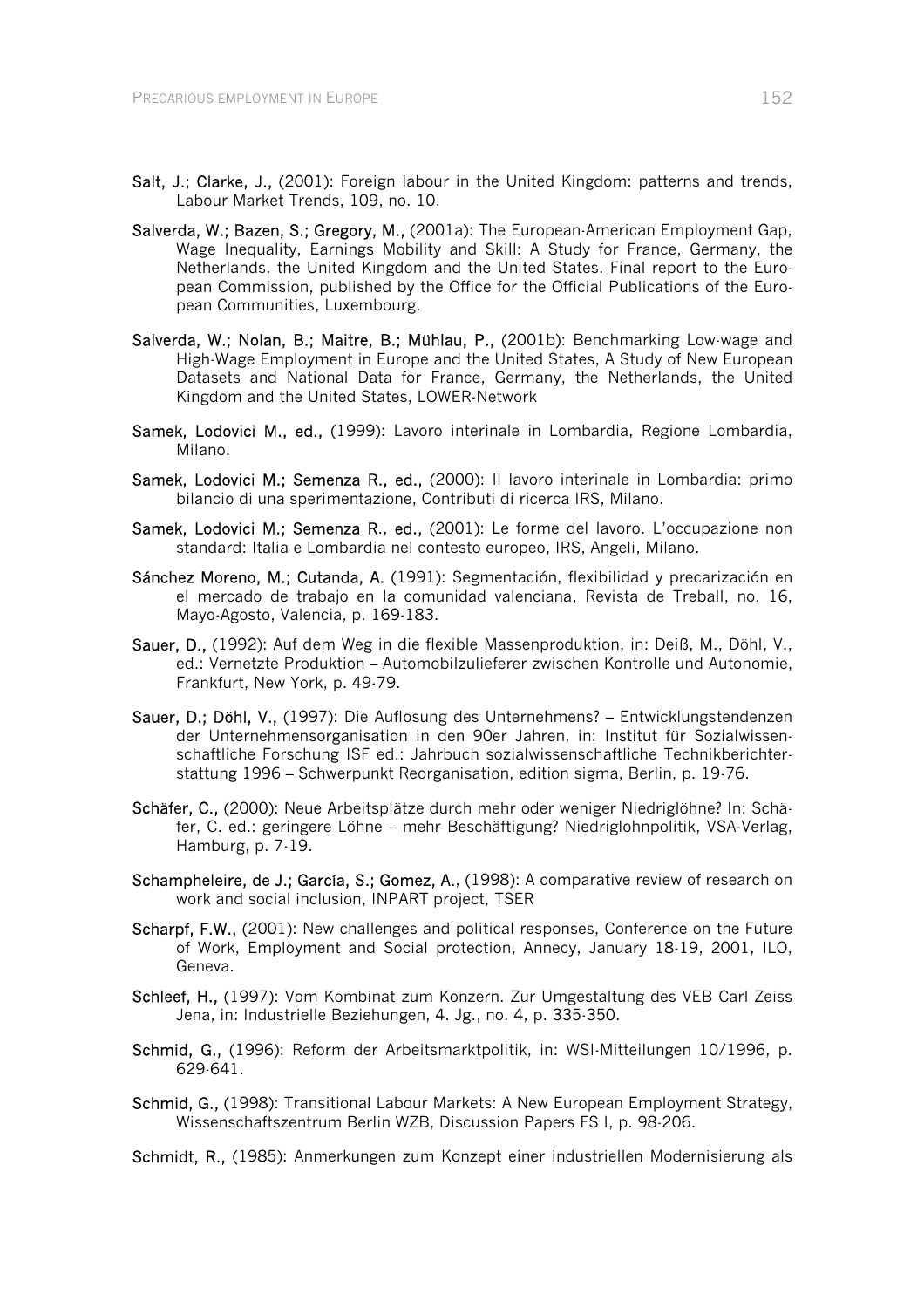**Salt, J.; Clarke, J.,** (2001): Foreign labour in the United Kingdom: patterns and trends, Labour Market Trends, 109, no. 10.

**Salverda, W.; Bazen, S.; Gregory, M.,** (2001a): The European-American Employment Gap, Wage Inequality, Earnings Mobility and Skill: A Study for France, Germany, the Netherlands, the United Kingdom and the United States. Final report to the European Commission, published by the Office for the Official Publications of the European Communities, Luxembourg.

**Salverda, W.; Nolan, B.; Maitre, B.; Mühlau, P.,** (2001b): Benchmarking Low-wage and High-Wage Employment in Europe and the United States, A Study of New European Datasets and National Data for France, Germany, the Netherlands, the United Kingdom and the United States, LOWER-Network

**Samek, Lodovici M., ed.,** (1999): Lavoro interinale in Lombardia, Regione Lombardia, Milano.

**Samek, Lodovici M.; Semenza R., ed.,** (2000): Il lavoro interinale in Lombardia: primo bilancio di una sperimentazione, Contributi di ricerca IRS, Milano.

**Samek, Lodovici M.; Semenza R., ed.,** (2001): Le forme del lavoro. L'occupazione non standard: Italia e Lombardia nel contesto europeo, IRS, Angeli, Milano.

**Sánchez Moreno, M.; Cutanda, A.** (1991): Segmentación, flexibilidad y precarización en el mercado de trabajo en la comunidad valenciana, Revista de Treball, no. 16, Mayo-Agosto, Valencia, p. 169-183.

**Sauer, D.,** (1992): Auf dem Weg in die flexible Massenproduktion, in: Deiß, M., Döhl, V., ed.: Vernetzte Produktion – Automobilzulieferer zwischen Kontrolle und Autonomie, Frankfurt, New York, p. 49-79.

**Sauer, D.; Döhl, V.,** (1997): Die Auflösung des Unternehmens? – Entwicklungstendenzen der Unternehmensorganisation in den 90er Jahren, in: Institut für Sozialwissenschaftliche Forschung ISF ed.: Jahrbuch sozialwissenschaftliche Technikberichterstattung 1996 – Schwerpunkt Reorganisation, edition sigma, Berlin, p. 19-76.

**Schäfer, C.,** (2000): Neue Arbeitsplätze durch mehr oder weniger Niedriglöhne? In: Schäfer, C. ed.: geringere Löhne – mehr Beschäftigung? Niedriglohnpolitik, VSA-Verlag, Hamburg, p. 7-19.

**Schampheleire, de J.; García, S.; Gomez, A.,** (1998): A comparative review of research on work and social inclusion, INPART project, TSER

**Scharpf, F.W.,** (2001): New challenges and political responses, Conference on the Future of Work, Employment and Social protection, Annecy, January 18-19, 2001, ILO, Geneva.

**Schleef, H.,** (1997): Vom Kombinat zum Konzern. Zur Umgestaltung des VEB Carl Zeiss Jena, in: Industrielle Beziehungen, 4. Jg., no. 4, p. 335-350.

**Schmid, G.,** (1996): Reform der Arbeitsmarktpolitik, in: WSI-Mitteilungen 10/1996, p. 629-641.

**Schmid, G.,** (1998): Transitional Labour Markets: A New European Employment Strategy, Wissenschaftszentrum Berlin WZB, Discussion Papers FS I, p. 98-206.

**Schmidt, R.,** (1985): Anmerkungen zum Konzept einer industriellen Modernisierung als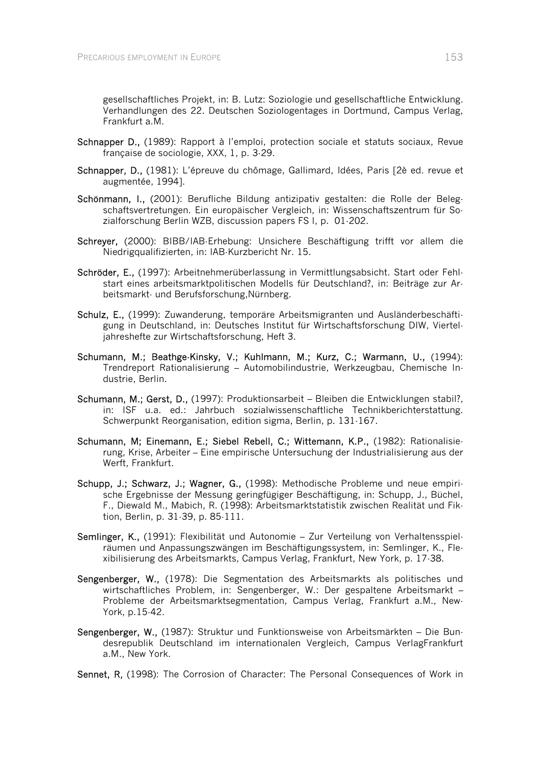gesellschaftliches Projekt, in: B. Lutz: Soziologie und gesellschaftliche Entwicklung. Verhandlungen des 22. Deutschen Soziologentages in Dortmund, Campus Verlag, Frankfurt a.M.

**Schnapper D.,** (1989): Rapport à l'emploi, protection sociale et statuts sociaux, Revue française de sociologie, XXX, 1, p. 3-29.

**Schnapper, D.,** (1981): L'épreuve du chômage, Gallimard, Idées, Paris [2è ed. revue et augmentée, 1994].

**Schönmann, I.,** (2001): Berufliche Bildung antizipativ gestalten: die Rolle der Belegschaftsvertretungen. Ein europäischer Vergleich, in: Wissenschaftszentrum für Sozialforschung Berlin WZB, discussion papers FS I, p. 01-202.

**Schreyer,** (2000): BIBB/IAB-Erhebung: Unsichere Beschäftigung trifft vor allem die Niedrigqualifizierten, in: IAB-Kurzbericht Nr. 15.

**Schröder, E.,** (1997): Arbeitnehmerüberlassung in Vermittlungsabsicht. Start oder Fehlstart eines arbeitsmarktpolitischen Modells für Deutschland?, in: Beiträge zur Arbeitsmarkt- und Berufsforschung,Nürnberg.

**Schulz, E.,** (1999): Zuwanderung, temporäre Arbeitsmigranten und Ausländerbeschäftigung in Deutschland, in: Deutsches Institut für Wirtschaftsforschung DIW, Vierteljahreshefte zur Wirtschaftsforschung, Heft 3.

**Schumann, M.; Beathge-Kinsky, V.; Kuhlmann, M.; Kurz, C.; Warmann, U.,** (1994): Trendreport Rationalisierung – Automobilindustrie, Werkzeugbau, Chemische Industrie, Berlin.

**Schumann, M.; Gerst, D.,** (1997): Produktionsarbeit – Bleiben die Entwicklungen stabil?, in: ISF u.a. ed.: Jahrbuch sozialwissenschaftliche Technikberichterstattung. Schwerpunkt Reorganisation, edition sigma, Berlin, p. 131-167.

**Schumann, M; Einemann, E.; Siebel Rebell, C.; Wittemann, K.P.,** (1982): Rationalisierung, Krise, Arbeiter – Eine empirische Untersuchung der Industrialisierung aus der Werft, Frankfurt.

**Schupp, J.; Schwarz, J.; Wagner, G.,** (1998): Methodische Probleme und neue empirische Ergebnisse der Messung geringfügiger Beschäftigung, in: Schupp, J., Büchel, F., Diewald M., Mabich, R. (1998): Arbeitsmarktstatistik zwischen Realität und Fiktion, Berlin, p. 31-39, p. 85-111.

**Semlinger, K.,** (1991): Flexibilität und Autonomie – Zur Verteilung von Verhaltensspielräumen und Anpassungszwängen im Beschäftigungssystem, in: Semlinger, K., Flexibilisierung des Arbeitsmarkts, Campus Verlag, Frankfurt, New York, p. 17-38.

**Sengenberger, W.,** (1978): Die Segmentation des Arbeitsmarkts als politisches und wirtschaftliches Problem, in: Sengenberger, W.: Der gespaltene Arbeitsmarkt – Probleme der Arbeitsmarktsegmentation, Campus Verlag, Frankfurt a.M., New-York, p.15-42.

**Sengenberger, W.,** (1987): Struktur und Funktionsweise von Arbeitsmärkten – Die Bundesrepublik Deutschland im internationalen Vergleich, Campus VerlagFrankfurt a.M., New York.

**Sennet, R,** (1998): The Corrosion of Character: The Personal Consequences of Work in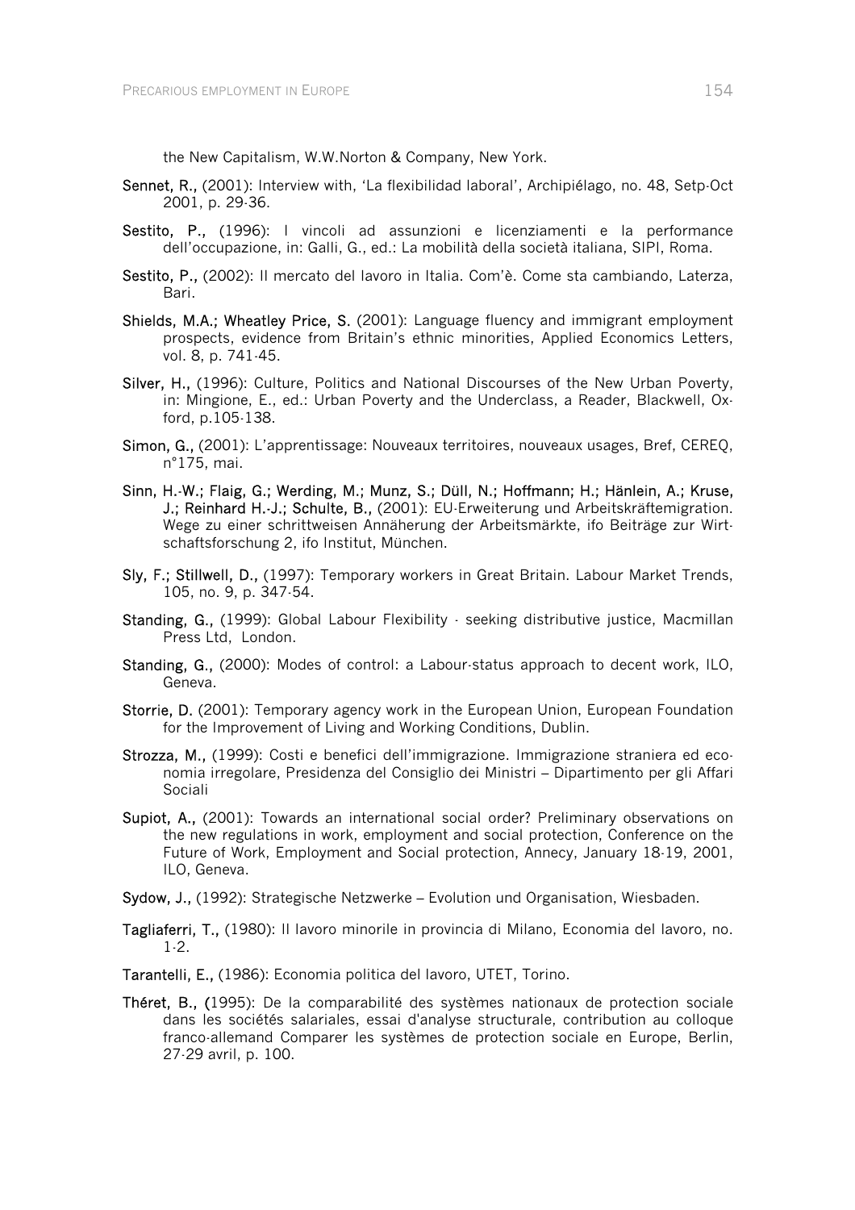the New Capitalism, W.W.Norton & Company, New York.

**Sennet, R.,** (2001): Interview with, 'La flexibilidad laboral', Archipiélago, no. 48, Setp-Oct 2001, p. 29-36.

**Sestito, P.,** (1996): I vincoli ad assunzioni e licenziamenti e la performance dell'occupazione, in: Galli, G., ed.: La mobilità della società italiana, SIPI, Roma.

**Sestito, P.,** (2002): Il mercato del lavoro in Italia. Com'è. Come sta cambiando, Laterza, Bari.

**Shields, M.A.; Wheatley Price, S.** (2001): Language fluency and immigrant employment prospects, evidence from Britain's ethnic minorities, Applied Economics Letters, vol. 8, p. 741-45.

**Silver, H.,** (1996): Culture, Politics and National Discourses of the New Urban Poverty, in: Mingione, E., ed.: Urban Poverty and the Underclass, a Reader, Blackwell, Oxford, p.105-138.

**Simon, G.,** (2001): L'apprentissage: Nouveaux territoires, nouveaux usages, Bref, CEREQ, n°175, mai.

**Sinn, H.-W.; Flaig, G.; Werding, M.; Munz, S.; Düll, N.; Hoffmann; H.; Hänlein, A.; Kruse, J.; Reinhard H.-J.; Schulte, B.,** (2001): EU-Erweiterung und Arbeitskräftemigration. Wege zu einer schrittweisen Annäherung der Arbeitsmärkte, ifo Beiträge zur Wirtschaftsforschung 2, ifo Institut, München.

**Sly, F.; Stillwell, D.,** (1997): Temporary workers in Great Britain. Labour Market Trends, 105, no. 9, p. 347-54.

**Standing, G.,** (1999): Global Labour Flexibility - seeking distributive justice, Macmillan Press Ltd, London.

**Standing, G.,** (2000): Modes of control: a Labour-status approach to decent work, ILO, Geneva.

**Storrie, D.** (2001): Temporary agency work in the European Union, European Foundation for the Improvement of Living and Working Conditions, Dublin.

**Strozza, M.,** (1999): Costi e benefici dell'immigrazione. Immigrazione straniera ed economia irregolare, Presidenza del Consiglio dei Ministri – Dipartimento per gli Affari Sociali

**Supiot, A.,** (2001): Towards an international social order? Preliminary observations on the new regulations in work, employment and social protection, Conference on the Future of Work, Employment and Social protection, Annecy, January 18-19, 2001, ILO, Geneva.

**Sydow, J.,** (1992): Strategische Netzwerke – Evolution und Organisation, Wiesbaden.

**Tagliaferri, T.,** (1980): Il lavoro minorile in provincia di Milano, Economia del lavoro, no. 1-2.

**Tarantelli, E.,** (1986): Economia politica del lavoro, UTET, Torino.

**Théret, B., (**1995): De la comparabilité des systèmes nationaux de protection sociale dans les sociétés salariales, essai d'analyse structurale, contribution au colloque franco-allemand Comparer les systèmes de protection sociale en Europe, Berlin, 27-29 avril, p. 100.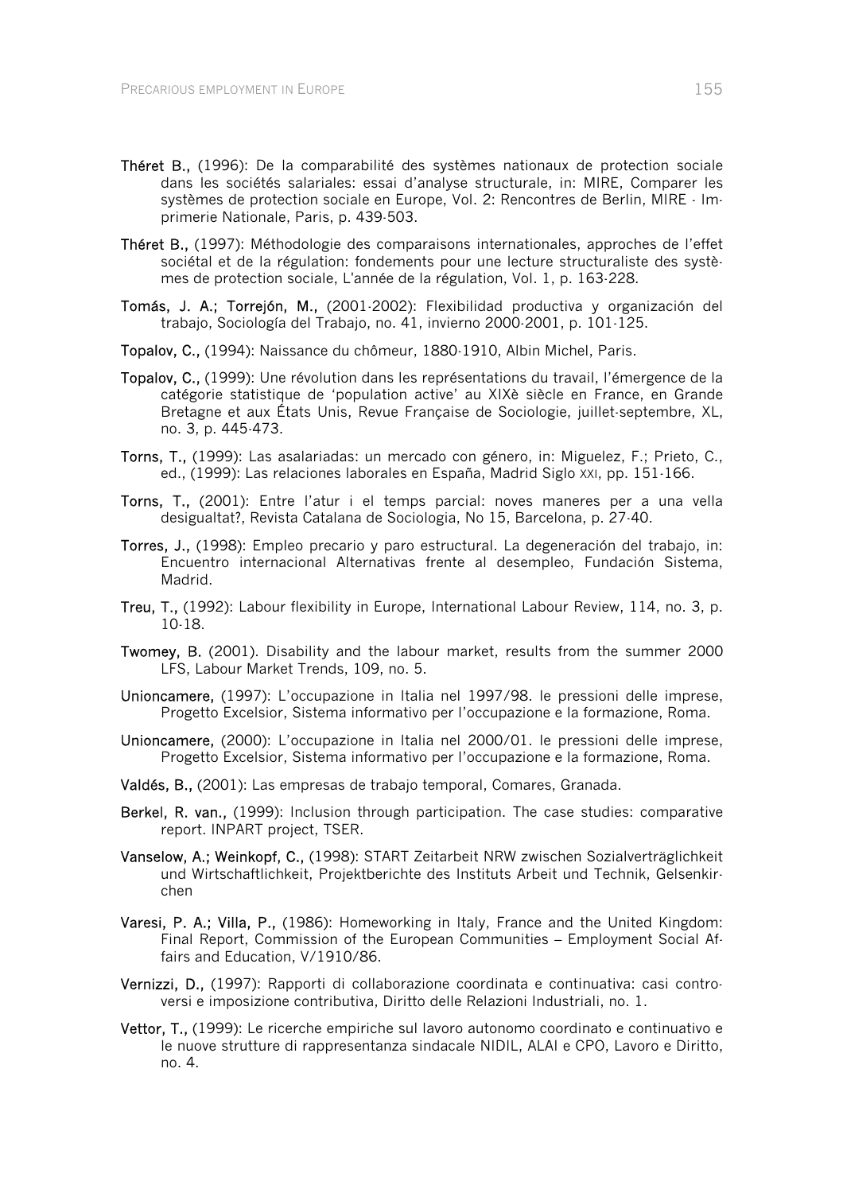**Théret B.,** (1996): De la comparabilité des systèmes nationaux de protection sociale dans les sociétés salariales: essai d'analyse structurale, in: MIRE, Comparer les systèmes de protection sociale en Europe, Vol. 2: Rencontres de Berlin, MIRE - Imprimerie Nationale, Paris, p. 439-503.

**Théret B.,** (1997): Méthodologie des comparaisons internationales, approches de l'effet sociétal et de la régulation: fondements pour une lecture structuraliste des systèmes de protection sociale, L'année de la régulation, Vol. 1, p. 163-228.

**Tomás, J. A.; Torrejón, M.,** (2001-2002): Flexibilidad productiva y organización del trabajo, Sociología del Trabajo, no. 41, invierno 2000-2001, p. 101-125.

**Topalov, C.,** (1994): Naissance du chômeur, 1880-1910, Albin Michel, Paris.

**Topalov, C.,** (1999): Une révolution dans les représentations du travail, l'émergence de la catégorie statistique de 'population active' au XIXè siècle en France, en Grande Bretagne et aux États Unis, Revue Française de Sociologie, juillet-septembre, XL, no. 3, p. 445-473.

**Torns, T.,** (1999): Las asalariadas: un mercado con género, in: Miguelez, F.; Prieto, C., ed., (1999): Las relaciones laborales en España, Madrid Siglo XXI, pp. 151-166.

**Torns, T.,** (2001): Entre l'atur i el temps parcial: noves maneres per a una vella desigualtat?, Revista Catalana de Sociologia, No 15, Barcelona, p. 27-40.

**Torres, J.,** (1998): Empleo precario y paro estructural. La degeneración del trabajo, in: Encuentro internacional Alternativas frente al desempleo, Fundación Sistema, Madrid.

**Treu, T.,** (1992): Labour flexibility in Europe, International Labour Review, 114, no. 3, p. 10-18.

**Twomey, B.** (2001). Disability and the labour market, results from the summer 2000 LFS, Labour Market Trends, 109, no. 5.

**Unioncamere,** (1997): L'occupazione in Italia nel 1997/98. le pressioni delle imprese, Progetto Excelsior, Sistema informativo per l'occupazione e la formazione, Roma.

**Unioncamere,** (2000): L'occupazione in Italia nel 2000/01. le pressioni delle imprese, Progetto Excelsior, Sistema informativo per l'occupazione e la formazione, Roma.

**Valdés, B.,** (2001): Las empresas de trabajo temporal, Comares, Granada.

**Berkel, R. van.,** (1999): Inclusion through participation. The case studies: comparative report. INPART project, TSER.

**Vanselow, A.; Weinkopf, C.,** (1998): START Zeitarbeit NRW zwischen Sozialverträglichkeit und Wirtschaftlichkeit, Projektberichte des Instituts Arbeit und Technik, Gelsenkirchen

**Varesi, P. A.; Villa, P.,** (1986): Homeworking in Italy, France and the United Kingdom: Final Report, Commission of the European Communities – Employment Social Affairs and Education, V/1910/86.

**Vernizzi, D.,** (1997): Rapporti di collaborazione coordinata e continuativa: casi controversi e imposizione contributiva, Diritto delle Relazioni Industriali, no. 1.

**Vettor, T.,** (1999): Le ricerche empiriche sul lavoro autonomo coordinato e continuativo e le nuove strutture di rappresentanza sindacale NIDIL, ALAI e CPO, Lavoro e Diritto, no. 4.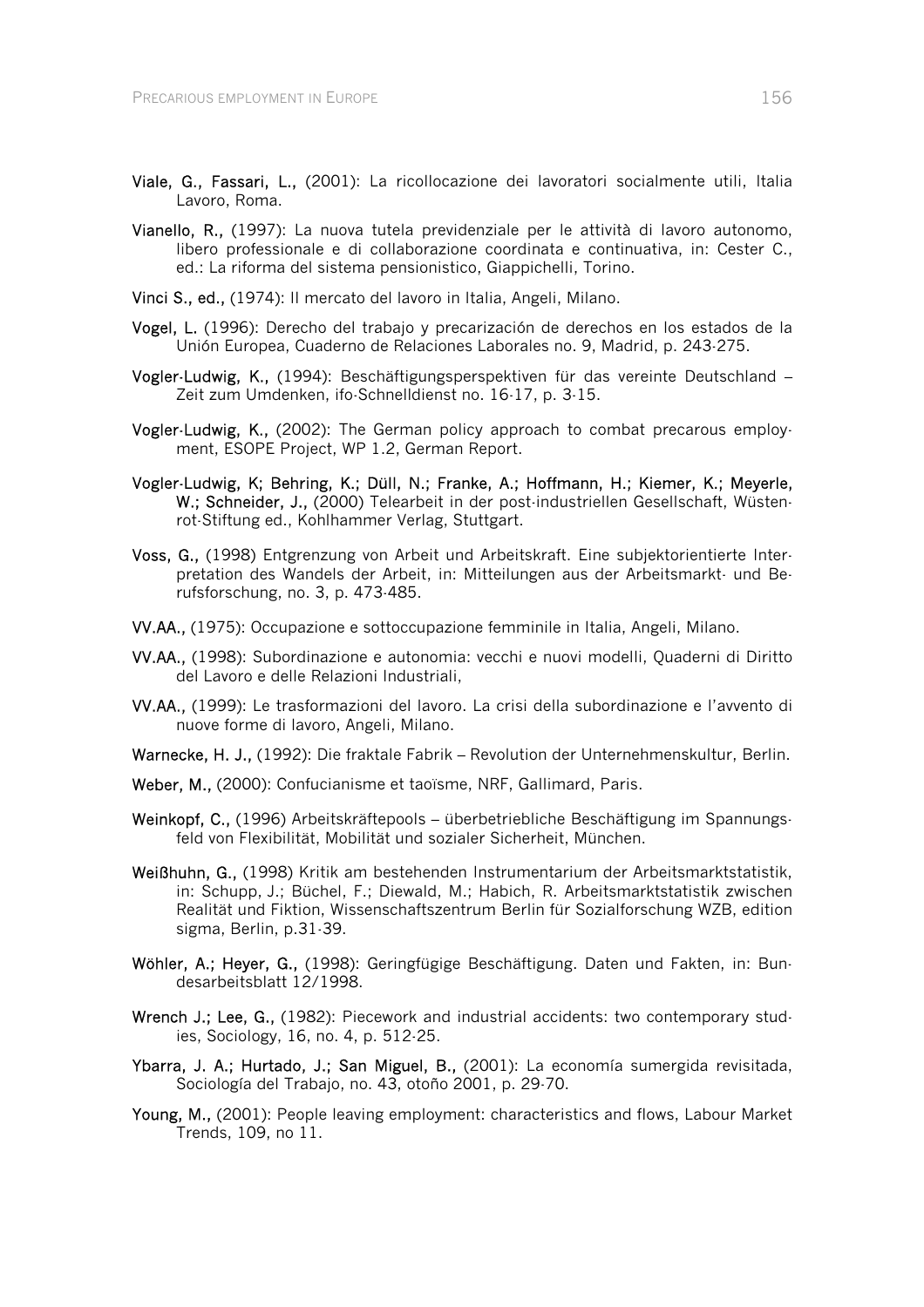**Viale, G., Fassari, L.,** (2001): La ricollocazione dei lavoratori socialmente utili, Italia Lavoro, Roma.

**Vianello, R.,** (1997): La nuova tutela previdenziale per le attività di lavoro autonomo, libero professionale e di collaborazione coordinata e continuativa, in: Cester C., ed.: La riforma del sistema pensionistico, Giappichelli, Torino.

**Vinci S., ed.,** (1974): Il mercato del lavoro in Italia, Angeli, Milano.

**Vogel, L.** (1996): Derecho del trabajo y precarización de derechos en los estados de la Unión Europea, Cuaderno de Relaciones Laborales no. 9, Madrid, p. 243-275.

**Vogler-Ludwig, K.,** (1994): Beschäftigungsperspektiven für das vereinte Deutschland – Zeit zum Umdenken, ifo-Schnelldienst no. 16-17, p. 3-15.

**Vogler-Ludwig, K.,** (2002): The German policy approach to combat precarous employment, ESOPE Project, WP 1.2, German Report.

**Vogler-Ludwig, K; Behring, K.; Düll, N.; Franke, A.; Hoffmann, H.; Kiemer, K.; Meyerle, W.; Schneider, J.,** (2000) Telearbeit in der post-industriellen Gesellschaft, Wüstenrot-Stiftung ed., Kohlhammer Verlag, Stuttgart.

**Voss, G.,** (1998) Entgrenzung von Arbeit und Arbeitskraft. Eine subjektorientierte Interpretation des Wandels der Arbeit, in: Mitteilungen aus der Arbeitsmarkt- und Berufsforschung, no. 3, p. 473-485.

**VV.AA.,** (1975): Occupazione e sottoccupazione femminile in Italia, Angeli, Milano.

**VV.AA.,** (1998): Subordinazione e autonomia: vecchi e nuovi modelli, Quaderni di Diritto del Lavoro e delle Relazioni Industriali,

**VV.AA.,** (1999): Le trasformazioni del lavoro. La crisi della subordinazione e l'avvento di nuove forme di lavoro, Angeli, Milano.

**Warnecke, H. J.,** (1992): Die fraktale Fabrik – Revolution der Unternehmenskultur, Berlin.

**Weber, M.,** (2000): Confucianisme et taoïsme, NRF, Gallimard, Paris.

**Weinkopf, C.,** (1996) Arbeitskräftepools – überbetriebliche Beschäftigung im Spannungsfeld von Flexibilität, Mobilität und sozialer Sicherheit, München.

**Weißhuhn, G.,** (1998) Kritik am bestehenden Instrumentarium der Arbeitsmarktstatistik, in: Schupp, J.; Büchel, F.; Diewald, M.; Habich, R. Arbeitsmarktstatistik zwischen Realität und Fiktion, Wissenschaftszentrum Berlin für Sozialforschung WZB, edition sigma, Berlin, p.31-39.

**Wöhler, A.; Heyer, G.,** (1998): Geringfügige Beschäftigung. Daten und Fakten, in: Bundesarbeitsblatt 12/1998.

**Wrench J.; Lee, G.,** (1982): Piecework and industrial accidents: two contemporary studies, Sociology, 16, no. 4, p. 512-25.

**Ybarra, J. A.; Hurtado, J.; San Miguel, B.,** (2001): La economía sumergida revisitada, Sociología del Trabajo, no. 43, otoño 2001, p. 29-70.

**Young, M.,** (2001): People leaving employment: characteristics and flows, Labour Market Trends, 109, no 11.